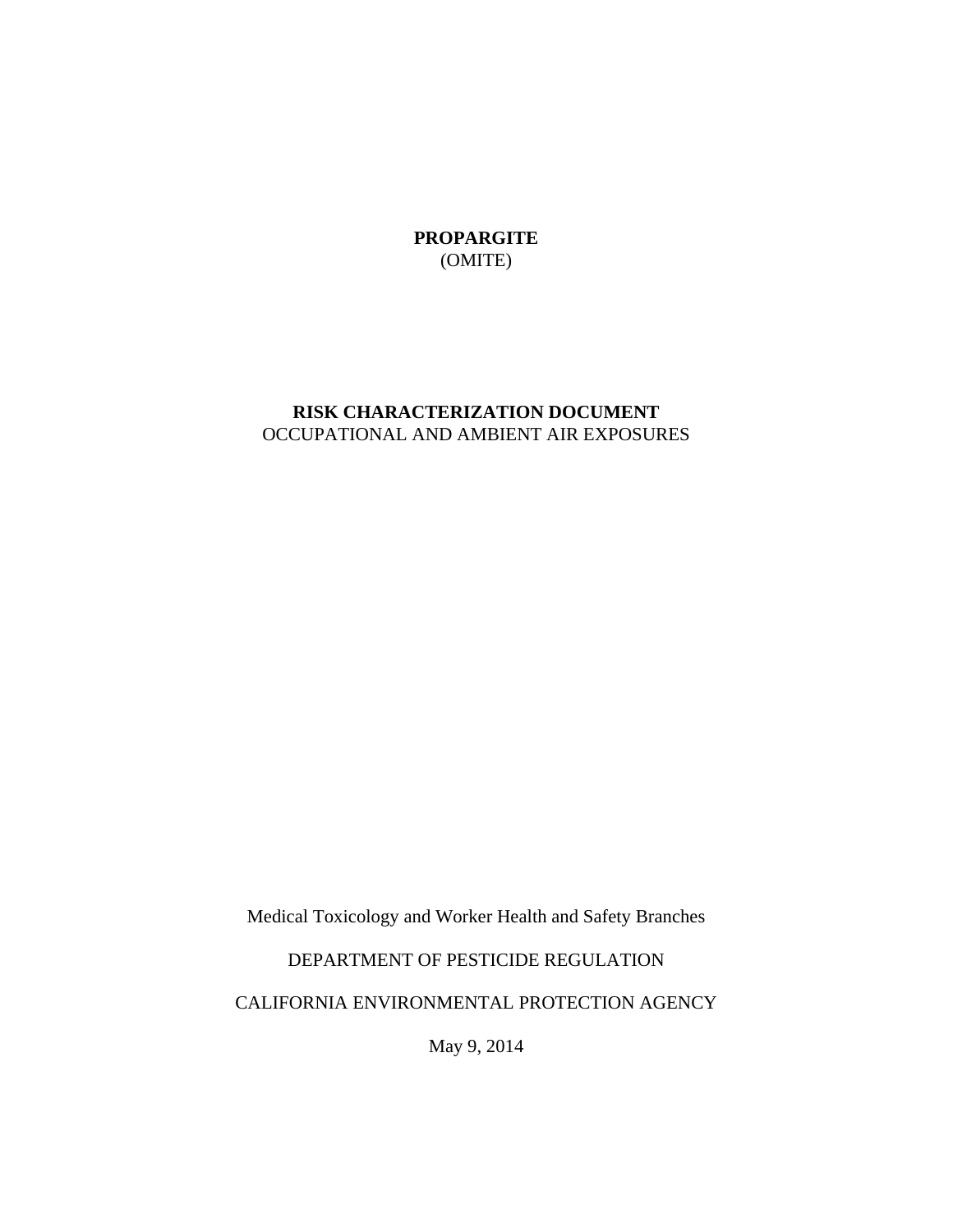# PROPARGITE
(OMITE)

## RISK CHARACTERIZATION DOCUMENT
OCCUPATIONAL AND AMBIENT AIR EXPOSURES

Medical Toxicology and Worker Health and Safety Branches

DEPARTMENT OF PESTICIDE REGULATION

CALIFORNIA ENVIRONMENTAL PROTECTION AGENCY

May 9, 2014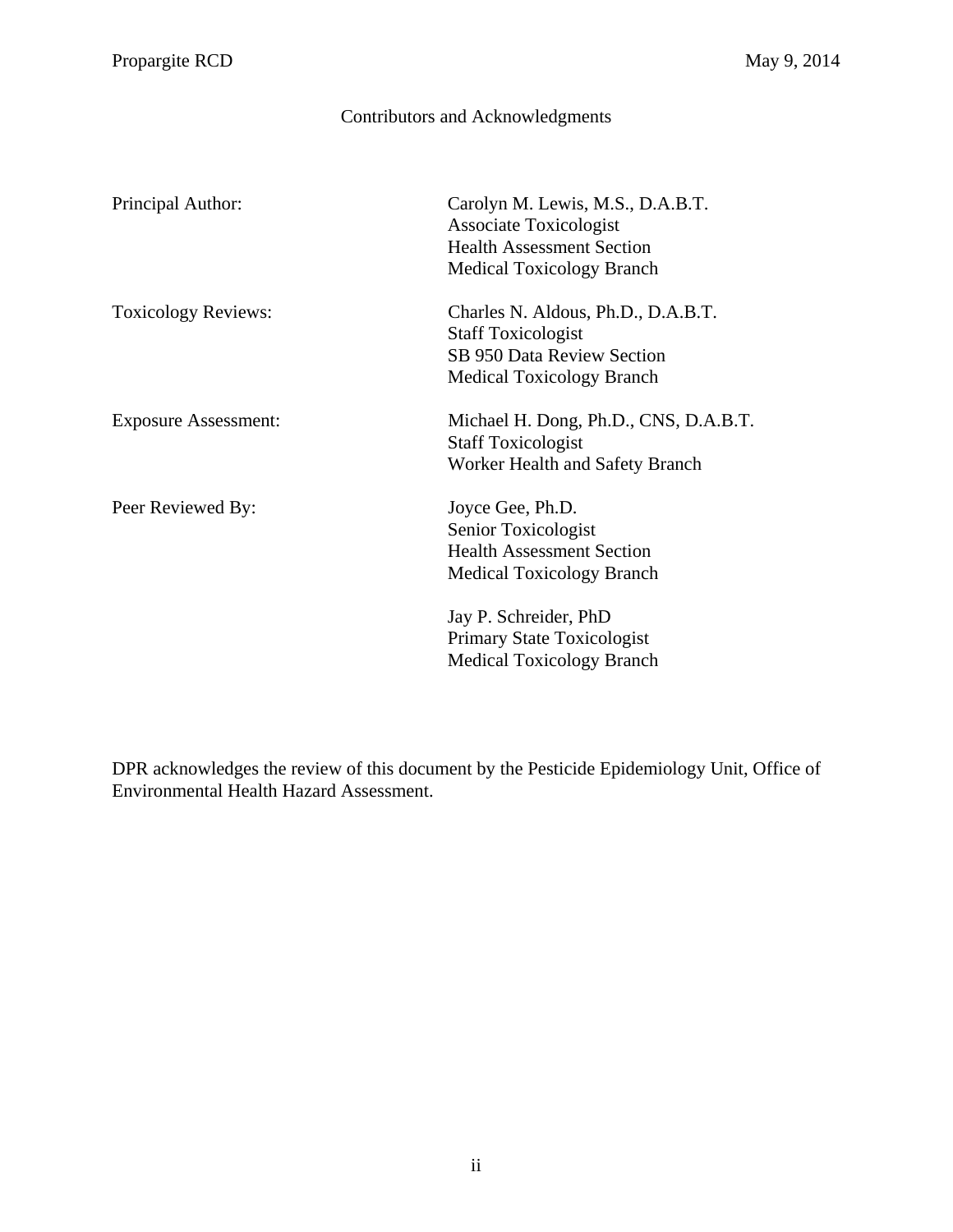## Contributors and Acknowledgments

| | |
|---|---|
| Principal Author: | Carolyn M. Lewis, M.S., D.A.B.T.<br>Associate Toxicologist<br>Health Assessment Section<br>Medical Toxicology Branch |
| Toxicology Reviews: | Charles N. Aldous, Ph.D., D.A.B.T.<br>Staff Toxicologist<br>SB 950 Data Review Section<br>Medical Toxicology Branch |
| Exposure Assessment: | Michael H. Dong, Ph.D., CNS, D.A.B.T.<br>Staff Toxicologist<br>Worker Health and Safety Branch |
| Peer Reviewed By: | Joyce Gee, Ph.D.<br>Senior Toxicologist<br>Health Assessment Section<br>Medical Toxicology Branch |
| | Jay P. Schreider, PhD<br>Primary State Toxicologist<br>Medical Toxicology Branch |

DPR acknowledges the review of this document by the Pesticide Epidemiology Unit, Office of Environmental Health Hazard Assessment.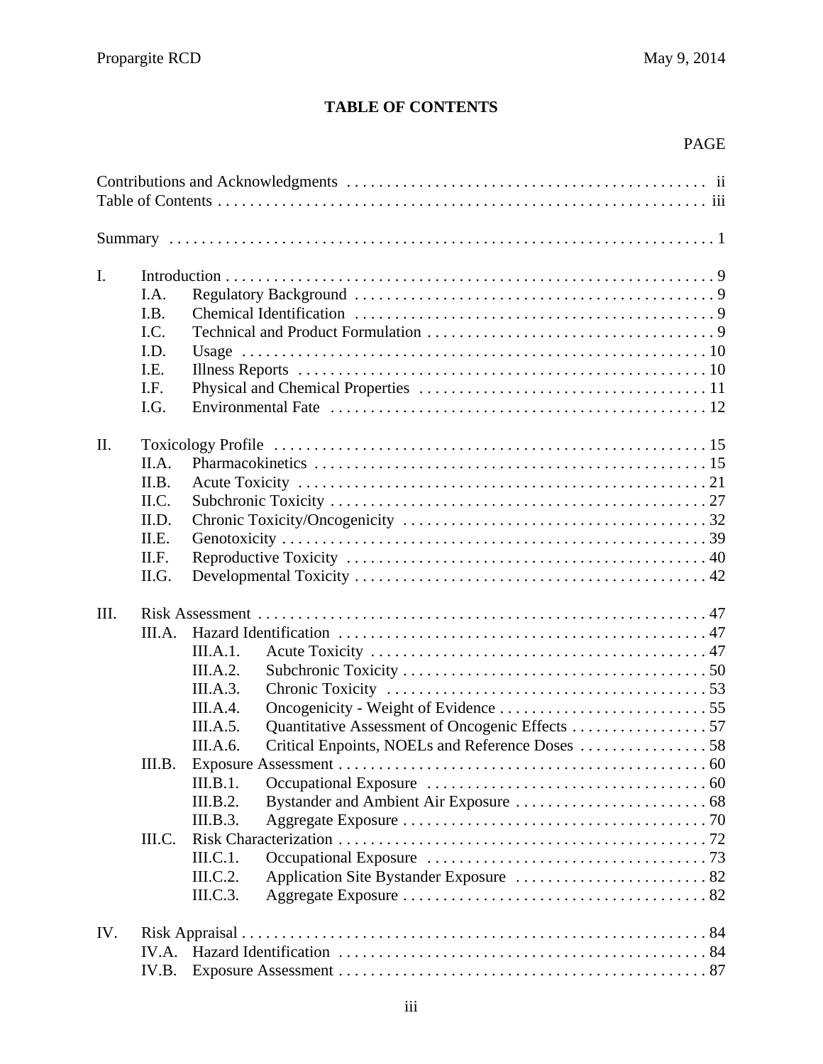# TABLE OF CONTENTS

| | | | PAGE |
|---|---|---|---|
| Contributions and Acknowledgments | | | ii |
| Table of Contents | | | iii |
| Summary | | | 1 |
| I. | Introduction | | 9 |
| | I.A. | Regulatory Background | 9 |
| | I.B. | Chemical Identification | 9 |
| | I.C. | Technical and Product Formulation | 9 |
| | I.D. | Usage | 10 |
| | I.E. | Illness Reports | 10 |
| | I.F. | Physical and Chemical Properties | 11 |
| | I.G. | Environmental Fate | 12 |
| II. | Toxicology Profile | | 15 |
| | II.A. | Pharmacokinetics | 15 |
| | II.B. | Acute Toxicity | 21 |
| | II.C. | Subchronic Toxicity | 27 |
| | II.D. | Chronic Toxicity/Oncogenicity | 32 |
| | II.E. | Genotoxicity | 39 |
| | II.F. | Reproductive Toxicity | 40 |
| | II.G. | Developmental Toxicity | 42 |
| III. | Risk Assessment | | 47 |
| | III.A. | Hazard Identification | 47 |
| | | III.A.1. Acute Toxicity | 47 |
| | | III.A.2. Subchronic Toxicity | 50 |
| | | III.A.3. Chronic Toxicity | 53 |
| | | III.A.4. Oncogenicity - Weight of Evidence | 55 |
| | | III.A.5. Quantitative Assessment of Oncogenic Effects | 57 |
| | | III.A.6. Critical Enpoints, NOELs and Reference Doses | 58 |
| | III.B. | Exposure Assessment | 60 |
| | | III.B.1. Occupational Exposure | 60 |
| | | III.B.2. Bystander and Ambient Air Exposure | 68 |
| | | III.B.3. Aggregate Exposure | 70 |
| | III.C. | Risk Characterization | 72 |
| | | III.C.1. Occupational Exposure | 73 |
| | | III.C.2. Application Site Bystander Exposure | 82 |
| | | III.C.3. Aggregate Exposure | 82 |
| IV. | Risk Appraisal | | 84 |
| | IV.A. | Hazard Identification | 84 |
| | IV.B. | Exposure Assessment | 87 |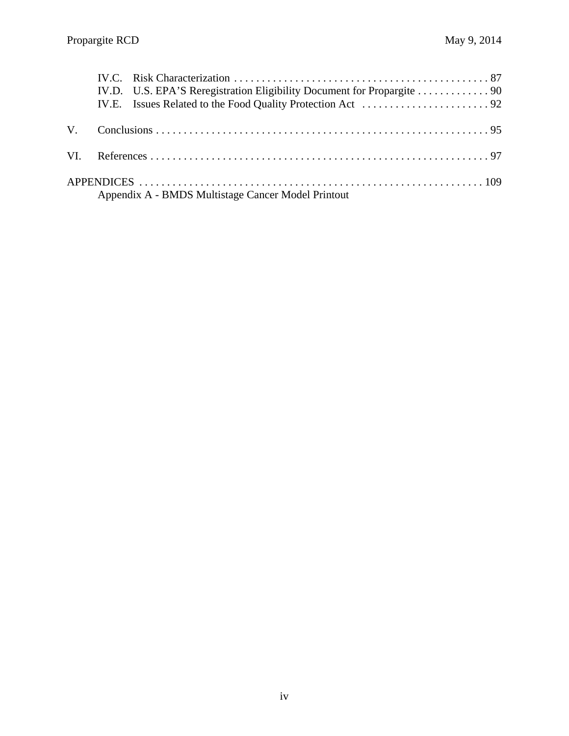IV.C. Risk Characterization . . . . . . . . . . . . . . . . . . . . . . . . . . . . . . . . . . . . . . . . . . . . . 87
IV.D. U.S. EPA'S Reregistration Eligibility Document for Propargite . . . . . . . . . . . . . 90
IV.E. Issues Related to the Food Quality Protection Act . . . . . . . . . . . . . . . . . . . . . . . 92

V. Conclusions . . . . . . . . . . . . . . . . . . . . . . . . . . . . . . . . . . . . . . . . . . . . . . . . . . . . . . . . . . . . 95

VI. References . . . . . . . . . . . . . . . . . . . . . . . . . . . . . . . . . . . . . . . . . . . . . . . . . . . . . . . . . . . . . 97

APPENDICES . . . . . . . . . . . . . . . . . . . . . . . . . . . . . . . . . . . . . . . . . . . . . . . . . . . . . . . . . . . . . . 109
Appendix A - BMDS Multistage Cancer Model Printout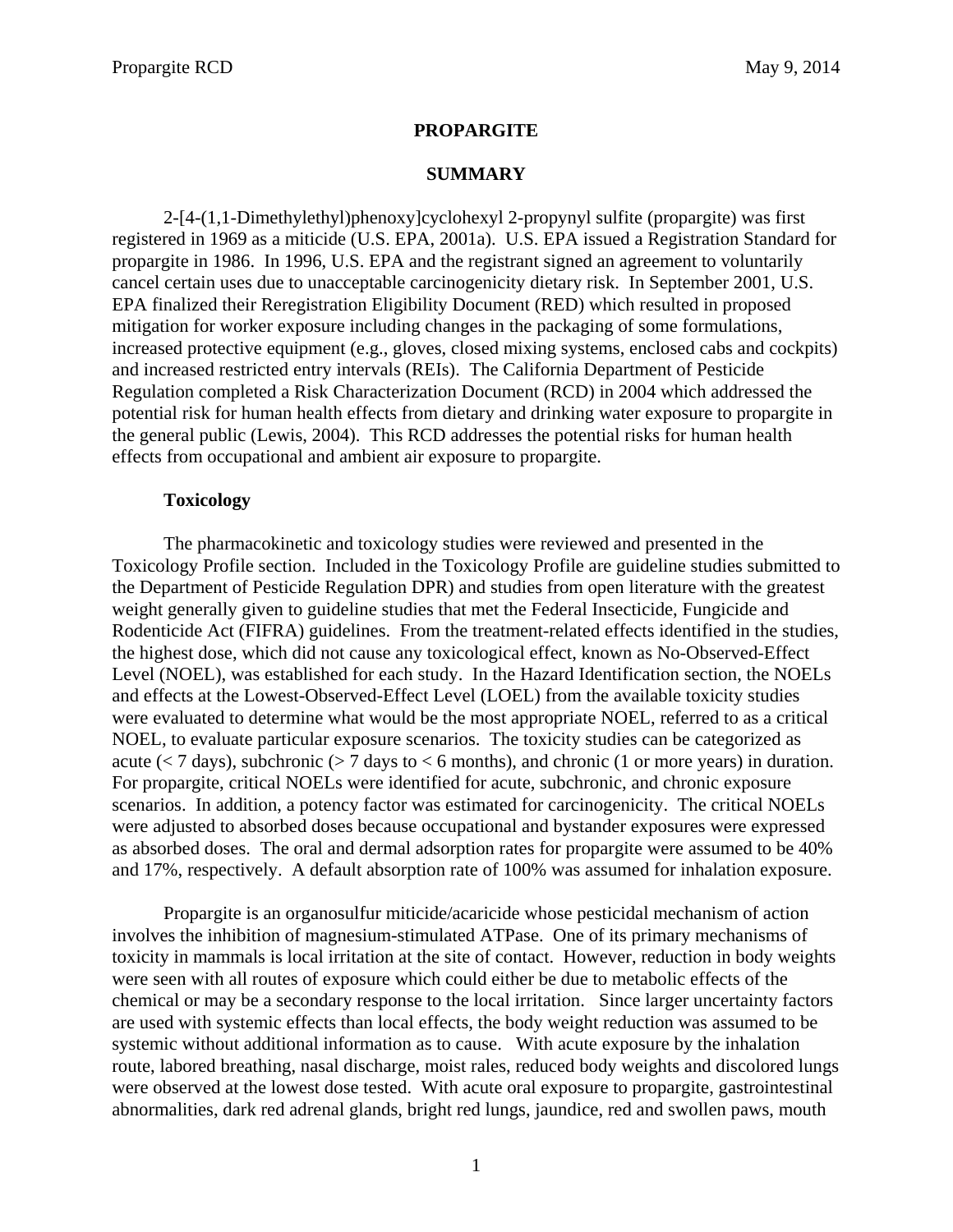# PROPARGITE

## SUMMARY

2-[4-(1,1-Dimethylethyl)phenoxy]cyclohexyl 2-propynyl sulfite (propargite) was first registered in 1969 as a miticide (U.S. EPA, 2001a). U.S. EPA issued a Registration Standard for propargite in 1986. In 1996, U.S. EPA and the registrant signed an agreement to voluntarily cancel certain uses due to unacceptable carcinogenicity dietary risk. In September 2001, U.S. EPA finalized their Reregistration Eligibility Document (RED) which resulted in proposed mitigation for worker exposure including changes in the packaging of some formulations, increased protective equipment (e.g., gloves, closed mixing systems, enclosed cabs and cockpits) and increased restricted entry intervals (REIs). The California Department of Pesticide Regulation completed a Risk Characterization Document (RCD) in 2004 which addressed the potential risk for human health effects from dietary and drinking water exposure to propargite in the general public (Lewis, 2004). This RCD addresses the potential risks for human health effects from occupational and ambient air exposure to propargite.

### Toxicology

The pharmacokinetic and toxicology studies were reviewed and presented in the Toxicology Profile section. Included in the Toxicology Profile are guideline studies submitted to the Department of Pesticide Regulation DPR) and studies from open literature with the greatest weight generally given to guideline studies that met the Federal Insecticide, Fungicide and Rodenticide Act (FIFRA) guidelines. From the treatment-related effects identified in the studies, the highest dose, which did not cause any toxicological effect, known as No-Observed-Effect Level (NOEL), was established for each study. In the Hazard Identification section, the NOELs and effects at the Lowest-Observed-Effect Level (LOEL) from the available toxicity studies were evaluated to determine what would be the most appropriate NOEL, referred to as a critical NOEL, to evaluate particular exposure scenarios. The toxicity studies can be categorized as acute (< 7 days), subchronic (> 7 days to < 6 months), and chronic (1 or more years) in duration. For propargite, critical NOELs were identified for acute, subchronic, and chronic exposure scenarios. In addition, a potency factor was estimated for carcinogenicity. The critical NOELs were adjusted to absorbed doses because occupational and bystander exposures were expressed as absorbed doses. The oral and dermal adsorption rates for propargite were assumed to be 40% and 17%, respectively. A default absorption rate of 100% was assumed for inhalation exposure.

Propargite is an organosulfur miticide/acaricide whose pesticidal mechanism of action involves the inhibition of magnesium-stimulated ATPase. One of its primary mechanisms of toxicity in mammals is local irritation at the site of contact. However, reduction in body weights were seen with all routes of exposure which could either be due to metabolic effects of the chemical or may be a secondary response to the local irritation. Since larger uncertainty factors are used with systemic effects than local effects, the body weight reduction was assumed to be systemic without additional information as to cause. With acute exposure by the inhalation route, labored breathing, nasal discharge, moist rales, reduced body weights and discolored lungs were observed at the lowest dose tested. With acute oral exposure to propargite, gastrointestinal abnormalities, dark red adrenal glands, bright red lungs, jaundice, red and swollen paws, mouth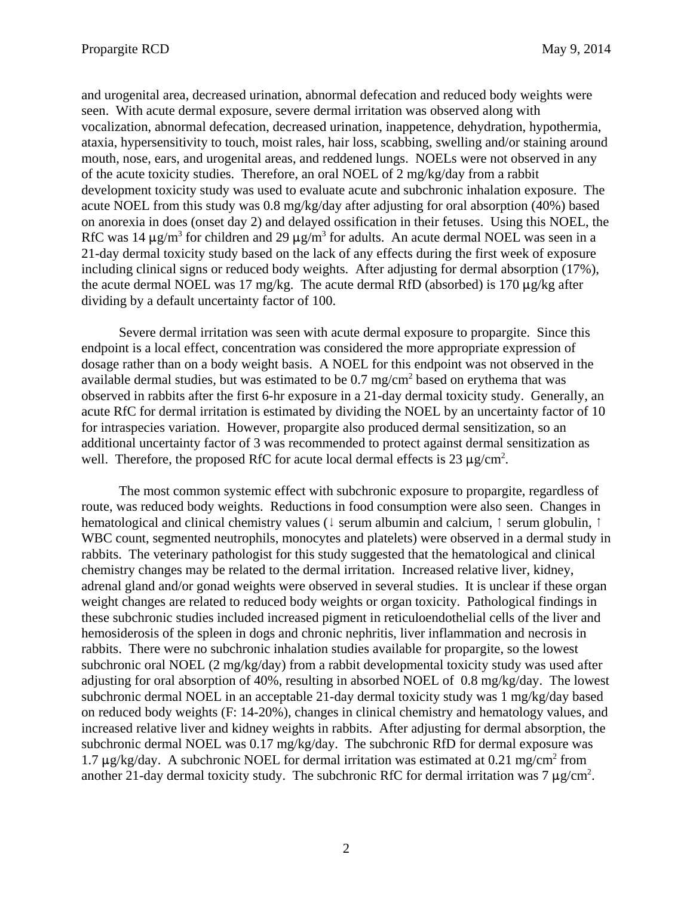and urogenital area, decreased urination, abnormal defecation and reduced body weights were seen. With acute dermal exposure, severe dermal irritation was observed along with vocalization, abnormal defecation, decreased urination, inappetence, dehydration, hypothermia, ataxia, hypersensitivity to touch, moist rales, hair loss, scabbing, swelling and/or staining around mouth, nose, ears, and urogenital areas, and reddened lungs. NOELs were not observed in any of the acute toxicity studies. Therefore, an oral NOEL of 2 mg/kg/day from a rabbit development toxicity study was used to evaluate acute and subchronic inhalation exposure. The acute NOEL from this study was 0.8 mg/kg/day after adjusting for oral absorption (40%) based on anorexia in does (onset day 2) and delayed ossification in their fetuses. Using this NOEL, the RfC was 14 $\mu g/m^3$ for children and 29 $\mu g/m^3$ for adults. An acute dermal NOEL was seen in a 21-day dermal toxicity study based on the lack of any effects during the first week of exposure including clinical signs or reduced body weights. After adjusting for dermal absorption (17%), the acute dermal NOEL was 17 mg/kg. The acute dermal RfD (absorbed) is 170 $\mu g/kg$ after dividing by a default uncertainty factor of 100.

Severe dermal irritation was seen with acute dermal exposure to propargite. Since this endpoint is a local effect, concentration was considered the more appropriate expression of dosage rather than on a body weight basis. A NOEL for this endpoint was not observed in the available dermal studies, but was estimated to be 0.7 $mg/cm^2$ based on erythema that was observed in rabbits after the first 6-hr exposure in a 21-day dermal toxicity study. Generally, an acute RfC for dermal irritation is estimated by dividing the NOEL by an uncertainty factor of 10 for intraspecies variation. However, propargite also produced dermal sensitization, so an additional uncertainty factor of 3 was recommended to protect against dermal sensitization as well. Therefore, the proposed RfC for acute local dermal effects is 23 $\mu g/cm^2$.

The most common systemic effect with subchronic exposure to propargite, regardless of route, was reduced body weights. Reductions in food consumption were also seen. Changes in hematological and clinical chemistry values (↓ serum albumin and calcium, ↑ serum globulin, ↑ WBC count, segmented neutrophils, monocytes and platelets) were observed in a dermal study in rabbits. The veterinary pathologist for this study suggested that the hematological and clinical chemistry changes may be related to the dermal irritation. Increased relative liver, kidney, adrenal gland and/or gonad weights were observed in several studies. It is unclear if these organ weight changes are related to reduced body weights or organ toxicity. Pathological findings in these subchronic studies included increased pigment in reticuloendothelial cells of the liver and hemosiderosis of the spleen in dogs and chronic nephritis, liver inflammation and necrosis in rabbits. There were no subchronic inhalation studies available for propargite, so the lowest subchronic oral NOEL (2 mg/kg/day) from a rabbit developmental toxicity study was used after adjusting for oral absorption of 40%, resulting in absorbed NOEL of 0.8 mg/kg/day. The lowest subchronic dermal NOEL in an acceptable 21-day dermal toxicity study was 1 mg/kg/day based on reduced body weights (F: 14-20%), changes in clinical chemistry and hematology values, and increased relative liver and kidney weights in rabbits. After adjusting for dermal absorption, the subchronic dermal NOEL was 0.17 mg/kg/day. The subchronic RfD for dermal exposure was 1.7 $\mu g/kg/day$. A subchronic NOEL for dermal irritation was estimated at 0.21 $mg/cm^2$ from another 21-day dermal toxicity study. The subchronic RfC for dermal irritation was 7 $\mu g/cm^2$.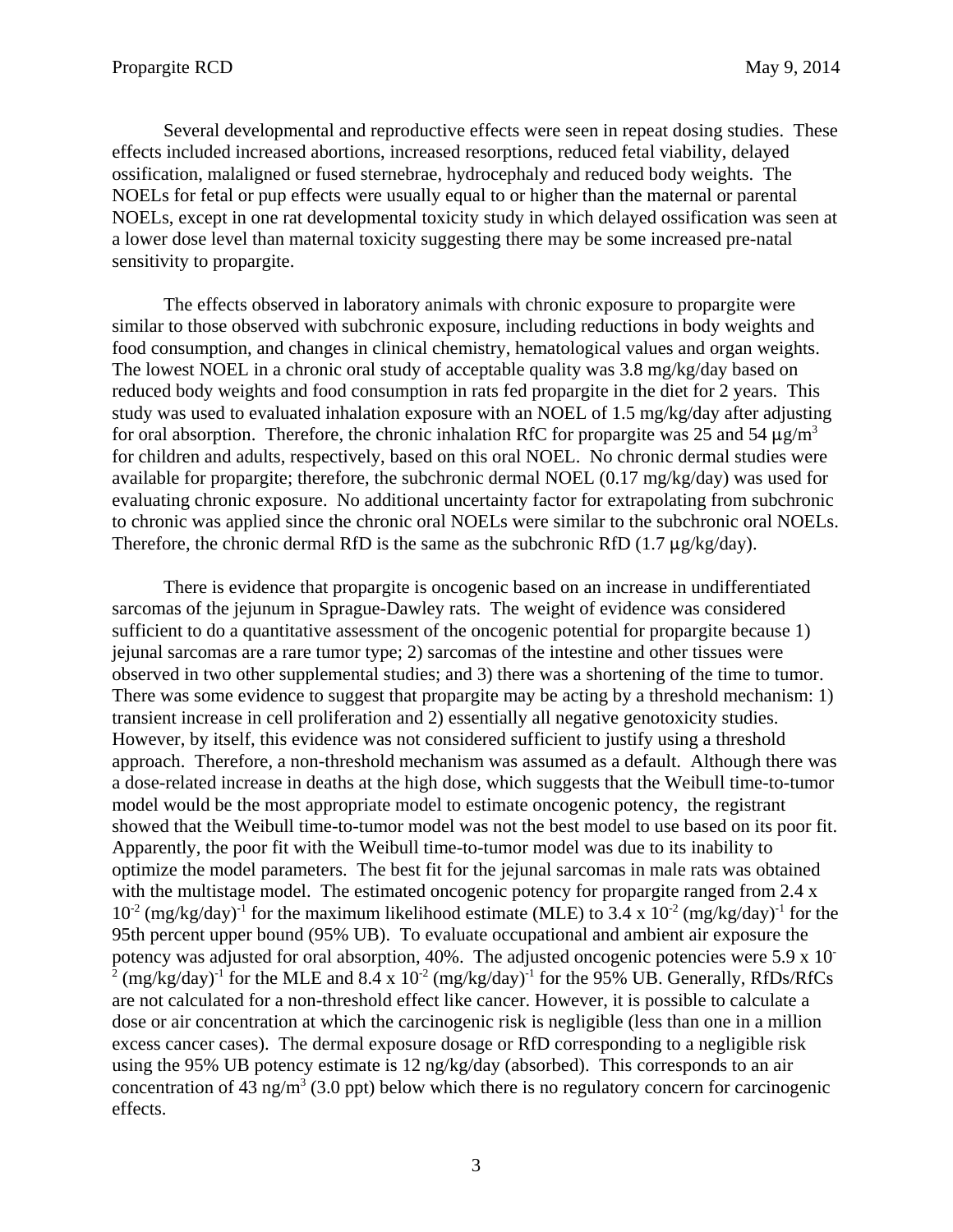Several developmental and reproductive effects were seen in repeat dosing studies. These effects included increased abortions, increased resorptions, reduced fetal viability, delayed ossification, malaligned or fused sternebrae, hydrocephaly and reduced body weights. The NOELs for fetal or pup effects were usually equal to or higher than the maternal or parental NOELs, except in one rat developmental toxicity study in which delayed ossification was seen at a lower dose level than maternal toxicity suggesting there may be some increased pre-natal sensitivity to propargite.

The effects observed in laboratory animals with chronic exposure to propargite were similar to those observed with subchronic exposure, including reductions in body weights and food consumption, and changes in clinical chemistry, hematological values and organ weights. The lowest NOEL in a chronic oral study of acceptable quality was 3.8 mg/kg/day based on reduced body weights and food consumption in rats fed propargite in the diet for 2 years. This study was used to evaluated inhalation exposure with an NOEL of 1.5 mg/kg/day after adjusting for oral absorption. Therefore, the chronic inhalation RfC for propargite was 25 and 54 $\mu g/m^3$ for children and adults, respectively, based on this oral NOEL. No chronic dermal studies were available for propargite; therefore, the subchronic dermal NOEL (0.17 mg/kg/day) was used for evaluating chronic exposure. No additional uncertainty factor for extrapolating from subchronic to chronic was applied since the chronic oral NOELs were similar to the subchronic oral NOELs. Therefore, the chronic dermal RfD is the same as the subchronic RfD (1.7 μg/kg/day).

There is evidence that propargite is oncogenic based on an increase in undifferentiated sarcomas of the jejunum in Sprague-Dawley rats. The weight of evidence was considered sufficient to do a quantitative assessment of the oncogenic potential for propargite because 1) jejunal sarcomas are a rare tumor type; 2) sarcomas of the intestine and other tissues were observed in two other supplemental studies; and 3) there was a shortening of the time to tumor. There was some evidence to suggest that propargite may be acting by a threshold mechanism: 1) transient increase in cell proliferation and 2) essentially all negative genotoxicity studies. However, by itself, this evidence was not considered sufficient to justify using a threshold approach. Therefore, a non-threshold mechanism was assumed as a default. Although there was a dose-related increase in deaths at the high dose, which suggests that the Weibull time-to-tumor model would be the most appropriate model to estimate oncogenic potency, the registrant showed that the Weibull time-to-tumor model was not the best model to use based on its poor fit. Apparently, the poor fit with the Weibull time-to-tumor model was due to its inability to optimize the model parameters. The best fit for the jejunal sarcomas in male rats was obtained with the multistage model. The estimated oncogenic potency for propargite ranged from $2.4 \times 10^{-2}$ $(mg/kg/day)^{-1}$ for the maximum likelihood estimate (MLE) to $3.4 \times 10^{-2}$ $(mg/kg/day)^{-1}$ for the 95th percent upper bound (95% UB). To evaluate occupational and ambient air exposure the potency was adjusted for oral absorption, 40%. The adjusted oncogenic potencies were $5.9 \times 10^{-2}$ $(mg/kg/day)^{-1}$ for the MLE and $8.4 \times 10^{-2}$ $(mg/kg/day)^{-1}$ for the 95% UB. Generally, RfDs/RfCs are not calculated for a non-threshold effect like cancer. However, it is possible to calculate a dose or air concentration at which the carcinogenic risk is negligible (less than one in a million excess cancer cases). The dermal exposure dosage or RfD corresponding to a negligible risk using the 95% UB potency estimate is 12 ng/kg/day (absorbed). This corresponds to an air concentration of 43 $ng/m^3$ (3.0 ppt) below which there is no regulatory concern for carcinogenic effects.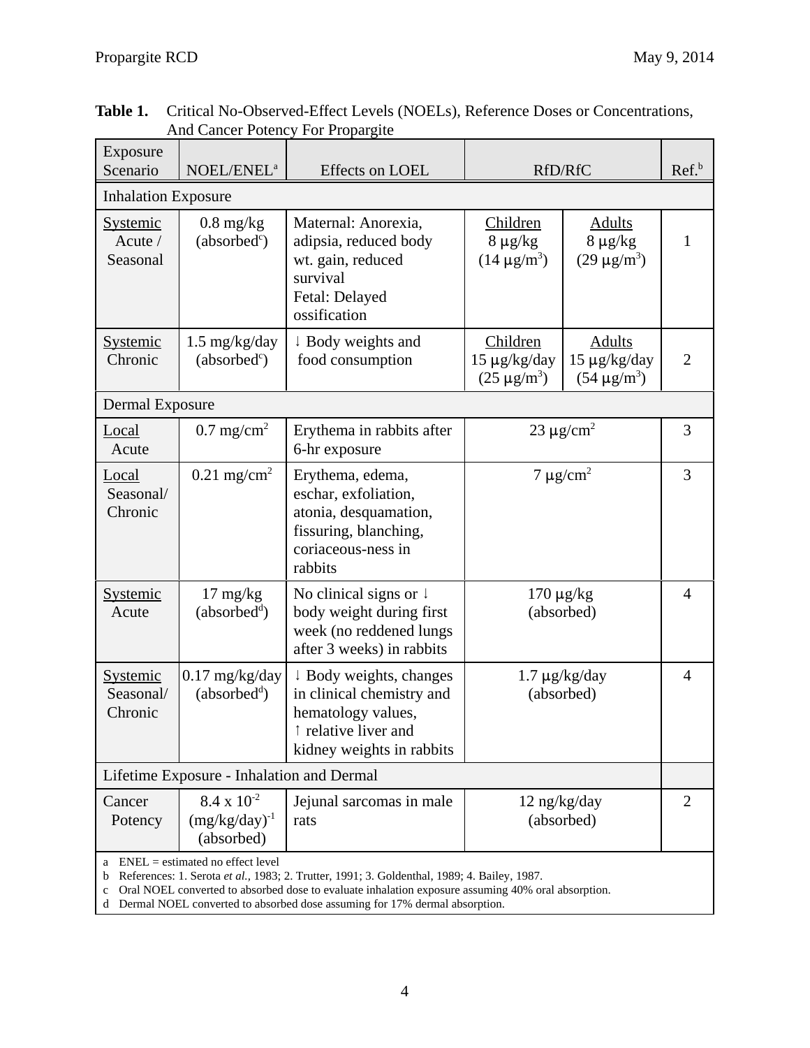**Table 1.** Critical No-Observed-Effect Levels (NOELs), Reference Doses or Concentrations, And Cancer Potency For Propargite

| Exposure Scenario | NOEL/ENEL[a] | Effects on LOEL | RfD/RfC | | Ref.[b] |
|---|---|---|---|---|---|
| **Inhalation Exposure** | | | | | |
| Systemic Acute / Seasonal | 0.8 mg/kg (absorbed[c]) | Maternal: Anorexia, adipsia, reduced body wt. gain, reduced survival<br>Fetal: Delayed ossification | Children<br>8 µg/kg<br>(14 µg/m$^3$) | Adults<br>8 µg/kg<br>(29 µg/m$^3$) | 1 |
| Systemic Chronic | 1.5 mg/kg/day (absorbed[c]) | ↓ Body weights and food consumption | Children<br>15 µg/kg/day<br>(25 µg/m$^3$) | Adults<br>15 µg/kg/day<br>(54 µg/m$^3$) | 2 |
| **Dermal Exposure** | | | | | |
| Local Acute | 0.7 mg/cm$^2$ | Erythema in rabbits after 6-hr exposure | 23 µg/cm$^2$ | | 3 |
| Local Seasonal/ Chronic | 0.21 mg/cm$^2$ | Erythema, edema, eschar, exfoliation, atonia, desquamation, fissuring, blanching, coriaceous-ness in rabbits | 7 µg/cm$^2$ | | 3 |
| Systemic Acute | 17 mg/kg (absorbed[d]) | No clinical signs or ↓ body weight during first week (no reddened lungs after 3 weeks) in rabbits | 170 µg/kg (absorbed) | | 4 |
| Systemic Seasonal/ Chronic | 0.17 mg/kg/day (absorbed[d]) | ↓ Body weights, changes in clinical chemistry and hematology values, ↑ relative liver and kidney weights in rabbits | 1.7 µg/kg/day (absorbed) | | 4 |
| **Lifetime Exposure - Inhalation and Dermal** | | | | | |
| Cancer Potency | $8.4 \times 10^{-2}$ $(\text{mg/kg/day})^{-1}$ (absorbed) | Jejunal sarcomas in male rats | 12 ng/kg/day (absorbed) | | 2 |

a ENEL = estimated no effect level
b References: 1. Serota *et al.*, 1983; 2. Trutter, 1991; 3. Goldenthal, 1989; 4. Bailey, 1987.
c Oral NOEL converted to absorbed dose to evaluate inhalation exposure assuming 40% oral absorption.
d Dermal NOEL converted to absorbed dose assuming for 17% dermal absorption.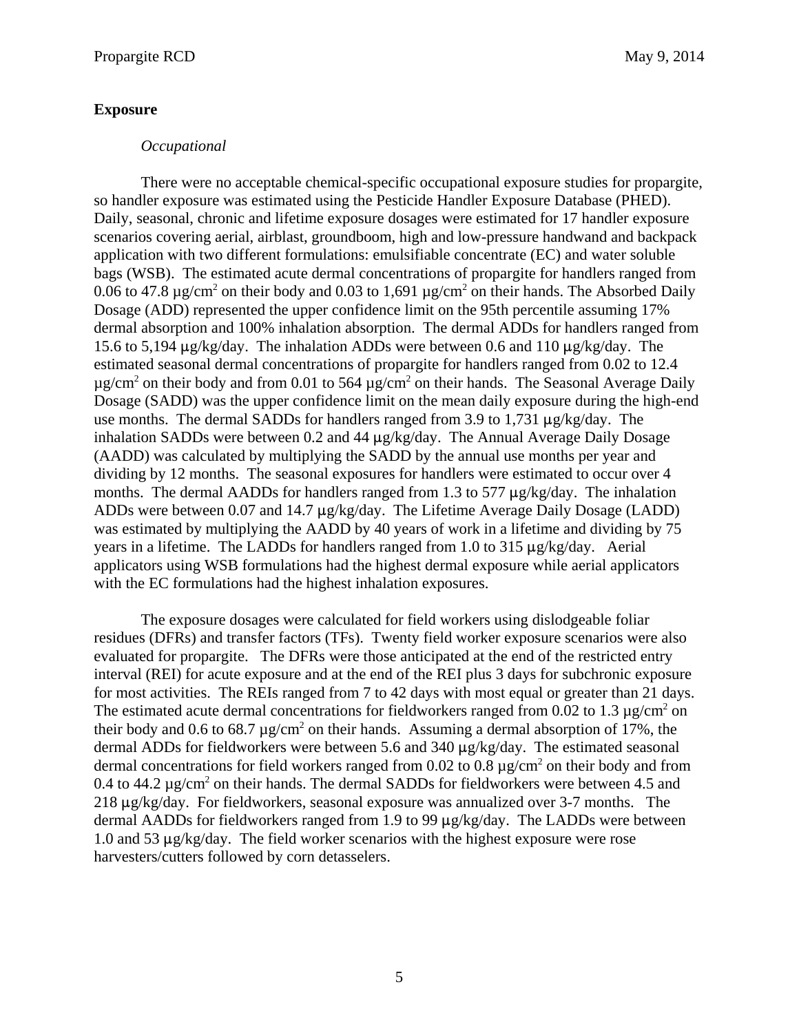**Exposure**

*Occupational*

There were no acceptable chemical-specific occupational exposure studies for propargite, so handler exposure was estimated using the Pesticide Handler Exposure Database (PHED). Daily, seasonal, chronic and lifetime exposure dosages were estimated for 17 handler exposure scenarios covering aerial, airblast, groundboom, high and low-pressure handwand and backpack application with two different formulations: emulsifiable concentrate (EC) and water soluble bags (WSB). The estimated acute dermal concentrations of propargite for handlers ranged from 0.06 to 47.8 µg/cm$^2$ on their body and 0.03 to 1,691 µg/cm$^2$ on their hands. The Absorbed Daily Dosage (ADD) represented the upper confidence limit on the 95th percentile assuming 17% dermal absorption and 100% inhalation absorption. The dermal ADDs for handlers ranged from 15.6 to 5,194 µg/kg/day. The inhalation ADDs were between 0.6 and 110 µg/kg/day. The estimated seasonal dermal concentrations of propargite for handlers ranged from 0.02 to 12.4 µg/cm$^2$ on their body and from 0.01 to 564 µg/cm$^2$ on their hands. The Seasonal Average Daily Dosage (SADD) was the upper confidence limit on the mean daily exposure during the high-end use months. The dermal SADDs for handlers ranged from 3.9 to 1,731 µg/kg/day. The inhalation SADDs were between 0.2 and 44 µg/kg/day. The Annual Average Daily Dosage (AADD) was calculated by multiplying the SADD by the annual use months per year and dividing by 12 months. The seasonal exposures for handlers were estimated to occur over 4 months. The dermal AADDs for handlers ranged from 1.3 to 577 µg/kg/day. The inhalation ADDs were between 0.07 and 14.7 µg/kg/day. The Lifetime Average Daily Dosage (LADD) was estimated by multiplying the AADD by 40 years of work in a lifetime and dividing by 75 years in a lifetime. The LADDs for handlers ranged from 1.0 to 315 µg/kg/day. Aerial applicators using WSB formulations had the highest dermal exposure while aerial applicators with the EC formulations had the highest inhalation exposures.

The exposure dosages were calculated for field workers using dislodgeable foliar residues (DFRs) and transfer factors (TFs). Twenty field worker exposure scenarios were also evaluated for propargite. The DFRs were those anticipated at the end of the restricted entry interval (REI) for acute exposure and at the end of the REI plus 3 days for subchronic exposure for most activities. The REIs ranged from 7 to 42 days with most equal or greater than 21 days. The estimated acute dermal concentrations for fieldworkers ranged from 0.02 to 1.3 µg/cm$^2$ on their body and 0.6 to 68.7 µg/cm$^2$ on their hands. Assuming a dermal absorption of 17%, the dermal ADDs for fieldworkers were between 5.6 and 340 µg/kg/day. The estimated seasonal dermal concentrations for field workers ranged from 0.02 to 0.8 µg/cm$^2$ on their body and from 0.4 to 44.2 µg/cm$^2$ on their hands. The dermal SADDs for fieldworkers were between 4.5 and 218 µg/kg/day. For fieldworkers, seasonal exposure was annualized over 3-7 months. The dermal AADDs for fieldworkers ranged from 1.9 to 99 µg/kg/day. The LADDs were between 1.0 and 53 µg/kg/day. The field worker scenarios with the highest exposure were rose harvesters/cutters followed by corn detasselers.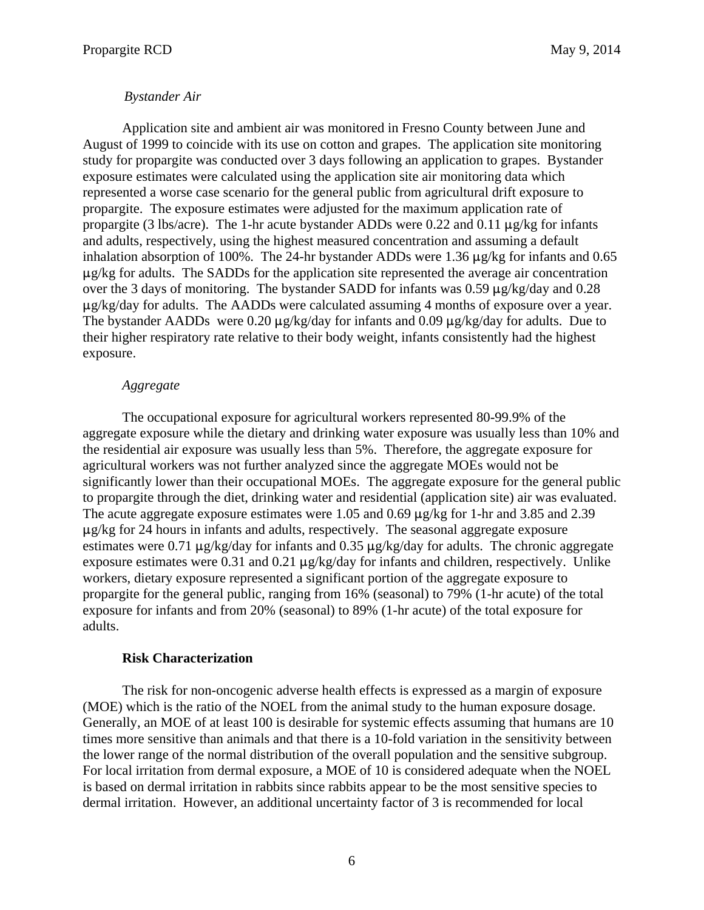*Bystander Air*

Application site and ambient air was monitored in Fresno County between June and August of 1999 to coincide with its use on cotton and grapes. The application site monitoring study for propargite was conducted over 3 days following an application to grapes. Bystander exposure estimates were calculated using the application site air monitoring data which represented a worse case scenario for the general public from agricultural drift exposure to propargite. The exposure estimates were adjusted for the maximum application rate of propargite (3 lbs/acre). The 1-hr acute bystander ADDs were 0.22 and 0.11 μg/kg for infants and adults, respectively, using the highest measured concentration and assuming a default inhalation absorption of 100%. The 24-hr bystander ADDs were 1.36 μg/kg for infants and 0.65 μg/kg for adults. The SADDs for the application site represented the average air concentration over the 3 days of monitoring. The bystander SADD for infants was 0.59 μg/kg/day and 0.28 μg/kg/day for adults. The AADDs were calculated assuming 4 months of exposure over a year. The bystander AADDs were 0.20 μg/kg/day for infants and 0.09 μg/kg/day for adults. Due to their higher respiratory rate relative to their body weight, infants consistently had the highest exposure.

*Aggregate*

The occupational exposure for agricultural workers represented 80-99.9% of the aggregate exposure while the dietary and drinking water exposure was usually less than 10% and the residential air exposure was usually less than 5%. Therefore, the aggregate exposure for agricultural workers was not further analyzed since the aggregate MOEs would not be significantly lower than their occupational MOEs. The aggregate exposure for the general public to propargite through the diet, drinking water and residential (application site) air was evaluated. The acute aggregate exposure estimates were 1.05 and 0.69 μg/kg for 1-hr and 3.85 and 2.39 μg/kg for 24 hours in infants and adults, respectively. The seasonal aggregate exposure estimates were 0.71 μg/kg/day for infants and 0.35 μg/kg/day for adults. The chronic aggregate exposure estimates were 0.31 and 0.21 μg/kg/day for infants and children, respectively. Unlike workers, dietary exposure represented a significant portion of the aggregate exposure to propargite for the general public, ranging from 16% (seasonal) to 79% (1-hr acute) of the total exposure for infants and from 20% (seasonal) to 89% (1-hr acute) of the total exposure for adults.

**Risk Characterization**

The risk for non-oncogenic adverse health effects is expressed as a margin of exposure (MOE) which is the ratio of the NOEL from the animal study to the human exposure dosage. Generally, an MOE of at least 100 is desirable for systemic effects assuming that humans are 10 times more sensitive than animals and that there is a 10-fold variation in the sensitivity between the lower range of the normal distribution of the overall population and the sensitive subgroup. For local irritation from dermal exposure, a MOE of 10 is considered adequate when the NOEL is based on dermal irritation in rabbits since rabbits appear to be the most sensitive species to dermal irritation. However, an additional uncertainty factor of 3 is recommended for local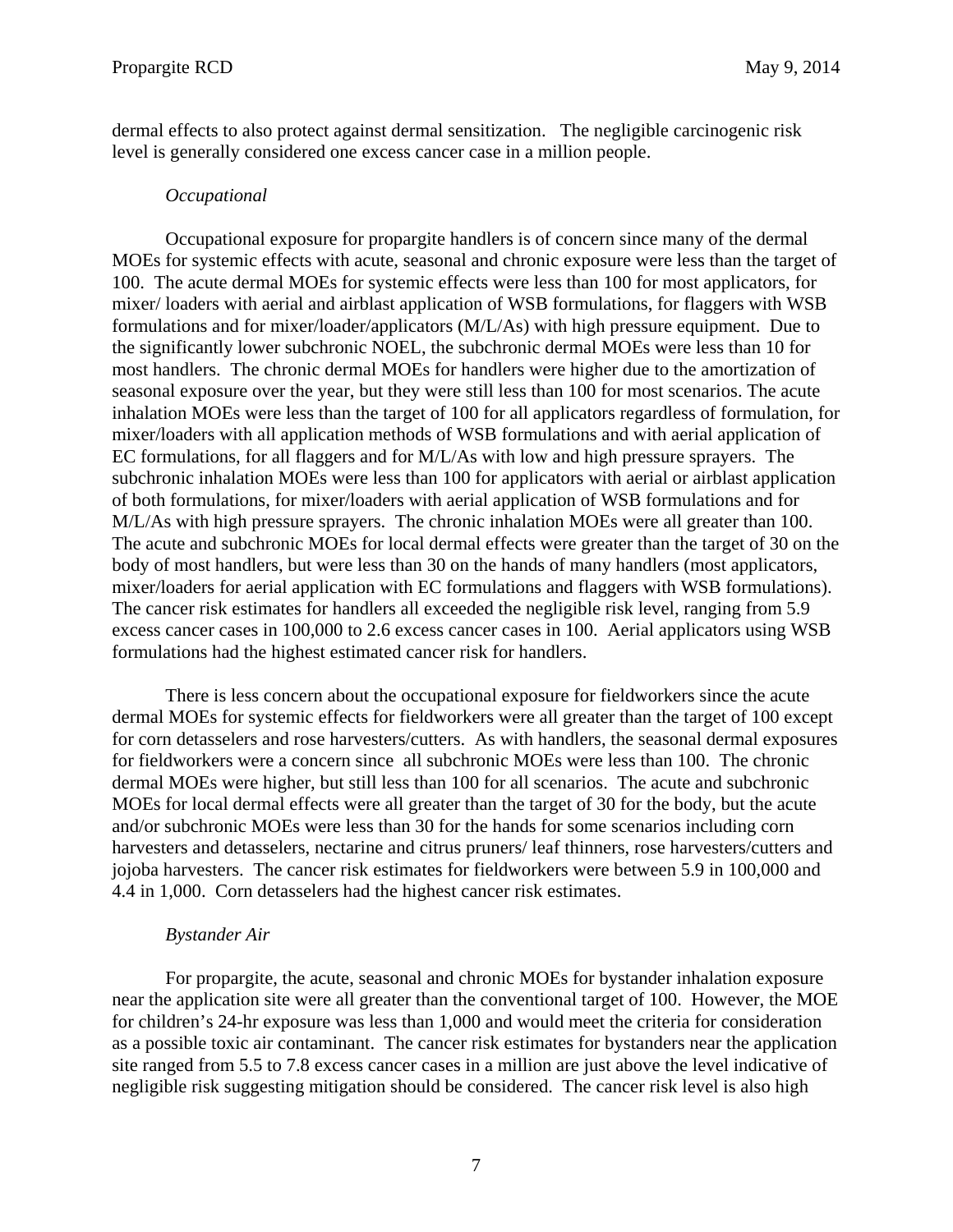dermal effects to also protect against dermal sensitization. The negligible carcinogenic risk level is generally considered one excess cancer case in a million people.

*Occupational*

Occupational exposure for propargite handlers is of concern since many of the dermal MOEs for systemic effects with acute, seasonal and chronic exposure were less than the target of 100. The acute dermal MOEs for systemic effects were less than 100 for most applicators, for mixer/ loaders with aerial and airblast application of WSB formulations, for flaggers with WSB formulations and for mixer/loader/applicators (M/L/As) with high pressure equipment. Due to the significantly lower subchronic NOEL, the subchronic dermal MOEs were less than 10 for most handlers. The chronic dermal MOEs for handlers were higher due to the amortization of seasonal exposure over the year, but they were still less than 100 for most scenarios. The acute inhalation MOEs were less than the target of 100 for all applicators regardless of formulation, for mixer/loaders with all application methods of WSB formulations and with aerial application of EC formulations, for all flaggers and for M/L/As with low and high pressure sprayers. The subchronic inhalation MOEs were less than 100 for applicators with aerial or airblast application of both formulations, for mixer/loaders with aerial application of WSB formulations and for M/L/As with high pressure sprayers. The chronic inhalation MOEs were all greater than 100. The acute and subchronic MOEs for local dermal effects were greater than the target of 30 on the body of most handlers, but were less than 30 on the hands of many handlers (most applicators, mixer/loaders for aerial application with EC formulations and flaggers with WSB formulations). The cancer risk estimates for handlers all exceeded the negligible risk level, ranging from 5.9 excess cancer cases in 100,000 to 2.6 excess cancer cases in 100. Aerial applicators using WSB formulations had the highest estimated cancer risk for handlers.

There is less concern about the occupational exposure for fieldworkers since the acute dermal MOEs for systemic effects for fieldworkers were all greater than the target of 100 except for corn detasselers and rose harvesters/cutters. As with handlers, the seasonal dermal exposures for fieldworkers were a concern since all subchronic MOEs were less than 100. The chronic dermal MOEs were higher, but still less than 100 for all scenarios. The acute and subchronic MOEs for local dermal effects were all greater than the target of 30 for the body, but the acute and/or subchronic MOEs were less than 30 for the hands for some scenarios including corn harvesters and detasselers, nectarine and citrus pruners/ leaf thinners, rose harvesters/cutters and jojoba harvesters. The cancer risk estimates for fieldworkers were between 5.9 in 100,000 and 4.4 in 1,000. Corn detasselers had the highest cancer risk estimates.

*Bystander Air*

For propargite, the acute, seasonal and chronic MOEs for bystander inhalation exposure near the application site were all greater than the conventional target of 100. However, the MOE for children's 24-hr exposure was less than 1,000 and would meet the criteria for consideration as a possible toxic air contaminant. The cancer risk estimates for bystanders near the application site ranged from 5.5 to 7.8 excess cancer cases in a million are just above the level indicative of negligible risk suggesting mitigation should be considered. The cancer risk level is also high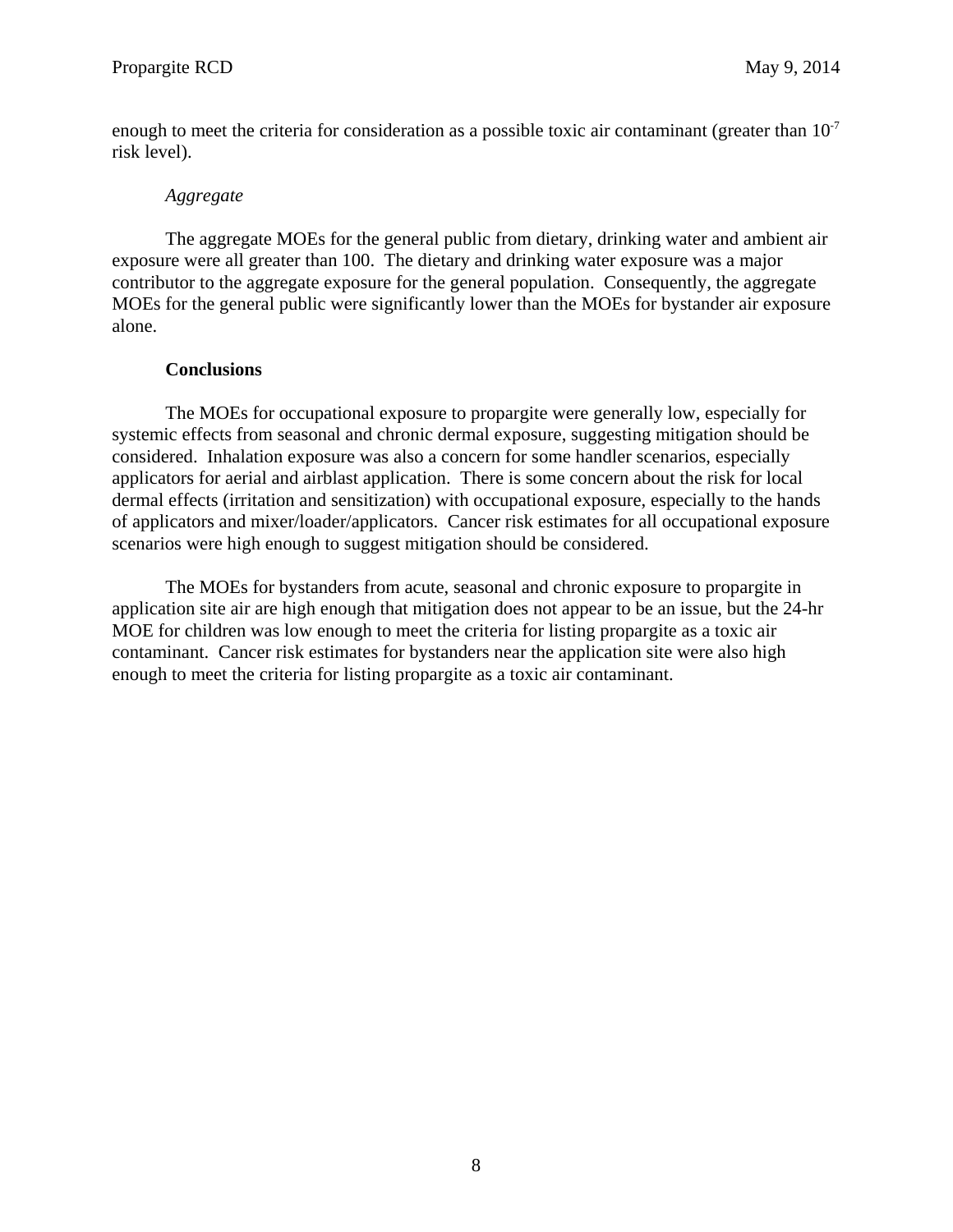enough to meet the criteria for consideration as a possible toxic air contaminant (greater than $10^{-7}$ risk level).

*Aggregate*

The aggregate MOEs for the general public from dietary, drinking water and ambient air exposure were all greater than 100. The dietary and drinking water exposure was a major contributor to the aggregate exposure for the general population. Consequently, the aggregate MOEs for the general public were significantly lower than the MOEs for bystander air exposure alone.

**Conclusions**

The MOEs for occupational exposure to propargite were generally low, especially for systemic effects from seasonal and chronic dermal exposure, suggesting mitigation should be considered. Inhalation exposure was also a concern for some handler scenarios, especially applicators for aerial and airblast application. There is some concern about the risk for local dermal effects (irritation and sensitization) with occupational exposure, especially to the hands of applicators and mixer/loader/applicators. Cancer risk estimates for all occupational exposure scenarios were high enough to suggest mitigation should be considered.

The MOEs for bystanders from acute, seasonal and chronic exposure to propargite in application site air are high enough that mitigation does not appear to be an issue, but the 24-hr MOE for children was low enough to meet the criteria for listing propargite as a toxic air contaminant. Cancer risk estimates for bystanders near the application site were also high enough to meet the criteria for listing propargite as a toxic air contaminant.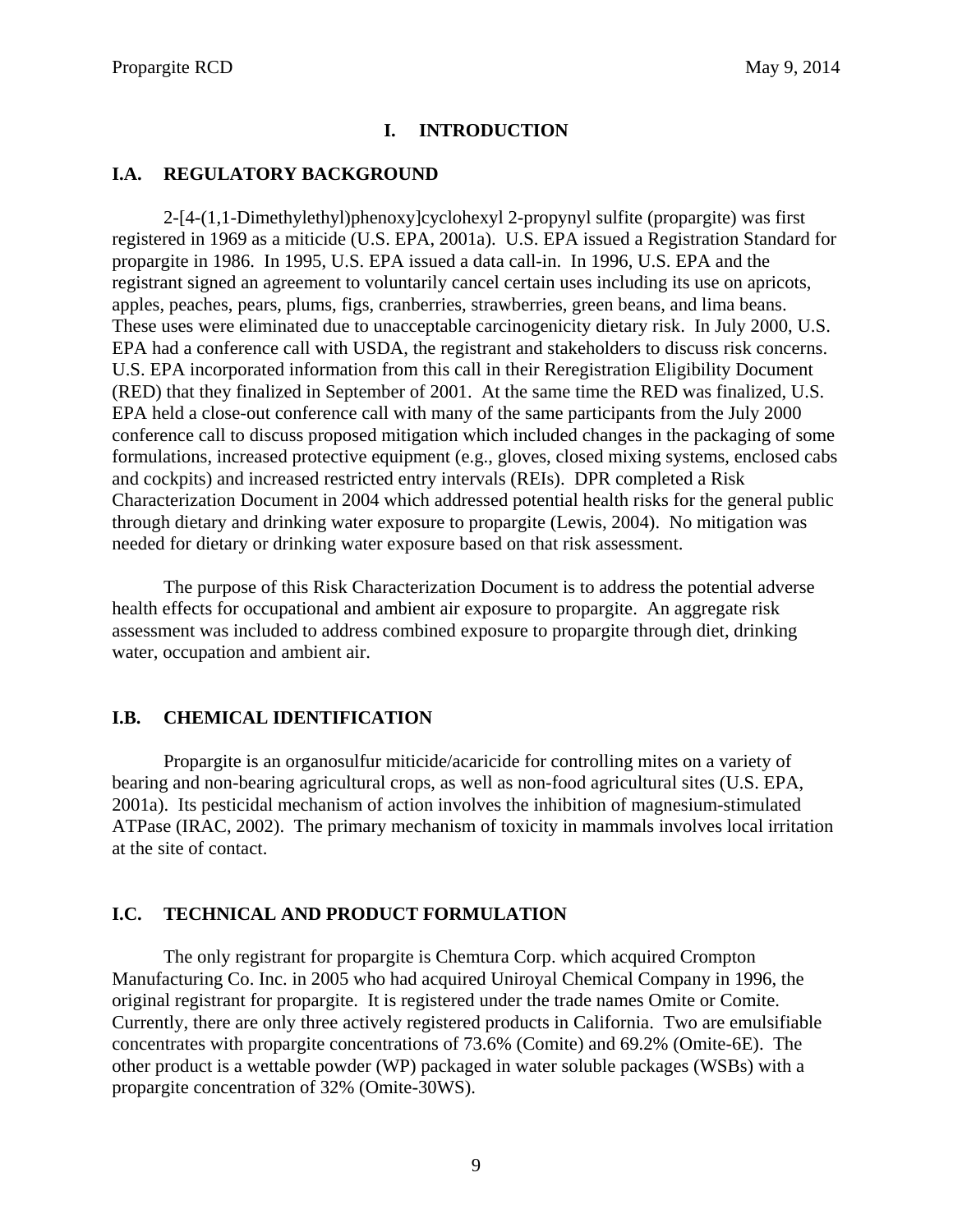# I. INTRODUCTION

## I.A. REGULATORY BACKGROUND

2-[4-(1,1-Dimethylethyl)phenoxy]cyclohexyl 2-propynyl sulfite (propargite) was first registered in 1969 as a miticide (U.S. EPA, 2001a). U.S. EPA issued a Registration Standard for propargite in 1986. In 1995, U.S. EPA issued a data call-in. In 1996, U.S. EPA and the registrant signed an agreement to voluntarily cancel certain uses including its use on apricots, apples, peaches, pears, plums, figs, cranberries, strawberries, green beans, and lima beans. These uses were eliminated due to unacceptable carcinogenicity dietary risk. In July 2000, U.S. EPA had a conference call with USDA, the registrant and stakeholders to discuss risk concerns. U.S. EPA incorporated information from this call in their Reregistration Eligibility Document (RED) that they finalized in September of 2001. At the same time the RED was finalized, U.S. EPA held a close-out conference call with many of the same participants from the July 2000 conference call to discuss proposed mitigation which included changes in the packaging of some formulations, increased protective equipment (e.g., gloves, closed mixing systems, enclosed cabs and cockpits) and increased restricted entry intervals (REIs). DPR completed a Risk Characterization Document in 2004 which addressed potential health risks for the general public through dietary and drinking water exposure to propargite (Lewis, 2004). No mitigation was needed for dietary or drinking water exposure based on that risk assessment.

The purpose of this Risk Characterization Document is to address the potential adverse health effects for occupational and ambient air exposure to propargite. An aggregate risk assessment was included to address combined exposure to propargite through diet, drinking water, occupation and ambient air.

## I.B. CHEMICAL IDENTIFICATION

Propargite is an organosulfur miticide/acaricide for controlling mites on a variety of bearing and non-bearing agricultural crops, as well as non-food agricultural sites (U.S. EPA, 2001a). Its pesticidal mechanism of action involves the inhibition of magnesium-stimulated ATPase (IRAC, 2002). The primary mechanism of toxicity in mammals involves local irritation at the site of contact.

## I.C. TECHNICAL AND PRODUCT FORMULATION

The only registrant for propargite is Chemtura Corp. which acquired Crompton Manufacturing Co. Inc. in 2005 who had acquired Uniroyal Chemical Company in 1996, the original registrant for propargite. It is registered under the trade names Omite or Comite. Currently, there are only three actively registered products in California. Two are emulsifiable concentrates with propargite concentrations of 73.6% (Comite) and 69.2% (Omite-6E). The other product is a wettable powder (WP) packaged in water soluble packages (WSBs) with a propargite concentration of 32% (Omite-30WS).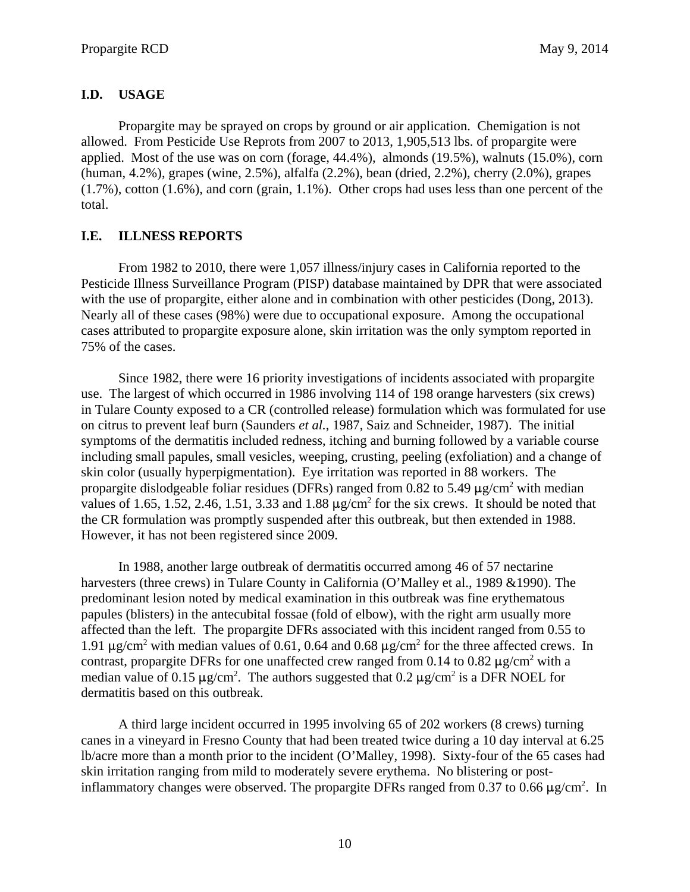## I.D. USAGE

Propargite may be sprayed on crops by ground or air application. Chemigation is not allowed. From Pesticide Use Reprots from 2007 to 2013, 1,905,513 lbs. of propargite were applied. Most of the use was on corn (forage, 44.4%), almonds (19.5%), walnuts (15.0%), corn (human, 4.2%), grapes (wine, 2.5%), alfalfa (2.2%), bean (dried, 2.2%), cherry (2.0%), grapes (1.7%), cotton (1.6%), and corn (grain, 1.1%). Other crops had uses less than one percent of the total.

## I.E. ILLNESS REPORTS

From 1982 to 2010, there were 1,057 illness/injury cases in California reported to the Pesticide Illness Surveillance Program (PISP) database maintained by DPR that were associated with the use of propargite, either alone and in combination with other pesticides (Dong, 2013). Nearly all of these cases (98%) were due to occupational exposure. Among the occupational cases attributed to propargite exposure alone, skin irritation was the only symptom reported in 75% of the cases.

Since 1982, there were 16 priority investigations of incidents associated with propargite use. The largest of which occurred in 1986 involving 114 of 198 orange harvesters (six crews) in Tulare County exposed to a CR (controlled release) formulation which was formulated for use on citrus to prevent leaf burn (Saunders *et al.*, 1987, Saiz and Schneider, 1987). The initial symptoms of the dermatitis included redness, itching and burning followed by a variable course including small papules, small vesicles, weeping, crusting, peeling (exfoliation) and a change of skin color (usually hyperpigmentation). Eye irritation was reported in 88 workers. The propargite dislodgeable foliar residues (DFRs) ranged from 0.82 to 5.49 $\mu g/cm^2$ with median values of 1.65, 1.52, 2.46, 1.51, 3.33 and 1.88 $\mu g/cm^2$ for the six crews. It should be noted that the CR formulation was promptly suspended after this outbreak, but then extended in 1988. However, it has not been registered since 2009.

In 1988, another large outbreak of dermatitis occurred among 46 of 57 nectarine harvesters (three crews) in Tulare County in California (O'Malley et al., 1989 &1990). The predominant lesion noted by medical examination in this outbreak was fine erythematous papules (blisters) in the antecubital fossae (fold of elbow), with the right arm usually more affected than the left. The propargite DFRs associated with this incident ranged from 0.55 to 1.91 $\mu g/cm^2$ with median values of 0.61, 0.64 and 0.68 $\mu g/cm^2$ for the three affected crews. In contrast, propargite DFRs for one unaffected crew ranged from 0.14 to 0.82 $\mu g/cm^2$ with a median value of 0.15 $\mu g/cm^2$. The authors suggested that 0.2 $\mu g/cm^2$ is a DFR NOEL for dermatitis based on this outbreak.

A third large incident occurred in 1995 involving 65 of 202 workers (8 crews) turning canes in a vineyard in Fresno County that had been treated twice during a 10 day interval at 6.25 lb/acre more than a month prior to the incident (O'Malley, 1998). Sixty-four of the 65 cases had skin irritation ranging from mild to moderately severe erythema. No blistering or post-inflammatory changes were observed. The propargite DFRs ranged from 0.37 to 0.66 $\mu g/cm^2$. In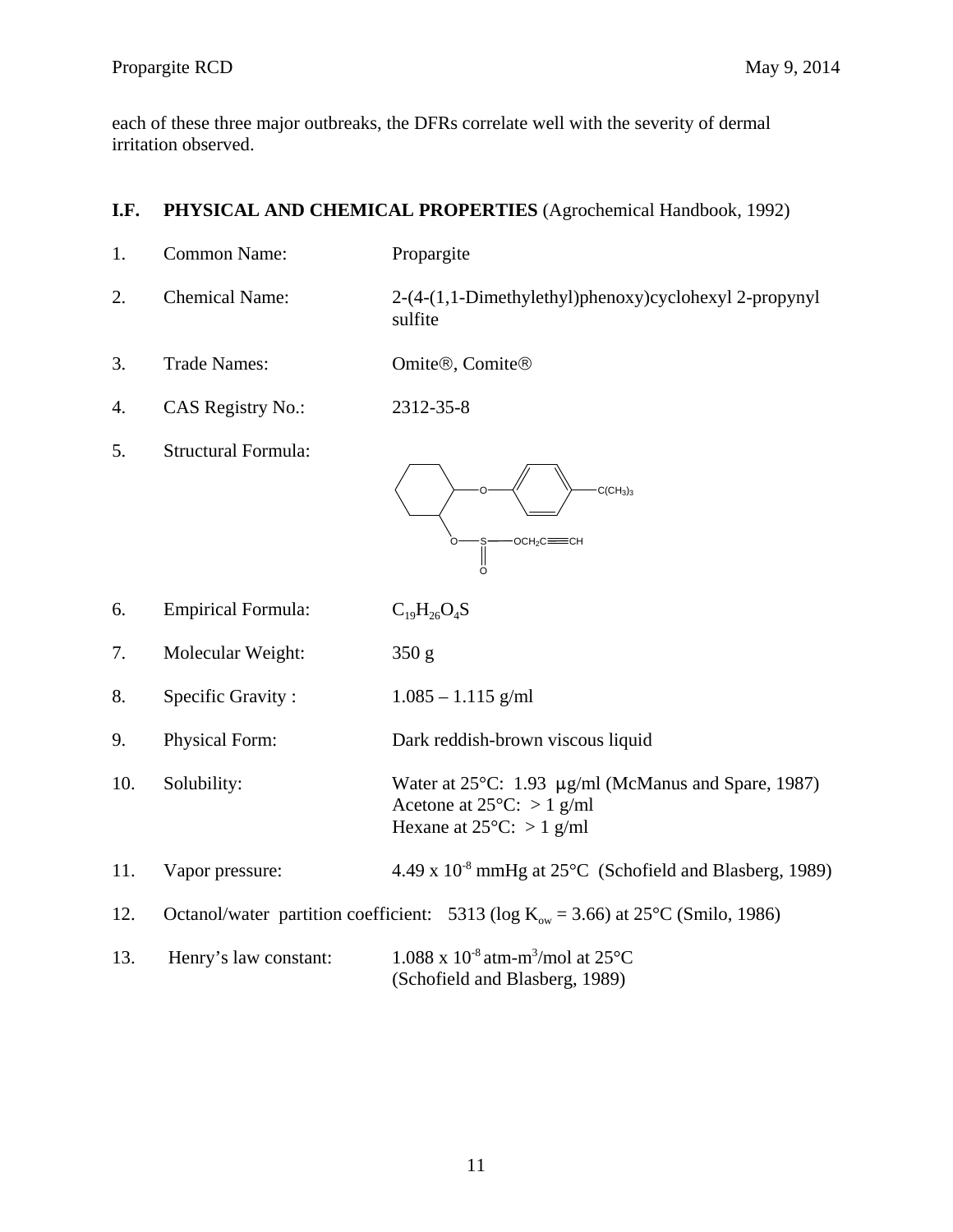each of these three major outbreaks, the DFRs correlate well with the severity of dermal irritation observed.

## I.F. PHYSICAL AND CHEMICAL PROPERTIES (Agrochemical Handbook, 1992)

1. Common Name: Propargite

2. Chemical Name: 2-(4-(1,1-Dimethylethyl)phenoxy)cyclohexyl 2-propynyl sulfite

3. Trade Names: Omite®, Comite®

4. CAS Registry No.: 2312-35-8

5. Structural Formula:

6. Empirical Formula: $C_{19}H_{26}O_4S$

7. Molecular Weight: 350 g

8. Specific Gravity : 1.085 – 1.115 g/ml

9. Physical Form: Dark reddish-brown viscous liquid

10. Solubility: Water at 25°C: 1.93 µg/ml (McManus and Spare, 1987)
    Acetone at 25°C: > 1 g/ml
    Hexane at 25°C: > 1 g/ml

11. Vapor pressure: $4.49 \times 10^{-8}$ mmHg at 25°C (Schofield and Blasberg, 1989)

12. Octanol/water partition coefficient: 5313 (log $K_{ow}$ = 3.66) at 25°C (Smilo, 1986)

13. Henry's law constant: $1.088 \times 10^{-8}$ atm-m$^3$/mol at 25°C (Schofield and Blasberg, 1989)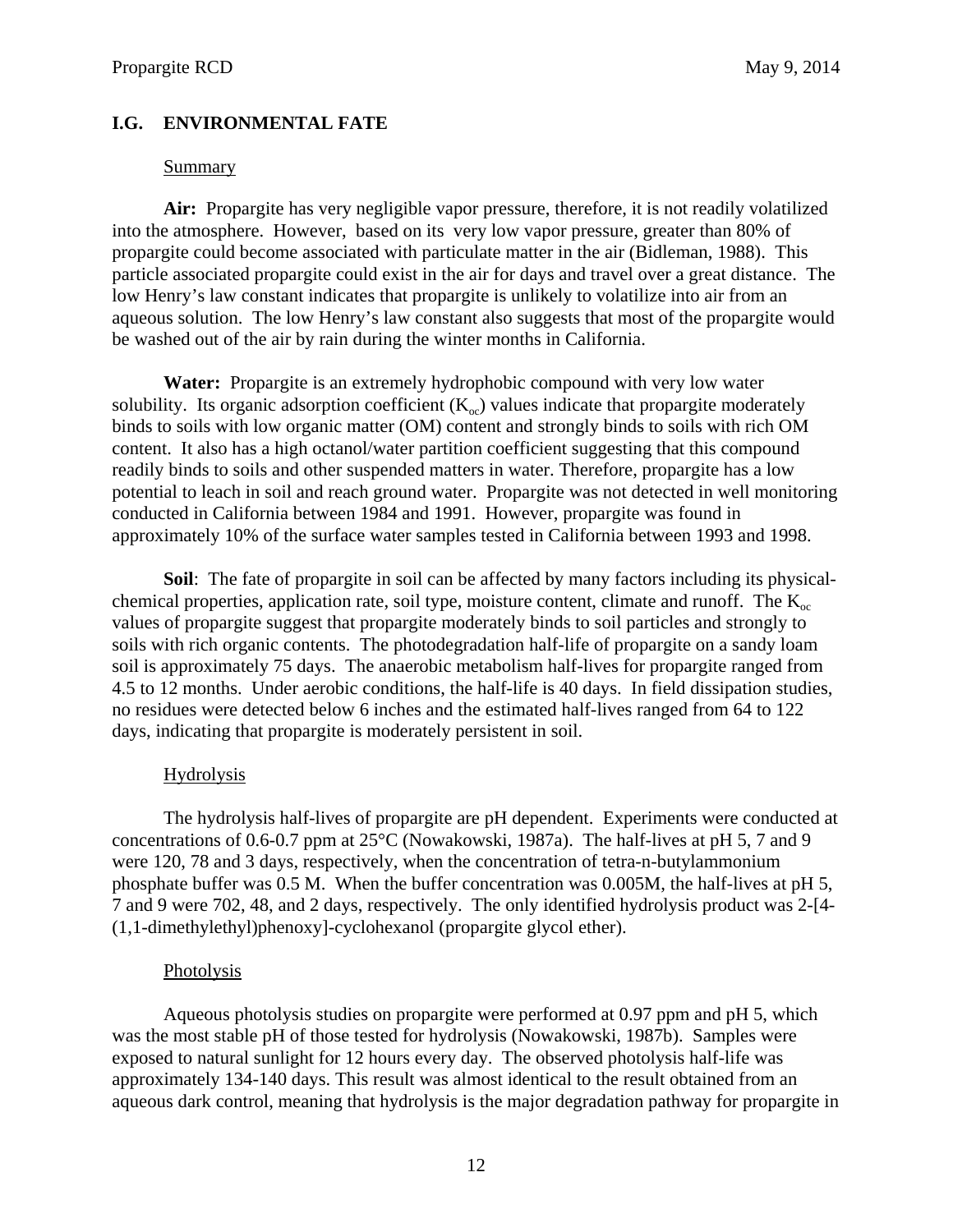## I.G. ENVIRONMENTAL FATE

### Summary

**Air:** Propargite has very negligible vapor pressure, therefore, it is not readily volatilized into the atmosphere. However, based on its very low vapor pressure, greater than 80% of propargite could become associated with particulate matter in the air (Bidleman, 1988). This particle associated propargite could exist in the air for days and travel over a great distance. The low Henry's law constant indicates that propargite is unlikely to volatilize into air from an aqueous solution. The low Henry's law constant also suggests that most of the propargite would be washed out of the air by rain during the winter months in California.

**Water:** Propargite is an extremely hydrophobic compound with very low water solubility. Its organic adsorption coefficient ($K_{oc}$) values indicate that propargite moderately binds to soils with low organic matter (OM) content and strongly binds to soils with rich OM content. It also has a high octanol/water partition coefficient suggesting that this compound readily binds to soils and other suspended matters in water. Therefore, propargite has a low potential to leach in soil and reach ground water. Propargite was not detected in well monitoring conducted in California between 1984 and 1991. However, propargite was found in approximately 10% of the surface water samples tested in California between 1993 and 1998.

**Soil**: The fate of propargite in soil can be affected by many factors including its physical-chemical properties, application rate, soil type, moisture content, climate and runoff. The $K_{oc}$ values of propargite suggest that propargite moderately binds to soil particles and strongly to soils with rich organic contents. The photodegradation half-life of propargite on a sandy loam soil is approximately 75 days. The anaerobic metabolism half-lives for propargite ranged from 4.5 to 12 months. Under aerobic conditions, the half-life is 40 days. In field dissipation studies, no residues were detected below 6 inches and the estimated half-lives ranged from 64 to 122 days, indicating that propargite is moderately persistent in soil.

### Hydrolysis

The hydrolysis half-lives of propargite are pH dependent. Experiments were conducted at concentrations of 0.6-0.7 ppm at 25°C (Nowakowski, 1987a). The half-lives at pH 5, 7 and 9 were 120, 78 and 3 days, respectively, when the concentration of tetra-n-butylammonium phosphate buffer was 0.5 M. When the buffer concentration was 0.005M, the half-lives at pH 5, 7 and 9 were 702, 48, and 2 days, respectively. The only identified hydrolysis product was 2-[4-(1,1-dimethylethyl)phenoxy]-cyclohexanol (propargite glycol ether).

### Photolysis

Aqueous photolysis studies on propargite were performed at 0.97 ppm and pH 5, which was the most stable pH of those tested for hydrolysis (Nowakowski, 1987b). Samples were exposed to natural sunlight for 12 hours every day. The observed photolysis half-life was approximately 134-140 days. This result was almost identical to the result obtained from an aqueous dark control, meaning that hydrolysis is the major degradation pathway for propargite in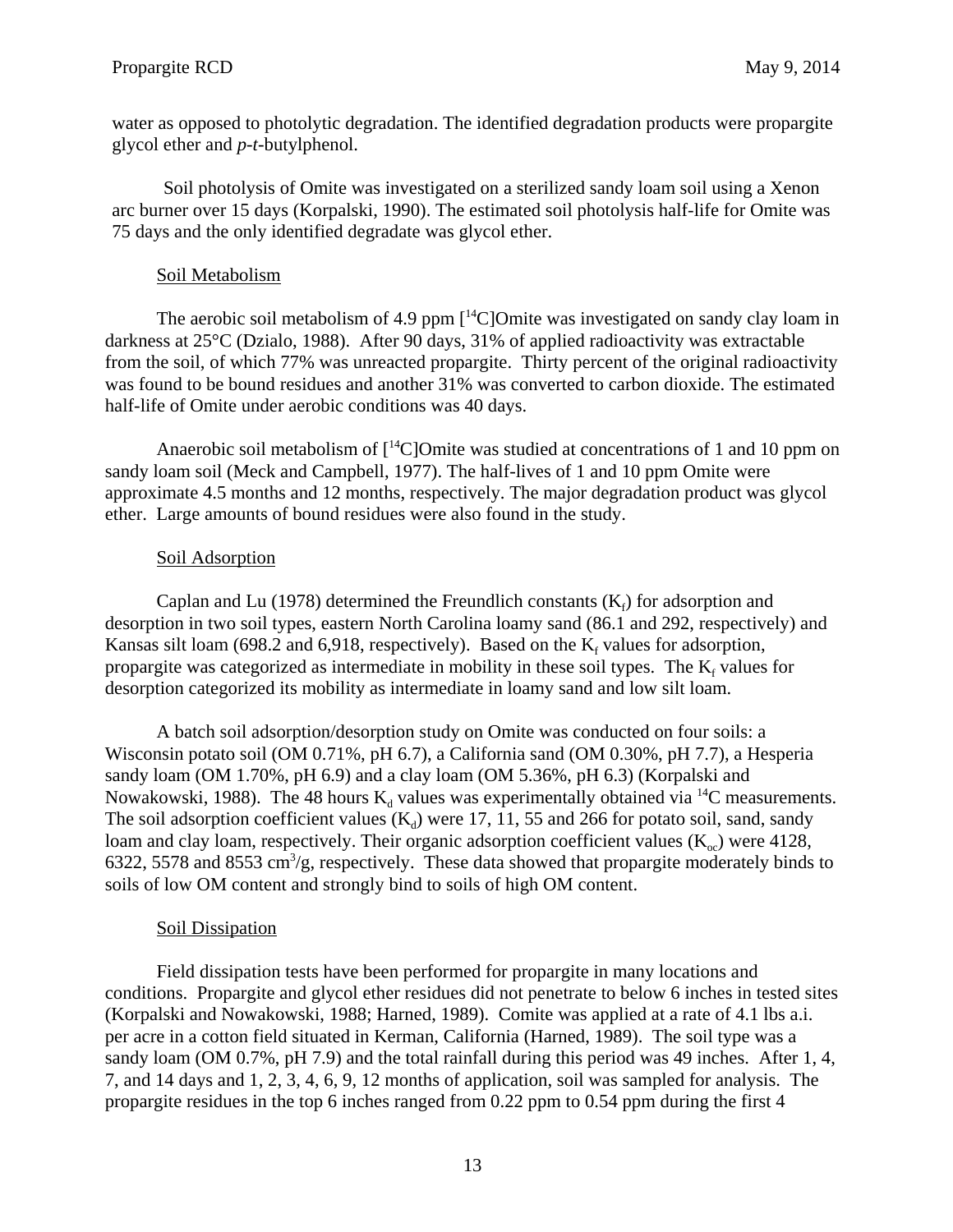water as opposed to photolytic degradation. The identified degradation products were propargite glycol ether and *p*-*t*-butylphenol.

Soil photolysis of Omite was investigated on a sterilized sandy loam soil using a Xenon arc burner over 15 days (Korpalski, 1990). The estimated soil photolysis half-life for Omite was 75 days and the only identified degradate was glycol ether.

Soil Metabolism

The aerobic soil metabolism of 4.9 ppm [$^{14}$C]Omite was investigated on sandy clay loam in darkness at 25°C (Dzialo, 1988). After 90 days, 31% of applied radioactivity was extractable from the soil, of which 77% was unreacted propargite. Thirty percent of the original radioactivity was found to be bound residues and another 31% was converted to carbon dioxide. The estimated half-life of Omite under aerobic conditions was 40 days.

Anaerobic soil metabolism of [$^{14}$C]Omite was studied at concentrations of 1 and 10 ppm on sandy loam soil (Meck and Campbell, 1977). The half-lives of 1 and 10 ppm Omite were approximate 4.5 months and 12 months, respectively. The major degradation product was glycol ether. Large amounts of bound residues were also found in the study.

Soil Adsorption

Caplan and Lu (1978) determined the Freundlich constants ($K_f$) for adsorption and desorption in two soil types, eastern North Carolina loamy sand (86.1 and 292, respectively) and Kansas silt loam (698.2 and 6,918, respectively). Based on the $K_f$ values for adsorption, propargite was categorized as intermediate in mobility in these soil types. The $K_f$ values for desorption categorized its mobility as intermediate in loamy sand and low silt loam.

A batch soil adsorption/desorption study on Omite was conducted on four soils: a Wisconsin potato soil (OM 0.71%, pH 6.7), a California sand (OM 0.30%, pH 7.7), a Hesperia sandy loam (OM 1.70%, pH 6.9) and a clay loam (OM 5.36%, pH 6.3) (Korpalski and Nowakowski, 1988). The 48 hours $K_d$ values was experimentally obtained via $^{14}$C measurements. The soil adsorption coefficient values ($K_d$) were 17, 11, 55 and 266 for potato soil, sand, sandy loam and clay loam, respectively. Their organic adsorption coefficient values ($K_{oc}$) were 4128, 6322, 5578 and 8553 cm$^3$/g, respectively. These data showed that propargite moderately binds to soils of low OM content and strongly bind to soils of high OM content.

Soil Dissipation

Field dissipation tests have been performed for propargite in many locations and conditions. Propargite and glycol ether residues did not penetrate to below 6 inches in tested sites (Korpalski and Nowakowski, 1988; Harned, 1989). Comite was applied at a rate of 4.1 lbs a.i. per acre in a cotton field situated in Kerman, California (Harned, 1989). The soil type was a sandy loam (OM 0.7%, pH 7.9) and the total rainfall during this period was 49 inches. After 1, 4, 7, and 14 days and 1, 2, 3, 4, 6, 9, 12 months of application, soil was sampled for analysis. The propargite residues in the top 6 inches ranged from 0.22 ppm to 0.54 ppm during the first 4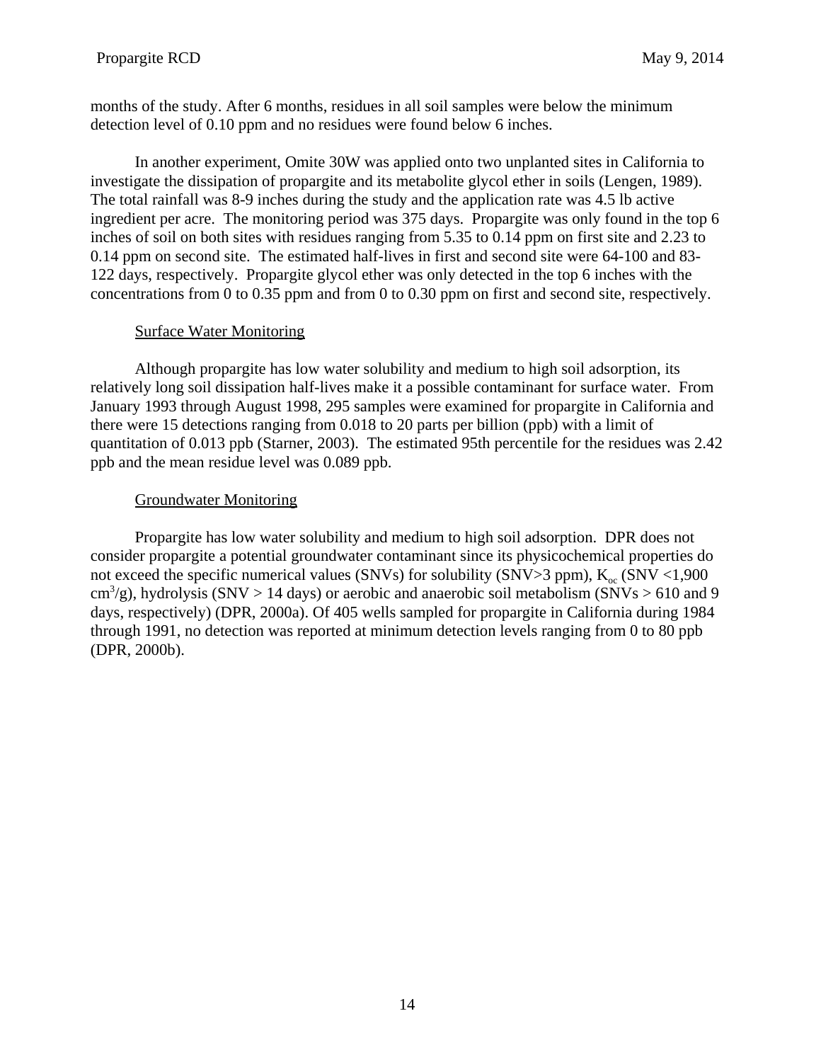months of the study. After 6 months, residues in all soil samples were below the minimum detection level of 0.10 ppm and no residues were found below 6 inches.

In another experiment, Omite 30W was applied onto two unplanted sites in California to investigate the dissipation of propargite and its metabolite glycol ether in soils (Lengen, 1989). The total rainfall was 8-9 inches during the study and the application rate was 4.5 lb active ingredient per acre. The monitoring period was 375 days. Propargite was only found in the top 6 inches of soil on both sites with residues ranging from 5.35 to 0.14 ppm on first site and 2.23 to 0.14 ppm on second site. The estimated half-lives in first and second site were 64-100 and 83-122 days, respectively. Propargite glycol ether was only detected in the top 6 inches with the concentrations from 0 to 0.35 ppm and from 0 to 0.30 ppm on first and second site, respectively.

### Surface Water Monitoring

Although propargite has low water solubility and medium to high soil adsorption, its relatively long soil dissipation half-lives make it a possible contaminant for surface water. From January 1993 through August 1998, 295 samples were examined for propargite in California and there were 15 detections ranging from 0.018 to 20 parts per billion (ppb) with a limit of quantitation of 0.013 ppb (Starner, 2003). The estimated 95th percentile for the residues was 2.42 ppb and the mean residue level was 0.089 ppb.

### Groundwater Monitoring

Propargite has low water solubility and medium to high soil adsorption. DPR does not consider propargite a potential groundwater contaminant since its physicochemical properties do not exceed the specific numerical values (SNVs) for solubility (SNV>3 ppm), $K_{oc}$ (SNV <1,900 $cm^3/g$), hydrolysis (SNV > 14 days) or aerobic and anaerobic soil metabolism (SNVs > 610 and 9 days, respectively) (DPR, 2000a). Of 405 wells sampled for propargite in California during 1984 through 1991, no detection was reported at minimum detection levels ranging from 0 to 80 ppb (DPR, 2000b).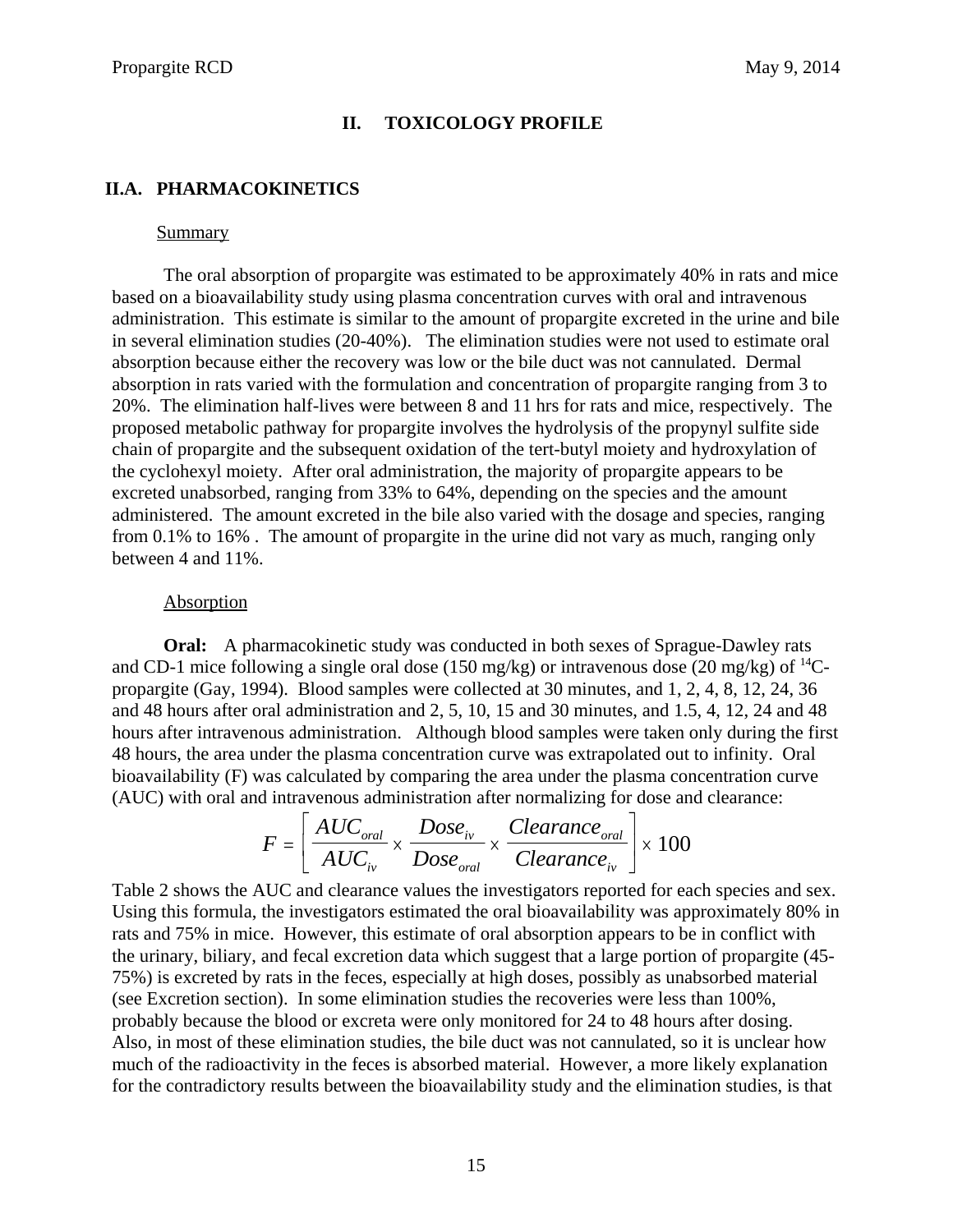# II. TOXICOLOGY PROFILE

## II.A. PHARMACOKINETICS

### Summary

The oral absorption of propargite was estimated to be approximately 40% in rats and mice based on a bioavailability study using plasma concentration curves with oral and intravenous administration. This estimate is similar to the amount of propargite excreted in the urine and bile in several elimination studies (20-40%). The elimination studies were not used to estimate oral absorption because either the recovery was low or the bile duct was not cannulated. Dermal absorption in rats varied with the formulation and concentration of propargite ranging from 3 to 20%. The elimination half-lives were between 8 and 11 hrs for rats and mice, respectively. The proposed metabolic pathway for propargite involves the hydrolysis of the propynyl sulfite side chain of propargite and the subsequent oxidation of the tert-butyl moiety and hydroxylation of the cyclohexyl moiety. After oral administration, the majority of propargite appears to be excreted unabsorbed, ranging from 33% to 64%, depending on the species and the amount administered. The amount excreted in the bile also varied with the dosage and species, ranging from 0.1% to 16% . The amount of propargite in the urine did not vary as much, ranging only between 4 and 11%.

### Absorption

**Oral:** A pharmacokinetic study was conducted in both sexes of Sprague-Dawley rats and CD-1 mice following a single oral dose (150 mg/kg) or intravenous dose (20 mg/kg) of $^{14}$C-propargite (Gay, 1994). Blood samples were collected at 30 minutes, and 1, 2, 4, 8, 12, 24, 36 and 48 hours after oral administration and 2, 5, 10, 15 and 30 minutes, and 1.5, 4, 12, 24 and 48 hours after intravenous administration. Although blood samples were taken only during the first 48 hours, the area under the plasma concentration curve was extrapolated out to infinity. Oral bioavailability (F) was calculated by comparing the area under the plasma concentration curve (AUC) with oral and intravenous administration after normalizing for dose and clearance:

$$F = \left[ \frac{AUC_{oral}}{AUC_{iv}} \times \frac{Dose_{iv}}{Dose_{oral}} \times \frac{Clearance_{oral}}{Clearance_{iv}} \right] \times 100$$

Table 2 shows the AUC and clearance values the investigators reported for each species and sex. Using this formula, the investigators estimated the oral bioavailability was approximately 80% in rats and 75% in mice. However, this estimate of oral absorption appears to be in conflict with the urinary, biliary, and fecal excretion data which suggest that a large portion of propargite (45-75%) is excreted by rats in the feces, especially at high doses, possibly as unabsorbed material (see Excretion section). In some elimination studies the recoveries were less than 100%, probably because the blood or excreta were only monitored for 24 to 48 hours after dosing. Also, in most of these elimination studies, the bile duct was not cannulated, so it is unclear how much of the radioactivity in the feces is absorbed material. However, a more likely explanation for the contradictory results between the bioavailability study and the elimination studies, is that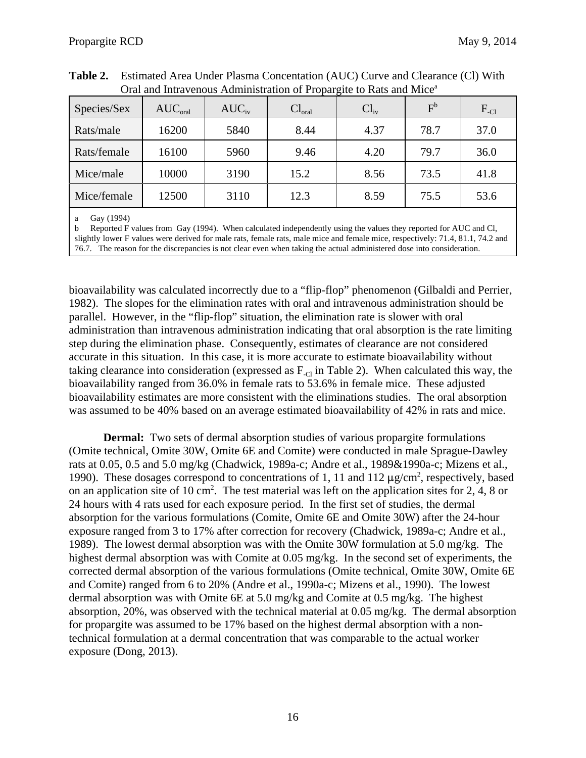**Table 2.** Estimated Area Under Plasma Concentation (AUC) Curve and Clearance (Cl) With Oral and Intravenous Administration of Propargite to Rats and Mice[a]

| Species/Sex | $AUC_{oral}$ | $AUC_{iv}$ | $Cl_{oral}$ | $Cl_{iv}$ | $F^{b}$ | $F_{-Cl}$ |
|---|---|---|---|---|---|---|
| Rats/male | 16200 | 5840 | 8.44 | 4.37 | 78.7 | 37.0 |
| Rats/female | 16100 | 5960 | 9.46 | 4.20 | 79.7 | 36.0 |
| Mice/male | 10000 | 3190 | 15.2 | 8.56 | 73.5 | 41.8 |
| Mice/female | 12500 | 3110 | 12.3 | 8.59 | 75.5 | 53.6 |

a Gay (1994)

b Reported F values from Gay (1994). When calculated independently using the values they reported for AUC and Cl, slightly lower F values were derived for male rats, female rats, male mice and female mice, respectively: 71.4, 81.1, 74.2 and 76.7. The reason for the discrepancies is not clear even when taking the actual administered dose into consideration.

bioavailability was calculated incorrectly due to a "flip-flop" phenomenon (Gilbaldi and Perrier, 1982). The slopes for the elimination rates with oral and intravenous administration should be parallel. However, in the "flip-flop" situation, the elimination rate is slower with oral administration than intravenous administration indicating that oral absorption is the rate limiting step during the elimination phase. Consequently, estimates of clearance are not considered accurate in this situation. In this case, it is more accurate to estimate bioavailability without taking clearance into consideration (expressed as $F_{-Cl}$ in Table 2). When calculated this way, the bioavailability ranged from 36.0% in female rats to 53.6% in female mice. These adjusted bioavailability estimates are more consistent with the eliminations studies. The oral absorption was assumed to be 40% based on an average estimated bioavailability of 42% in rats and mice.

**Dermal:** Two sets of dermal absorption studies of various propargite formulations (Omite technical, Omite 30W, Omite 6E and Comite) were conducted in male Sprague-Dawley rats at 0.05, 0.5 and 5.0 mg/kg (Chadwick, 1989a-c; Andre et al., 1989&1990a-c; Mizens et al., 1990). These dosages correspond to concentrations of 1, 11 and 112 μg/cm$^2$, respectively, based on an application site of 10 cm$^2$. The test material was left on the application sites for 2, 4, 8 or 24 hours with 4 rats used for each exposure period. In the first set of studies, the dermal absorption for the various formulations (Comite, Omite 6E and Omite 30W) after the 24-hour exposure ranged from 3 to 17% after correction for recovery (Chadwick, 1989a-c; Andre et al., 1989). The lowest dermal absorption was with the Omite 30W formulation at 5.0 mg/kg. The highest dermal absorption was with Comite at 0.05 mg/kg. In the second set of experiments, the corrected dermal absorption of the various formulations (Omite technical, Omite 30W, Omite 6E and Comite) ranged from 6 to 20% (Andre et al., 1990a-c; Mizens et al., 1990). The lowest dermal absorption was with Omite 6E at 5.0 mg/kg and Comite at 0.5 mg/kg. The highest absorption, 20%, was observed with the technical material at 0.05 mg/kg. The dermal absorption for propargite was assumed to be 17% based on the highest dermal absorption with a non-technical formulation at a dermal concentration that was comparable to the actual worker exposure (Dong, 2013).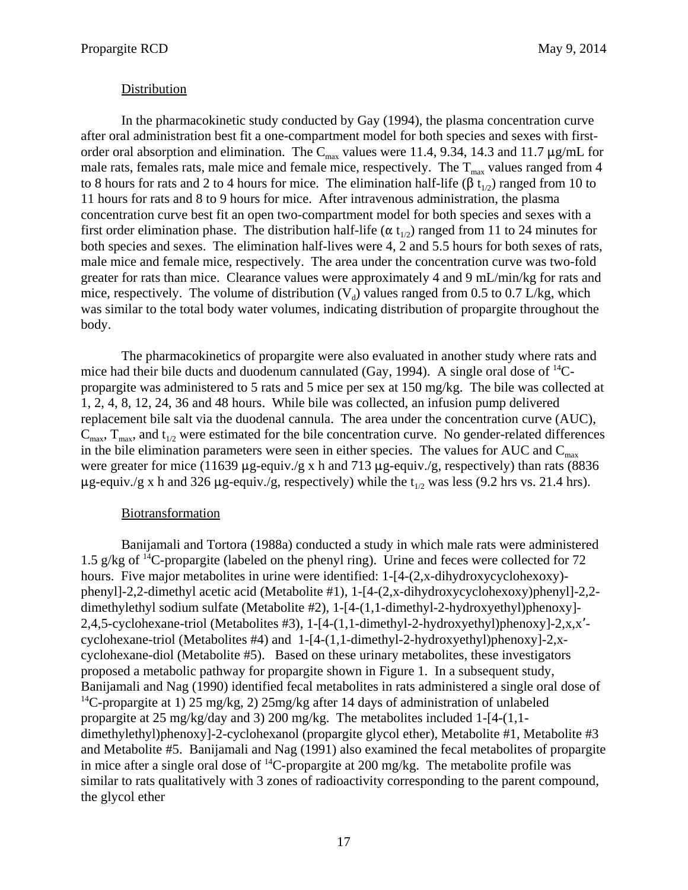## Distribution

In the pharmacokinetic study conducted by Gay (1994), the plasma concentration curve after oral administration best fit a one-compartment model for both species and sexes with first-order oral absorption and elimination. The $C_{max}$ values were 11.4, 9.34, 14.3 and 11.7 μg/mL for male rats, females rats, male mice and female mice, respectively. The $T_{max}$ values ranged from 4 to 8 hours for rats and 2 to 4 hours for mice. The elimination half-life ($\beta$ $t_{1/2}$) ranged from 10 to 11 hours for rats and 8 to 9 hours for mice. After intravenous administration, the plasma concentration curve best fit an open two-compartment model for both species and sexes with a first order elimination phase. The distribution half-life ($\alpha$ $t_{1/2}$) ranged from 11 to 24 minutes for both species and sexes. The elimination half-lives were 4, 2 and 5.5 hours for both sexes of rats, male mice and female mice, respectively. The area under the concentration curve was two-fold greater for rats than mice. Clearance values were approximately 4 and 9 mL/min/kg for rats and mice, respectively. The volume of distribution ($V_d$) values ranged from 0.5 to 0.7 L/kg, which was similar to the total body water volumes, indicating distribution of propargite throughout the body.

The pharmacokinetics of propargite were also evaluated in another study where rats and mice had their bile ducts and duodenum cannulated (Gay, 1994). A single oral dose of $^{14}C$-propargite was administered to 5 rats and 5 mice per sex at 150 mg/kg. The bile was collected at 1, 2, 4, 8, 12, 24, 36 and 48 hours. While bile was collected, an infusion pump delivered replacement bile salt via the duodenal cannula. The area under the concentration curve (AUC), $C_{max}$, $T_{max}$, and $t_{1/2}$ were estimated for the bile concentration curve. No gender-related differences in the bile elimination parameters were seen in either species. The values for AUC and $C_{max}$ were greater for mice (11639 μg-equiv./g x h and 713 μg-equiv./g, respectively) than rats (8836 μg-equiv./g x h and 326 μg-equiv./g, respectively) while the $t_{1/2}$ was less (9.2 hrs vs. 21.4 hrs).

## Biotransformation

Banijamali and Tortora (1988a) conducted a study in which male rats were administered 1.5 g/kg of $^{14}C$-propargite (labeled on the phenyl ring). Urine and feces were collected for 72 hours. Five major metabolites in urine were identified: 1-[4-(2,x-dihydroxycyclohexoxy)-phenyl]-2,2-dimethyl acetic acid (Metabolite #1), 1-[4-(2,x-dihydroxycyclohexoxy)phenyl]-2,2-dimethylethyl sodium sulfate (Metabolite #2), 1-[4-(1,1-dimethyl-2-hydroxyethyl)phenoxy]-2,4,5-cyclohexane-triol (Metabolites #3), 1-[4-(1,1-dimethyl-2-hydroxyethyl)phenoxy]-2,x,x′-cyclohexane-triol (Metabolites #4) and 1-[4-(1,1-dimethyl-2-hydroxyethyl)phenoxy]-2,x-cyclohexane-diol (Metabolite #5). Based on these urinary metabolites, these investigators proposed a metabolic pathway for propargite shown in Figure 1. In a subsequent study, Banijamali and Nag (1990) identified fecal metabolites in rats administered a single oral dose of $^{14}C$-propargite at 1) 25 mg/kg, 2) 25mg/kg after 14 days of administration of unlabeled propargite at 25 mg/kg/day and 3) 200 mg/kg. The metabolites included 1-[4-(1,1-dimethylethyl)phenoxy]-2-cyclohexanol (propargite glycol ether), Metabolite #1, Metabolite #3 and Metabolite #5. Banijamali and Nag (1991) also examined the fecal metabolites of propargite in mice after a single oral dose of $^{14}C$-propargite at 200 mg/kg. The metabolite profile was similar to rats qualitatively with 3 zones of radioactivity corresponding to the parent compound, the glycol ether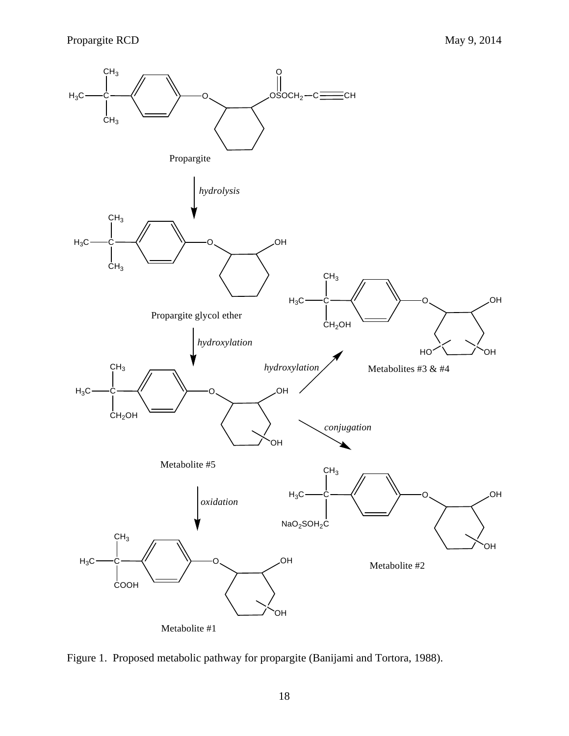Propargite

*hydrolysis*

Propargite glycol ether

*hydroxylation*

Metabolite #5

*hydroxylation*

Metabolites #3 & #4

*conjugation*

Metabolite #2

*oxidation*

Metabolite #1

Figure 1. Proposed metabolic pathway for propargite (Banijami and Tortora, 1988).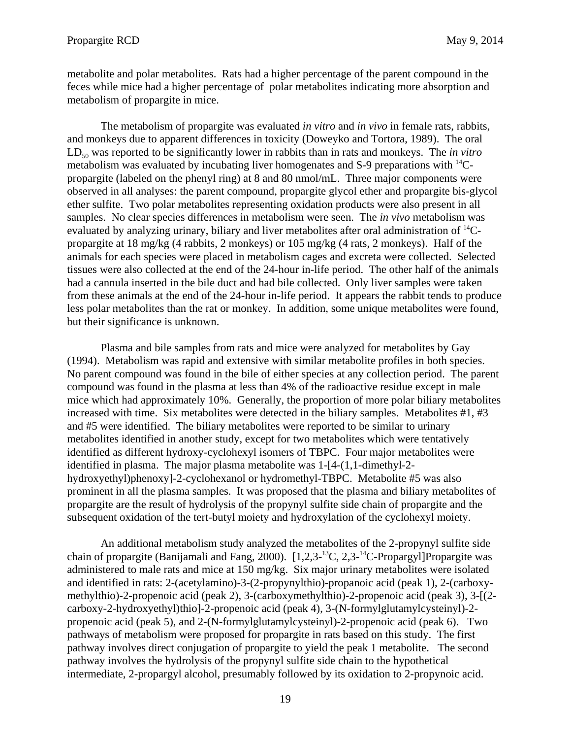metabolite and polar metabolites. Rats had a higher percentage of the parent compound in the feces while mice had a higher percentage of polar metabolites indicating more absorption and metabolism of propargite in mice.

The metabolism of propargite was evaluated *in vitro* and *in vivo* in female rats, rabbits, and monkeys due to apparent differences in toxicity (Doweyko and Tortora, 1989). The oral $LD_{50}$ was reported to be significantly lower in rabbits than in rats and monkeys. The *in vitro* metabolism was evaluated by incubating liver homogenates and S-9 preparations with $^{14}C$-propargite (labeled on the phenyl ring) at 8 and 80 nmol/mL. Three major components were observed in all analyses: the parent compound, propargite glycol ether and propargite bis-glycol ether sulfite. Two polar metabolites representing oxidation products were also present in all samples. No clear species differences in metabolism were seen. The *in vivo* metabolism was evaluated by analyzing urinary, biliary and liver metabolites after oral administration of $^{14}C$-propargite at 18 mg/kg (4 rabbits, 2 monkeys) or 105 mg/kg (4 rats, 2 monkeys). Half of the animals for each species were placed in metabolism cages and excreta were collected. Selected tissues were also collected at the end of the 24-hour in-life period. The other half of the animals had a cannula inserted in the bile duct and had bile collected. Only liver samples were taken from these animals at the end of the 24-hour in-life period. It appears the rabbit tends to produce less polar metabolites than the rat or monkey. In addition, some unique metabolites were found, but their significance is unknown.

Plasma and bile samples from rats and mice were analyzed for metabolites by Gay (1994). Metabolism was rapid and extensive with similar metabolite profiles in both species. No parent compound was found in the bile of either species at any collection period. The parent compound was found in the plasma at less than 4% of the radioactive residue except in male mice which had approximately 10%. Generally, the proportion of more polar biliary metabolites increased with time. Six metabolites were detected in the biliary samples. Metabolites #1, #3 and #5 were identified. The biliary metabolites were reported to be similar to urinary metabolites identified in another study, except for two metabolites which were tentatively identified as different hydroxy-cyclohexyl isomers of TBPC. Four major metabolites were identified in plasma. The major plasma metabolite was 1-[4-(1,1-dimethyl-2-hydroxyethyl)phenoxy]-2-cyclohexanol or hydromethyl-TBPC. Metabolite #5 was also prominent in all the plasma samples. It was proposed that the plasma and biliary metabolites of propargite are the result of hydrolysis of the propynyl sulfite side chain of propargite and the subsequent oxidation of the tert-butyl moiety and hydroxylation of the cyclohexyl moiety.

An additional metabolism study analyzed the metabolites of the 2-propynyl sulfite side chain of propargite (Banijamali and Fang, 2000). [1,2,3-$^{13}C$, 2,3-$^{14}C$-Propargyl]Propargite was administered to male rats and mice at 150 mg/kg. Six major urinary metabolites were isolated and identified in rats: 2-(acetylamino)-3-(2-propynylthio)-propanoic acid (peak 1), 2-(carboxy-methylthio)-2-propenoic acid (peak 2), 3-(carboxymethylthio)-2-propenoic acid (peak 3), 3-[(2-carboxy-2-hydroxyethyl)thio]-2-propenoic acid (peak 4), 3-(N-formylglutamylcysteinyl)-2-propenoic acid (peak 5), and 2-(N-formylglutamylcysteinyl)-2-propenoic acid (peak 6). Two pathways of metabolism were proposed for propargite in rats based on this study. The first pathway involves direct conjugation of propargite to yield the peak 1 metabolite. The second pathway involves the hydrolysis of the propynyl sulfite side chain to the hypothetical intermediate, 2-propargyl alcohol, presumably followed by its oxidation to 2-propynoic acid.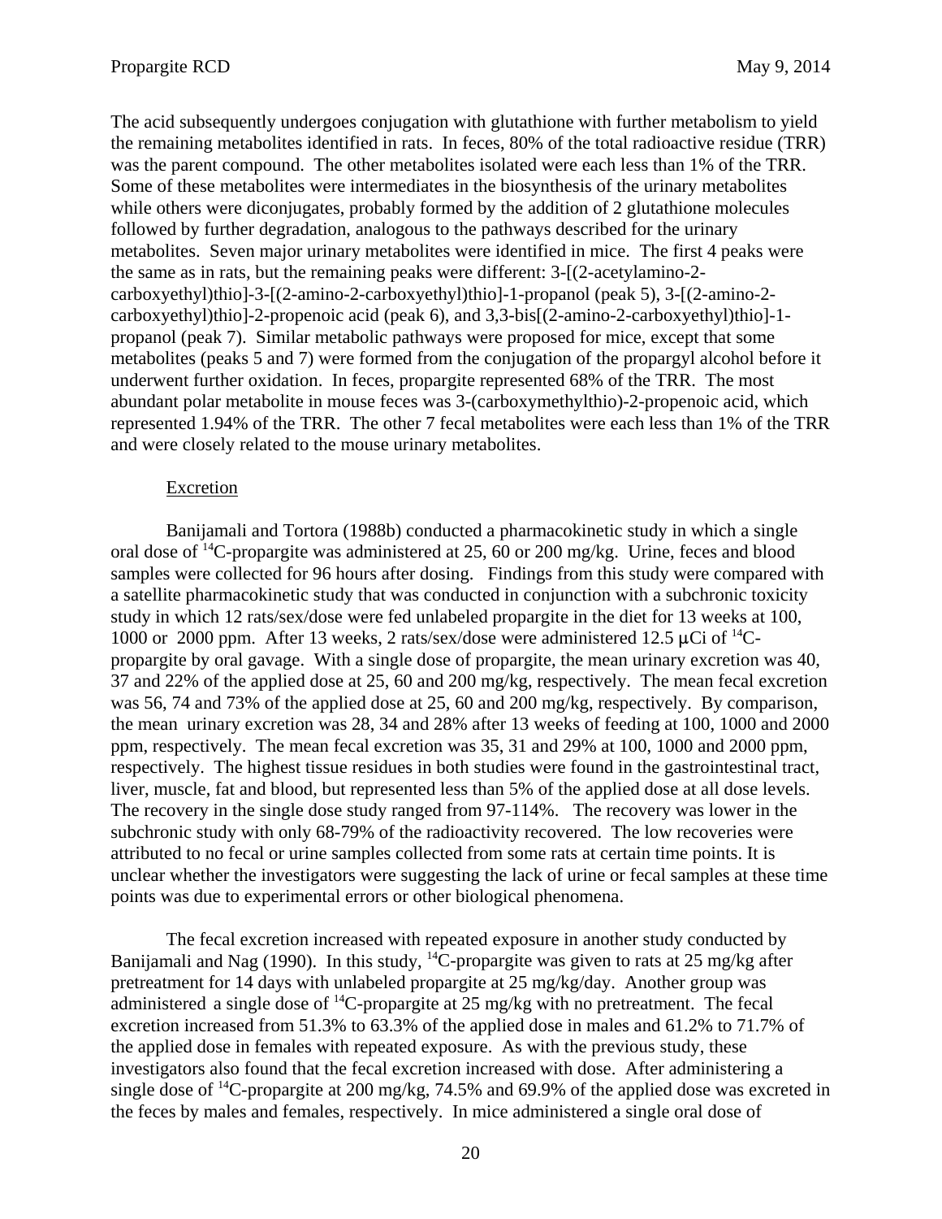The acid subsequently undergoes conjugation with glutathione with further metabolism to yield the remaining metabolites identified in rats. In feces, 80% of the total radioactive residue (TRR) was the parent compound. The other metabolites isolated were each less than 1% of the TRR. Some of these metabolites were intermediates in the biosynthesis of the urinary metabolites while others were diconjugates, probably formed by the addition of 2 glutathione molecules followed by further degradation, analogous to the pathways described for the urinary metabolites. Seven major urinary metabolites were identified in mice. The first 4 peaks were the same as in rats, but the remaining peaks were different: 3-[(2-acetylamino-2-carboxyethyl)thio]-3-[(2-amino-2-carboxyethyl)thio]-1-propanol (peak 5), 3-[(2-amino-2-carboxyethyl)thio]-2-propenoic acid (peak 6), and 3,3-bis[(2-amino-2-carboxyethyl)thio]-1-propanol (peak 7). Similar metabolic pathways were proposed for mice, except that some metabolites (peaks 5 and 7) were formed from the conjugation of the propargyl alcohol before it underwent further oxidation. In feces, propargite represented 68% of the TRR. The most abundant polar metabolite in mouse feces was 3-(carboxymethylthio)-2-propenoic acid, which represented 1.94% of the TRR. The other 7 fecal metabolites were each less than 1% of the TRR and were closely related to the mouse urinary metabolites.

Excretion

Banijamali and Tortora (1988b) conducted a pharmacokinetic study in which a single oral dose of $^{14}C$-propargite was administered at 25, 60 or 200 mg/kg. Urine, feces and blood samples were collected for 96 hours after dosing. Findings from this study were compared with a satellite pharmacokinetic study that was conducted in conjunction with a subchronic toxicity study in which 12 rats/sex/dose were fed unlabeled propargite in the diet for 13 weeks at 100, 1000 or 2000 ppm. After 13 weeks, 2 rats/sex/dose were administered 12.5 µCi of $^{14}C$-propargite by oral gavage. With a single dose of propargite, the mean urinary excretion was 40, 37 and 22% of the applied dose at 25, 60 and 200 mg/kg, respectively. The mean fecal excretion was 56, 74 and 73% of the applied dose at 25, 60 and 200 mg/kg, respectively. By comparison, the mean urinary excretion was 28, 34 and 28% after 13 weeks of feeding at 100, 1000 and 2000 ppm, respectively. The mean fecal excretion was 35, 31 and 29% at 100, 1000 and 2000 ppm, respectively. The highest tissue residues in both studies were found in the gastrointestinal tract, liver, muscle, fat and blood, but represented less than 5% of the applied dose at all dose levels. The recovery in the single dose study ranged from 97-114%. The recovery was lower in the subchronic study with only 68-79% of the radioactivity recovered. The low recoveries were attributed to no fecal or urine samples collected from some rats at certain time points. It is unclear whether the investigators were suggesting the lack of urine or fecal samples at these time points was due to experimental errors or other biological phenomena.

The fecal excretion increased with repeated exposure in another study conducted by Banijamali and Nag (1990). In this study, $^{14}C$-propargite was given to rats at 25 mg/kg after pretreatment for 14 days with unlabeled propargite at 25 mg/kg/day. Another group was administered a single dose of $^{14}C$-propargite at 25 mg/kg with no pretreatment. The fecal excretion increased from 51.3% to 63.3% of the applied dose in males and 61.2% to 71.7% of the applied dose in females with repeated exposure. As with the previous study, these investigators also found that the fecal excretion increased with dose. After administering a single dose of $^{14}C$-propargite at 200 mg/kg, 74.5% and 69.9% of the applied dose was excreted in the feces by males and females, respectively. In mice administered a single oral dose of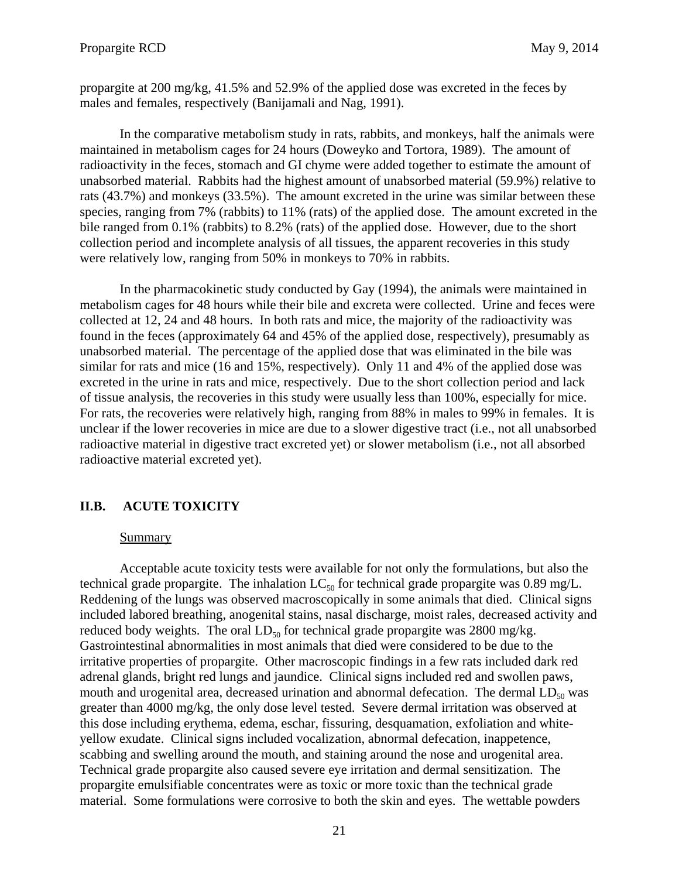propargite at 200 mg/kg, 41.5% and 52.9% of the applied dose was excreted in the feces by males and females, respectively (Banijamali and Nag, 1991).

In the comparative metabolism study in rats, rabbits, and monkeys, half the animals were maintained in metabolism cages for 24 hours (Doweyko and Tortora, 1989). The amount of radioactivity in the feces, stomach and GI chyme were added together to estimate the amount of unabsorbed material. Rabbits had the highest amount of unabsorbed material (59.9%) relative to rats (43.7%) and monkeys (33.5%). The amount excreted in the urine was similar between these species, ranging from 7% (rabbits) to 11% (rats) of the applied dose. The amount excreted in the bile ranged from 0.1% (rabbits) to 8.2% (rats) of the applied dose. However, due to the short collection period and incomplete analysis of all tissues, the apparent recoveries in this study were relatively low, ranging from 50% in monkeys to 70% in rabbits.

In the pharmacokinetic study conducted by Gay (1994), the animals were maintained in metabolism cages for 48 hours while their bile and excreta were collected. Urine and feces were collected at 12, 24 and 48 hours. In both rats and mice, the majority of the radioactivity was found in the feces (approximately 64 and 45% of the applied dose, respectively), presumably as unabsorbed material. The percentage of the applied dose that was eliminated in the bile was similar for rats and mice (16 and 15%, respectively). Only 11 and 4% of the applied dose was excreted in the urine in rats and mice, respectively. Due to the short collection period and lack of tissue analysis, the recoveries in this study were usually less than 100%, especially for mice. For rats, the recoveries were relatively high, ranging from 88% in males to 99% in females. It is unclear if the lower recoveries in mice are due to a slower digestive tract (i.e., not all unabsorbed radioactive material in digestive tract excreted yet) or slower metabolism (i.e., not all absorbed radioactive material excreted yet).

## II.B. ACUTE TOXICITY

Summary

Acceptable acute toxicity tests were available for not only the formulations, but also the technical grade propargite. The inhalation $LC_{50}$ for technical grade propargite was 0.89 mg/L. Reddening of the lungs was observed macroscopically in some animals that died. Clinical signs included labored breathing, anogenital stains, nasal discharge, moist rales, decreased activity and reduced body weights. The oral $LD_{50}$ for technical grade propargite was 2800 mg/kg. Gastrointestinal abnormalities in most animals that died were considered to be due to the irritative properties of propargite. Other macroscopic findings in a few rats included dark red adrenal glands, bright red lungs and jaundice. Clinical signs included red and swollen paws, mouth and urogenital area, decreased urination and abnormal defecation. The dermal $LD_{50}$ was greater than 4000 mg/kg, the only dose level tested. Severe dermal irritation was observed at this dose including erythema, edema, eschar, fissuring, desquamation, exfoliation and white-yellow exudate. Clinical signs included vocalization, abnormal defecation, inappetence, scabbing and swelling around the mouth, and staining around the nose and urogenital area. Technical grade propargite also caused severe eye irritation and dermal sensitization. The propargite emulsifiable concentrates were as toxic or more toxic than the technical grade material. Some formulations were corrosive to both the skin and eyes. The wettable powders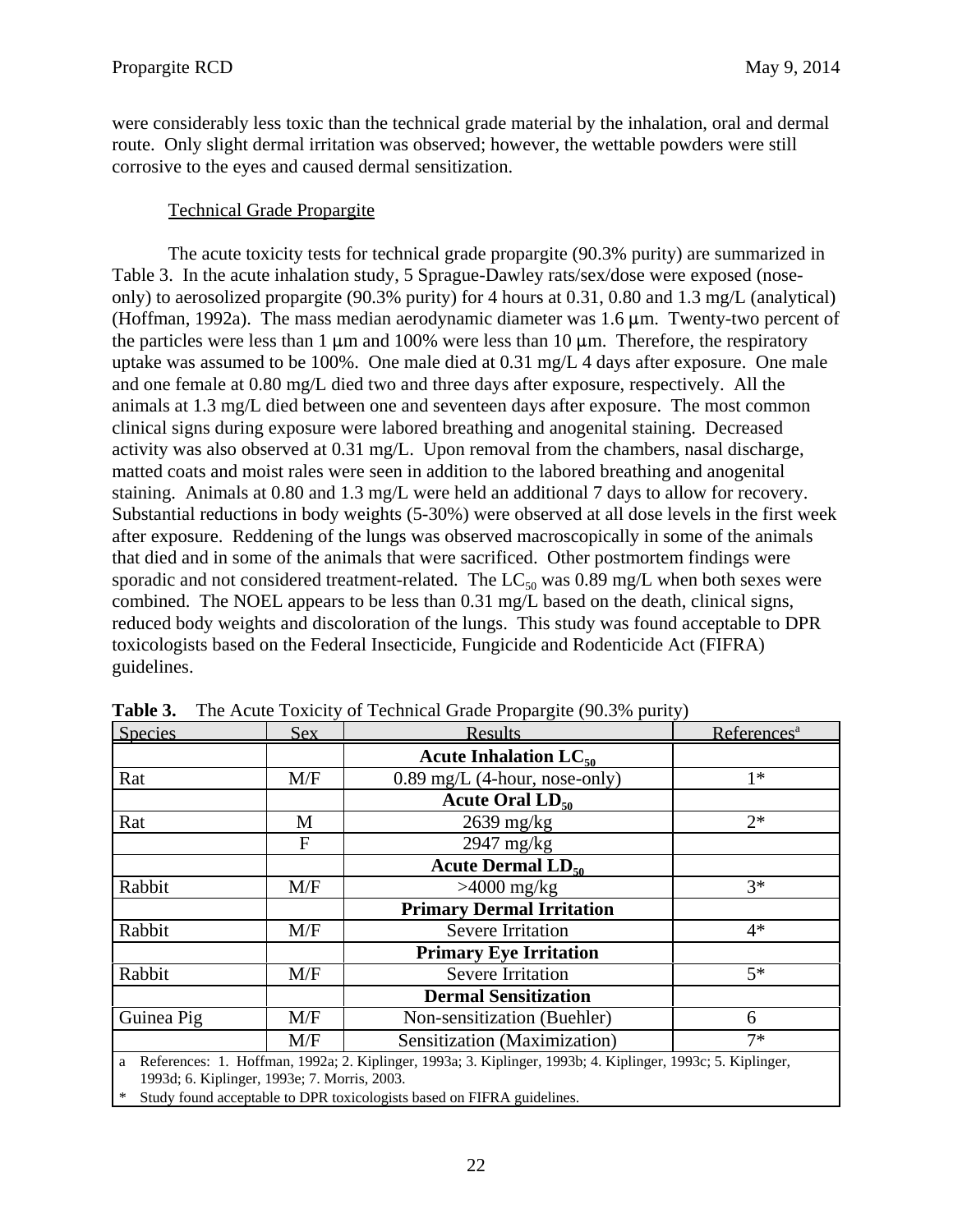were considerably less toxic than the technical grade material by the inhalation, oral and dermal route. Only slight dermal irritation was observed; however, the wettable powders were still corrosive to the eyes and caused dermal sensitization.

Technical Grade Propargite

The acute toxicity tests for technical grade propargite (90.3% purity) are summarized in Table 3. In the acute inhalation study, 5 Sprague-Dawley rats/sex/dose were exposed (nose-only) to aerosolized propargite (90.3% purity) for 4 hours at 0.31, 0.80 and 1.3 mg/L (analytical) (Hoffman, 1992a). The mass median aerodynamic diameter was 1.6 μm. Twenty-two percent of the particles were less than 1 μm and 100% were less than 10 μm. Therefore, the respiratory uptake was assumed to be 100%. One male died at 0.31 mg/L 4 days after exposure. One male and one female at 0.80 mg/L died two and three days after exposure, respectively. All the animals at 1.3 mg/L died between one and seventeen days after exposure. The most common clinical signs during exposure were labored breathing and anogenital staining. Decreased activity was also observed at 0.31 mg/L. Upon removal from the chambers, nasal discharge, matted coats and moist rales were seen in addition to the labored breathing and anogenital staining. Animals at 0.80 and 1.3 mg/L were held an additional 7 days to allow for recovery. Substantial reductions in body weights (5-30%) were observed at all dose levels in the first week after exposure. Reddening of the lungs was observed macroscopically in some of the animals that died and in some of the animals that were sacrificed. Other postmortem findings were sporadic and not considered treatment-related. The $LC_{50}$ was 0.89 mg/L when both sexes were combined. The NOEL appears to be less than 0.31 mg/L based on the death, clinical signs, reduced body weights and discoloration of the lungs. This study was found acceptable to DPR toxicologists based on the Federal Insecticide, Fungicide and Rodenticide Act (FIFRA) guidelines.

**Table 3.** The Acute Toxicity of Technical Grade Propargite (90.3% purity)

| Species | Sex | Results | References[a] |
|---|---|---|---|
| | | **Acute Inhalation $LC_{50}$** | |
| Rat | M/F | 0.89 mg/L (4-hour, nose-only) | 1* |
| | | **Acute Oral $LD_{50}$** | |
| Rat | M | 2639 mg/kg | 2* |
| | F | 2947 mg/kg | |
| | | **Acute Dermal $LD_{50}$** | |
| Rabbit | M/F | >4000 mg/kg | 3* |
| | | **Primary Dermal Irritation** | |
| Rabbit | M/F | Severe Irritation | 4* |
| | | **Primary Eye Irritation** | |
| Rabbit | M/F | Severe Irritation | 5* |
| | | **Dermal Sensitization** | |
| Guinea Pig | M/F | Non-sensitization (Buehler) | 6 |
| | M/F | Sensitization (Maximization) | 7* |

a References: 1. Hoffman, 1992a; 2. Kiplinger, 1993a; 3. Kiplinger, 1993b; 4. Kiplinger, 1993c; 5. Kiplinger, 1993d; 6. Kiplinger, 1993e; 7. Morris, 2003.

\* Study found acceptable to DPR toxicologists based on FIFRA guidelines.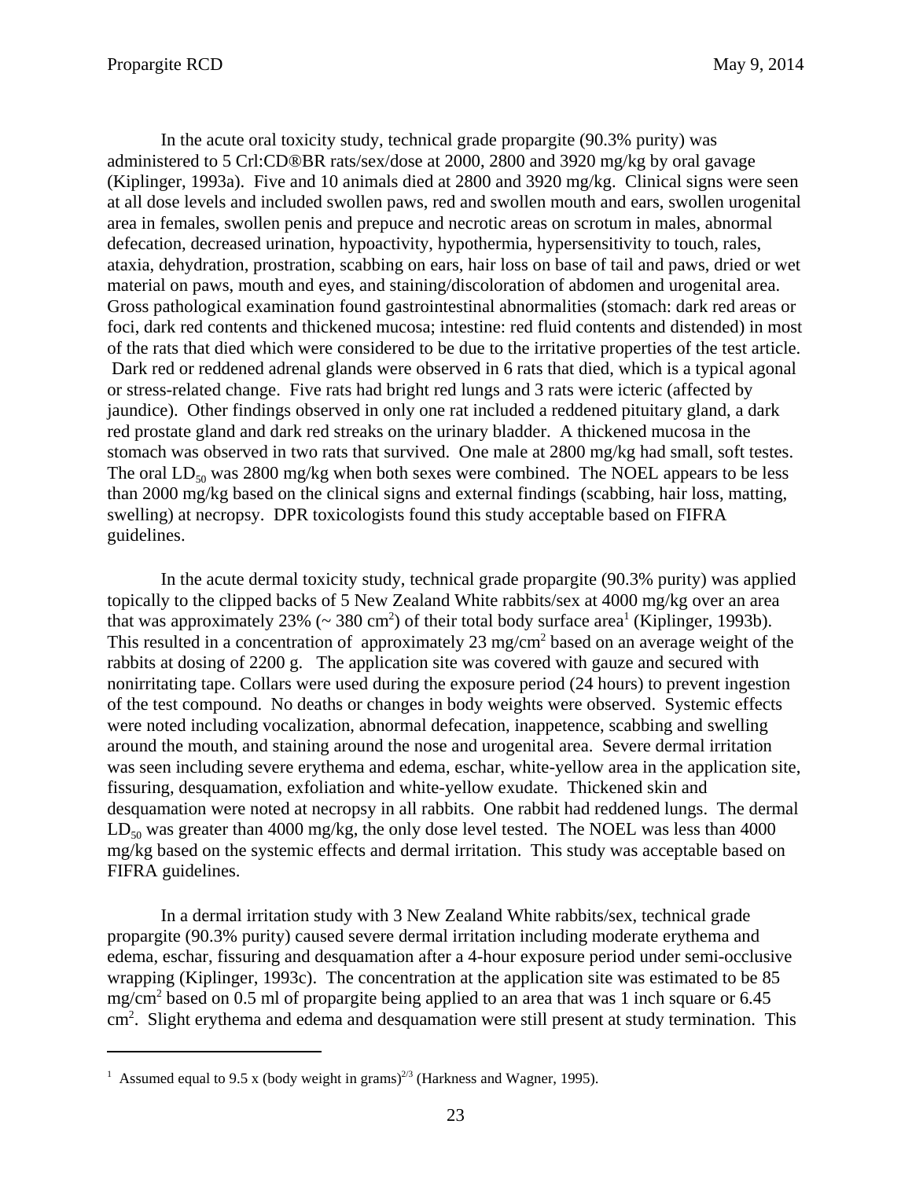In the acute oral toxicity study, technical grade propargite (90.3% purity) was administered to 5 Crl:CD®BR rats/sex/dose at 2000, 2800 and 3920 mg/kg by oral gavage (Kiplinger, 1993a). Five and 10 animals died at 2800 and 3920 mg/kg. Clinical signs were seen at all dose levels and included swollen paws, red and swollen mouth and ears, swollen urogenital area in females, swollen penis and prepuce and necrotic areas on scrotum in males, abnormal defecation, decreased urination, hypoactivity, hypothermia, hypersensitivity to touch, rales, ataxia, dehydration, prostration, scabbing on ears, hair loss on base of tail and paws, dried or wet material on paws, mouth and eyes, and staining/discoloration of abdomen and urogenital area. Gross pathological examination found gastrointestinal abnormalities (stomach: dark red areas or foci, dark red contents and thickened mucosa; intestine: red fluid contents and distended) in most of the rats that died which were considered to be due to the irritative properties of the test article. Dark red or reddened adrenal glands were observed in 6 rats that died, which is a typical agonal or stress-related change. Five rats had bright red lungs and 3 rats were icteric (affected by jaundice). Other findings observed in only one rat included a reddened pituitary gland, a dark red prostate gland and dark red streaks on the urinary bladder. A thickened mucosa in the stomach was observed in two rats that survived. One male at 2800 mg/kg had small, soft testes. The oral $LD_{50}$ was 2800 mg/kg when both sexes were combined. The NOEL appears to be less than 2000 mg/kg based on the clinical signs and external findings (scabbing, hair loss, matting, swelling) at necropsy. DPR toxicologists found this study acceptable based on FIFRA guidelines.

In the acute dermal toxicity study, technical grade propargite (90.3% purity) was applied topically to the clipped backs of 5 New Zealand White rabbits/sex at 4000 mg/kg over an area that was approximately 23% (~ 380 $cm^2$) of their total body surface area[1] (Kiplinger, 1993b). This resulted in a concentration of approximately 23 $mg/cm^2$ based on an average weight of the rabbits at dosing of 2200 g. The application site was covered with gauze and secured with nonirritating tape. Collars were used during the exposure period (24 hours) to prevent ingestion of the test compound. No deaths or changes in body weights were observed. Systemic effects were noted including vocalization, abnormal defecation, inappetence, scabbing and swelling around the mouth, and staining around the nose and urogenital area. Severe dermal irritation was seen including severe erythema and edema, eschar, white-yellow area in the application site, fissuring, desquamation, exfoliation and white-yellow exudate. Thickened skin and desquamation were noted at necropsy in all rabbits. One rabbit had reddened lungs. The dermal $LD_{50}$ was greater than 4000 mg/kg, the only dose level tested. The NOEL was less than 4000 mg/kg based on the systemic effects and dermal irritation. This study was acceptable based on FIFRA guidelines.

In a dermal irritation study with 3 New Zealand White rabbits/sex, technical grade propargite (90.3% purity) caused severe dermal irritation including moderate erythema and edema, eschar, fissuring and desquamation after a 4-hour exposure period under semi-occlusive wrapping (Kiplinger, 1993c). The concentration at the application site was estimated to be 85 $mg/cm^2$ based on 0.5 ml of propargite being applied to an area that was 1 inch square or 6.45 $cm^2$. Slight erythema and edema and desquamation were still present at study termination. This

---

[1] Assumed equal to 9.5 x (body weight in grams)$^{2/3}$ (Harkness and Wagner, 1995).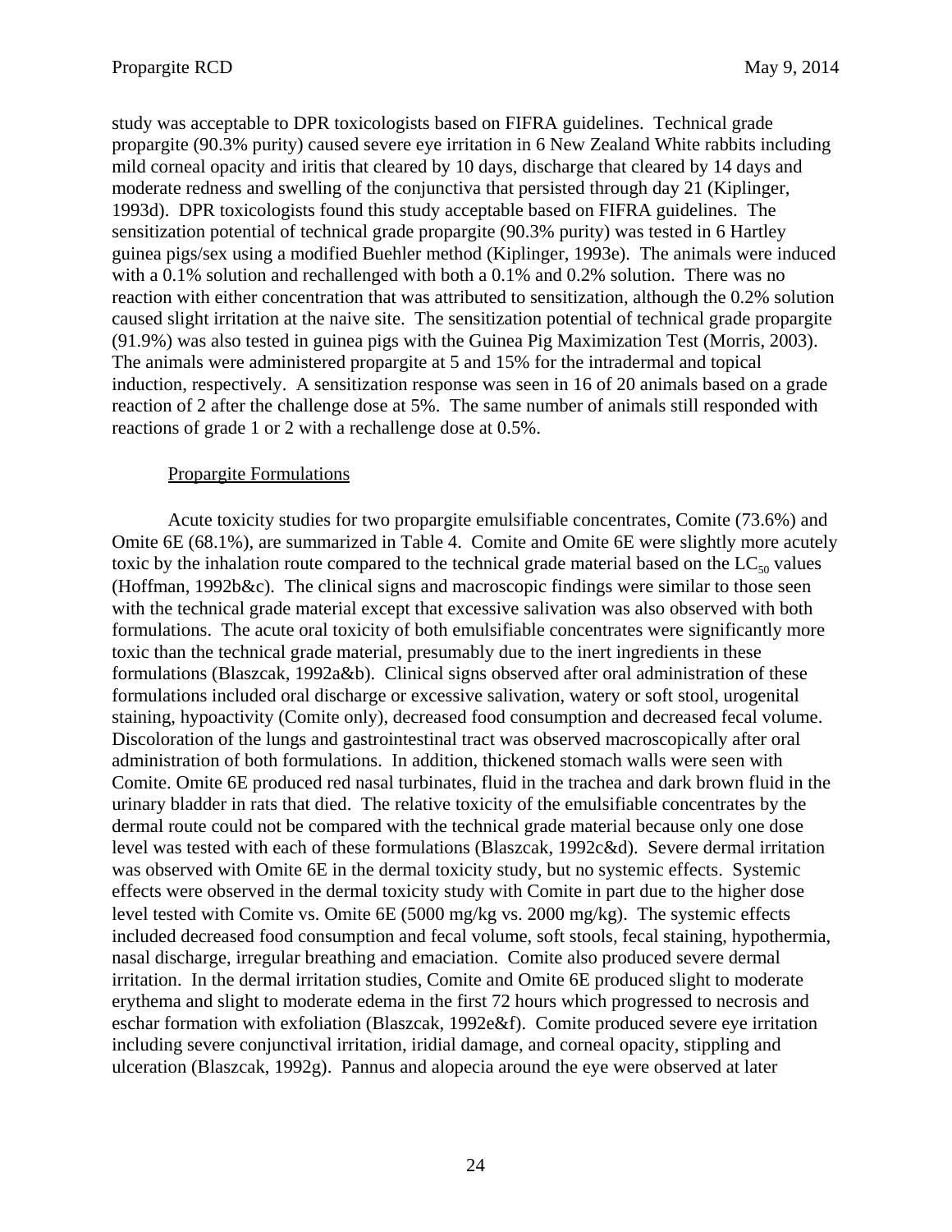study was acceptable to DPR toxicologists based on FIFRA guidelines. Technical grade propargite (90.3% purity) caused severe eye irritation in 6 New Zealand White rabbits including mild corneal opacity and iritis that cleared by 10 days, discharge that cleared by 14 days and moderate redness and swelling of the conjunctiva that persisted through day 21 (Kiplinger, 1993d). DPR toxicologists found this study acceptable based on FIFRA guidelines. The sensitization potential of technical grade propargite (90.3% purity) was tested in 6 Hartley guinea pigs/sex using a modified Buehler method (Kiplinger, 1993e). The animals were induced with a 0.1% solution and rechallenged with both a 0.1% and 0.2% solution. There was no reaction with either concentration that was attributed to sensitization, although the 0.2% solution caused slight irritation at the naive site. The sensitization potential of technical grade propargite (91.9%) was also tested in guinea pigs with the Guinea Pig Maximization Test (Morris, 2003). The animals were administered propargite at 5 and 15% for the intradermal and topical induction, respectively. A sensitization response was seen in 16 of 20 animals based on a grade reaction of 2 after the challenge dose at 5%. The same number of animals still responded with reactions of grade 1 or 2 with a rechallenge dose at 0.5%.

Propargite Formulations

Acute toxicity studies for two propargite emulsifiable concentrates, Comite (73.6%) and Omite 6E (68.1%), are summarized in Table 4. Comite and Omite 6E were slightly more acutely toxic by the inhalation route compared to the technical grade material based on the $LC_{50}$ values (Hoffman, 1992b&c). The clinical signs and macroscopic findings were similar to those seen with the technical grade material except that excessive salivation was also observed with both formulations. The acute oral toxicity of both emulsifiable concentrates were significantly more toxic than the technical grade material, presumably due to the inert ingredients in these formulations (Blaszcak, 1992a&b). Clinical signs observed after oral administration of these formulations included oral discharge or excessive salivation, watery or soft stool, urogenital staining, hypoactivity (Comite only), decreased food consumption and decreased fecal volume. Discoloration of the lungs and gastrointestinal tract was observed macroscopically after oral administration of both formulations. In addition, thickened stomach walls were seen with Comite. Omite 6E produced red nasal turbinates, fluid in the trachea and dark brown fluid in the urinary bladder in rats that died. The relative toxicity of the emulsifiable concentrates by the dermal route could not be compared with the technical grade material because only one dose level was tested with each of these formulations (Blaszcak, 1992c&d). Severe dermal irritation was observed with Omite 6E in the dermal toxicity study, but no systemic effects. Systemic effects were observed in the dermal toxicity study with Comite in part due to the higher dose level tested with Comite vs. Omite 6E (5000 mg/kg vs. 2000 mg/kg). The systemic effects included decreased food consumption and fecal volume, soft stools, fecal staining, hypothermia, nasal discharge, irregular breathing and emaciation. Comite also produced severe dermal irritation. In the dermal irritation studies, Comite and Omite 6E produced slight to moderate erythema and slight to moderate edema in the first 72 hours which progressed to necrosis and eschar formation with exfoliation (Blaszcak, 1992e&f). Comite produced severe eye irritation including severe conjunctival irritation, iridial damage, and corneal opacity, stippling and ulceration (Blaszcak, 1992g). Pannus and alopecia around the eye were observed at later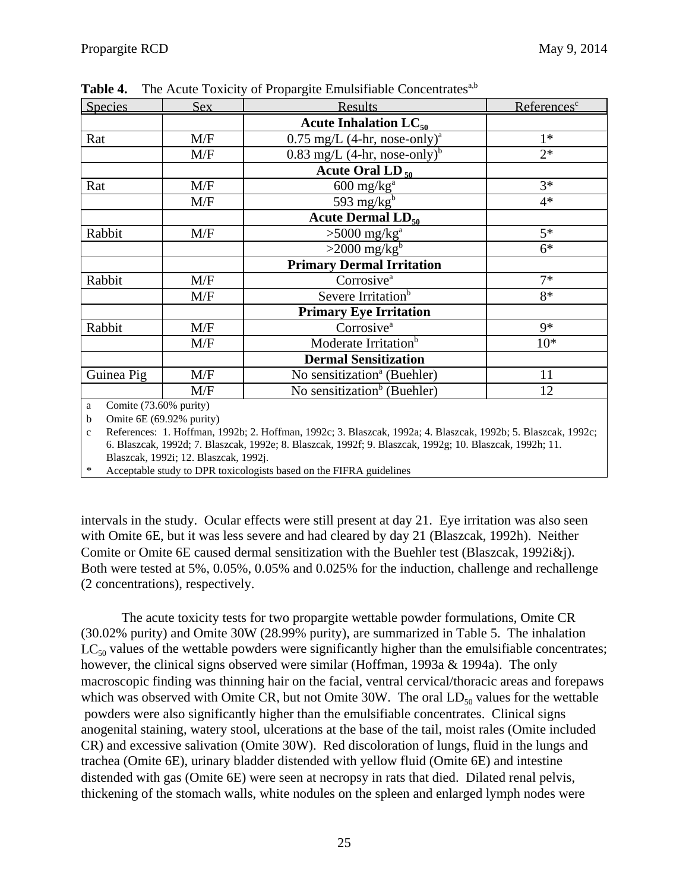**Table 4.** The Acute Toxicity of Propargite Emulsifiable Concentrates[a,b]

| Species | Sex | Results | References[c] |
|---|---|---|---|
| | | **Acute Inhalation $LC_{50}$** | |
| Rat | M/F | 0.75 mg/L (4-hr, nose-only)[a] | 1* |
| | M/F | 0.83 mg/L (4-hr, nose-only)[b] | 2* |
| | | **Acute Oral $LD_{50}$** | |
| Rat | M/F | 600 mg/kg[a] | 3* |
| | M/F | 593 mg/kg[b] | 4* |
| | | **Acute Dermal $LD_{50}$** | |
| Rabbit | M/F | >5000 mg/kg[a] | 5* |
| | | >2000 mg/kg[b] | 6* |
| | | **Primary Dermal Irritation** | |
| Rabbit | M/F | Corrosive[a] | 7* |
| | M/F | Severe Irritation[b] | 8* |
| | | **Primary Eye Irritation** | |
| Rabbit | M/F | Corrosive[a] | 9* |
| | M/F | Moderate Irritation[b] | 10* |
| | | **Dermal Sensitization** | |
| Guinea Pig | M/F | No sensitization[a] (Buehler) | 11 |
| | M/F | No sensitization[b] (Buehler) | 12 |

a Comite (73.60% purity)
b Omite 6E (69.92% purity)
c References: 1. Hoffman, 1992b; 2. Hoffman, 1992c; 3. Blaszcak, 1992a; 4. Blaszcak, 1992b; 5. Blaszcak, 1992c; 6. Blaszcak, 1992d; 7. Blaszcak, 1992e; 8. Blaszcak, 1992f; 9. Blaszcak, 1992g; 10. Blaszcak, 1992h; 11. Blaszcak, 1992i; 12. Blaszcak, 1992j.
\* Acceptable study to DPR toxicologists based on the FIFRA guidelines

intervals in the study. Ocular effects were still present at day 21. Eye irritation was also seen with Omite 6E, but it was less severe and had cleared by day 21 (Blaszcak, 1992h). Neither Comite or Omite 6E caused dermal sensitization with the Buehler test (Blaszcak, 1992i&j). Both were tested at 5%, 0.05%, 0.05% and 0.025% for the induction, challenge and rechallenge (2 concentrations), respectively.

The acute toxicity tests for two propargite wettable powder formulations, Omite CR (30.02% purity) and Omite 30W (28.99% purity), are summarized in Table 5. The inhalation $LC_{50}$ values of the wettable powders were significantly higher than the emulsifiable concentrates; however, the clinical signs observed were similar (Hoffman, 1993a & 1994a). The only macroscopic finding was thinning hair on the facial, ventral cervical/thoracic areas and forepaws which was observed with Omite CR, but not Omite 30W. The oral $LD_{50}$ values for the wettable powders were also significantly higher than the emulsifiable concentrates. Clinical signs anogenital staining, watery stool, ulcerations at the base of the tail, moist rales (Omite included CR) and excessive salivation (Omite 30W). Red discoloration of lungs, fluid in the lungs and trachea (Omite 6E), urinary bladder distended with yellow fluid (Omite 6E) and intestine distended with gas (Omite 6E) were seen at necropsy in rats that died. Dilated renal pelvis, thickening of the stomach walls, white nodules on the spleen and enlarged lymph nodes were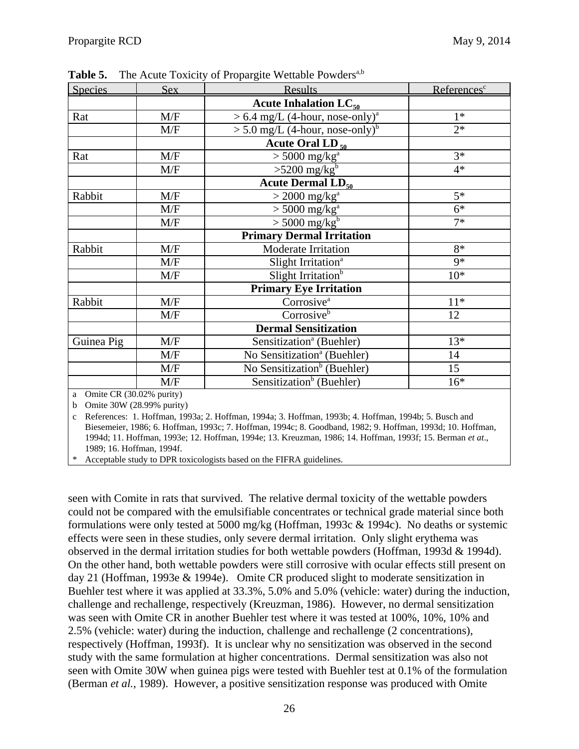**Table 5.** The Acute Toxicity of Propargite Wettable Powders[a,b]

| Species | Sex | Results | References[c] |
|---|---|---|---|
| | | **Acute Inhalation $LC_{50}$** | |
| Rat | M/F | > 6.4 mg/L (4-hour, nose-only)[a] | 1* |
| | M/F | > 5.0 mg/L (4-hour, nose-only)[b] | 2* |
| | | **Acute Oral $LD_{50}$** | |
| Rat | M/F | > 5000 mg/kg[a] | 3* |
| | M/F | >5200 mg/kg[b] | 4* |
| | | **Acute Dermal $LD_{50}$** | |
| Rabbit | M/F | > 2000 mg/kg[a] | 5* |
| | M/F | > 5000 mg/kg[a] | 6* |
| | M/F | > 5000 mg/kg[b] | 7* |
| | | **Primary Dermal Irritation** | |
| Rabbit | M/F | Moderate Irritation | 8* |
| | M/F | Slight Irritation[a] | 9* |
| | M/F | Slight Irritation[b] | 10* |
| | | **Primary Eye Irritation** | |
| Rabbit | M/F | Corrosive[a] | 11* |
| | M/F | Corrosive[b] | 12 |
| | | **Dermal Sensitization** | |
| Guinea Pig | M/F | Sensitization[a] (Buehler) | 13* |
| | M/F | No Sensitization[a] (Buehler) | 14 |
| | M/F | No Sensitization[b] (Buehler) | 15 |
| | M/F | Sensitization[b] (Buehler) | 16* |

a Omite CR (30.02% purity)

b Omite 30W (28.99% purity)

c References: 1. Hoffman, 1993a; 2. Hoffman, 1994a; 3. Hoffman, 1993b; 4. Hoffman, 1994b; 5. Busch and Biesemeier, 1986; 6. Hoffman, 1993c; 7. Hoffman, 1994c; 8. Goodband, 1982; 9. Hoffman, 1993d; 10. Hoffman, 1994d; 11. Hoffman, 1993e; 12. Hoffman, 1994e; 13. Kreuzman, 1986; 14. Hoffman, 1993f; 15. Berman *et at*., 1989; 16. Hoffman, 1994f.

\* Acceptable study to DPR toxicologists based on the FIFRA guidelines.

seen with Comite in rats that survived. The relative dermal toxicity of the wettable powders could not be compared with the emulsifiable concentrates or technical grade material since both formulations were only tested at 5000 mg/kg (Hoffman, 1993c & 1994c). No deaths or systemic effects were seen in these studies, only severe dermal irritation. Only slight erythema was observed in the dermal irritation studies for both wettable powders (Hoffman, 1993d & 1994d). On the other hand, both wettable powders were still corrosive with ocular effects still present on day 21 (Hoffman, 1993e & 1994e). Omite CR produced slight to moderate sensitization in Buehler test where it was applied at 33.3%, 5.0% and 5.0% (vehicle: water) during the induction, challenge and rechallenge, respectively (Kreuzman, 1986). However, no dermal sensitization was seen with Omite CR in another Buehler test where it was tested at 100%, 10%, 10% and 2.5% (vehicle: water) during the induction, challenge and rechallenge (2 concentrations), respectively (Hoffman, 1993f). It is unclear why no sensitization was observed in the second study with the same formulation at higher concentrations. Dermal sensitization was also not seen with Omite 30W when guinea pigs were tested with Buehler test at 0.1% of the formulation (Berman *et al.*, 1989). However, a positive sensitization response was produced with Omite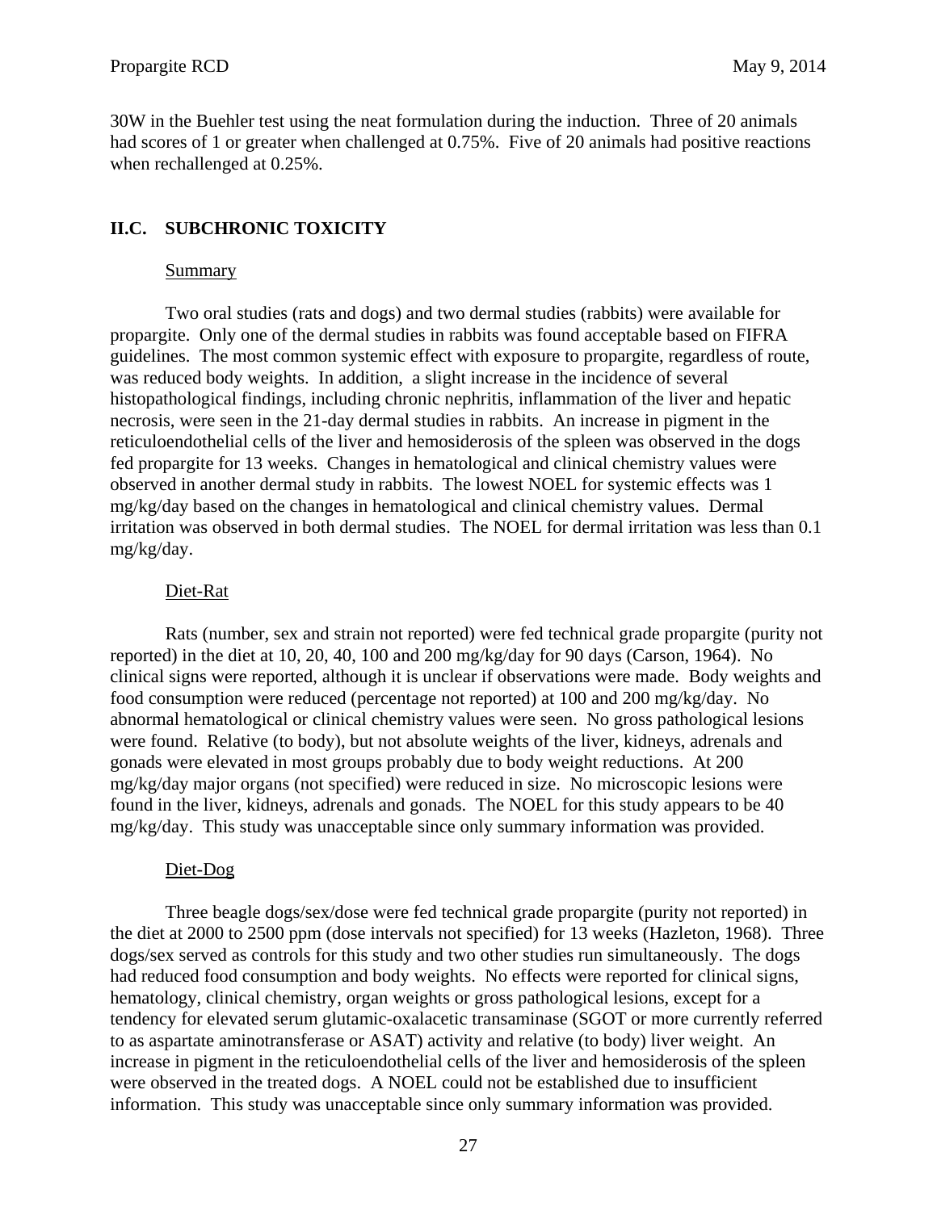30W in the Buehler test using the neat formulation during the induction. Three of 20 animals had scores of 1 or greater when challenged at 0.75%. Five of 20 animals had positive reactions when rechallenged at 0.25%.

## II.C. SUBCHRONIC TOXICITY

Summary

Two oral studies (rats and dogs) and two dermal studies (rabbits) were available for propargite. Only one of the dermal studies in rabbits was found acceptable based on FIFRA guidelines. The most common systemic effect with exposure to propargite, regardless of route, was reduced body weights. In addition, a slight increase in the incidence of several histopathological findings, including chronic nephritis, inflammation of the liver and hepatic necrosis, were seen in the 21-day dermal studies in rabbits. An increase in pigment in the reticuloendothelial cells of the liver and hemosiderosis of the spleen was observed in the dogs fed propargite for 13 weeks. Changes in hematological and clinical chemistry values were observed in another dermal study in rabbits. The lowest NOEL for systemic effects was 1 mg/kg/day based on the changes in hematological and clinical chemistry values. Dermal irritation was observed in both dermal studies. The NOEL for dermal irritation was less than 0.1 mg/kg/day.

Diet-Rat

Rats (number, sex and strain not reported) were fed technical grade propargite (purity not reported) in the diet at 10, 20, 40, 100 and 200 mg/kg/day for 90 days (Carson, 1964). No clinical signs were reported, although it is unclear if observations were made. Body weights and food consumption were reduced (percentage not reported) at 100 and 200 mg/kg/day. No abnormal hematological or clinical chemistry values were seen. No gross pathological lesions were found. Relative (to body), but not absolute weights of the liver, kidneys, adrenals and gonads were elevated in most groups probably due to body weight reductions. At 200 mg/kg/day major organs (not specified) were reduced in size. No microscopic lesions were found in the liver, kidneys, adrenals and gonads. The NOEL for this study appears to be 40 mg/kg/day. This study was unacceptable since only summary information was provided.

Diet-Dog

Three beagle dogs/sex/dose were fed technical grade propargite (purity not reported) in the diet at 2000 to 2500 ppm (dose intervals not specified) for 13 weeks (Hazleton, 1968). Three dogs/sex served as controls for this study and two other studies run simultaneously. The dogs had reduced food consumption and body weights. No effects were reported for clinical signs, hematology, clinical chemistry, organ weights or gross pathological lesions, except for a tendency for elevated serum glutamic-oxalacetic transaminase (SGOT or more currently referred to as aspartate aminotransferase or ASAT) activity and relative (to body) liver weight. An increase in pigment in the reticuloendothelial cells of the liver and hemosiderosis of the spleen were observed in the treated dogs. A NOEL could not be established due to insufficient information. This study was unacceptable since only summary information was provided.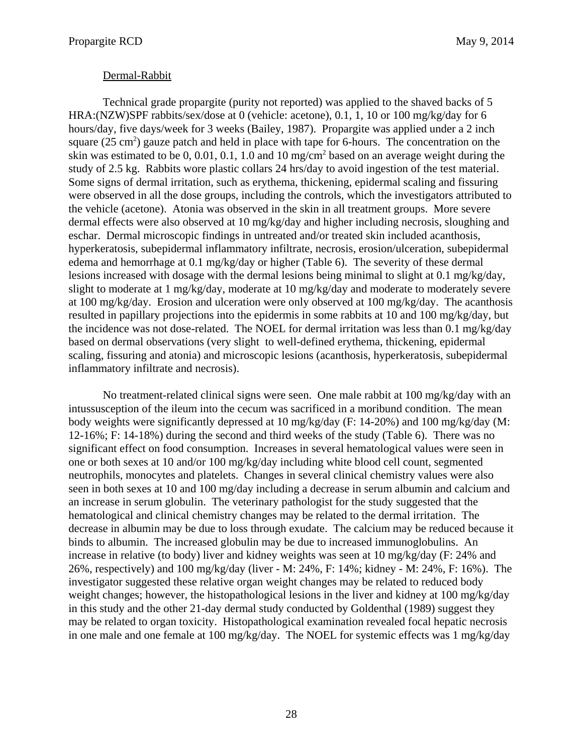Dermal-Rabbit

Technical grade propargite (purity not reported) was applied to the shaved backs of 5 HRA:(NZW)SPF rabbits/sex/dose at 0 (vehicle: acetone), 0.1, 1, 10 or 100 mg/kg/day for 6 hours/day, five days/week for 3 weeks (Bailey, 1987). Propargite was applied under a 2 inch square (25 $cm^2$) gauze patch and held in place with tape for 6-hours. The concentration on the skin was estimated to be 0, 0.01, 0.1, 1.0 and 10 $mg/cm^2$ based on an average weight during the study of 2.5 kg. Rabbits wore plastic collars 24 hrs/day to avoid ingestion of the test material. Some signs of dermal irritation, such as erythema, thickening, epidermal scaling and fissuring were observed in all the dose groups, including the controls, which the investigators attributed to the vehicle (acetone). Atonia was observed in the skin in all treatment groups. More severe dermal effects were also observed at 10 mg/kg/day and higher including necrosis, sloughing and eschar. Dermal microscopic findings in untreated and/or treated skin included acanthosis, hyperkeratosis, subepidermal inflammatory infiltrate, necrosis, erosion/ulceration, subepidermal edema and hemorrhage at 0.1 mg/kg/day or higher (Table 6). The severity of these dermal lesions increased with dosage with the dermal lesions being minimal to slight at 0.1 mg/kg/day, slight to moderate at 1 mg/kg/day, moderate at 10 mg/kg/day and moderate to moderately severe at 100 mg/kg/day. Erosion and ulceration were only observed at 100 mg/kg/day. The acanthosis resulted in papillary projections into the epidermis in some rabbits at 10 and 100 mg/kg/day, but the incidence was not dose-related. The NOEL for dermal irritation was less than 0.1 mg/kg/day based on dermal observations (very slight to well-defined erythema, thickening, epidermal scaling, fissuring and atonia) and microscopic lesions (acanthosis, hyperkeratosis, subepidermal inflammatory infiltrate and necrosis).

No treatment-related clinical signs were seen. One male rabbit at 100 mg/kg/day with an intussusception of the ileum into the cecum was sacrificed in a moribund condition. The mean body weights were significantly depressed at 10 mg/kg/day (F: 14-20%) and 100 mg/kg/day (M: 12-16%; F: 14-18%) during the second and third weeks of the study (Table 6). There was no significant effect on food consumption. Increases in several hematological values were seen in one or both sexes at 10 and/or 100 mg/kg/day including white blood cell count, segmented neutrophils, monocytes and platelets. Changes in several clinical chemistry values were also seen in both sexes at 10 and 100 mg/day including a decrease in serum albumin and calcium and an increase in serum globulin. The veterinary pathologist for the study suggested that the hematological and clinical chemistry changes may be related to the dermal irritation. The decrease in albumin may be due to loss through exudate. The calcium may be reduced because it binds to albumin. The increased globulin may be due to increased immunoglobulins. An increase in relative (to body) liver and kidney weights was seen at 10 mg/kg/day (F: 24% and 26%, respectively) and 100 mg/kg/day (liver - M: 24%, F: 14%; kidney - M: 24%, F: 16%). The investigator suggested these relative organ weight changes may be related to reduced body weight changes; however, the histopathological lesions in the liver and kidney at 100 mg/kg/day in this study and the other 21-day dermal study conducted by Goldenthal (1989) suggest they may be related to organ toxicity. Histopathological examination revealed focal hepatic necrosis in one male and one female at 100 mg/kg/day. The NOEL for systemic effects was 1 mg/kg/day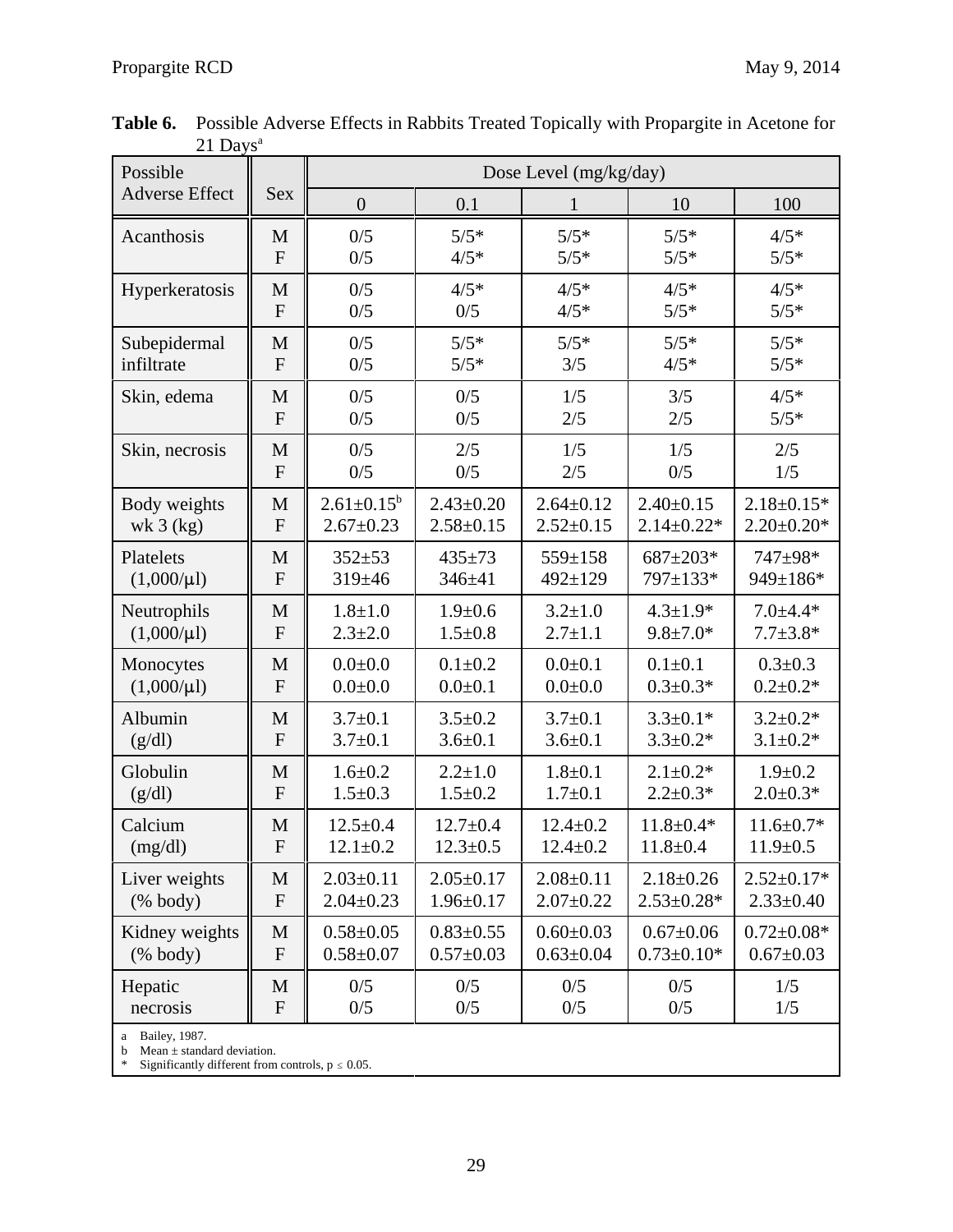**Table 6.** Possible Adverse Effects in Rabbits Treated Topically with Propargite in Acetone for 21 Days[a]

| Possible Adverse Effect | Sex | Dose Level (mg/kg/day) | | | | |
|---|---|---|---|---|---|---|
| | | 0 | 0.1 | 1 | 10 | 100 |
| Acanthosis | M | 0/5 | 5/5* | 5/5* | 5/5* | 4/5* |
| | F | 0/5 | 4/5* | 5/5* | 5/5* | 5/5* |
| Hyperkeratosis | M | 0/5 | 4/5* | 4/5* | 4/5* | 4/5* |
| | F | 0/5 | 0/5 | 4/5* | 5/5* | 5/5* |
| Subepidermal infiltrate | M | 0/5 | 5/5* | 5/5* | 5/5* | 5/5* |
| | F | 0/5 | 5/5* | 3/5 | 4/5* | 5/5* |
| Skin, edema | M | 0/5 | 0/5 | 1/5 | 3/5 | 4/5* |
| | F | 0/5 | 0/5 | 2/5 | 2/5 | 5/5* |
| Skin, necrosis | M | 0/5 | 2/5 | 1/5 | 1/5 | 2/5 |
| | F | 0/5 | 0/5 | 2/5 | 0/5 | 1/5 |
| Body weights wk 3 (kg) | M | 2.61±0.15[b] | 2.43±0.20 | 2.64±0.12 | 2.40±0.15 | 2.18±0.15* |
| | F | 2.67±0.23 | 2.58±0.15 | 2.52±0.15 | 2.14±0.22* | 2.20±0.20* |
| Platelets (1,000/μl) | M | 352±53 | 435±73 | 559±158 | 687±203* | 747±98* |
| | F | 319±46 | 346±41 | 492±129 | 797±133* | 949±186* |
| Neutrophils (1,000/μl) | M | 1.8±1.0 | 1.9±0.6 | 3.2±1.0 | 4.3±1.9* | 7.0±4.4* |
| | F | 2.3±2.0 | 1.5±0.8 | 2.7±1.1 | 9.8±7.0* | 7.7±3.8* |
| Monocytes (1,000/μl) | M | 0.0±0.0 | 0.1±0.2 | 0.0±0.1 | 0.1±0.1 | 0.3±0.3 |
| | F | 0.0±0.0 | 0.0±0.1 | 0.0±0.0 | 0.3±0.3* | 0.2±0.2* |
| Albumin (g/dl) | M | 3.7±0.1 | 3.5±0.2 | 3.7±0.1 | 3.3±0.1* | 3.2±0.2* |
| | F | 3.7±0.1 | 3.6±0.1 | 3.6±0.1 | 3.3±0.2* | 3.1±0.2* |
| Globulin (g/dl) | M | 1.6±0.2 | 2.2±1.0 | 1.8±0.1 | 2.1±0.2* | 1.9±0.2 |
| | F | 1.5±0.3 | 1.5±0.2 | 1.7±0.1 | 2.2±0.3* | 2.0±0.3* |
| Calcium (mg/dl) | M | 12.5±0.4 | 12.7±0.4 | 12.4±0.2 | 11.8±0.4* | 11.6±0.7* |
| | F | 12.1±0.2 | 12.3±0.5 | 12.4±0.2 | 11.8±0.4 | 11.9±0.5 |
| Liver weights (% body) | M | 2.03±0.11 | 2.05±0.17 | 2.08±0.11 | 2.18±0.26 | 2.52±0.17* |
| | F | 2.04±0.23 | 1.96±0.17 | 2.07±0.22 | 2.53±0.28* | 2.33±0.40 |
| Kidney weights (% body) | M | 0.58±0.05 | 0.83±0.55 | 0.60±0.03 | 0.67±0.06 | 0.72±0.08* |
| | F | 0.58±0.07 | 0.57±0.03 | 0.63±0.04 | 0.73±0.10* | 0.67±0.03 |
| Hepatic necrosis | M | 0/5 | 0/5 | 0/5 | 0/5 | 1/5 |
| | F | 0/5 | 0/5 | 0/5 | 0/5 | 1/5 |

a Bailey, 1987.
b Mean ± standard deviation.
\* Significantly different from controls, $p \leq 0.05$.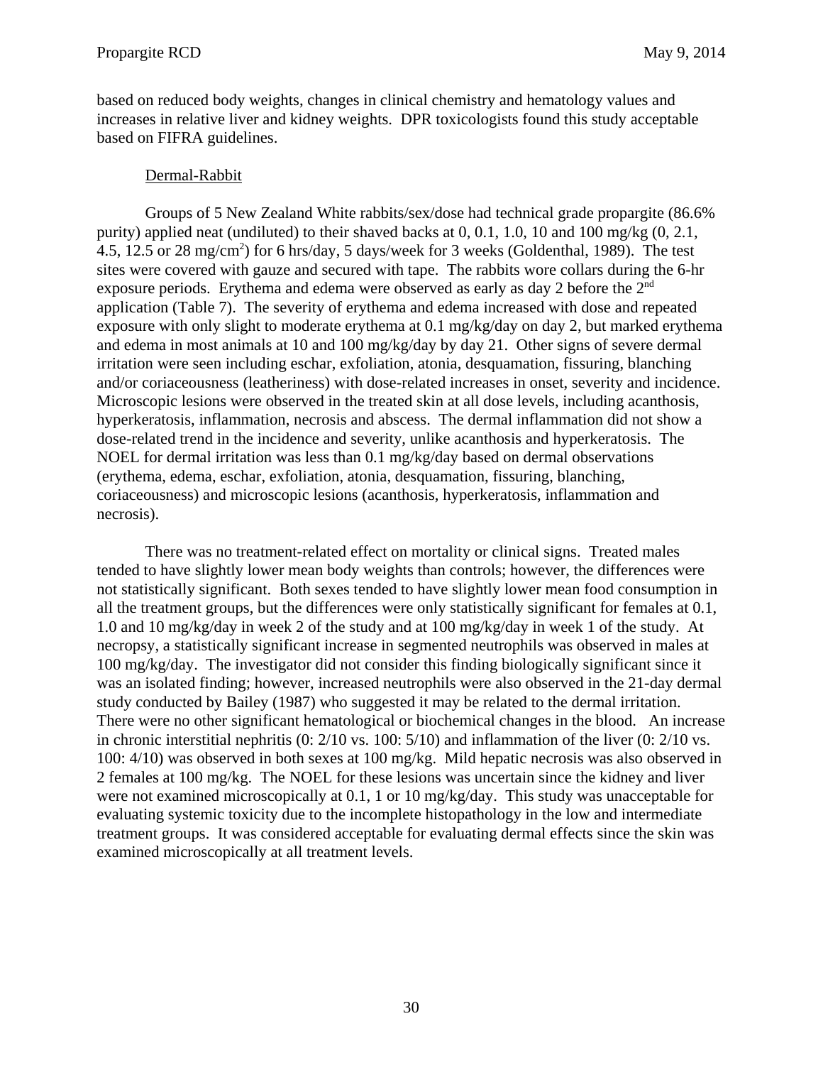based on reduced body weights, changes in clinical chemistry and hematology values and increases in relative liver and kidney weights. DPR toxicologists found this study acceptable based on FIFRA guidelines.

Dermal-Rabbit

Groups of 5 New Zealand White rabbits/sex/dose had technical grade propargite (86.6% purity) applied neat (undiluted) to their shaved backs at 0, 0.1, 1.0, 10 and 100 mg/kg (0, 2.1, 4.5, 12.5 or 28 mg/cm$^2$) for 6 hrs/day, 5 days/week for 3 weeks (Goldenthal, 1989). The test sites were covered with gauze and secured with tape. The rabbits wore collars during the 6-hr exposure periods. Erythema and edema were observed as early as day 2 before the 2$^{nd}$ application (Table 7). The severity of erythema and edema increased with dose and repeated exposure with only slight to moderate erythema at 0.1 mg/kg/day on day 2, but marked erythema and edema in most animals at 10 and 100 mg/kg/day by day 21. Other signs of severe dermal irritation were seen including eschar, exfoliation, atonia, desquamation, fissuring, blanching and/or coriaceousness (leatheriness) with dose-related increases in onset, severity and incidence. Microscopic lesions were observed in the treated skin at all dose levels, including acanthosis, hyperkeratosis, inflammation, necrosis and abscess. The dermal inflammation did not show a dose-related trend in the incidence and severity, unlike acanthosis and hyperkeratosis. The NOEL for dermal irritation was less than 0.1 mg/kg/day based on dermal observations (erythema, edema, eschar, exfoliation, atonia, desquamation, fissuring, blanching, coriaceousness) and microscopic lesions (acanthosis, hyperkeratosis, inflammation and necrosis).

There was no treatment-related effect on mortality or clinical signs. Treated males tended to have slightly lower mean body weights than controls; however, the differences were not statistically significant. Both sexes tended to have slightly lower mean food consumption in all the treatment groups, but the differences were only statistically significant for females at 0.1, 1.0 and 10 mg/kg/day in week 2 of the study and at 100 mg/kg/day in week 1 of the study. At necropsy, a statistically significant increase in segmented neutrophils was observed in males at 100 mg/kg/day. The investigator did not consider this finding biologically significant since it was an isolated finding; however, increased neutrophils were also observed in the 21-day dermal study conducted by Bailey (1987) who suggested it may be related to the dermal irritation. There were no other significant hematological or biochemical changes in the blood. An increase in chronic interstitial nephritis (0: 2/10 vs. 100: 5/10) and inflammation of the liver (0: 2/10 vs. 100: 4/10) was observed in both sexes at 100 mg/kg. Mild hepatic necrosis was also observed in 2 females at 100 mg/kg. The NOEL for these lesions was uncertain since the kidney and liver were not examined microscopically at 0.1, 1 or 10 mg/kg/day. This study was unacceptable for evaluating systemic toxicity due to the incomplete histopathology in the low and intermediate treatment groups. It was considered acceptable for evaluating dermal effects since the skin was examined microscopically at all treatment levels.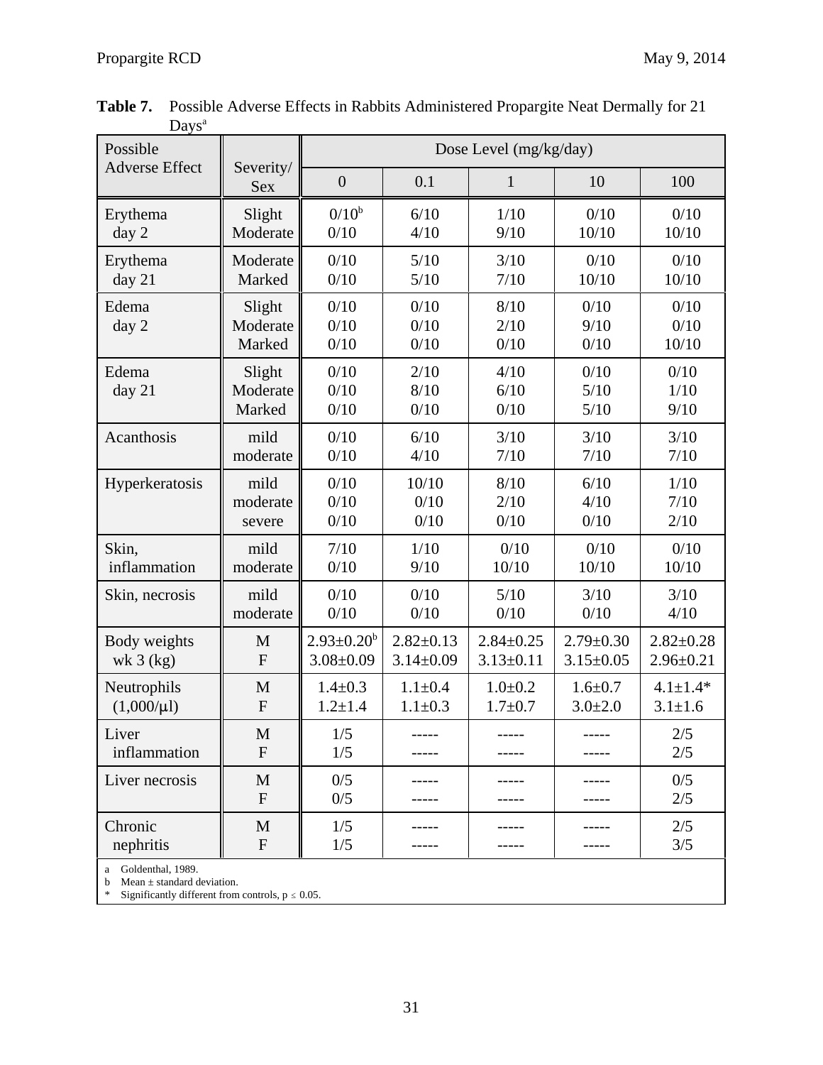**Table 7.** Possible Adverse Effects in Rabbits Administered Propargite Neat Dermally for 21 Days[a]

| Possible Adverse Effect | Severity/ Sex | Dose Level (mg/kg/day) | | | | |
|---|---|---|---|---|---|---|
| | | 0 | 0.1 | 1 | 10 | 100 |
| Erythema day 2 | Slight<br>Moderate | 0/10[b]<br>0/10 | 6/10<br>4/10 | 1/10<br>9/10 | 0/10<br>10/10 | 0/10<br>10/10 |
| Erythema day 21 | Moderate<br>Marked | 0/10<br>0/10 | 5/10<br>5/10 | 3/10<br>7/10 | 0/10<br>10/10 | 0/10<br>10/10 |
| Edema day 2 | Slight<br>Moderate<br>Marked | 0/10<br>0/10<br>0/10 | 0/10<br>0/10<br>0/10 | 8/10<br>2/10<br>0/10 | 0/10<br>9/10<br>0/10 | 0/10<br>0/10<br>10/10 |
| Edema day 21 | Slight<br>Moderate<br>Marked | 0/10<br>0/10<br>0/10 | 2/10<br>8/10<br>0/10 | 4/10<br>6/10<br>0/10 | 0/10<br>5/10<br>5/10 | 0/10<br>1/10<br>9/10 |
| Acanthosis | mild<br>moderate | 0/10<br>0/10 | 6/10<br>4/10 | 3/10<br>7/10 | 3/10<br>7/10 | 3/10<br>7/10 |
| Hyperkeratosis | mild<br>moderate<br>severe | 0/10<br>0/10<br>0/10 | 10/10<br>0/10<br>0/10 | 8/10<br>2/10<br>0/10 | 6/10<br>4/10<br>0/10 | 1/10<br>7/10<br>2/10 |
| Skin, inflammation | mild<br>moderate | 7/10<br>0/10 | 1/10<br>9/10 | 0/10<br>10/10 | 0/10<br>10/10 | 0/10<br>10/10 |
| Skin, necrosis | mild<br>moderate | 0/10<br>0/10 | 0/10<br>0/10 | 5/10<br>0/10 | 3/10<br>0/10 | 3/10<br>4/10 |
| Body weights wk 3 (kg) | M<br>F | 2.93±0.20[b]<br>3.08±0.09 | 2.82±0.13<br>3.14±0.09 | 2.84±0.25<br>3.13±0.11 | 2.79±0.30<br>3.15±0.05 | 2.82±0.28<br>2.96±0.21 |
| Neutrophils (1,000/μl) | M<br>F | 1.4±0.3<br>1.2±1.4 | 1.1±0.4<br>1.1±0.3 | 1.0±0.2<br>1.7±0.7 | 1.6±0.7<br>3.0±2.0 | 4.1±1.4*<br>3.1±1.6 |
| Liver inflammation | M<br>F | 1/5<br>1/5 | -----<br>----- | -----<br>----- | -----<br>----- | 2/5<br>2/5 |
| Liver necrosis | M<br>F | 0/5<br>0/5 | -----<br>----- | -----<br>----- | -----<br>----- | 0/5<br>2/5 |
| Chronic nephritis | M<br>F | 1/5<br>1/5 | -----<br>----- | -----<br>----- | -----<br>----- | 2/5<br>3/5 |

a Goldenthal, 1989.
b Mean ± standard deviation.
* Significantly different from controls, $p \leq 0.05$.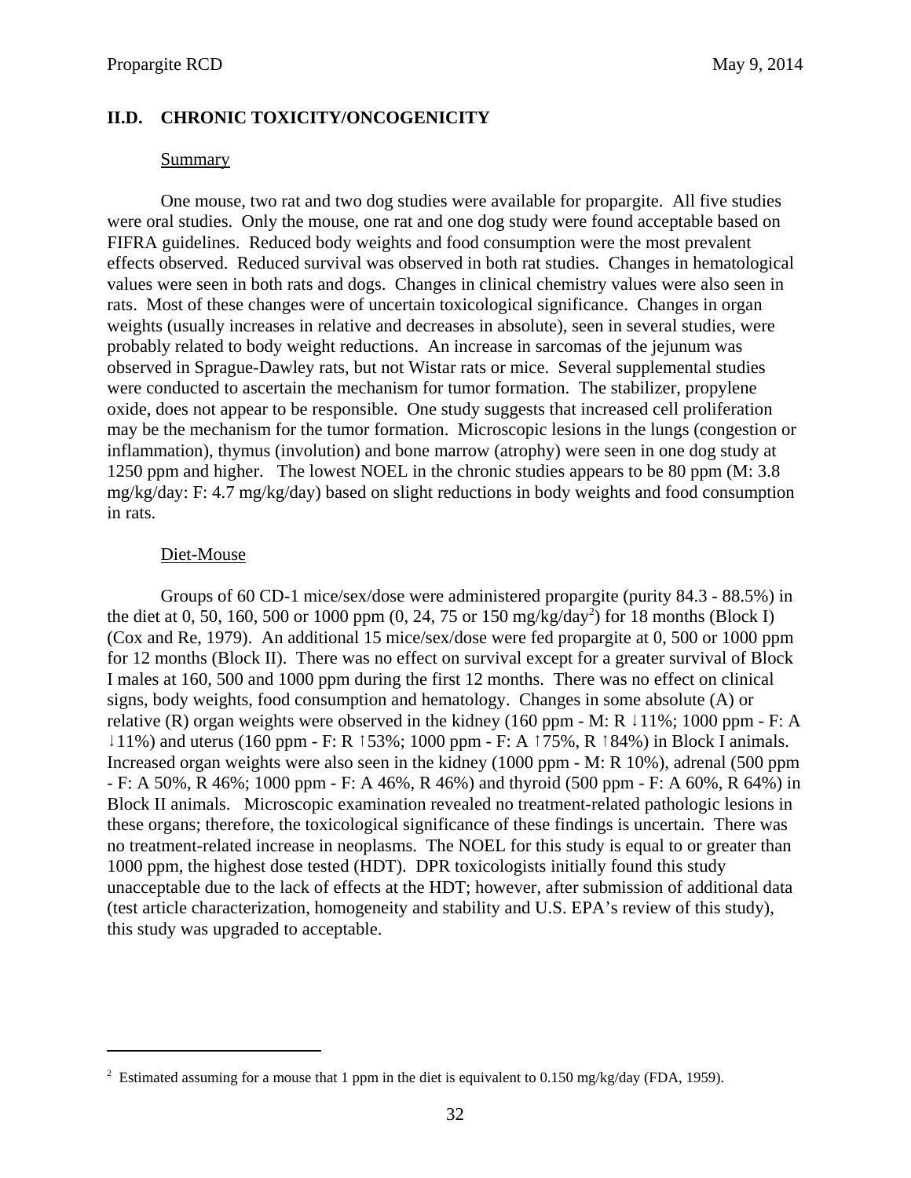## II.D. CHRONIC TOXICITY/ONCOGENICITY

Summary

One mouse, two rat and two dog studies were available for propargite. All five studies were oral studies. Only the mouse, one rat and one dog study were found acceptable based on FIFRA guidelines. Reduced body weights and food consumption were the most prevalent effects observed. Reduced survival was observed in both rat studies. Changes in hematological values were seen in both rats and dogs. Changes in clinical chemistry values were also seen in rats. Most of these changes were of uncertain toxicological significance. Changes in organ weights (usually increases in relative and decreases in absolute), seen in several studies, were probably related to body weight reductions. An increase in sarcomas of the jejunum was observed in Sprague-Dawley rats, but not Wistar rats or mice. Several supplemental studies were conducted to ascertain the mechanism for tumor formation. The stabilizer, propylene oxide, does not appear to be responsible. One study suggests that increased cell proliferation may be the mechanism for the tumor formation. Microscopic lesions in the lungs (congestion or inflammation), thymus (involution) and bone marrow (atrophy) were seen in one dog study at 1250 ppm and higher. The lowest NOEL in the chronic studies appears to be 80 ppm (M: 3.8 mg/kg/day: F: 4.7 mg/kg/day) based on slight reductions in body weights and food consumption in rats.

Diet-Mouse

Groups of 60 CD-1 mice/sex/dose were administered propargite (purity 84.3 - 88.5%) in the diet at 0, 50, 160, 500 or 1000 ppm (0, 24, 75 or 150 mg/kg/day[2]) for 18 months (Block I) (Cox and Re, 1979). An additional 15 mice/sex/dose were fed propargite at 0, 500 or 1000 ppm for 12 months (Block II). There was no effect on survival except for a greater survival of Block I males at 160, 500 and 1000 ppm during the first 12 months. There was no effect on clinical signs, body weights, food consumption and hematology. Changes in some absolute (A) or relative (R) organ weights were observed in the kidney (160 ppm - M: R ↓11%; 1000 ppm - F: A ↓11%) and uterus (160 ppm - F: R ↑53%; 1000 ppm - F: A ↑75%, R ↑84%) in Block I animals. Increased organ weights were also seen in the kidney (1000 ppm - M: R 10%), adrenal (500 ppm - F: A 50%, R 46%; 1000 ppm - F: A 46%, R 46%) and thyroid (500 ppm - F: A 60%, R 64%) in Block II animals. Microscopic examination revealed no treatment-related pathologic lesions in these organs; therefore, the toxicological significance of these findings is uncertain. There was no treatment-related increase in neoplasms. The NOEL for this study is equal to or greater than 1000 ppm, the highest dose tested (HDT). DPR toxicologists initially found this study unacceptable due to the lack of effects at the HDT; however, after submission of additional data (test article characterization, homogeneity and stability and U.S. EPA's review of this study), this study was upgraded to acceptable.

---

[2] Estimated assuming for a mouse that 1 ppm in the diet is equivalent to 0.150 mg/kg/day (FDA, 1959).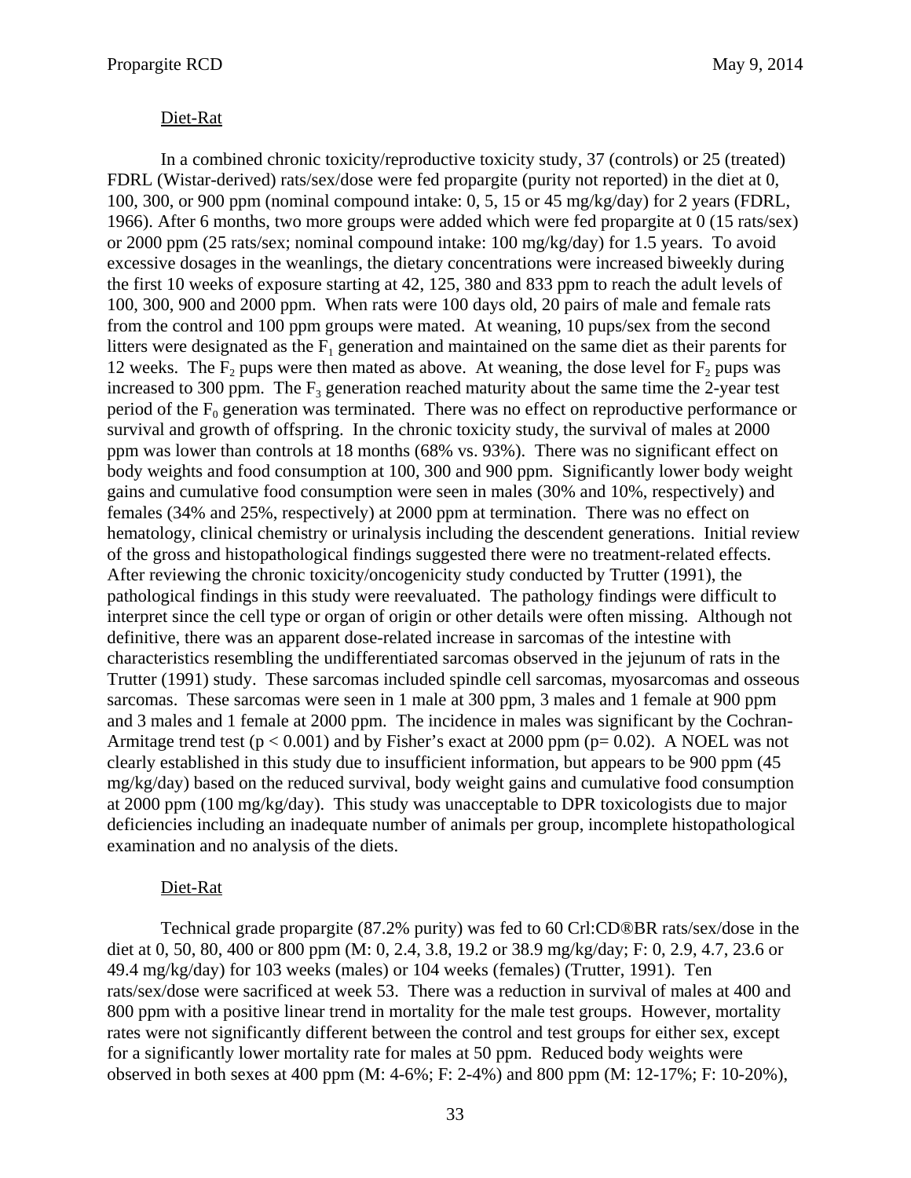Diet-Rat

In a combined chronic toxicity/reproductive toxicity study, 37 (controls) or 25 (treated) FDRL (Wistar-derived) rats/sex/dose were fed propargite (purity not reported) in the diet at 0, 100, 300, or 900 ppm (nominal compound intake: 0, 5, 15 or 45 mg/kg/day) for 2 years (FDRL, 1966). After 6 months, two more groups were added which were fed propargite at 0 (15 rats/sex) or 2000 ppm (25 rats/sex; nominal compound intake: 100 mg/kg/day) for 1.5 years. To avoid excessive dosages in the weanlings, the dietary concentrations were increased biweekly during the first 10 weeks of exposure starting at 42, 125, 380 and 833 ppm to reach the adult levels of 100, 300, 900 and 2000 ppm. When rats were 100 days old, 20 pairs of male and female rats from the control and 100 ppm groups were mated. At weaning, 10 pups/sex from the second litters were designated as the $F_1$ generation and maintained on the same diet as their parents for 12 weeks. The $F_2$ pups were then mated as above. At weaning, the dose level for $F_2$ pups was increased to 300 ppm. The $F_3$ generation reached maturity about the same time the 2-year test period of the $F_0$ generation was terminated. There was no effect on reproductive performance or survival and growth of offspring. In the chronic toxicity study, the survival of males at 2000 ppm was lower than controls at 18 months (68% vs. 93%). There was no significant effect on body weights and food consumption at 100, 300 and 900 ppm. Significantly lower body weight gains and cumulative food consumption were seen in males (30% and 10%, respectively) and females (34% and 25%, respectively) at 2000 ppm at termination. There was no effect on hematology, clinical chemistry or urinalysis including the descendent generations. Initial review of the gross and histopathological findings suggested there were no treatment-related effects. After reviewing the chronic toxicity/oncogenicity study conducted by Trutter (1991), the pathological findings in this study were reevaluated. The pathology findings were difficult to interpret since the cell type or organ of origin or other details were often missing. Although not definitive, there was an apparent dose-related increase in sarcomas of the intestine with characteristics resembling the undifferentiated sarcomas observed in the jejunum of rats in the Trutter (1991) study. These sarcomas included spindle cell sarcomas, myosarcomas and osseous sarcomas. These sarcomas were seen in 1 male at 300 ppm, 3 males and 1 female at 900 ppm and 3 males and 1 female at 2000 ppm. The incidence in males was significant by the Cochran-Armitage trend test ($p < 0.001$) and by Fisher's exact at 2000 ppm ($p= 0.02$). A NOEL was not clearly established in this study due to insufficient information, but appears to be 900 ppm (45 mg/kg/day) based on the reduced survival, body weight gains and cumulative food consumption at 2000 ppm (100 mg/kg/day). This study was unacceptable to DPR toxicologists due to major deficiencies including an inadequate number of animals per group, incomplete histopathological examination and no analysis of the diets.

Diet-Rat

Technical grade propargite (87.2% purity) was fed to 60 Crl:CD®BR rats/sex/dose in the diet at 0, 50, 80, 400 or 800 ppm (M: 0, 2.4, 3.8, 19.2 or 38.9 mg/kg/day; F: 0, 2.9, 4.7, 23.6 or 49.4 mg/kg/day) for 103 weeks (males) or 104 weeks (females) (Trutter, 1991). Ten rats/sex/dose were sacrificed at week 53. There was a reduction in survival of males at 400 and 800 ppm with a positive linear trend in mortality for the male test groups. However, mortality rates were not significantly different between the control and test groups for either sex, except for a significantly lower mortality rate for males at 50 ppm. Reduced body weights were observed in both sexes at 400 ppm (M: 4-6%; F: 2-4%) and 800 ppm (M: 12-17%; F: 10-20%),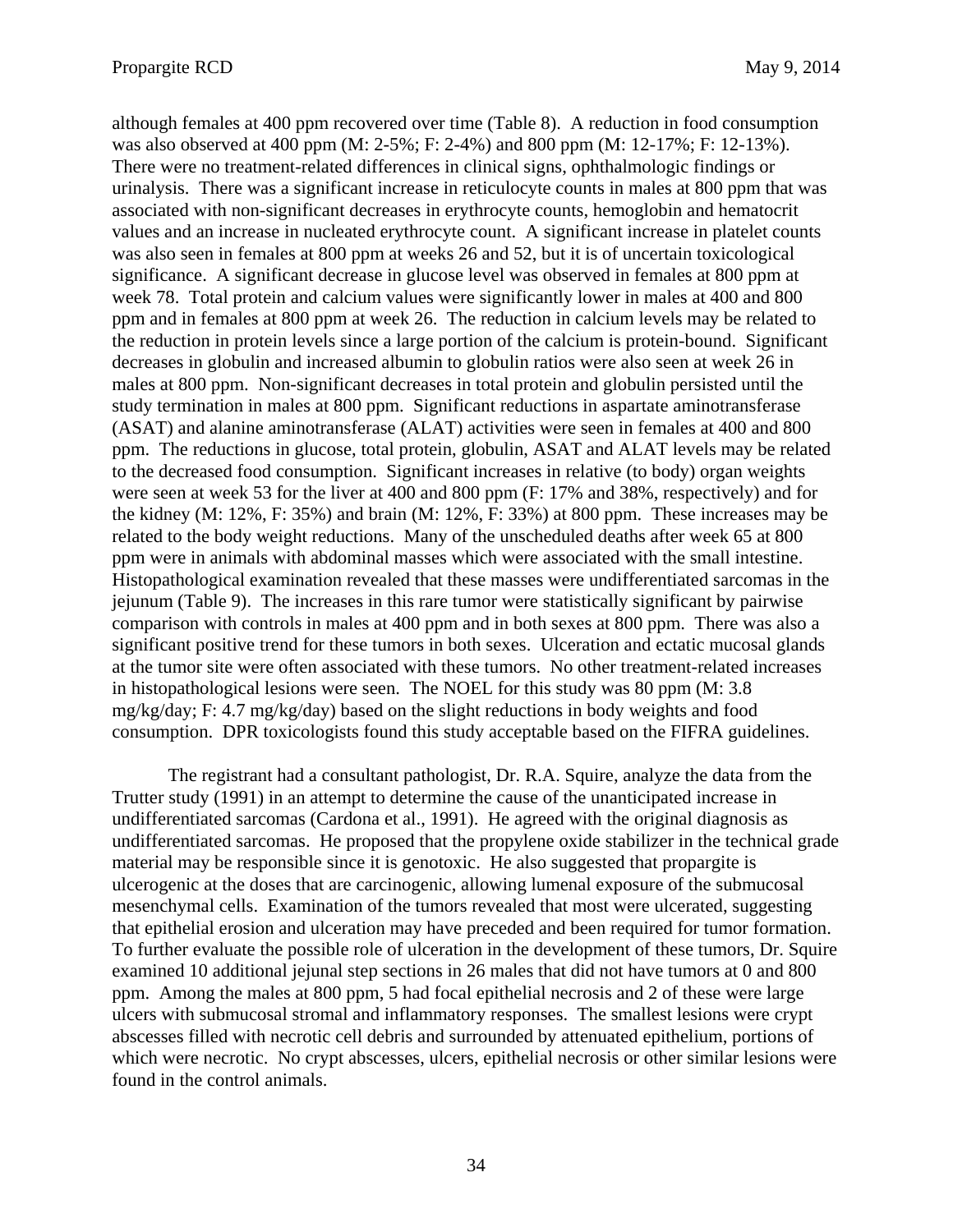although females at 400 ppm recovered over time (Table 8). A reduction in food consumption was also observed at 400 ppm (M: 2-5%; F: 2-4%) and 800 ppm (M: 12-17%; F: 12-13%). There were no treatment-related differences in clinical signs, ophthalmologic findings or urinalysis. There was a significant increase in reticulocyte counts in males at 800 ppm that was associated with non-significant decreases in erythrocyte counts, hemoglobin and hematocrit values and an increase in nucleated erythrocyte count. A significant increase in platelet counts was also seen in females at 800 ppm at weeks 26 and 52, but it is of uncertain toxicological significance. A significant decrease in glucose level was observed in females at 800 ppm at week 78. Total protein and calcium values were significantly lower in males at 400 and 800 ppm and in females at 800 ppm at week 26. The reduction in calcium levels may be related to the reduction in protein levels since a large portion of the calcium is protein-bound. Significant decreases in globulin and increased albumin to globulin ratios were also seen at week 26 in males at 800 ppm. Non-significant decreases in total protein and globulin persisted until the study termination in males at 800 ppm. Significant reductions in aspartate aminotransferase (ASAT) and alanine aminotransferase (ALAT) activities were seen in females at 400 and 800 ppm. The reductions in glucose, total protein, globulin, ASAT and ALAT levels may be related to the decreased food consumption. Significant increases in relative (to body) organ weights were seen at week 53 for the liver at 400 and 800 ppm (F: 17% and 38%, respectively) and for the kidney (M: 12%, F: 35%) and brain (M: 12%, F: 33%) at 800 ppm. These increases may be related to the body weight reductions. Many of the unscheduled deaths after week 65 at 800 ppm were in animals with abdominal masses which were associated with the small intestine. Histopathological examination revealed that these masses were undifferentiated sarcomas in the jejunum (Table 9). The increases in this rare tumor were statistically significant by pairwise comparison with controls in males at 400 ppm and in both sexes at 800 ppm. There was also a significant positive trend for these tumors in both sexes. Ulceration and ectatic mucosal glands at the tumor site were often associated with these tumors. No other treatment-related increases in histopathological lesions were seen. The NOEL for this study was 80 ppm (M: 3.8 mg/kg/day; F: 4.7 mg/kg/day) based on the slight reductions in body weights and food consumption. DPR toxicologists found this study acceptable based on the FIFRA guidelines.

The registrant had a consultant pathologist, Dr. R.A. Squire, analyze the data from the Trutter study (1991) in an attempt to determine the cause of the unanticipated increase in undifferentiated sarcomas (Cardona et al., 1991). He agreed with the original diagnosis as undifferentiated sarcomas. He proposed that the propylene oxide stabilizer in the technical grade material may be responsible since it is genotoxic. He also suggested that propargite is ulcerogenic at the doses that are carcinogenic, allowing lumenal exposure of the submucosal mesenchymal cells. Examination of the tumors revealed that most were ulcerated, suggesting that epithelial erosion and ulceration may have preceded and been required for tumor formation. To further evaluate the possible role of ulceration in the development of these tumors, Dr. Squire examined 10 additional jejunal step sections in 26 males that did not have tumors at 0 and 800 ppm. Among the males at 800 ppm, 5 had focal epithelial necrosis and 2 of these were large ulcers with submucosal stromal and inflammatory responses. The smallest lesions were crypt abscesses filled with necrotic cell debris and surrounded by attenuated epithelium, portions of which were necrotic. No crypt abscesses, ulcers, epithelial necrosis or other similar lesions were found in the control animals.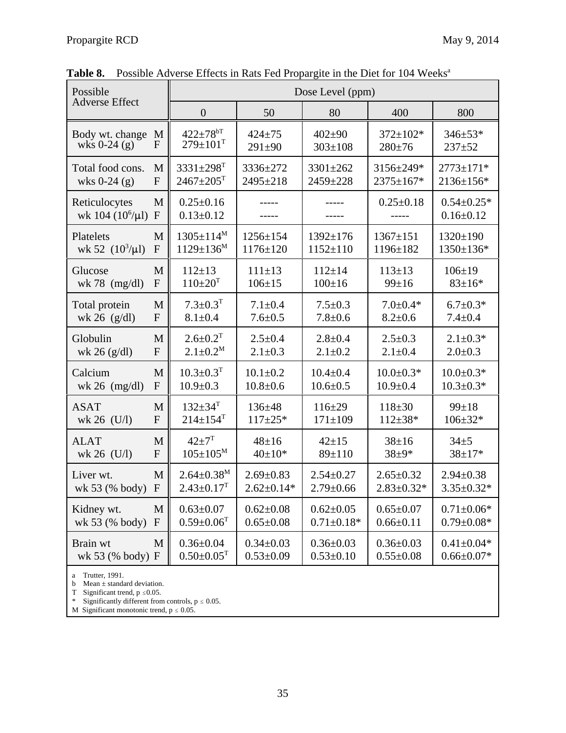**Table 8.** Possible Adverse Effects in Rats Fed Propargite in the Diet for 104 Weeks[a]

| Possible Adverse Effect | | Dose Level (ppm) | | | | |
|---|---|---|---|---|---|---|
| | | 0 | 50 | 80 | 400 | 800 |
| Body wt. change wks 0-24 (g) | M | 422±78[bT] | 424±75 | 402±90 | 372±102* | 346±53* |
| | F | 279±101[T] | 291±90 | 303±108 | 280±76 | 237±52 |
| Total food cons. wks 0-24 (g) | M | 3331±298[T] | 3336±272 | 3301±262 | 3156±249* | 2773±171* |
| | F | 2467±205[T] | 2495±218 | 2459±228 | 2375±167* | 2136±156* |
| Reticulocytes wk 104 ($10^6$/μl) | M | 0.25±0.16 | ----- | ----- | 0.25±0.18 | 0.54±0.25* |
| | F | 0.13±0.12 | ----- | ----- | ----- | 0.16±0.12 |
| Platelets wk 52 ($10^3$/μl) | M | 1305±114[M] | 1256±154 | 1392±176 | 1367±151 | 1320±190 |
| | F | 1129±136[M] | 1176±120 | 1152±110 | 1196±182 | 1350±136* |
| Glucose wk 78 (mg/dl) | M | 112±13 | 111±13 | 112±14 | 113±13 | 106±19 |
| | F | 110±20[T] | 106±15 | 100±16 | 99±16 | 83±16* |
| Total protein wk 26 (g/dl) | M | 7.3±0.3[T] | 7.1±0.4 | 7.5±0.3 | 7.0±0.4* | 6.7±0.3* |
| | F | 8.1±0.4 | 7.6±0.5 | 7.8±0.6 | 8.2±0.6 | 7.4±0.4 |
| Globulin wk 26 (g/dl) | M | 2.6±0.2[T] | 2.5±0.4 | 2.8±0.4 | 2.5±0.3 | 2.1±0.3* |
| | F | 2.1±0.2[M] | 2.1±0.3 | 2.1±0.2 | 2.1±0.4 | 2.0±0.3 |
| Calcium wk 26 (mg/dl) | M | 10.3±0.3[T] | 10.1±0.2 | 10.4±0.4 | 10.0±0.3* | 10.0±0.3* |
| | F | 10.9±0.3 | 10.8±0.6 | 10.6±0.5 | 10.9±0.4 | 10.3±0.3* |
| ASAT wk 26 (U/l) | M | 132±34[T] | 136±48 | 116±29 | 118±30 | 99±18 |
| | F | 214±154[T] | 117±25* | 171±109 | 112±38* | 106±32* |
| ALAT wk 26 (U/l) | M | 42±7[T] | 48±16 | 42±15 | 38±16 | 34±5 |
| | F | 105±105[M] | 40±10* | 89±110 | 38±9* | 38±17* |
| Liver wt. wk 53 (% body) | M | 2.64±0.38[M] | 2.69±0.83 | 2.54±0.27 | 2.65±0.32 | 2.94±0.38 |
| | F | 2.43±0.17[T] | 2.62±0.14* | 2.79±0.66 | 2.83±0.32* | 3.35±0.32* |
| Kidney wt. wk 53 (% body) | M | 0.63±0.07 | 0.62±0.08 | 0.62±0.05 | 0.65±0.07 | 0.71±0.06* |
| | F | 0.59±0.06[T] | 0.65±0.08 | 0.71±0.18* | 0.66±0.11 | 0.79±0.08* |
| Brain wt wk 53 (% body) | M | 0.36±0.04 | 0.34±0.03 | 0.36±0.03 | 0.36±0.03 | 0.41±0.04* |
| | F | 0.50±0.05[T] | 0.53±0.09 | 0.53±0.10 | 0.55±0.08 | 0.66±0.07* |

a Trutter, 1991.
b Mean ± standard deviation.
T Significant trend, $p \leq 0.05$.
\* Significantly different from controls, $p \leq 0.05$.
M Significant monotonic trend, $p \leq 0.05$.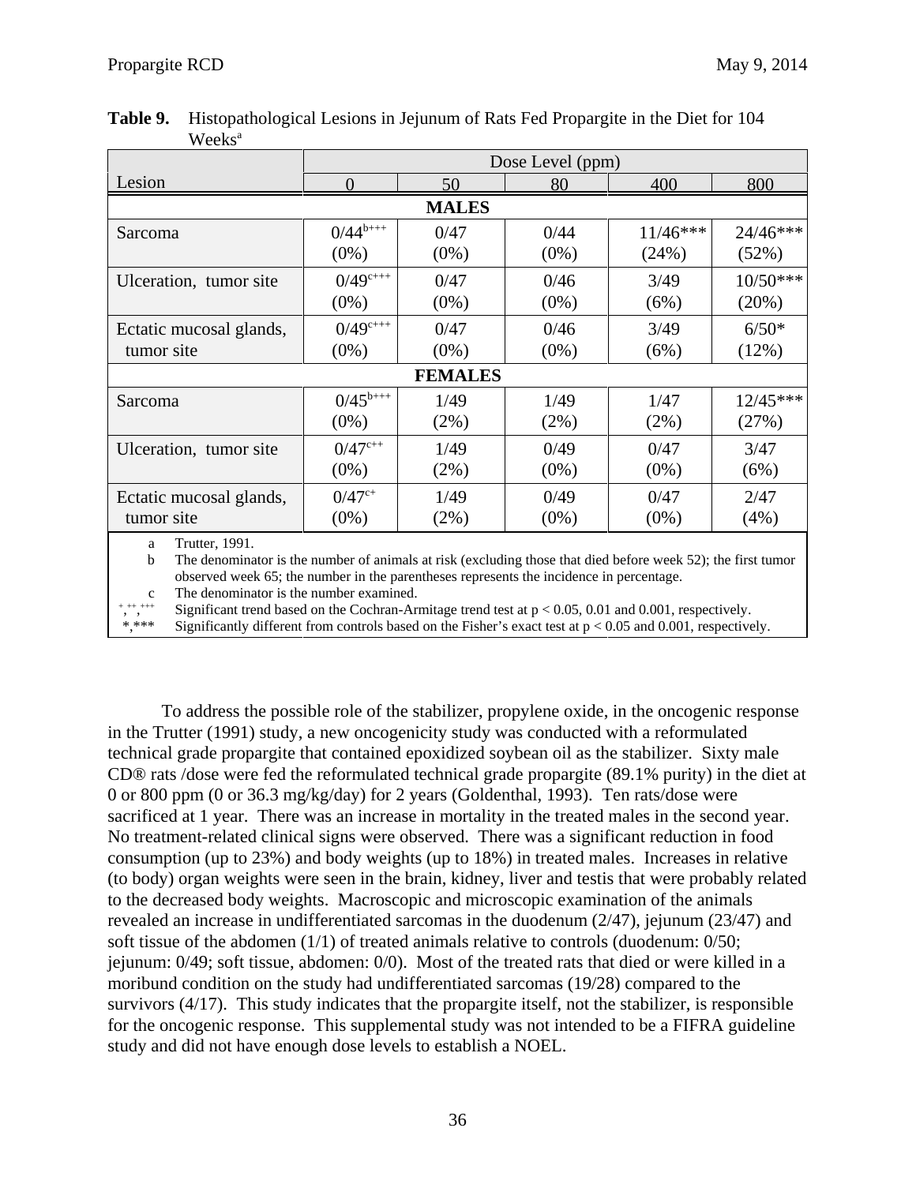**Table 9.** Histopathological Lesions in Jejunum of Rats Fed Propargite in the Diet for 104 Weeks[a]

| Lesion | Dose Level (ppm) | | | | |
|---|---|---|---|---|---|
| | 0 | 50 | 80 | 400 | 800 |
| **MALES** | | | | | |
| Sarcoma | 0/44[b+++] (0%) | 0/47 (0%) | 0/44 (0%) | 11/46*** (24%) | 24/46*** (52%) |
| Ulceration, tumor site | 0/49[c+++] (0%) | 0/47 (0%) | 0/46 (0%) | 3/49 (6%) | 10/50*** (20%) |
| Ectatic mucosal glands, tumor site | 0/49[c+++] (0%) | 0/47 (0%) | 0/46 (0%) | 3/49 (6%) | 6/50* (12%) |
| **FEMALES** | | | | | |
| Sarcoma | 0/45[b+++] (0%) | 1/49 (2%) | 1/49 (2%) | 1/47 (2%) | 12/45*** (27%) |
| Ulceration, tumor site | 0/47[c++] (0%) | 1/49 (2%) | 0/49 (0%) | 0/47 (0%) | 3/47 (6%) |
| Ectatic mucosal glands, tumor site | 0/47[c+] (0%) | 1/49 (2%) | 0/49 (0%) | 0/47 (0%) | 2/47 (4%) |

a Trutter, 1991.
b The denominator is the number of animals at risk (excluding those that died before week 52); the first tumor observed week 65; the number in the parentheses represents the incidence in percentage.
c The denominator is the number examined.
+,++,+++ Significant trend based on the Cochran-Armitage trend test at $p < 0.05$, 0.01 and 0.001, respectively.
*,*** Significantly different from controls based on the Fisher's exact test at $p < 0.05$ and 0.001, respectively.

To address the possible role of the stabilizer, propylene oxide, in the oncogenic response in the Trutter (1991) study, a new oncogenicity study was conducted with a reformulated technical grade propargite that contained epoxidized soybean oil as the stabilizer. Sixty male CD® rats /dose were fed the reformulated technical grade propargite (89.1% purity) in the diet at 0 or 800 ppm (0 or 36.3 mg/kg/day) for 2 years (Goldenthal, 1993). Ten rats/dose were sacrificed at 1 year. There was an increase in mortality in the treated males in the second year. No treatment-related clinical signs were observed. There was a significant reduction in food consumption (up to 23%) and body weights (up to 18%) in treated males. Increases in relative (to body) organ weights were seen in the brain, kidney, liver and testis that were probably related to the decreased body weights. Macroscopic and microscopic examination of the animals revealed an increase in undifferentiated sarcomas in the duodenum (2/47), jejunum (23/47) and soft tissue of the abdomen (1/1) of treated animals relative to controls (duodenum: 0/50; jejunum: 0/49; soft tissue, abdomen: 0/0). Most of the treated rats that died or were killed in a moribund condition on the study had undifferentiated sarcomas (19/28) compared to the survivors (4/17). This study indicates that the propargite itself, not the stabilizer, is responsible for the oncogenic response. This supplemental study was not intended to be a FIFRA guideline study and did not have enough dose levels to establish a NOEL.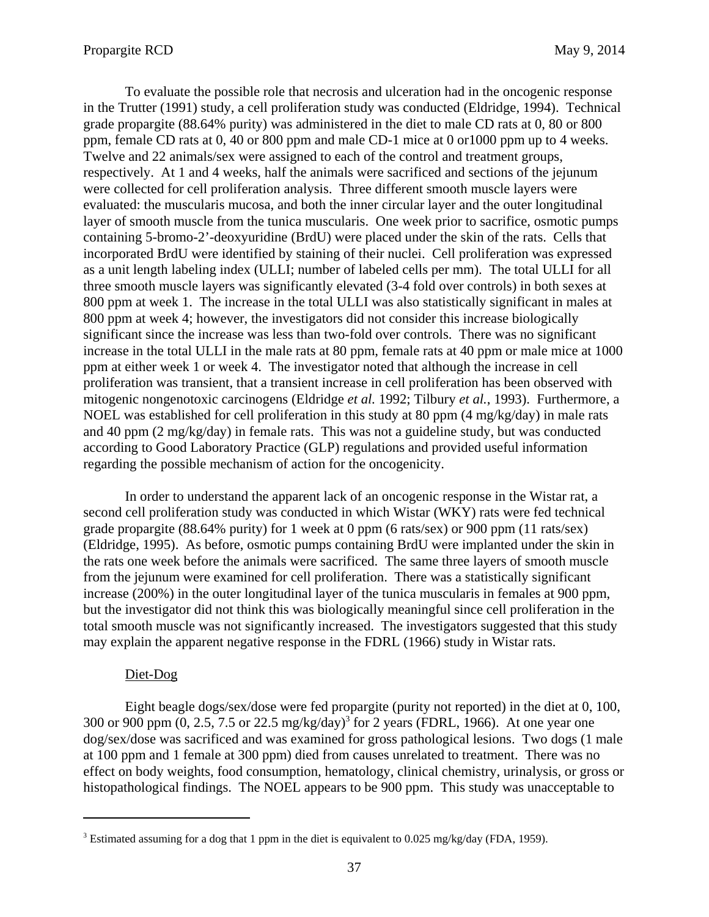To evaluate the possible role that necrosis and ulceration had in the oncogenic response in the Trutter (1991) study, a cell proliferation study was conducted (Eldridge, 1994). Technical grade propargite (88.64% purity) was administered in the diet to male CD rats at 0, 80 or 800 ppm, female CD rats at 0, 40 or 800 ppm and male CD-1 mice at 0 or1000 ppm up to 4 weeks. Twelve and 22 animals/sex were assigned to each of the control and treatment groups, respectively. At 1 and 4 weeks, half the animals were sacrificed and sections of the jejunum were collected for cell proliferation analysis. Three different smooth muscle layers were evaluated: the muscularis mucosa, and both the inner circular layer and the outer longitudinal layer of smooth muscle from the tunica muscularis. One week prior to sacrifice, osmotic pumps containing 5-bromo-2'-deoxyuridine (BrdU) were placed under the skin of the rats. Cells that incorporated BrdU were identified by staining of their nuclei. Cell proliferation was expressed as a unit length labeling index (ULLI; number of labeled cells per mm). The total ULLI for all three smooth muscle layers was significantly elevated (3-4 fold over controls) in both sexes at 800 ppm at week 1. The increase in the total ULLI was also statistically significant in males at 800 ppm at week 4; however, the investigators did not consider this increase biologically significant since the increase was less than two-fold over controls. There was no significant increase in the total ULLI in the male rats at 80 ppm, female rats at 40 ppm or male mice at 1000 ppm at either week 1 or week 4. The investigator noted that although the increase in cell proliferation was transient, that a transient increase in cell proliferation has been observed with mitogenic nongenotoxic carcinogens (Eldridge *et al.* 1992; Tilbury *et al.*, 1993). Furthermore, a NOEL was established for cell proliferation in this study at 80 ppm (4 mg/kg/day) in male rats and 40 ppm (2 mg/kg/day) in female rats. This was not a guideline study, but was conducted according to Good Laboratory Practice (GLP) regulations and provided useful information regarding the possible mechanism of action for the oncogenicity.

In order to understand the apparent lack of an oncogenic response in the Wistar rat, a second cell proliferation study was conducted in which Wistar (WKY) rats were fed technical grade propargite (88.64% purity) for 1 week at 0 ppm (6 rats/sex) or 900 ppm (11 rats/sex) (Eldridge, 1995). As before, osmotic pumps containing BrdU were implanted under the skin in the rats one week before the animals were sacrificed. The same three layers of smooth muscle from the jejunum were examined for cell proliferation. There was a statistically significant increase (200%) in the outer longitudinal layer of the tunica muscularis in females at 900 ppm, but the investigator did not think this was biologically meaningful since cell proliferation in the total smooth muscle was not significantly increased. The investigators suggested that this study may explain the apparent negative response in the FDRL (1966) study in Wistar rats.

Diet-Dog

Eight beagle dogs/sex/dose were fed propargite (purity not reported) in the diet at 0, 100, 300 or 900 ppm (0, 2.5, 7.5 or 22.5 mg/kg/day)[3] for 2 years (FDRL, 1966). At one year one dog/sex/dose was sacrificed and was examined for gross pathological lesions. Two dogs (1 male at 100 ppm and 1 female at 300 ppm) died from causes unrelated to treatment. There was no effect on body weights, food consumption, hematology, clinical chemistry, urinalysis, or gross or histopathological findings. The NOEL appears to be 900 ppm. This study was unacceptable to

[3] Estimated assuming for a dog that 1 ppm in the diet is equivalent to 0.025 mg/kg/day (FDA, 1959).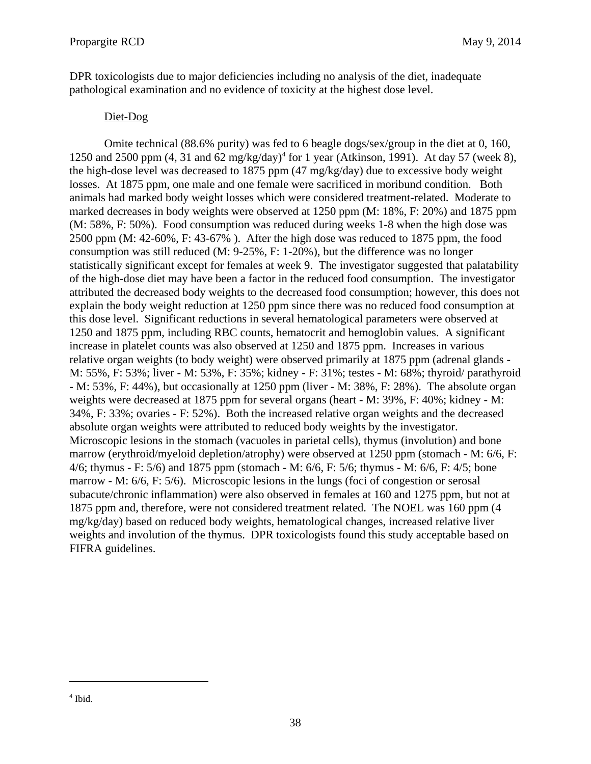DPR toxicologists due to major deficiencies including no analysis of the diet, inadequate pathological examination and no evidence of toxicity at the highest dose level.

Diet-Dog

Omite technical (88.6% purity) was fed to 6 beagle dogs/sex/group in the diet at 0, 160, 1250 and 2500 ppm (4, 31 and 62 mg/kg/day)[4] for 1 year (Atkinson, 1991). At day 57 (week 8), the high-dose level was decreased to 1875 ppm (47 mg/kg/day) due to excessive body weight losses. At 1875 ppm, one male and one female were sacrificed in moribund condition. Both animals had marked body weight losses which were considered treatment-related. Moderate to marked decreases in body weights were observed at 1250 ppm (M: 18%, F: 20%) and 1875 ppm (M: 58%, F: 50%). Food consumption was reduced during weeks 1-8 when the high dose was 2500 ppm (M: 42-60%, F: 43-67% ). After the high dose was reduced to 1875 ppm, the food consumption was still reduced (M: 9-25%, F: 1-20%), but the difference was no longer statistically significant except for females at week 9. The investigator suggested that palatability of the high-dose diet may have been a factor in the reduced food consumption. The investigator attributed the decreased body weights to the decreased food consumption; however, this does not explain the body weight reduction at 1250 ppm since there was no reduced food consumption at this dose level. Significant reductions in several hematological parameters were observed at 1250 and 1875 ppm, including RBC counts, hematocrit and hemoglobin values. A significant increase in platelet counts was also observed at 1250 and 1875 ppm. Increases in various relative organ weights (to body weight) were observed primarily at 1875 ppm (adrenal glands - M: 55%, F: 53%; liver - M: 53%, F: 35%; kidney - F: 31%; testes - M: 68%; thyroid/ parathyroid - M: 53%, F: 44%), but occasionally at 1250 ppm (liver - M: 38%, F: 28%). The absolute organ weights were decreased at 1875 ppm for several organs (heart - M: 39%, F: 40%; kidney - M: 34%, F: 33%; ovaries - F: 52%). Both the increased relative organ weights and the decreased absolute organ weights were attributed to reduced body weights by the investigator. Microscopic lesions in the stomach (vacuoles in parietal cells), thymus (involution) and bone marrow (erythroid/myeloid depletion/atrophy) were observed at 1250 ppm (stomach - M: 6/6, F: 4/6; thymus - F: 5/6) and 1875 ppm (stomach - M: 6/6, F: 5/6; thymus - M: 6/6, F: 4/5; bone marrow - M: 6/6, F: 5/6). Microscopic lesions in the lungs (foci of congestion or serosal subacute/chronic inflammation) were also observed in females at 160 and 1275 ppm, but not at 1875 ppm and, therefore, were not considered treatment related. The NOEL was 160 ppm (4 mg/kg/day) based on reduced body weights, hematological changes, increased relative liver weights and involution of the thymus. DPR toxicologists found this study acceptable based on FIFRA guidelines.

---

[4] Ibid.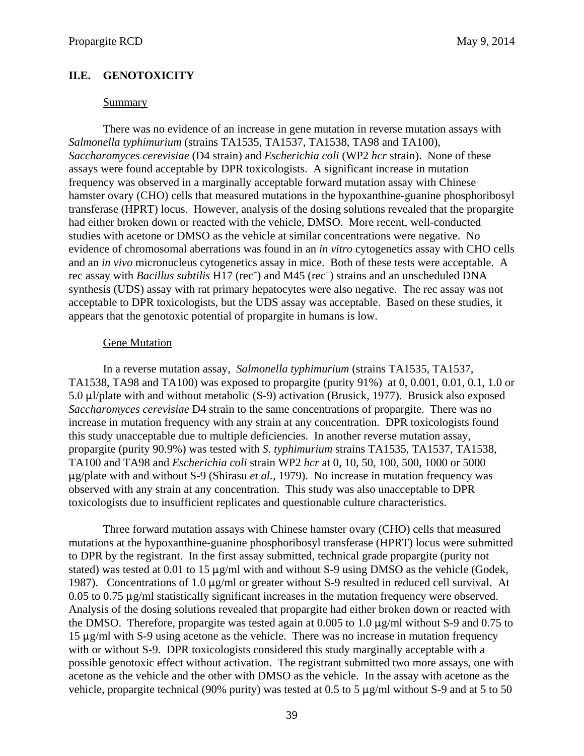## II.E. GENOTOXICITY

Summary

There was no evidence of an increase in gene mutation in reverse mutation assays with *Salmonella typhimurium* (strains TA1535, TA1537, TA1538, TA98 and TA100), *Saccharomyces cerevisiae* (D4 strain) and *Escherichia coli* (WP2 *hcr* strain). None of these assays were found acceptable by DPR toxicologists. A significant increase in mutation frequency was observed in a marginally acceptable forward mutation assay with Chinese hamster ovary (CHO) cells that measured mutations in the hypoxanthine-guanine phosphoribosyl transferase (HPRT) locus. However, analysis of the dosing solutions revealed that the propargite had either broken down or reacted with the vehicle, DMSO. More recent, well-conducted studies with acetone or DMSO as the vehicle at similar concentrations were negative. No evidence of chromosomal aberrations was found in an *in vitro* cytogenetics assay with CHO cells and an *in vivo* micronucleus cytogenetics assay in mice. Both of these tests were acceptable. A rec assay with *Bacillus subtilis* H17 (rec$^+$) and M45 (rec$^-$) strains and an unscheduled DNA synthesis (UDS) assay with rat primary hepatocytes were also negative. The rec assay was not acceptable to DPR toxicologists, but the UDS assay was acceptable. Based on these studies, it appears that the genotoxic potential of propargite in humans is low.

Gene Mutation

In a reverse mutation assay, *Salmonella typhimurium* (strains TA1535, TA1537, TA1538, TA98 and TA100) was exposed to propargite (purity 91%) at 0, 0.001, 0.01, 0.1, 1.0 or 5.0 µl/plate with and without metabolic (S-9) activation (Brusick, 1977). Brusick also exposed *Saccharomyces cerevisiae* D4 strain to the same concentrations of propargite. There was no increase in mutation frequency with any strain at any concentration. DPR toxicologists found this study unacceptable due to multiple deficiencies. In another reverse mutation assay, propargite (purity 90.9%) was tested with *S. typhimurium* strains TA1535, TA1537, TA1538, TA100 and TA98 and *Escherichia coli* strain WP2 *hcr* at 0, 10, 50, 100, 500, 1000 or 5000 µg/plate with and without S-9 (Shirasu *et al.*, 1979). No increase in mutation frequency was observed with any strain at any concentration. This study was also unacceptable to DPR toxicologists due to insufficient replicates and questionable culture characteristics.

Three forward mutation assays with Chinese hamster ovary (CHO) cells that measured mutations at the hypoxanthine-guanine phosphoribosyl transferase (HPRT) locus were submitted to DPR by the registrant. In the first assay submitted, technical grade propargite (purity not stated) was tested at 0.01 to 15 µg/ml with and without S-9 using DMSO as the vehicle (Godek, 1987). Concentrations of 1.0 µg/ml or greater without S-9 resulted in reduced cell survival. At 0.05 to 0.75 µg/ml statistically significant increases in the mutation frequency were observed. Analysis of the dosing solutions revealed that propargite had either broken down or reacted with the DMSO. Therefore, propargite was tested again at 0.005 to 1.0 µg/ml without S-9 and 0.75 to 15 µg/ml with S-9 using acetone as the vehicle. There was no increase in mutation frequency with or without S-9. DPR toxicologists considered this study marginally acceptable with a possible genotoxic effect without activation. The registrant submitted two more assays, one with acetone as the vehicle and the other with DMSO as the vehicle. In the assay with acetone as the vehicle, propargite technical (90% purity) was tested at 0.5 to 5 µg/ml without S-9 and at 5 to 50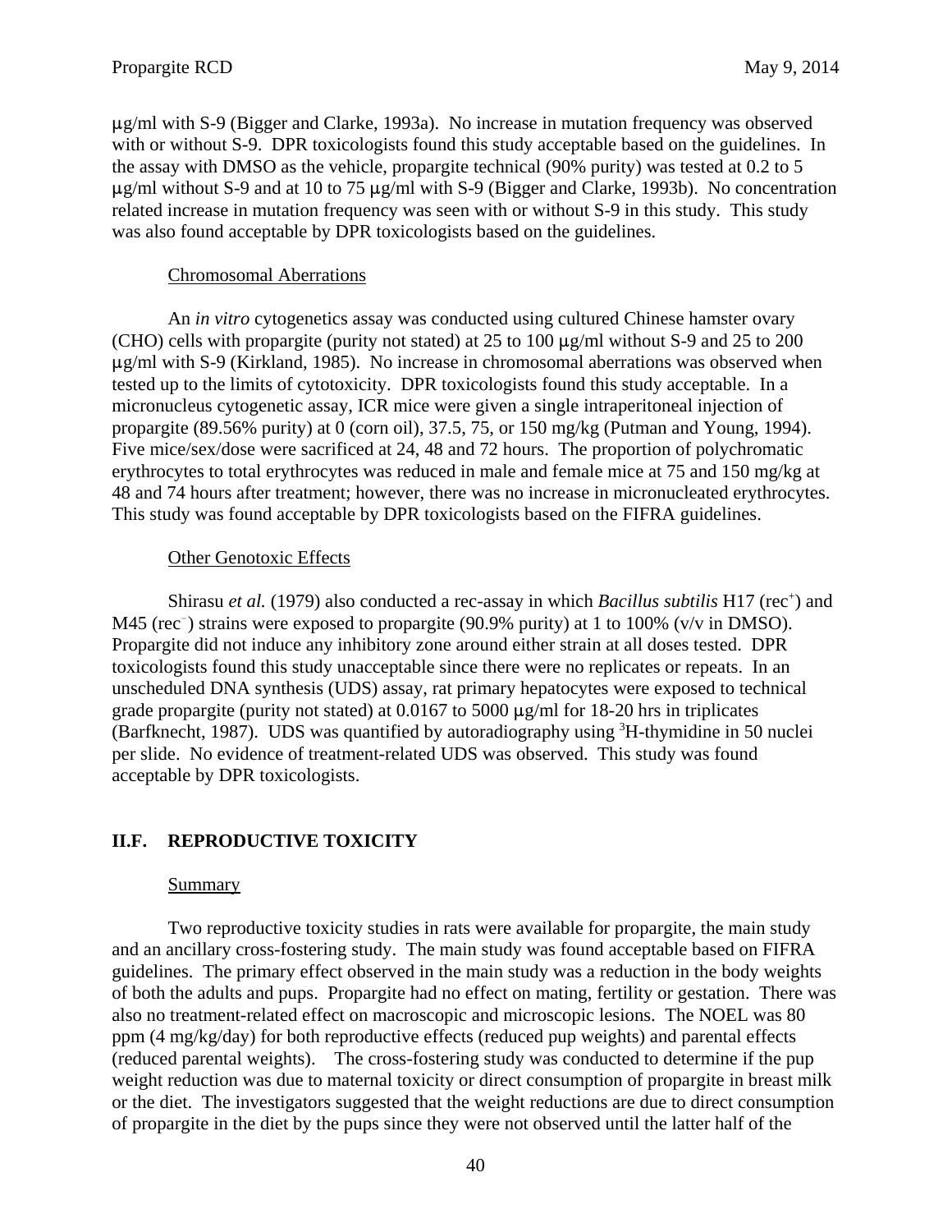μg/ml with S-9 (Bigger and Clarke, 1993a). No increase in mutation frequency was observed with or without S-9. DPR toxicologists found this study acceptable based on the guidelines. In the assay with DMSO as the vehicle, propargite technical (90% purity) was tested at 0.2 to 5 μg/ml without S-9 and at 10 to 75 μg/ml with S-9 (Bigger and Clarke, 1993b). No concentration related increase in mutation frequency was seen with or without S-9 in this study. This study was also found acceptable by DPR toxicologists based on the guidelines.

Chromosomal Aberrations

An *in vitro* cytogenetics assay was conducted using cultured Chinese hamster ovary (CHO) cells with propargite (purity not stated) at 25 to 100 μg/ml without S-9 and 25 to 200 μg/ml with S-9 (Kirkland, 1985). No increase in chromosomal aberrations was observed when tested up to the limits of cytotoxicity. DPR toxicologists found this study acceptable. In a micronucleus cytogenetic assay, ICR mice were given a single intraperitoneal injection of propargite (89.56% purity) at 0 (corn oil), 37.5, 75, or 150 mg/kg (Putman and Young, 1994). Five mice/sex/dose were sacrificed at 24, 48 and 72 hours. The proportion of polychromatic erythrocytes to total erythrocytes was reduced in male and female mice at 75 and 150 mg/kg at 48 and 74 hours after treatment; however, there was no increase in micronucleated erythrocytes. This study was found acceptable by DPR toxicologists based on the FIFRA guidelines.

Other Genotoxic Effects

Shirasu *et al.* (1979) also conducted a rec-assay in which *Bacillus subtilis* H17 ($rec^{+}$) and M45 ($rec^{-}$) strains were exposed to propargite (90.9% purity) at 1 to 100% (v/v in DMSO). Propargite did not induce any inhibitory zone around either strain at all doses tested. DPR toxicologists found this study unacceptable since there were no replicates or repeats. In an unscheduled DNA synthesis (UDS) assay, rat primary hepatocytes were exposed to technical grade propargite (purity not stated) at 0.0167 to 5000 μg/ml for 18-20 hrs in triplicates (Barfknecht, 1987). UDS was quantified by autoradiography using $^{3}$H-thymidine in 50 nuclei per slide. No evidence of treatment-related UDS was observed. This study was found acceptable by DPR toxicologists.

## II.F. REPRODUCTIVE TOXICITY

Summary

Two reproductive toxicity studies in rats were available for propargite, the main study and an ancillary cross-fostering study. The main study was found acceptable based on FIFRA guidelines. The primary effect observed in the main study was a reduction in the body weights of both the adults and pups. Propargite had no effect on mating, fertility or gestation. There was also no treatment-related effect on macroscopic and microscopic lesions. The NOEL was 80 ppm (4 mg/kg/day) for both reproductive effects (reduced pup weights) and parental effects (reduced parental weights). The cross-fostering study was conducted to determine if the pup weight reduction was due to maternal toxicity or direct consumption of propargite in breast milk or the diet. The investigators suggested that the weight reductions are due to direct consumption of propargite in the diet by the pups since they were not observed until the latter half of the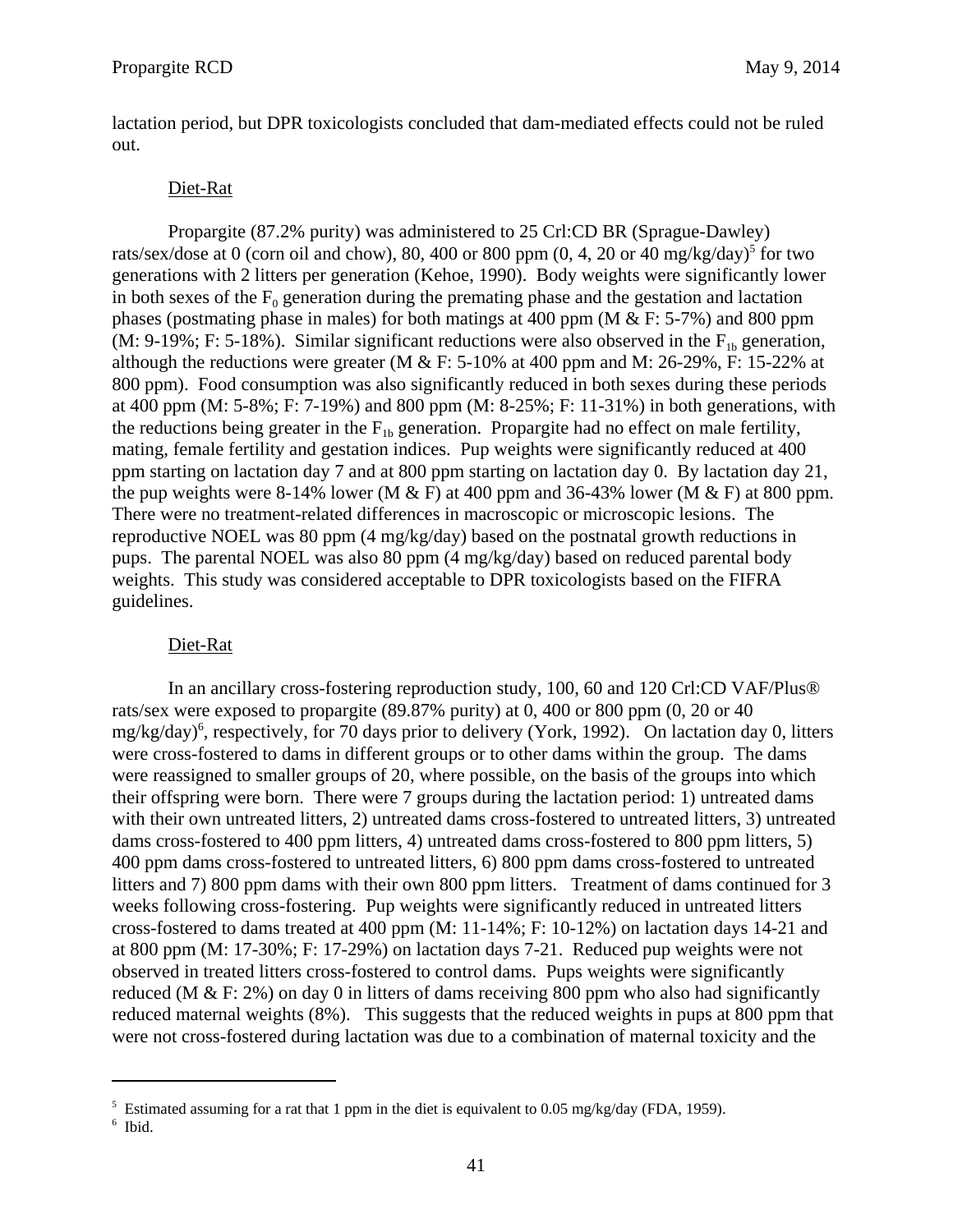lactation period, but DPR toxicologists concluded that dam-mediated effects could not be ruled out.

Diet-Rat

Propargite (87.2% purity) was administered to 25 Crl:CD BR (Sprague-Dawley) rats/sex/dose at 0 (corn oil and chow), 80, 400 or 800 ppm (0, 4, 20 or 40 mg/kg/day)[5] for two generations with 2 litters per generation (Kehoe, 1990). Body weights were significantly lower in both sexes of the $F_0$ generation during the premating phase and the gestation and lactation phases (postmating phase in males) for both matings at 400 ppm (M & F: 5-7%) and 800 ppm (M: 9-19%; F: 5-18%). Similar significant reductions were also observed in the $F_{1b}$ generation, although the reductions were greater (M & F: 5-10% at 400 ppm and M: 26-29%, F: 15-22% at 800 ppm). Food consumption was also significantly reduced in both sexes during these periods at 400 ppm (M: 5-8%; F: 7-19%) and 800 ppm (M: 8-25%; F: 11-31%) in both generations, with the reductions being greater in the $F_{1b}$ generation. Propargite had no effect on male fertility, mating, female fertility and gestation indices. Pup weights were significantly reduced at 400 ppm starting on lactation day 7 and at 800 ppm starting on lactation day 0. By lactation day 21, the pup weights were 8-14% lower (M & F) at 400 ppm and 36-43% lower (M & F) at 800 ppm. There were no treatment-related differences in macroscopic or microscopic lesions. The reproductive NOEL was 80 ppm (4 mg/kg/day) based on the postnatal growth reductions in pups. The parental NOEL was also 80 ppm (4 mg/kg/day) based on reduced parental body weights. This study was considered acceptable to DPR toxicologists based on the FIFRA guidelines.

Diet-Rat

In an ancillary cross-fostering reproduction study, 100, 60 and 120 Crl:CD VAF/Plus® rats/sex were exposed to propargite (89.87% purity) at 0, 400 or 800 ppm (0, 20 or 40 mg/kg/day)[6], respectively, for 70 days prior to delivery (York, 1992). On lactation day 0, litters were cross-fostered to dams in different groups or to other dams within the group. The dams were reassigned to smaller groups of 20, where possible, on the basis of the groups into which their offspring were born. There were 7 groups during the lactation period: 1) untreated dams with their own untreated litters, 2) untreated dams cross-fostered to untreated litters, 3) untreated dams cross-fostered to 400 ppm litters, 4) untreated dams cross-fostered to 800 ppm litters, 5) 400 ppm dams cross-fostered to untreated litters, 6) 800 ppm dams cross-fostered to untreated litters and 7) 800 ppm dams with their own 800 ppm litters. Treatment of dams continued for 3 weeks following cross-fostering. Pup weights were significantly reduced in untreated litters cross-fostered to dams treated at 400 ppm (M: 11-14%; F: 10-12%) on lactation days 14-21 and at 800 ppm (M: 17-30%; F: 17-29%) on lactation days 7-21. Reduced pup weights were not observed in treated litters cross-fostered to control dams. Pups weights were significantly reduced (M & F: 2%) on day 0 in litters of dams receiving 800 ppm who also had significantly reduced maternal weights (8%). This suggests that the reduced weights in pups at 800 ppm that were not cross-fostered during lactation was due to a combination of maternal toxicity and the

---

[5] Estimated assuming for a rat that 1 ppm in the diet is equivalent to 0.05 mg/kg/day (FDA, 1959).

[6] Ibid.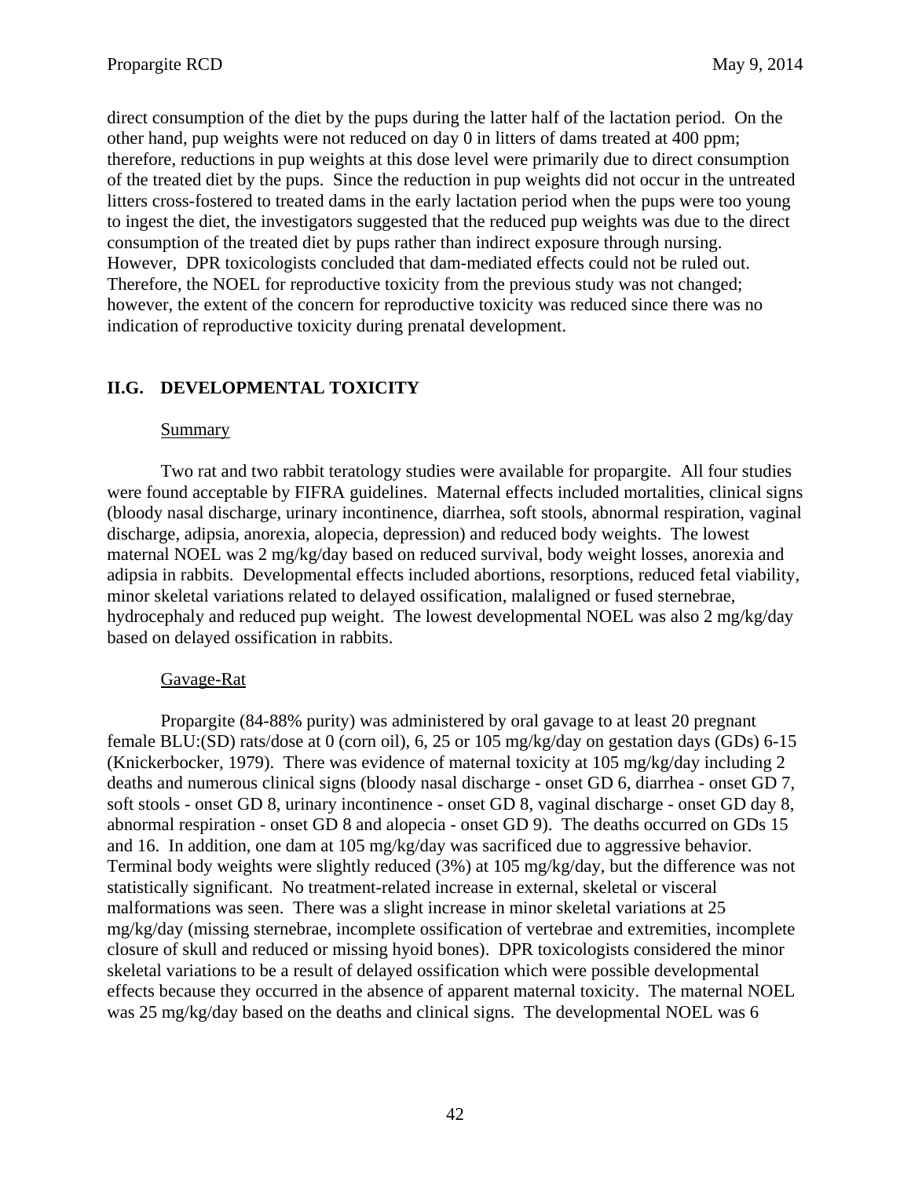direct consumption of the diet by the pups during the latter half of the lactation period. On the other hand, pup weights were not reduced on day 0 in litters of dams treated at 400 ppm; therefore, reductions in pup weights at this dose level were primarily due to direct consumption of the treated diet by the pups. Since the reduction in pup weights did not occur in the untreated litters cross-fostered to treated dams in the early lactation period when the pups were too young to ingest the diet, the investigators suggested that the reduced pup weights was due to the direct consumption of the treated diet by pups rather than indirect exposure through nursing. However, DPR toxicologists concluded that dam-mediated effects could not be ruled out. Therefore, the NOEL for reproductive toxicity from the previous study was not changed; however, the extent of the concern for reproductive toxicity was reduced since there was no indication of reproductive toxicity during prenatal development.

## II.G. DEVELOPMENTAL TOXICITY

Summary

Two rat and two rabbit teratology studies were available for propargite. All four studies were found acceptable by FIFRA guidelines. Maternal effects included mortalities, clinical signs (bloody nasal discharge, urinary incontinence, diarrhea, soft stools, abnormal respiration, vaginal discharge, adipsia, anorexia, alopecia, depression) and reduced body weights. The lowest maternal NOEL was 2 mg/kg/day based on reduced survival, body weight losses, anorexia and adipsia in rabbits. Developmental effects included abortions, resorptions, reduced fetal viability, minor skeletal variations related to delayed ossification, malaligned or fused sternebrae, hydrocephaly and reduced pup weight. The lowest developmental NOEL was also 2 mg/kg/day based on delayed ossification in rabbits.

Gavage-Rat

Propargite (84-88% purity) was administered by oral gavage to at least 20 pregnant female BLU:(SD) rats/dose at 0 (corn oil), 6, 25 or 105 mg/kg/day on gestation days (GDs) 6-15 (Knickerbocker, 1979). There was evidence of maternal toxicity at 105 mg/kg/day including 2 deaths and numerous clinical signs (bloody nasal discharge - onset GD 6, diarrhea - onset GD 7, soft stools - onset GD 8, urinary incontinence - onset GD 8, vaginal discharge - onset GD day 8, abnormal respiration - onset GD 8 and alopecia - onset GD 9). The deaths occurred on GDs 15 and 16. In addition, one dam at 105 mg/kg/day was sacrificed due to aggressive behavior. Terminal body weights were slightly reduced (3%) at 105 mg/kg/day, but the difference was not statistically significant. No treatment-related increase in external, skeletal or visceral malformations was seen. There was a slight increase in minor skeletal variations at 25 mg/kg/day (missing sternebrae, incomplete ossification of vertebrae and extremities, incomplete closure of skull and reduced or missing hyoid bones). DPR toxicologists considered the minor skeletal variations to be a result of delayed ossification which were possible developmental effects because they occurred in the absence of apparent maternal toxicity. The maternal NOEL was 25 mg/kg/day based on the deaths and clinical signs. The developmental NOEL was 6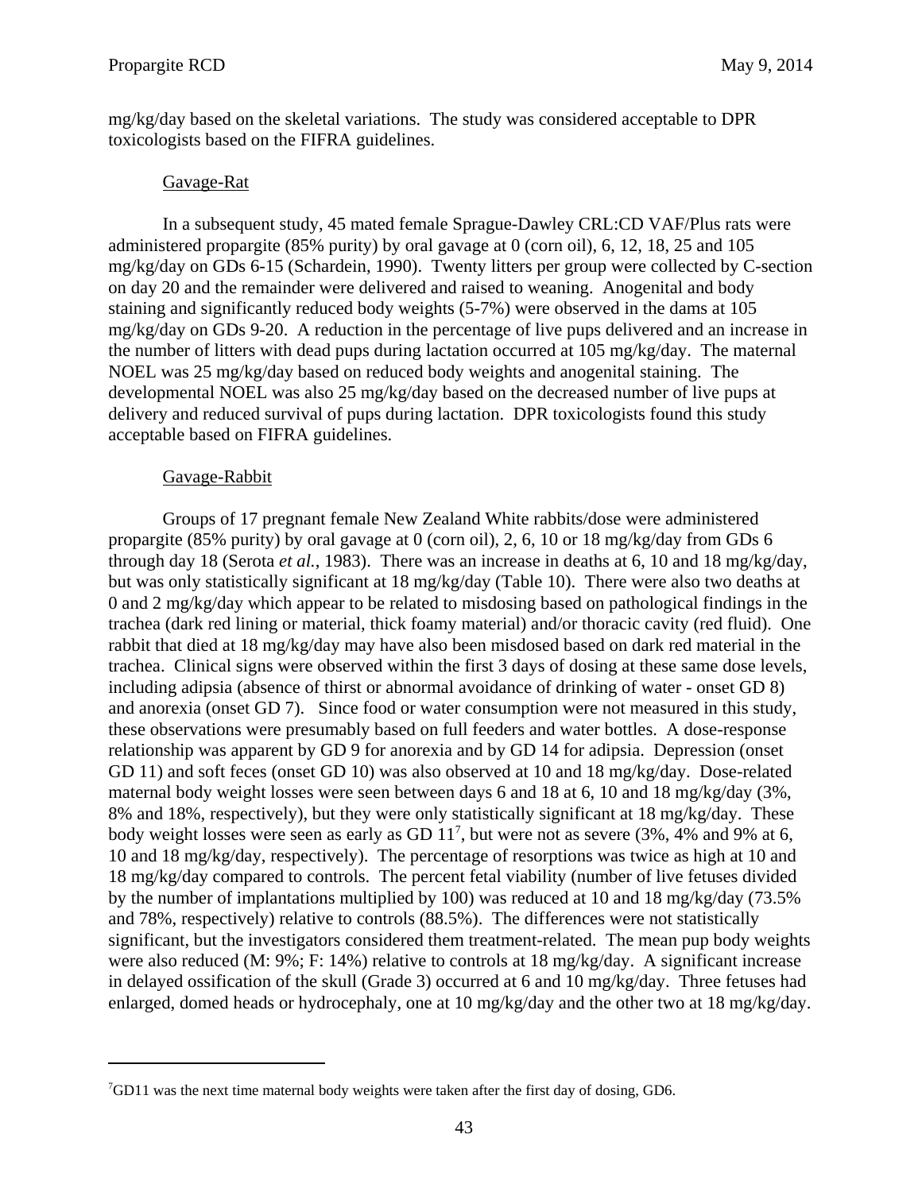mg/kg/day based on the skeletal variations. The study was considered acceptable to DPR toxicologists based on the FIFRA guidelines.

Gavage-Rat

In a subsequent study, 45 mated female Sprague-Dawley CRL:CD VAF/Plus rats were administered propargite (85% purity) by oral gavage at 0 (corn oil), 6, 12, 18, 25 and 105 mg/kg/day on GDs 6-15 (Schardein, 1990). Twenty litters per group were collected by C-section on day 20 and the remainder were delivered and raised to weaning. Anogenital and body staining and significantly reduced body weights (5-7%) were observed in the dams at 105 mg/kg/day on GDs 9-20. A reduction in the percentage of live pups delivered and an increase in the number of litters with dead pups during lactation occurred at 105 mg/kg/day. The maternal NOEL was 25 mg/kg/day based on reduced body weights and anogenital staining. The developmental NOEL was also 25 mg/kg/day based on the decreased number of live pups at delivery and reduced survival of pups during lactation. DPR toxicologists found this study acceptable based on FIFRA guidelines.

Gavage-Rabbit

Groups of 17 pregnant female New Zealand White rabbits/dose were administered propargite (85% purity) by oral gavage at 0 (corn oil), 2, 6, 10 or 18 mg/kg/day from GDs 6 through day 18 (Serota *et al.*, 1983). There was an increase in deaths at 6, 10 and 18 mg/kg/day, but was only statistically significant at 18 mg/kg/day (Table 10). There were also two deaths at 0 and 2 mg/kg/day which appear to be related to misdosing based on pathological findings in the trachea (dark red lining or material, thick foamy material) and/or thoracic cavity (red fluid). One rabbit that died at 18 mg/kg/day may have also been misdosed based on dark red material in the trachea. Clinical signs were observed within the first 3 days of dosing at these same dose levels, including adipsia (absence of thirst or abnormal avoidance of drinking of water - onset GD 8) and anorexia (onset GD 7). Since food or water consumption were not measured in this study, these observations were presumably based on full feeders and water bottles. A dose-response relationship was apparent by GD 9 for anorexia and by GD 14 for adipsia. Depression (onset GD 11) and soft feces (onset GD 10) was also observed at 10 and 18 mg/kg/day. Dose-related maternal body weight losses were seen between days 6 and 18 at 6, 10 and 18 mg/kg/day (3%, 8% and 18%, respectively), but they were only statistically significant at 18 mg/kg/day. These body weight losses were seen as early as GD 11[7], but were not as severe (3%, 4% and 9% at 6, 10 and 18 mg/kg/day, respectively). The percentage of resorptions was twice as high at 10 and 18 mg/kg/day compared to controls. The percent fetal viability (number of live fetuses divided by the number of implantations multiplied by 100) was reduced at 10 and 18 mg/kg/day (73.5% and 78%, respectively) relative to controls (88.5%). The differences were not statistically significant, but the investigators considered them treatment-related. The mean pup body weights were also reduced (M: 9%; F: 14%) relative to controls at 18 mg/kg/day. A significant increase in delayed ossification of the skull (Grade 3) occurred at 6 and 10 mg/kg/day. Three fetuses had enlarged, domed heads or hydrocephaly, one at 10 mg/kg/day and the other two at 18 mg/kg/day.

---

[7]GD11 was the next time maternal body weights were taken after the first day of dosing, GD6.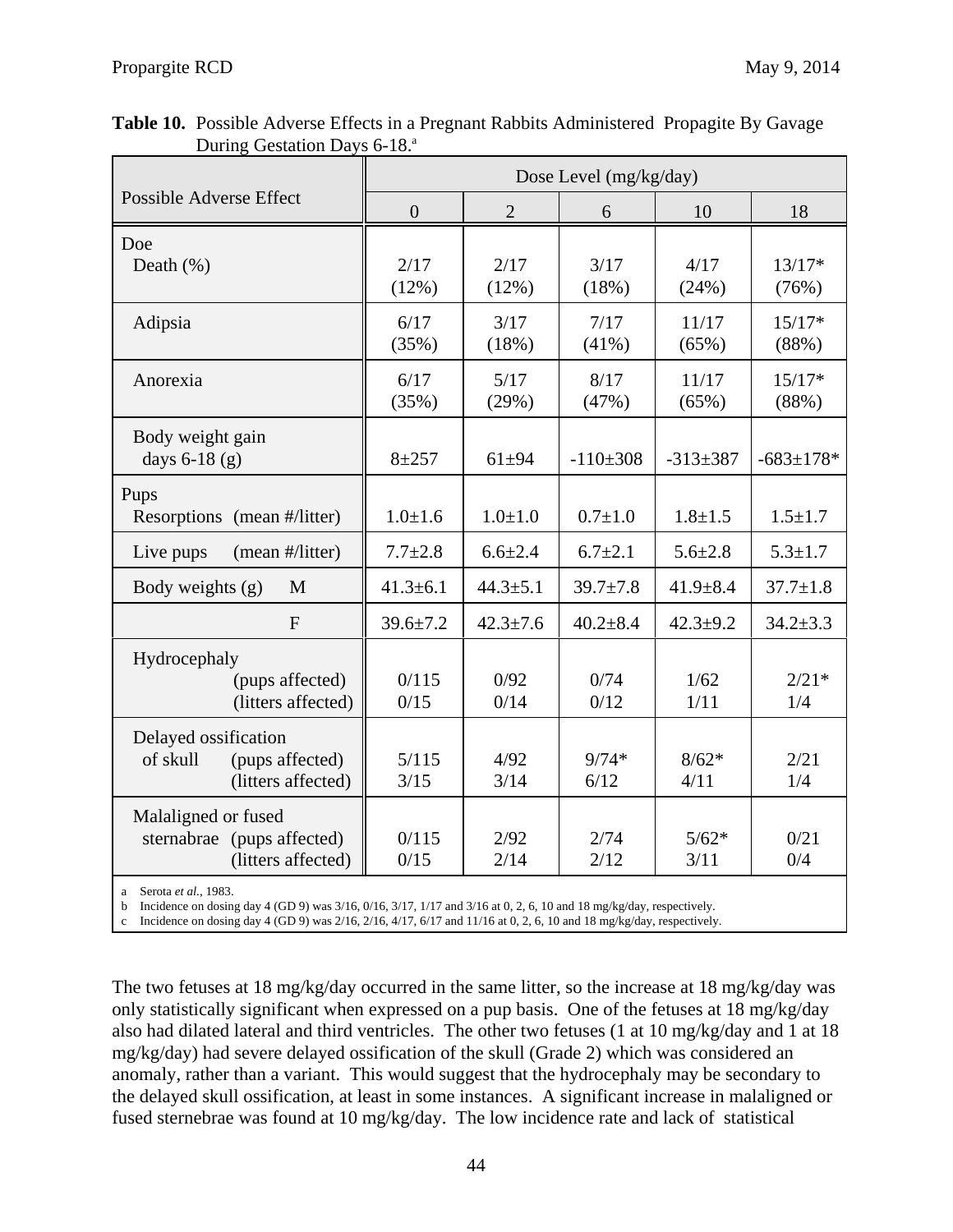**Table 10.** Possible Adverse Effects in a Pregnant Rabbits Administered Propagite By Gavage During Gestation Days 6-18.[a]

| Possible Adverse Effect | Dose Level (mg/kg/day) | | | | |
|---|---|---|---|---|---|
| | 0 | 2 | 6 | 10 | 18 |
| **Doe** | | | | | |
| Death (%) | 2/17 (12%) | 2/17 (12%) | 3/17 (18%) | 4/17 (24%) | 13/17* (76%) |
| Adipsia | 6/17 (35%) | 3/17 (18%) | 7/17 (41%) | 11/17 (65%) | 15/17* (88%) |
| Anorexia | 6/17 (35%) | 5/17 (29%) | 8/17 (47%) | 11/17 (65%) | 15/17* (88%) |
| Body weight gain days 6-18 (g) | 8±257 | 61±94 | -110±308 | -313±387 | -683±178* |
| **Pups** | | | | | |
| Resorptions (mean #/litter) | 1.0±1.6 | 1.0±1.0 | 0.7±1.0 | 1.8±1.5 | 1.5±1.7 |
| Live pups (mean #/litter) | 7.7±2.8 | 6.6±2.4 | 6.7±2.1 | 5.6±2.8 | 5.3±1.7 |
| Body weights (g) M | 41.3±6.1 | 44.3±5.1 | 39.7±7.8 | 41.9±8.4 | 37.7±1.8 |
| F | 39.6±7.2 | 42.3±7.6 | 40.2±8.4 | 42.3±9.2 | 34.2±3.3 |
| Hydrocephaly (pups affected) | 0/115 | 0/92 | 0/74 | 1/62 | 2/21* |
| (litters affected) | 0/15 | 0/14 | 0/12 | 1/11 | 1/4 |
| Delayed ossification of skull (pups affected) | 5/115 | 4/92 | 9/74* | 8/62* | 2/21 |
| (litters affected) | 3/15 | 3/14 | 6/12 | 4/11 | 1/4 |
| Malaligned or fused sternabrae (pups affected) | 0/115 | 2/92 | 2/74 | 5/62* | 0/21 |
| (litters affected) | 0/15 | 2/14 | 2/12 | 3/11 | 0/4 |

a Serota *et al.*, 1983.
b Incidence on dosing day 4 (GD 9) was 3/16, 0/16, 3/17, 1/17 and 3/16 at 0, 2, 6, 10 and 18 mg/kg/day, respectively.
c Incidence on dosing day 4 (GD 9) was 2/16, 2/16, 4/17, 6/17 and 11/16 at 0, 2, 6, 10 and 18 mg/kg/day, respectively.

The two fetuses at 18 mg/kg/day occurred in the same litter, so the increase at 18 mg/kg/day was only statistically significant when expressed on a pup basis. One of the fetuses at 18 mg/kg/day also had dilated lateral and third ventricles. The other two fetuses (1 at 10 mg/kg/day and 1 at 18 mg/kg/day) had severe delayed ossification of the skull (Grade 2) which was considered an anomaly, rather than a variant. This would suggest that the hydrocephaly may be secondary to the delayed skull ossification, at least in some instances. A significant increase in malaligned or fused sternebrae was found at 10 mg/kg/day. The low incidence rate and lack of statistical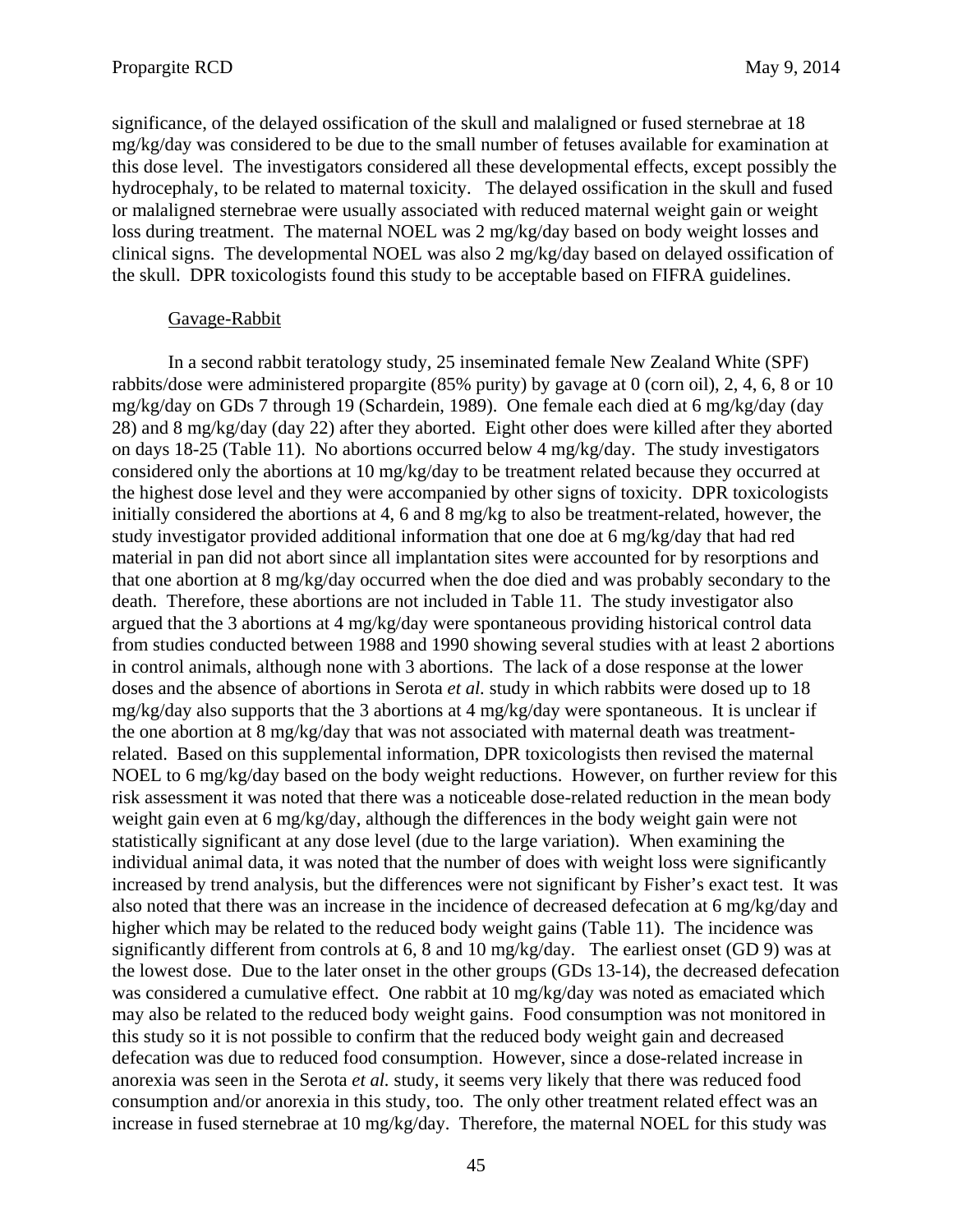significance, of the delayed ossification of the skull and malaligned or fused sternebrae at 18 mg/kg/day was considered to be due to the small number of fetuses available for examination at this dose level. The investigators considered all these developmental effects, except possibly the hydrocephaly, to be related to maternal toxicity. The delayed ossification in the skull and fused or malaligned sternebrae were usually associated with reduced maternal weight gain or weight loss during treatment. The maternal NOEL was 2 mg/kg/day based on body weight losses and clinical signs. The developmental NOEL was also 2 mg/kg/day based on delayed ossification of the skull. DPR toxicologists found this study to be acceptable based on FIFRA guidelines.

Gavage-Rabbit

In a second rabbit teratology study, 25 inseminated female New Zealand White (SPF) rabbits/dose were administered propargite (85% purity) by gavage at 0 (corn oil), 2, 4, 6, 8 or 10 mg/kg/day on GDs 7 through 19 (Schardein, 1989). One female each died at 6 mg/kg/day (day 28) and 8 mg/kg/day (day 22) after they aborted. Eight other does were killed after they aborted on days 18-25 (Table 11). No abortions occurred below 4 mg/kg/day. The study investigators considered only the abortions at 10 mg/kg/day to be treatment related because they occurred at the highest dose level and they were accompanied by other signs of toxicity. DPR toxicologists initially considered the abortions at 4, 6 and 8 mg/kg to also be treatment-related, however, the study investigator provided additional information that one doe at 6 mg/kg/day that had red material in pan did not abort since all implantation sites were accounted for by resorptions and that one abortion at 8 mg/kg/day occurred when the doe died and was probably secondary to the death. Therefore, these abortions are not included in Table 11. The study investigator also argued that the 3 abortions at 4 mg/kg/day were spontaneous providing historical control data from studies conducted between 1988 and 1990 showing several studies with at least 2 abortions in control animals, although none with 3 abortions. The lack of a dose response at the lower doses and the absence of abortions in Serota *et al.* study in which rabbits were dosed up to 18 mg/kg/day also supports that the 3 abortions at 4 mg/kg/day were spontaneous. It is unclear if the one abortion at 8 mg/kg/day that was not associated with maternal death was treatment-related. Based on this supplemental information, DPR toxicologists then revised the maternal NOEL to 6 mg/kg/day based on the body weight reductions. However, on further review for this risk assessment it was noted that there was a noticeable dose-related reduction in the mean body weight gain even at 6 mg/kg/day, although the differences in the body weight gain were not statistically significant at any dose level (due to the large variation). When examining the individual animal data, it was noted that the number of does with weight loss were significantly increased by trend analysis, but the differences were not significant by Fisher's exact test. It was also noted that there was an increase in the incidence of decreased defecation at 6 mg/kg/day and higher which may be related to the reduced body weight gains (Table 11). The incidence was significantly different from controls at 6, 8 and 10 mg/kg/day. The earliest onset (GD 9) was at the lowest dose. Due to the later onset in the other groups (GDs 13-14), the decreased defecation was considered a cumulative effect. One rabbit at 10 mg/kg/day was noted as emaciated which may also be related to the reduced body weight gains. Food consumption was not monitored in this study so it is not possible to confirm that the reduced body weight gain and decreased defecation was due to reduced food consumption. However, since a dose-related increase in anorexia was seen in the Serota *et al.* study, it seems very likely that there was reduced food consumption and/or anorexia in this study, too. The only other treatment related effect was an increase in fused sternebrae at 10 mg/kg/day. Therefore, the maternal NOEL for this study was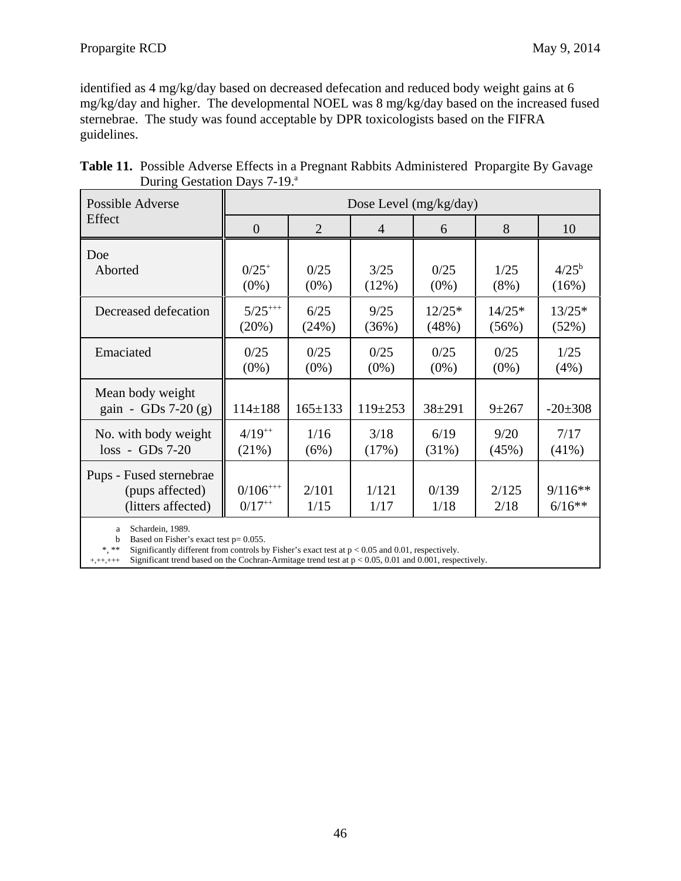identified as 4 mg/kg/day based on decreased defecation and reduced body weight gains at 6 mg/kg/day and higher. The developmental NOEL was 8 mg/kg/day based on the increased fused sternebrae. The study was found acceptable by DPR toxicologists based on the FIFRA guidelines.

**Table 11.** Possible Adverse Effects in a Pregnant Rabbits Administered Propargite By Gavage During Gestation Days 7-19.[a]

| Possible Adverse Effect | Dose Level (mg/kg/day) | | | | | |
|---|---|---|---|---|---|---|
| | 0 | 2 | 4 | 6 | 8 | 10 |
| Doe<br>Aborted | 0/25[+]<br>(0%) | 0/25<br>(0%) | 3/25<br>(12%) | 0/25<br>(0%) | 1/25<br>(8%) | 4/25[b]<br>(16%) |
| Decreased defecation | 5/25[+++]<br>(20%) | 6/25<br>(24%) | 9/25<br>(36%) | 12/25*<br>(48%) | 14/25*<br>(56%) | 13/25*<br>(52%) |
| Emaciated | 0/25<br>(0%) | 0/25<br>(0%) | 0/25<br>(0%) | 0/25<br>(0%) | 0/25<br>(0%) | 1/25<br>(4%) |
| Mean body weight gain - GDs 7-20 (g) | 114±188 | 165±133 | 119±253 | 38±291 | 9±267 | -20±308 |
| No. with body weight loss - GDs 7-20 | 4/19[++]<br>(21%) | 1/16<br>(6%) | 3/18<br>(17%) | 6/19<br>(31%) | 9/20<br>(45%) | 7/17<br>(41%) |
| Pups - Fused sternebrae<br>(pups affected)<br>(litters affected) | 0/106[+++]<br>0/17[++] | 2/101<br>1/15 | 1/121<br>1/17 | 0/139<br>1/18 | 2/125<br>2/18 | 9/116**<br>6/16** |

a Schardein, 1989.
b Based on Fisher's exact test p= 0.055.
*, ** Significantly different from controls by Fisher's exact test at $p < 0.05$ and 0.01, respectively.
+,++,+++ Significant trend based on the Cochran-Armitage trend test at $p < 0.05$, 0.01 and 0.001, respectively.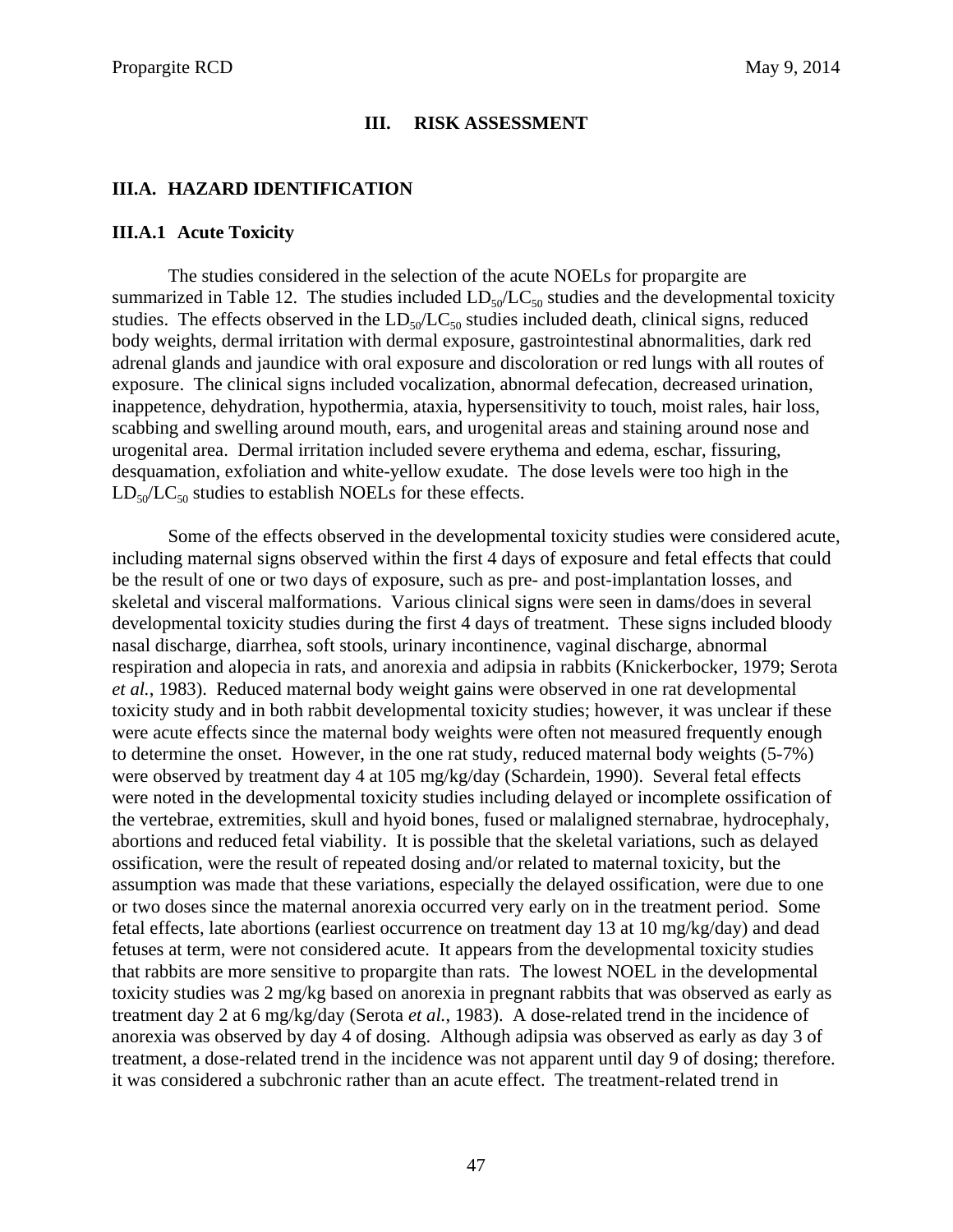# III. RISK ASSESSMENT

## III.A. HAZARD IDENTIFICATION

### III.A.1 Acute Toxicity

The studies considered in the selection of the acute NOELs for propargite are summarized in Table 12. The studies included $LD_{50}/LC_{50}$ studies and the developmental toxicity studies. The effects observed in the $LD_{50}/LC_{50}$ studies included death, clinical signs, reduced body weights, dermal irritation with dermal exposure, gastrointestinal abnormalities, dark red adrenal glands and jaundice with oral exposure and discoloration or red lungs with all routes of exposure. The clinical signs included vocalization, abnormal defecation, decreased urination, inappetence, dehydration, hypothermia, ataxia, hypersensitivity to touch, moist rales, hair loss, scabbing and swelling around mouth, ears, and urogenital areas and staining around nose and urogenital area. Dermal irritation included severe erythema and edema, eschar, fissuring, desquamation, exfoliation and white-yellow exudate. The dose levels were too high in the $LD_{50}/LC_{50}$ studies to establish NOELs for these effects.

Some of the effects observed in the developmental toxicity studies were considered acute, including maternal signs observed within the first 4 days of exposure and fetal effects that could be the result of one or two days of exposure, such as pre- and post-implantation losses, and skeletal and visceral malformations. Various clinical signs were seen in dams/does in several developmental toxicity studies during the first 4 days of treatment. These signs included bloody nasal discharge, diarrhea, soft stools, urinary incontinence, vaginal discharge, abnormal respiration and alopecia in rats, and anorexia and adipsia in rabbits (Knickerbocker, 1979; Serota *et al.*, 1983). Reduced maternal body weight gains were observed in one rat developmental toxicity study and in both rabbit developmental toxicity studies; however, it was unclear if these were acute effects since the maternal body weights were often not measured frequently enough to determine the onset. However, in the one rat study, reduced maternal body weights (5-7%) were observed by treatment day 4 at 105 mg/kg/day (Schardein, 1990). Several fetal effects were noted in the developmental toxicity studies including delayed or incomplete ossification of the vertebrae, extremities, skull and hyoid bones, fused or malaligned sternabrae, hydrocephaly, abortions and reduced fetal viability. It is possible that the skeletal variations, such as delayed ossification, were the result of repeated dosing and/or related to maternal toxicity, but the assumption was made that these variations, especially the delayed ossification, were due to one or two doses since the maternal anorexia occurred very early on in the treatment period. Some fetal effects, late abortions (earliest occurrence on treatment day 13 at 10 mg/kg/day) and dead fetuses at term, were not considered acute. It appears from the developmental toxicity studies that rabbits are more sensitive to propargite than rats. The lowest NOEL in the developmental toxicity studies was 2 mg/kg based on anorexia in pregnant rabbits that was observed as early as treatment day 2 at 6 mg/kg/day (Serota *et al.*, 1983). A dose-related trend in the incidence of anorexia was observed by day 4 of dosing. Although adipsia was observed as early as day 3 of treatment, a dose-related trend in the incidence was not apparent until day 9 of dosing; therefore. it was considered a subchronic rather than an acute effect. The treatment-related trend in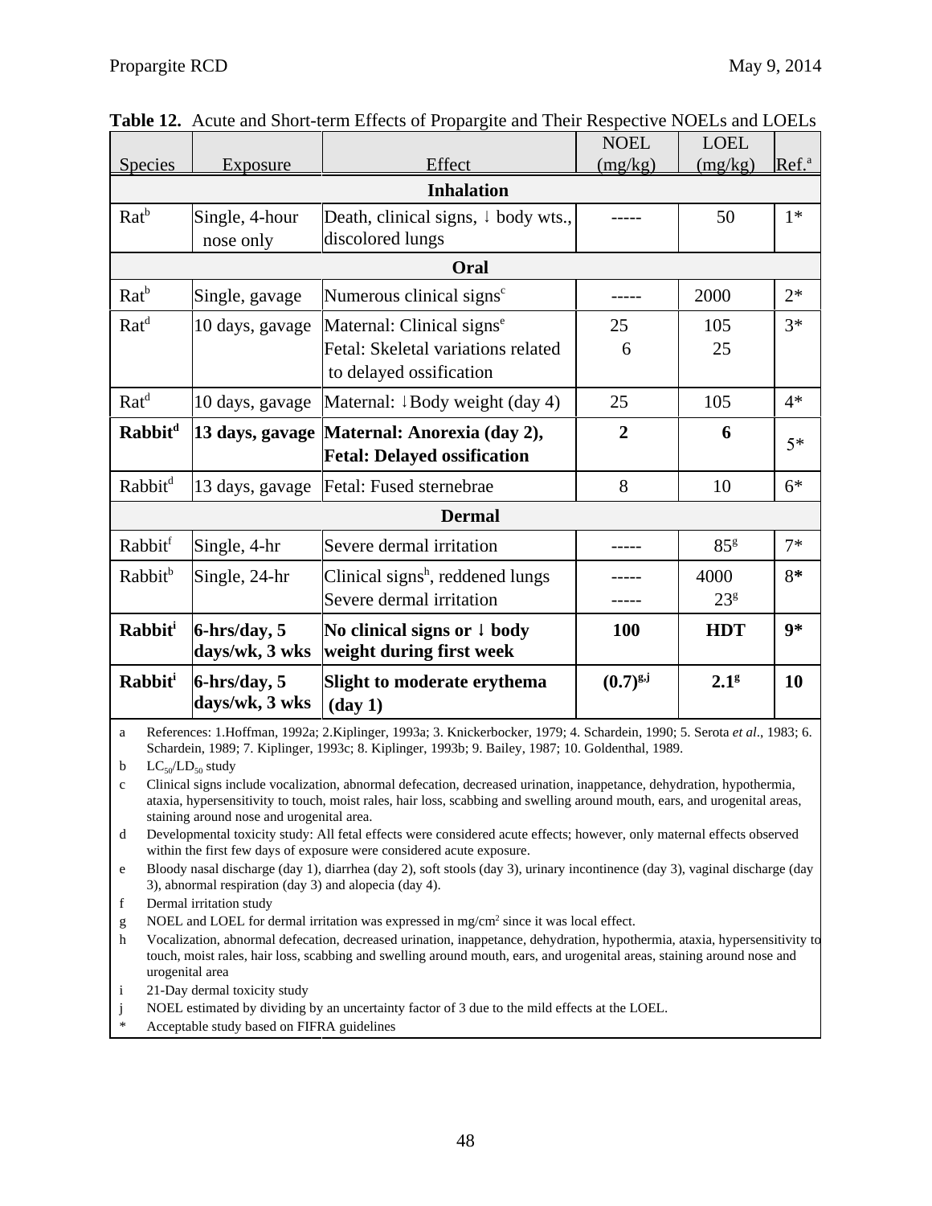**Table 12.** Acute and Short-term Effects of Propargite and Their Respective NOELs and LOELs

| Species | Exposure | Effect | NOEL (mg/kg) | LOEL (mg/kg) | Ref.[a] |
|---|---|---|---|---|---|
| | | **Inhalation** | | | |
| Rat[b] | Single, 4-hour nose only | Death, clinical signs, ↓ body wts., discolored lungs | ----- | 50 | 1* |
| | | **Oral** | | | |
| Rat[b] | Single, gavage | Numerous clinical signs[c] | ----- | 2000 | 2* |
| Rat[d] | 10 days, gavage | Maternal: Clinical signs[e]<br>Fetal: Skeletal variations related to delayed ossification | 25<br>6 | 105<br>25 | 3* |
| Rat[d] | 10 days, gavage | Maternal: ↓Body weight (day 4) | 25 | 105 | 4* |
| **Rabbit[d]** | **13 days, gavage** | **Maternal: Anorexia (day 2), Fetal: Delayed ossification** | **2** | **6** | 5* |
| Rabbit[d] | 13 days, gavage | Fetal: Fused sternebrae | 8 | 10 | 6* |
| | | **Dermal** | | | |
| Rabbit[f] | Single, 4-hr | Severe dermal irritation | ----- | 85[g] | 7* |
| Rabbit[b] | Single, 24-hr | Clinical signs[h], reddened lungs<br>Severe dermal irritation | -----<br>----- | 4000<br>23[g] | 8* |
| **Rabbit[i]** | **6-hrs/day, 5 days/wk, 3 wks** | **No clinical signs or ↓ body weight during first week** | **100** | **HDT** | **9*** |
| **Rabbit[i]** | **6-hrs/day, 5 days/wk, 3 wks** | **Slight to moderate erythema (day 1)** | **(0.7)[g,j]** | **2.1[g]** | **10** |

a References: 1.Hoffman, 1992a; 2.Kiplinger, 1993a; 3. Knickerbocker, 1979; 4. Schardein, 1990; 5. Serota *et al*., 1983; 6. Schardein, 1989; 7. Kiplinger, 1993c; 8. Kiplinger, 1993b; 9. Bailey, 1987; 10. Goldenthal, 1989.

b $LC_{50}/LD_{50}$ study

c Clinical signs include vocalization, abnormal defecation, decreased urination, inappetance, dehydration, hypothermia, ataxia, hypersensitivity to touch, moist rales, hair loss, scabbing and swelling around mouth, ears, and urogenital areas, staining around nose and urogenital area.

d Developmental toxicity study: All fetal effects were considered acute effects; however, only maternal effects observed within the first few days of exposure were considered acute exposure.

e Bloody nasal discharge (day 1), diarrhea (day 2), soft stools (day 3), urinary incontinence (day 3), vaginal discharge (day 3), abnormal respiration (day 3) and alopecia (day 4).

f Dermal irritation study

g NOEL and LOEL for dermal irritation was expressed in $mg/cm^2$ since it was local effect.

h Vocalization, abnormal defecation, decreased urination, inappetance, dehydration, hypothermia, ataxia, hypersensitivity to touch, moist rales, hair loss, scabbing and swelling around mouth, ears, and urogenital areas, staining around nose and urogenital area

i 21-Day dermal toxicity study

j NOEL estimated by dividing by an uncertainty factor of 3 due to the mild effects at the LOEL.

\* Acceptable study based on FIFRA guidelines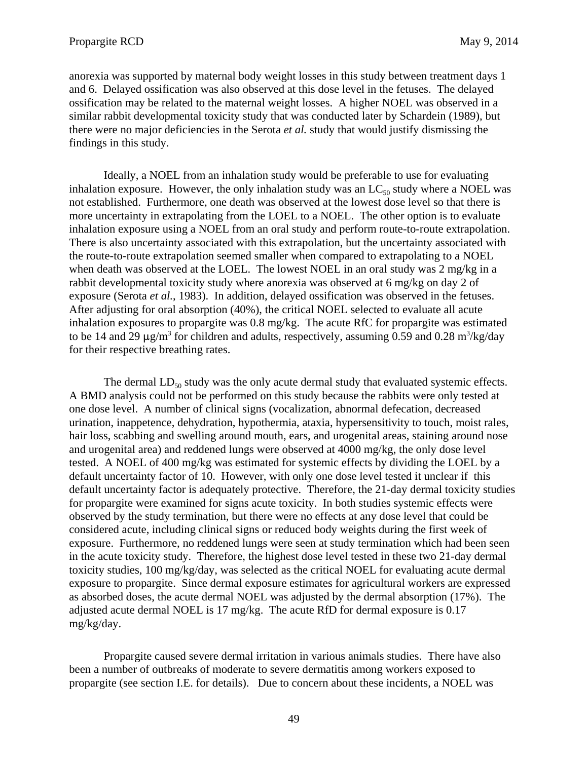anorexia was supported by maternal body weight losses in this study between treatment days 1 and 6. Delayed ossification was also observed at this dose level in the fetuses. The delayed ossification may be related to the maternal weight losses. A higher NOEL was observed in a similar rabbit developmental toxicity study that was conducted later by Schardein (1989), but there were no major deficiencies in the Serota *et al.* study that would justify dismissing the findings in this study.

Ideally, a NOEL from an inhalation study would be preferable to use for evaluating inhalation exposure. However, the only inhalation study was an $LC_{50}$ study where a NOEL was not established. Furthermore, one death was observed at the lowest dose level so that there is more uncertainty in extrapolating from the LOEL to a NOEL. The other option is to evaluate inhalation exposure using a NOEL from an oral study and perform route-to-route extrapolation. There is also uncertainty associated with this extrapolation, but the uncertainty associated with the route-to-route extrapolation seemed smaller when compared to extrapolating to a NOEL when death was observed at the LOEL. The lowest NOEL in an oral study was 2 mg/kg in a rabbit developmental toxicity study where anorexia was observed at 6 mg/kg on day 2 of exposure (Serota *et al.*, 1983). In addition, delayed ossification was observed in the fetuses. After adjusting for oral absorption (40%), the critical NOEL selected to evaluate all acute inhalation exposures to propargite was 0.8 mg/kg. The acute RfC for propargite was estimated to be 14 and 29 $\mu g/m^3$ for children and adults, respectively, assuming 0.59 and 0.28 $m^3$/kg/day for their respective breathing rates.

The dermal $LD_{50}$ study was the only acute dermal study that evaluated systemic effects. A BMD analysis could not be performed on this study because the rabbits were only tested at one dose level. A number of clinical signs (vocalization, abnormal defecation, decreased urination, inappetence, dehydration, hypothermia, ataxia, hypersensitivity to touch, moist rales, hair loss, scabbing and swelling around mouth, ears, and urogenital areas, staining around nose and urogenital area) and reddened lungs were observed at 4000 mg/kg, the only dose level tested. A NOEL of 400 mg/kg was estimated for systemic effects by dividing the LOEL by a default uncertainty factor of 10. However, with only one dose level tested it unclear if this default uncertainty factor is adequately protective. Therefore, the 21-day dermal toxicity studies for propargite were examined for signs acute toxicity. In both studies systemic effects were observed by the study termination, but there were no effects at any dose level that could be considered acute, including clinical signs or reduced body weights during the first week of exposure. Furthermore, no reddened lungs were seen at study termination which had been seen in the acute toxicity study. Therefore, the highest dose level tested in these two 21-day dermal toxicity studies, 100 mg/kg/day, was selected as the critical NOEL for evaluating acute dermal exposure to propargite. Since dermal exposure estimates for agricultural workers are expressed as absorbed doses, the acute dermal NOEL was adjusted by the dermal absorption (17%). The adjusted acute dermal NOEL is 17 mg/kg. The acute RfD for dermal exposure is 0.17 mg/kg/day.

Propargite caused severe dermal irritation in various animals studies. There have also been a number of outbreaks of moderate to severe dermatitis among workers exposed to propargite (see section I.E. for details). Due to concern about these incidents, a NOEL was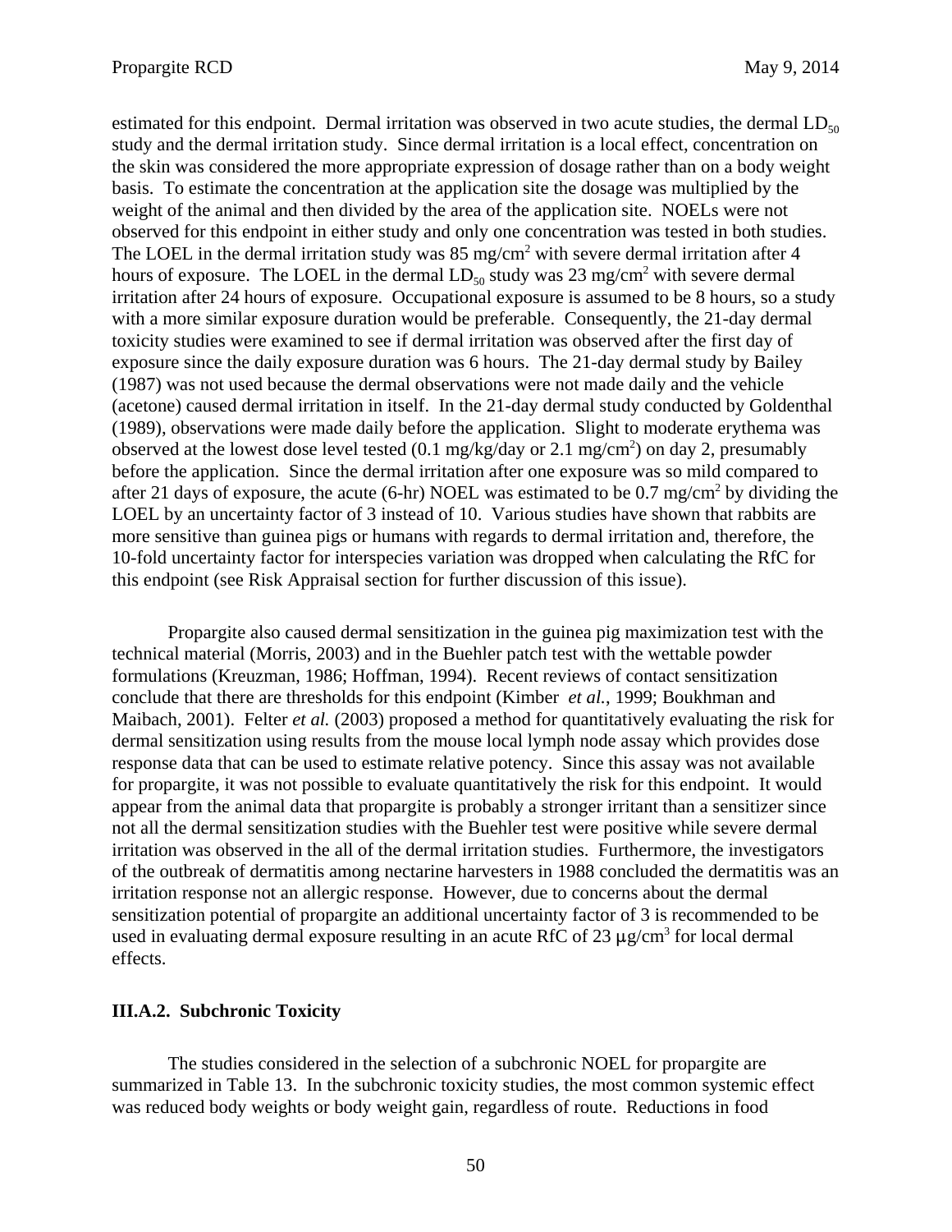estimated for this endpoint. Dermal irritation was observed in two acute studies, the dermal $LD_{50}$ study and the dermal irritation study. Since dermal irritation is a local effect, concentration on the skin was considered the more appropriate expression of dosage rather than on a body weight basis. To estimate the concentration at the application site the dosage was multiplied by the weight of the animal and then divided by the area of the application site. NOELs were not observed for this endpoint in either study and only one concentration was tested in both studies. The LOEL in the dermal irritation study was 85 $mg/cm^2$ with severe dermal irritation after 4 hours of exposure. The LOEL in the dermal $LD_{50}$ study was 23 $mg/cm^2$ with severe dermal irritation after 24 hours of exposure. Occupational exposure is assumed to be 8 hours, so a study with a more similar exposure duration would be preferable. Consequently, the 21-day dermal toxicity studies were examined to see if dermal irritation was observed after the first day of exposure since the daily exposure duration was 6 hours. The 21-day dermal study by Bailey (1987) was not used because the dermal observations were not made daily and the vehicle (acetone) caused dermal irritation in itself. In the 21-day dermal study conducted by Goldenthal (1989), observations were made daily before the application. Slight to moderate erythema was observed at the lowest dose level tested (0.1 mg/kg/day or 2.1 $mg/cm^2$) on day 2, presumably before the application. Since the dermal irritation after one exposure was so mild compared to after 21 days of exposure, the acute (6-hr) NOEL was estimated to be 0.7 $mg/cm^2$ by dividing the LOEL by an uncertainty factor of 3 instead of 10. Various studies have shown that rabbits are more sensitive than guinea pigs or humans with regards to dermal irritation and, therefore, the 10-fold uncertainty factor for interspecies variation was dropped when calculating the RfC for this endpoint (see Risk Appraisal section for further discussion of this issue).

Propargite also caused dermal sensitization in the guinea pig maximization test with the technical material (Morris, 2003) and in the Buehler patch test with the wettable powder formulations (Kreuzman, 1986; Hoffman, 1994). Recent reviews of contact sensitization conclude that there are thresholds for this endpoint (Kimber *et al.*, 1999; Boukhman and Maibach, 2001). Felter *et al.* (2003) proposed a method for quantitatively evaluating the risk for dermal sensitization using results from the mouse local lymph node assay which provides dose response data that can be used to estimate relative potency. Since this assay was not available for propargite, it was not possible to evaluate quantitatively the risk for this endpoint. It would appear from the animal data that propargite is probably a stronger irritant than a sensitizer since not all the dermal sensitization studies with the Buehler test were positive while severe dermal irritation was observed in the all of the dermal irritation studies. Furthermore, the investigators of the outbreak of dermatitis among nectarine harvesters in 1988 concluded the dermatitis was an irritation response not an allergic response. However, due to concerns about the dermal sensitization potential of propargite an additional uncertainty factor of 3 is recommended to be used in evaluating dermal exposure resulting in an acute RfC of 23 $\mu g/cm^3$ for local dermal effects.

### III.A.2. Subchronic Toxicity

The studies considered in the selection of a subchronic NOEL for propargite are summarized in Table 13. In the subchronic toxicity studies, the most common systemic effect was reduced body weights or body weight gain, regardless of route. Reductions in food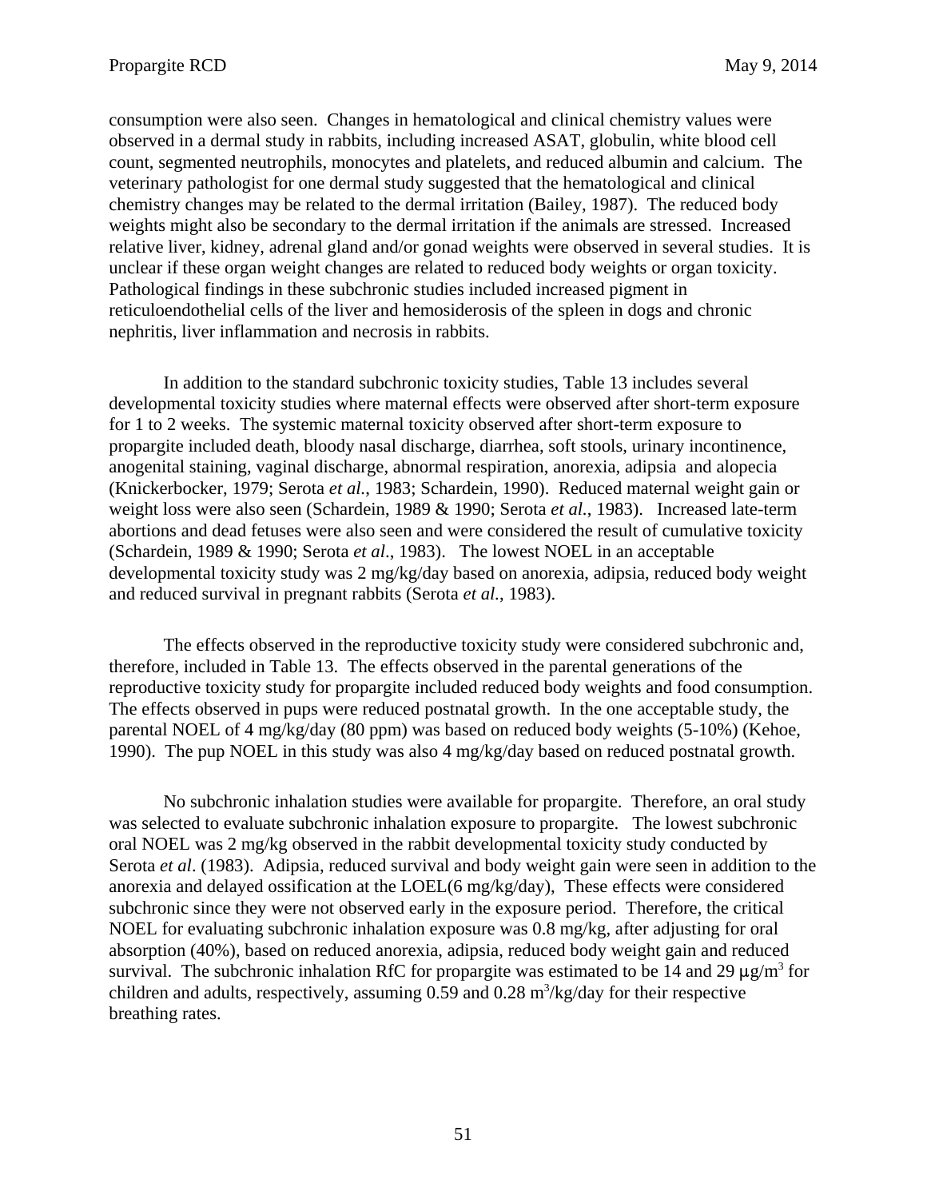consumption were also seen. Changes in hematological and clinical chemistry values were observed in a dermal study in rabbits, including increased ASAT, globulin, white blood cell count, segmented neutrophils, monocytes and platelets, and reduced albumin and calcium. The veterinary pathologist for one dermal study suggested that the hematological and clinical chemistry changes may be related to the dermal irritation (Bailey, 1987). The reduced body weights might also be secondary to the dermal irritation if the animals are stressed. Increased relative liver, kidney, adrenal gland and/or gonad weights were observed in several studies. It is unclear if these organ weight changes are related to reduced body weights or organ toxicity. Pathological findings in these subchronic studies included increased pigment in reticuloendothelial cells of the liver and hemosiderosis of the spleen in dogs and chronic nephritis, liver inflammation and necrosis in rabbits.

In addition to the standard subchronic toxicity studies, Table 13 includes several developmental toxicity studies where maternal effects were observed after short-term exposure for 1 to 2 weeks. The systemic maternal toxicity observed after short-term exposure to propargite included death, bloody nasal discharge, diarrhea, soft stools, urinary incontinence, anogenital staining, vaginal discharge, abnormal respiration, anorexia, adipsia and alopecia (Knickerbocker, 1979; Serota *et al.*, 1983; Schardein, 1990). Reduced maternal weight gain or weight loss were also seen (Schardein, 1989 & 1990; Serota *et al.*, 1983). Increased late-term abortions and dead fetuses were also seen and were considered the result of cumulative toxicity (Schardein, 1989 & 1990; Serota *et al*., 1983). The lowest NOEL in an acceptable developmental toxicity study was 2 mg/kg/day based on anorexia, adipsia, reduced body weight and reduced survival in pregnant rabbits (Serota *et al.*, 1983).

The effects observed in the reproductive toxicity study were considered subchronic and, therefore, included in Table 13. The effects observed in the parental generations of the reproductive toxicity study for propargite included reduced body weights and food consumption. The effects observed in pups were reduced postnatal growth. In the one acceptable study, the parental NOEL of 4 mg/kg/day (80 ppm) was based on reduced body weights (5-10%) (Kehoe, 1990). The pup NOEL in this study was also 4 mg/kg/day based on reduced postnatal growth.

No subchronic inhalation studies were available for propargite. Therefore, an oral study was selected to evaluate subchronic inhalation exposure to propargite. The lowest subchronic oral NOEL was 2 mg/kg observed in the rabbit developmental toxicity study conducted by Serota *et al*. (1983). Adipsia, reduced survival and body weight gain were seen in addition to the anorexia and delayed ossification at the LOEL(6 mg/kg/day), These effects were considered subchronic since they were not observed early in the exposure period. Therefore, the critical NOEL for evaluating subchronic inhalation exposure was 0.8 mg/kg, after adjusting for oral absorption (40%), based on reduced anorexia, adipsia, reduced body weight gain and reduced survival. The subchronic inhalation RfC for propargite was estimated to be 14 and 29 $\mu g/m^3$ for children and adults, respectively, assuming 0.59 and 0.28 $m^3$/kg/day for their respective breathing rates.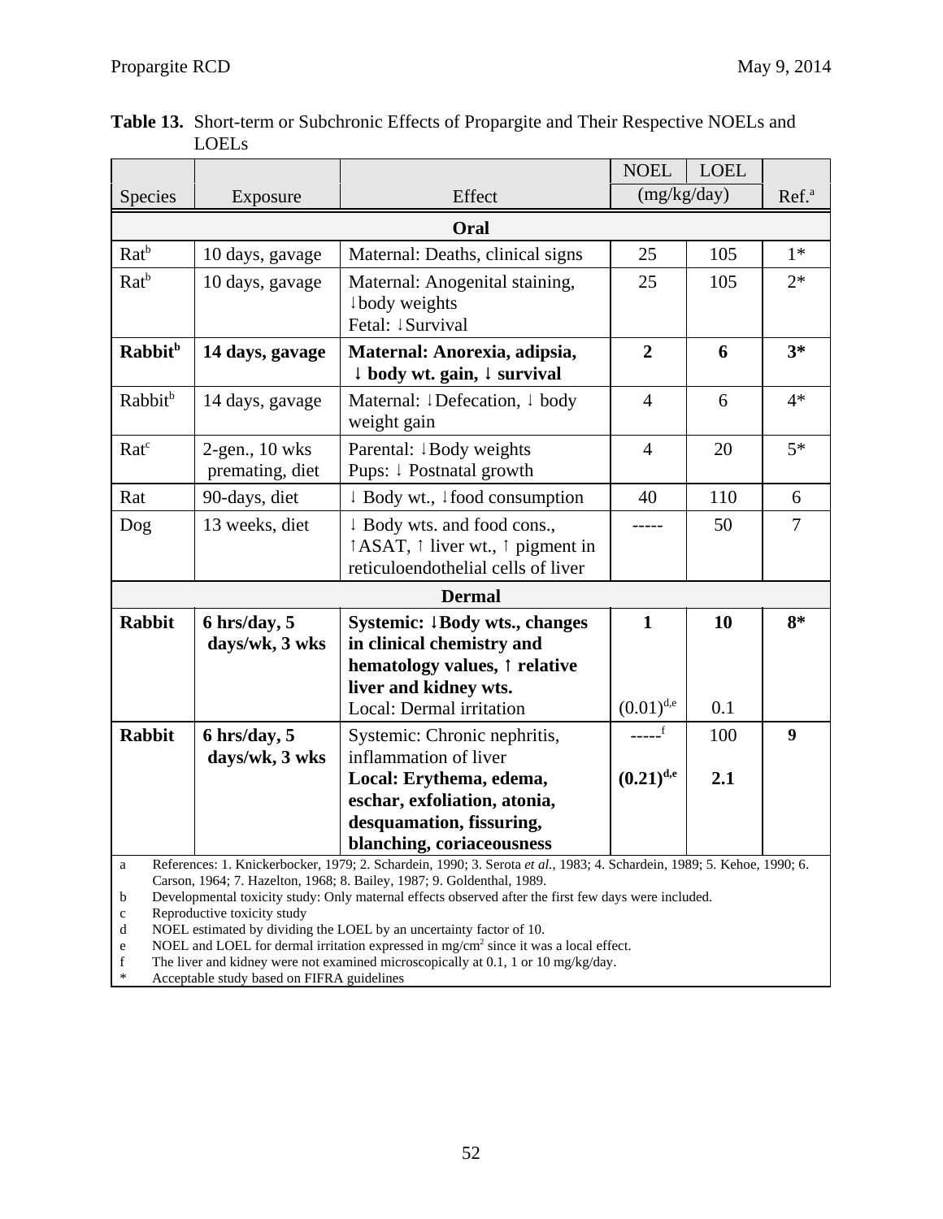**Table 13.** Short-term or Subchronic Effects of Propargite and Their Respective NOELs and LOELs

| Species | Exposure | Effect | NOEL (mg/kg/day) | LOEL (mg/kg/day) | Ref.[a] |
|---|---|---|---|---|---|
| **Oral** | | | | | |
| Rat[b] | 10 days, gavage | Maternal: Deaths, clinical signs | 25 | 105 | 1* |
| Rat[b] | 10 days, gavage | Maternal: Anogenital staining, ↓body weights<br>Fetal: ↓Survival | 25 | 105 | 2* |
| **Rabbit[b]** | **14 days, gavage** | **Maternal: Anorexia, adipsia, ↓ body wt. gain, ↓ survival** | **2** | **6** | **3*** |
| Rabbit[b] | 14 days, gavage | Maternal: ↓Defecation, ↓ body weight gain | 4 | 6 | 4* |
| Rat[c] | 2-gen., 10 wks premating, diet | Parental: ↓Body weights<br>Pups: ↓ Postnatal growth | 4 | 20 | 5* |
| Rat | 90-days, diet | ↓ Body wt., ↓food consumption | 40 | 110 | 6 |
| Dog | 13 weeks, diet | ↓ Body wts. and food cons., ↑ASAT, ↑ liver wt., ↑ pigment in reticuloendothelial cells of liver | ----- | 50 | 7 |
| **Dermal** | | | | | |
| **Rabbit** | **6 hrs/day, 5 days/wk, 3 wks** | **Systemic: ↓Body wts., changes in clinical chemistry and hematology values, ↑ relative liver and kidney wts.**<br>Local: Dermal irritation | **1**<br>(0.01)[d,e] | **10**<br>0.1 | **8*** |
| **Rabbit** | **6 hrs/day, 5 days/wk, 3 wks** | Systemic: Chronic nephritis, inflammation of liver<br>**Local: Erythema, edema, eschar, exfoliation, atonia, desquamation, fissuring, blanching, coriaceousness** | -----[f]<br>**(0.21)[d,e]** | 100<br>**2.1** | **9** |

a References: 1. Knickerbocker, 1979; 2. Schardein, 1990; 3. Serota *et al.*, 1983; 4. Schardein, 1989; 5. Kehoe, 1990; 6. Carson, 1964; 7. Hazelton, 1968; 8. Bailey, 1987; 9. Goldenthal, 1989.
b Developmental toxicity study: Only maternal effects observed after the first few days were included.
c Reproductive toxicity study
d NOEL estimated by dividing the LOEL by an uncertainty factor of 10.
e NOEL and LOEL for dermal irritation expressed in mg/cm$^2$ since it was a local effect.
f The liver and kidney were not examined microscopically at 0.1, 1 or 10 mg/kg/day.
\* Acceptable study based on FIFRA guidelines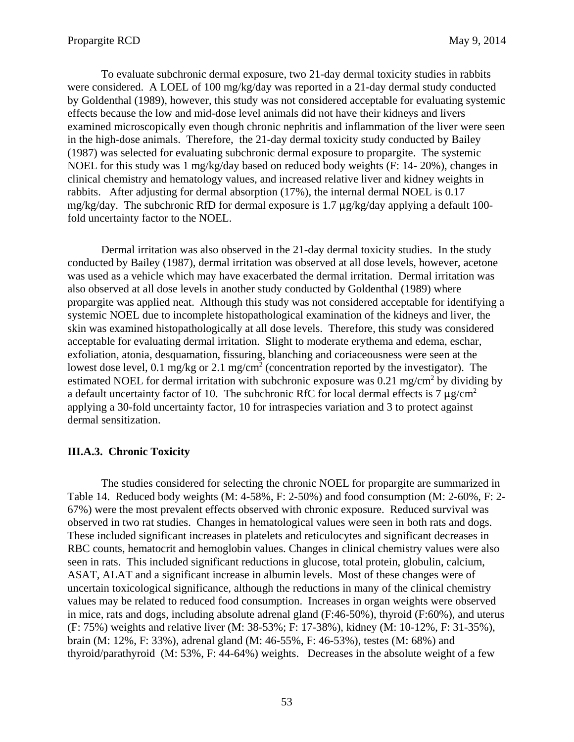To evaluate subchronic dermal exposure, two 21-day dermal toxicity studies in rabbits were considered. A LOEL of 100 mg/kg/day was reported in a 21-day dermal study conducted by Goldenthal (1989), however, this study was not considered acceptable for evaluating systemic effects because the low and mid-dose level animals did not have their kidneys and livers examined microscopically even though chronic nephritis and inflammation of the liver were seen in the high-dose animals. Therefore, the 21-day dermal toxicity study conducted by Bailey (1987) was selected for evaluating subchronic dermal exposure to propargite. The systemic NOEL for this study was 1 mg/kg/day based on reduced body weights (F: 14- 20%), changes in clinical chemistry and hematology values, and increased relative liver and kidney weights in rabbits. After adjusting for dermal absorption (17%), the internal dermal NOEL is 0.17 mg/kg/day. The subchronic RfD for dermal exposure is 1.7 μg/kg/day applying a default 100-fold uncertainty factor to the NOEL.

Dermal irritation was also observed in the 21-day dermal toxicity studies. In the study conducted by Bailey (1987), dermal irritation was observed at all dose levels, however, acetone was used as a vehicle which may have exacerbated the dermal irritation. Dermal irritation was also observed at all dose levels in another study conducted by Goldenthal (1989) where propargite was applied neat. Although this study was not considered acceptable for identifying a systemic NOEL due to incomplete histopathological examination of the kidneys and liver, the skin was examined histopathologically at all dose levels. Therefore, this study was considered acceptable for evaluating dermal irritation. Slight to moderate erythema and edema, eschar, exfoliation, atonia, desquamation, fissuring, blanching and coriaceousness were seen at the lowest dose level, 0.1 mg/kg or 2.1 mg/cm$^2$ (concentration reported by the investigator). The estimated NOEL for dermal irritation with subchronic exposure was 0.21 mg/cm$^2$ by dividing by a default uncertainty factor of 10. The subchronic RfC for local dermal effects is 7 μg/cm$^2$ applying a 30-fold uncertainty factor, 10 for intraspecies variation and 3 to protect against dermal sensitization.

### III.A.3. Chronic Toxicity

The studies considered for selecting the chronic NOEL for propargite are summarized in Table 14. Reduced body weights (M: 4-58%, F: 2-50%) and food consumption (M: 2-60%, F: 2-67%) were the most prevalent effects observed with chronic exposure. Reduced survival was observed in two rat studies. Changes in hematological values were seen in both rats and dogs. These included significant increases in platelets and reticulocytes and significant decreases in RBC counts, hematocrit and hemoglobin values. Changes in clinical chemistry values were also seen in rats. This included significant reductions in glucose, total protein, globulin, calcium, ASAT, ALAT and a significant increase in albumin levels. Most of these changes were of uncertain toxicological significance, although the reductions in many of the clinical chemistry values may be related to reduced food consumption. Increases in organ weights were observed in mice, rats and dogs, including absolute adrenal gland (F:46-50%), thyroid (F:60%), and uterus (F: 75%) weights and relative liver (M: 38-53%; F: 17-38%), kidney (M: 10-12%, F: 31-35%), brain (M: 12%, F: 33%), adrenal gland (M: 46-55%, F: 46-53%), testes (M: 68%) and thyroid/parathyroid (M: 53%, F: 44-64%) weights. Decreases in the absolute weight of a few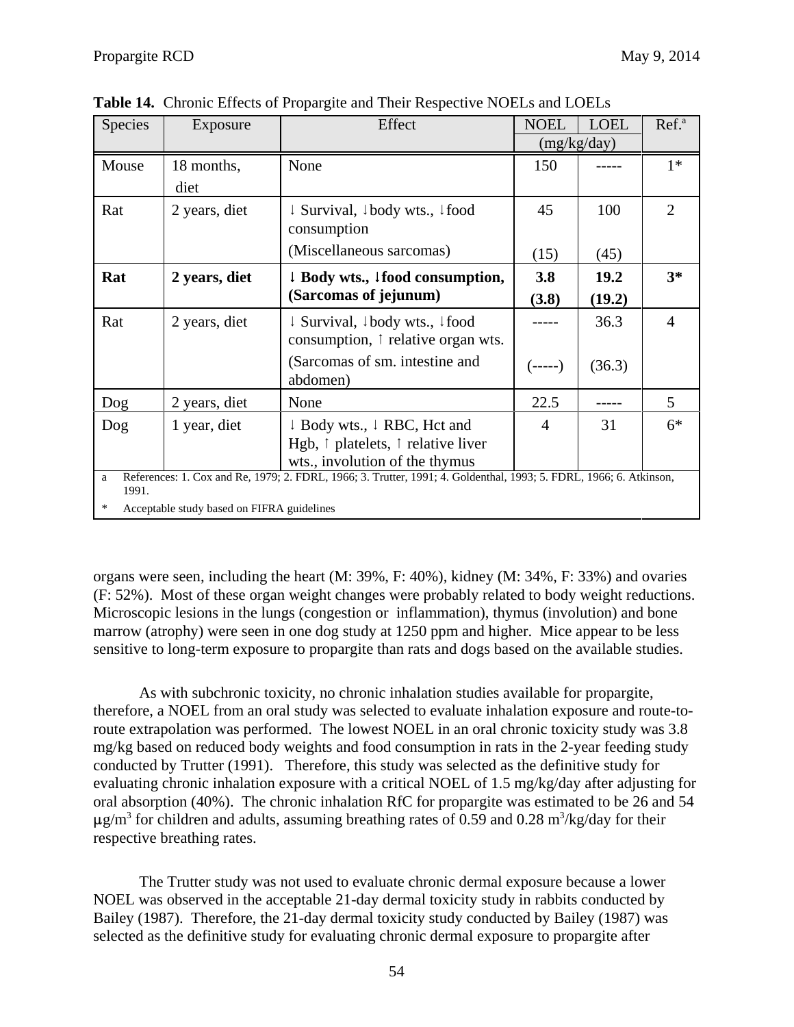**Table 14.** Chronic Effects of Propargite and Their Respective NOELs and LOELs

| Species | Exposure | Effect | NOEL | LOEL | Ref.[a] |
|---|---|---|---|---|---|
| | | | (mg/kg/day) | | |
| Mouse | 18 months, diet | None | 150 | ----- | 1* |
| Rat | 2 years, diet | ↓ Survival, ↓body wts., ↓food consumption<br>(Miscellaneous sarcomas) | 45<br>(15) | 100<br>(45) | 2 |
| **Rat** | **2 years, diet** | **↓ Body wts., ↓food consumption, (Sarcomas of jejunum)** | **3.8**<br>**(3.8)** | **19.2**<br>**(19.2)** | **3*** |
| Rat | 2 years, diet | ↓ Survival, ↓body wts., ↓food consumption, ↑ relative organ wts.<br>(Sarcomas of sm. intestine and abdomen) | -----<br>(-----) | 36.3<br>(36.3) | 4 |
| Dog | 2 years, diet | None | 22.5 | ----- | 5 |
| Dog | 1 year, diet | ↓ Body wts., ↓ RBC, Hct and Hgb, ↑ platelets, ↑ relative liver wts., involution of the thymus | 4 | 31 | 6* |

a References: 1. Cox and Re, 1979; 2. FDRL, 1966; 3. Trutter, 1991; 4. Goldenthal, 1993; 5. FDRL, 1966; 6. Atkinson, 1991.

\* Acceptable study based on FIFRA guidelines

organs were seen, including the heart (M: 39%, F: 40%), kidney (M: 34%, F: 33%) and ovaries (F: 52%). Most of these organ weight changes were probably related to body weight reductions. Microscopic lesions in the lungs (congestion or inflammation), thymus (involution) and bone marrow (atrophy) were seen in one dog study at 1250 ppm and higher. Mice appear to be less sensitive to long-term exposure to propargite than rats and dogs based on the available studies.

As with subchronic toxicity, no chronic inhalation studies available for propargite, therefore, a NOEL from an oral study was selected to evaluate inhalation exposure and route-to-route extrapolation was performed. The lowest NOEL in an oral chronic toxicity study was 3.8 mg/kg based on reduced body weights and food consumption in rats in the 2-year feeding study conducted by Trutter (1991). Therefore, this study was selected as the definitive study for evaluating chronic inhalation exposure with a critical NOEL of 1.5 mg/kg/day after adjusting for oral absorption (40%). The chronic inhalation RfC for propargite was estimated to be 26 and 54 $\mu g/m^3$ for children and adults, assuming breathing rates of 0.59 and 0.28 $m^3$/kg/day for their respective breathing rates.

The Trutter study was not used to evaluate chronic dermal exposure because a lower NOEL was observed in the acceptable 21-day dermal toxicity study in rabbits conducted by Bailey (1987). Therefore, the 21-day dermal toxicity study conducted by Bailey (1987) was selected as the definitive study for evaluating chronic dermal exposure to propargite after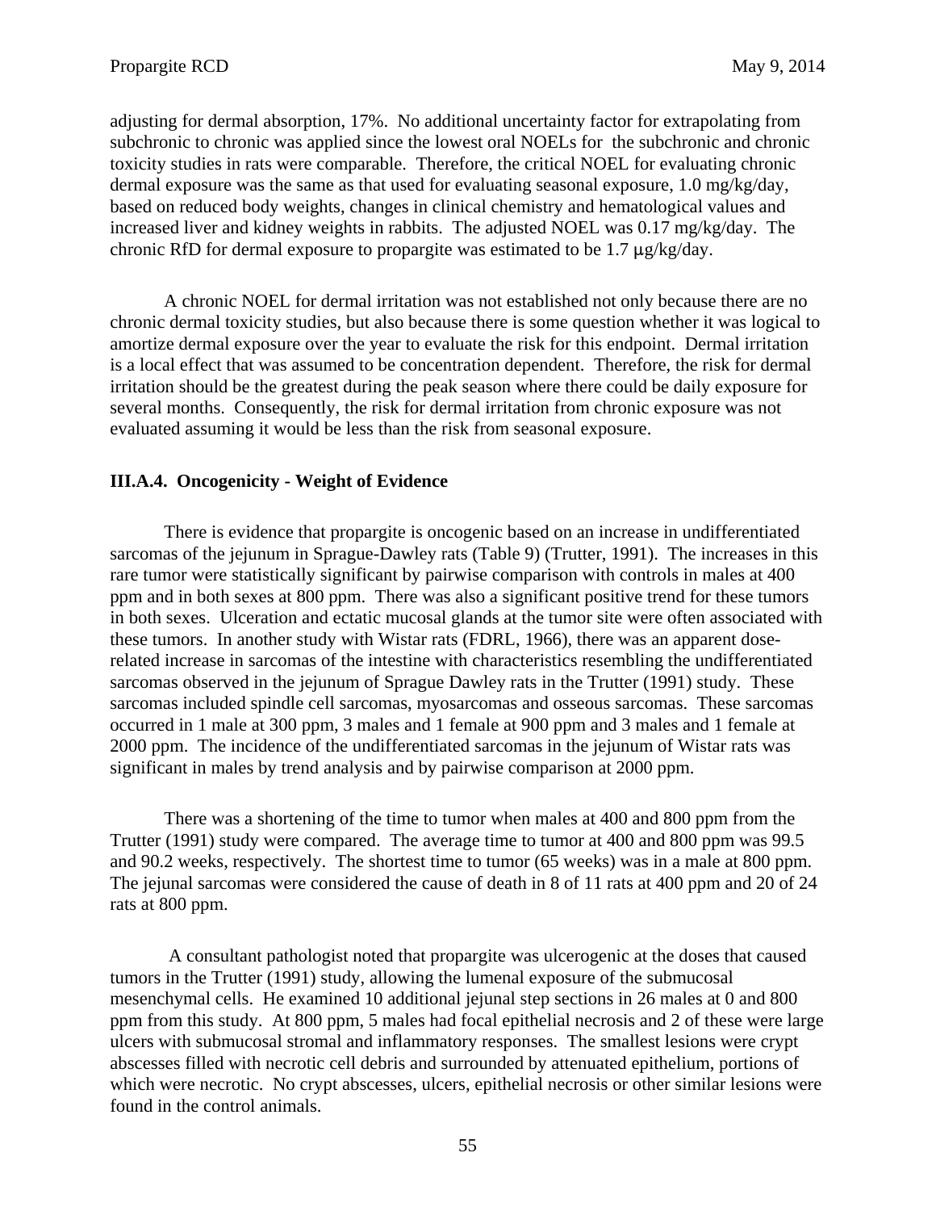adjusting for dermal absorption, 17%. No additional uncertainty factor for extrapolating from subchronic to chronic was applied since the lowest oral NOELs for the subchronic and chronic toxicity studies in rats were comparable. Therefore, the critical NOEL for evaluating chronic dermal exposure was the same as that used for evaluating seasonal exposure, 1.0 mg/kg/day, based on reduced body weights, changes in clinical chemistry and hematological values and increased liver and kidney weights in rabbits. The adjusted NOEL was 0.17 mg/kg/day. The chronic RfD for dermal exposure to propargite was estimated to be 1.7 μg/kg/day.

A chronic NOEL for dermal irritation was not established not only because there are no chronic dermal toxicity studies, but also because there is some question whether it was logical to amortize dermal exposure over the year to evaluate the risk for this endpoint. Dermal irritation is a local effect that was assumed to be concentration dependent. Therefore, the risk for dermal irritation should be the greatest during the peak season where there could be daily exposure for several months. Consequently, the risk for dermal irritation from chronic exposure was not evaluated assuming it would be less than the risk from seasonal exposure.

### III.A.4. Oncogenicity - Weight of Evidence

There is evidence that propargite is oncogenic based on an increase in undifferentiated sarcomas of the jejunum in Sprague-Dawley rats (Table 9) (Trutter, 1991). The increases in this rare tumor were statistically significant by pairwise comparison with controls in males at 400 ppm and in both sexes at 800 ppm. There was also a significant positive trend for these tumors in both sexes. Ulceration and ectatic mucosal glands at the tumor site were often associated with these tumors. In another study with Wistar rats (FDRL, 1966), there was an apparent dose-related increase in sarcomas of the intestine with characteristics resembling the undifferentiated sarcomas observed in the jejunum of Sprague Dawley rats in the Trutter (1991) study. These sarcomas included spindle cell sarcomas, myosarcomas and osseous sarcomas. These sarcomas occurred in 1 male at 300 ppm, 3 males and 1 female at 900 ppm and 3 males and 1 female at 2000 ppm. The incidence of the undifferentiated sarcomas in the jejunum of Wistar rats was significant in males by trend analysis and by pairwise comparison at 2000 ppm.

There was a shortening of the time to tumor when males at 400 and 800 ppm from the Trutter (1991) study were compared. The average time to tumor at 400 and 800 ppm was 99.5 and 90.2 weeks, respectively. The shortest time to tumor (65 weeks) was in a male at 800 ppm. The jejunal sarcomas were considered the cause of death in 8 of 11 rats at 400 ppm and 20 of 24 rats at 800 ppm.

A consultant pathologist noted that propargite was ulcerogenic at the doses that caused tumors in the Trutter (1991) study, allowing the lumenal exposure of the submucosal mesenchymal cells. He examined 10 additional jejunal step sections in 26 males at 0 and 800 ppm from this study. At 800 ppm, 5 males had focal epithelial necrosis and 2 of these were large ulcers with submucosal stromal and inflammatory responses. The smallest lesions were crypt abscesses filled with necrotic cell debris and surrounded by attenuated epithelium, portions of which were necrotic. No crypt abscesses, ulcers, epithelial necrosis or other similar lesions were found in the control animals.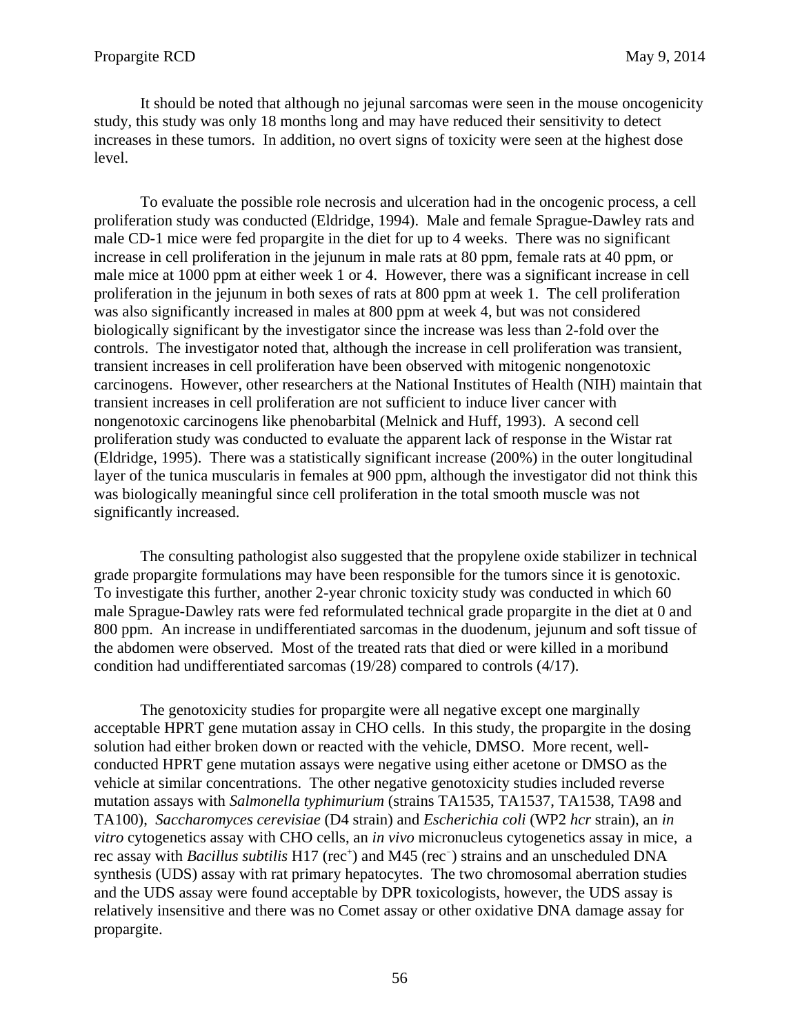It should be noted that although no jejunal sarcomas were seen in the mouse oncogenicity study, this study was only 18 months long and may have reduced their sensitivity to detect increases in these tumors. In addition, no overt signs of toxicity were seen at the highest dose level.

To evaluate the possible role necrosis and ulceration had in the oncogenic process, a cell proliferation study was conducted (Eldridge, 1994). Male and female Sprague-Dawley rats and male CD-1 mice were fed propargite in the diet for up to 4 weeks. There was no significant increase in cell proliferation in the jejunum in male rats at 80 ppm, female rats at 40 ppm, or male mice at 1000 ppm at either week 1 or 4. However, there was a significant increase in cell proliferation in the jejunum in both sexes of rats at 800 ppm at week 1. The cell proliferation was also significantly increased in males at 800 ppm at week 4, but was not considered biologically significant by the investigator since the increase was less than 2-fold over the controls. The investigator noted that, although the increase in cell proliferation was transient, transient increases in cell proliferation have been observed with mitogenic nongenotoxic carcinogens. However, other researchers at the National Institutes of Health (NIH) maintain that transient increases in cell proliferation are not sufficient to induce liver cancer with nongenotoxic carcinogens like phenobarbital (Melnick and Huff, 1993). A second cell proliferation study was conducted to evaluate the apparent lack of response in the Wistar rat (Eldridge, 1995). There was a statistically significant increase (200%) in the outer longitudinal layer of the tunica muscularis in females at 900 ppm, although the investigator did not think this was biologically meaningful since cell proliferation in the total smooth muscle was not significantly increased.

The consulting pathologist also suggested that the propylene oxide stabilizer in technical grade propargite formulations may have been responsible for the tumors since it is genotoxic. To investigate this further, another 2-year chronic toxicity study was conducted in which 60 male Sprague-Dawley rats were fed reformulated technical grade propargite in the diet at 0 and 800 ppm. An increase in undifferentiated sarcomas in the duodenum, jejunum and soft tissue of the abdomen were observed. Most of the treated rats that died or were killed in a moribund condition had undifferentiated sarcomas (19/28) compared to controls (4/17).

The genotoxicity studies for propargite were all negative except one marginally acceptable HPRT gene mutation assay in CHO cells. In this study, the propargite in the dosing solution had either broken down or reacted with the vehicle, DMSO. More recent, well-conducted HPRT gene mutation assays were negative using either acetone or DMSO as the vehicle at similar concentrations. The other negative genotoxicity studies included reverse mutation assays with *Salmonella typhimurium* (strains TA1535, TA1537, TA1538, TA98 and TA100), *Saccharomyces cerevisiae* (D4 strain) and *Escherichia coli* (WP2 *hcr* strain), an *in vitro* cytogenetics assay with CHO cells, an *in vivo* micronucleus cytogenetics assay in mice, a rec assay with *Bacillus subtilis* H17 ($rec^+$) and M45 ($rec^-$) strains and an unscheduled DNA synthesis (UDS) assay with rat primary hepatocytes. The two chromosomal aberration studies and the UDS assay were found acceptable by DPR toxicologists, however, the UDS assay is relatively insensitive and there was no Comet assay or other oxidative DNA damage assay for propargite.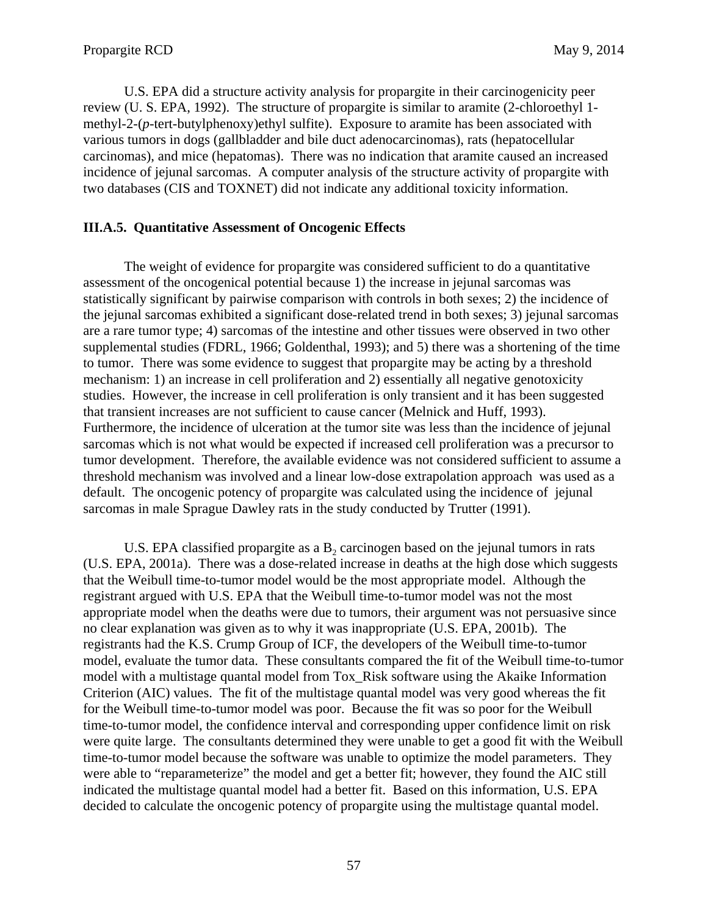U.S. EPA did a structure activity analysis for propargite in their carcinogenicity peer review (U. S. EPA, 1992). The structure of propargite is similar to aramite (2-chloroethyl 1-methyl-2-(*p*-tert-butylphenoxy)ethyl sulfite). Exposure to aramite has been associated with various tumors in dogs (gallbladder and bile duct adenocarcinomas), rats (hepatocellular carcinomas), and mice (hepatomas). There was no indication that aramite caused an increased incidence of jejunal sarcomas. A computer analysis of the structure activity of propargite with two databases (CIS and TOXNET) did not indicate any additional toxicity information.

### III.A.5. Quantitative Assessment of Oncogenic Effects

The weight of evidence for propargite was considered sufficient to do a quantitative assessment of the oncogenical potential because 1) the increase in jejunal sarcomas was statistically significant by pairwise comparison with controls in both sexes; 2) the incidence of the jejunal sarcomas exhibited a significant dose-related trend in both sexes; 3) jejunal sarcomas are a rare tumor type; 4) sarcomas of the intestine and other tissues were observed in two other supplemental studies (FDRL, 1966; Goldenthal, 1993); and 5) there was a shortening of the time to tumor. There was some evidence to suggest that propargite may be acting by a threshold mechanism: 1) an increase in cell proliferation and 2) essentially all negative genotoxicity studies. However, the increase in cell proliferation is only transient and it has been suggested that transient increases are not sufficient to cause cancer (Melnick and Huff, 1993). Furthermore, the incidence of ulceration at the tumor site was less than the incidence of jejunal sarcomas which is not what would be expected if increased cell proliferation was a precursor to tumor development. Therefore, the available evidence was not considered sufficient to assume a threshold mechanism was involved and a linear low-dose extrapolation approach was used as a default. The oncogenic potency of propargite was calculated using the incidence of jejunal sarcomas in male Sprague Dawley rats in the study conducted by Trutter (1991).

U.S. EPA classified propargite as a $B_2$ carcinogen based on the jejunal tumors in rats (U.S. EPA, 2001a). There was a dose-related increase in deaths at the high dose which suggests that the Weibull time-to-tumor model would be the most appropriate model. Although the registrant argued with U.S. EPA that the Weibull time-to-tumor model was not the most appropriate model when the deaths were due to tumors, their argument was not persuasive since no clear explanation was given as to why it was inappropriate (U.S. EPA, 2001b). The registrants had the K.S. Crump Group of ICF, the developers of the Weibull time-to-tumor model, evaluate the tumor data. These consultants compared the fit of the Weibull time-to-tumor model with a multistage quantal model from Tox_Risk software using the Akaike Information Criterion (AIC) values. The fit of the multistage quantal model was very good whereas the fit for the Weibull time-to-tumor model was poor. Because the fit was so poor for the Weibull time-to-tumor model, the confidence interval and corresponding upper confidence limit on risk were quite large. The consultants determined they were unable to get a good fit with the Weibull time-to-tumor model because the software was unable to optimize the model parameters. They were able to "reparameterize" the model and get a better fit; however, they found the AIC still indicated the multistage quantal model had a better fit. Based on this information, U.S. EPA decided to calculate the oncogenic potency of propargite using the multistage quantal model.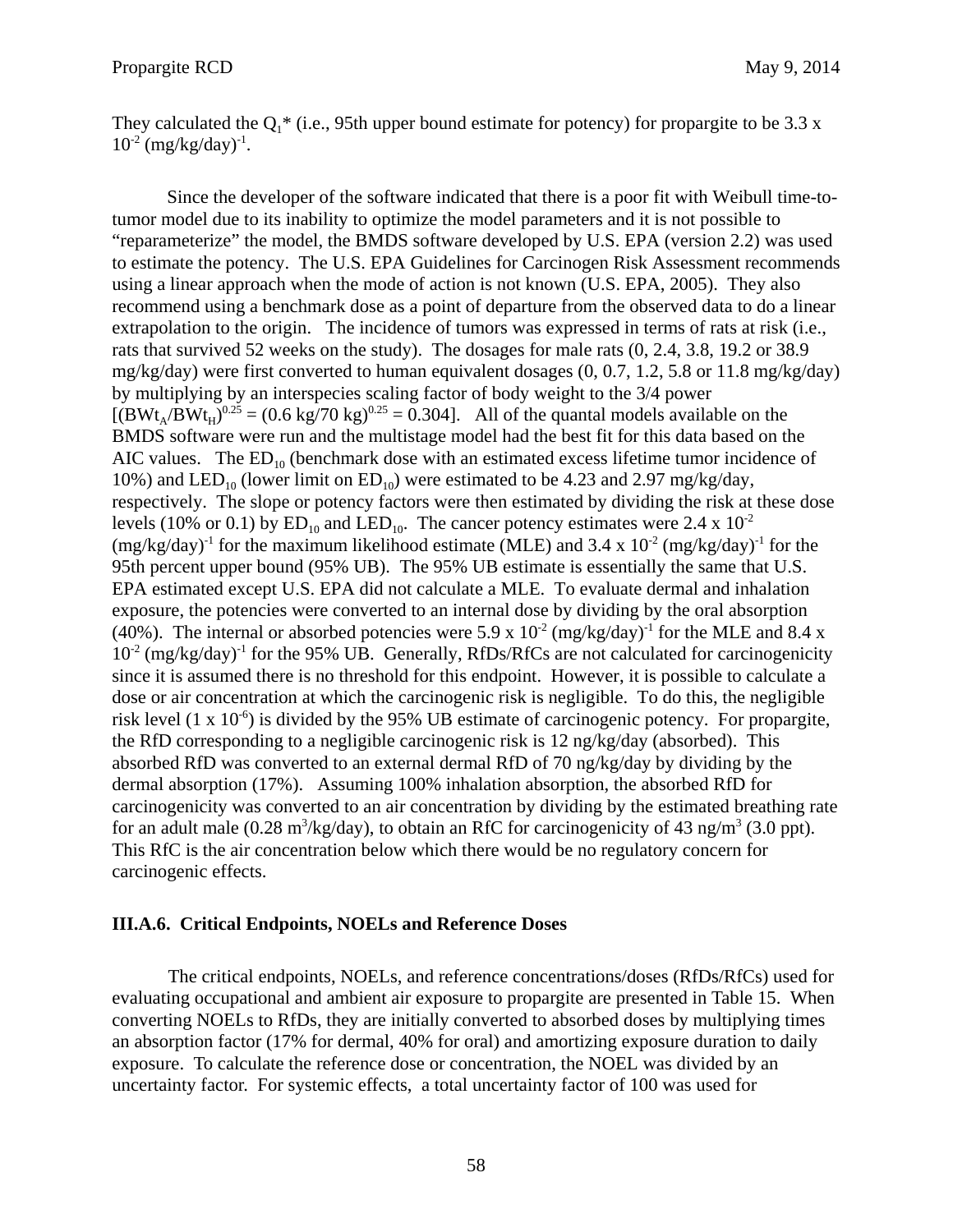They calculated the $Q_1$* (i.e., 95th upper bound estimate for potency) for propargite to be 3.3 x $10^{-2}$ $(mg/kg/day)^{-1}$.

Since the developer of the software indicated that there is a poor fit with Weibull time-to-tumor model due to its inability to optimize the model parameters and it is not possible to "reparameterize" the model, the BMDS software developed by U.S. EPA (version 2.2) was used to estimate the potency. The U.S. EPA Guidelines for Carcinogen Risk Assessment recommends using a linear approach when the mode of action is not known (U.S. EPA, 2005). They also recommend using a benchmark dose as a point of departure from the observed data to do a linear extrapolation to the origin. The incidence of tumors was expressed in terms of rats at risk (i.e., rats that survived 52 weeks on the study). The dosages for male rats (0, 2.4, 3.8, 19.2 or 38.9 mg/kg/day) were first converted to human equivalent dosages (0, 0.7, 1.2, 5.8 or 11.8 mg/kg/day) by multiplying by an interspecies scaling factor of body weight to the 3/4 power $[(BWt_A/BWt_H)^{0.25} = (0.6 \text{ kg}/70 \text{ kg})^{0.25} = 0.304]$. All of the quantal models available on the BMDS software were run and the multistage model had the best fit for this data based on the AIC values. The $ED_{10}$ (benchmark dose with an estimated excess lifetime tumor incidence of 10%) and $LED_{10}$ (lower limit on $ED_{10}$) were estimated to be 4.23 and 2.97 mg/kg/day, respectively. The slope or potency factors were then estimated by dividing the risk at these dose levels (10% or 0.1) by $ED_{10}$ and $LED_{10}$. The cancer potency estimates were 2.4 x $10^{-2}$ $(mg/kg/day)^{-1}$ for the maximum likelihood estimate (MLE) and 3.4 x $10^{-2}$ $(mg/kg/day)^{-1}$ for the 95th percent upper bound (95% UB). The 95% UB estimate is essentially the same that U.S. EPA estimated except U.S. EPA did not calculate a MLE. To evaluate dermal and inhalation exposure, the potencies were converted to an internal dose by dividing by the oral absorption (40%). The internal or absorbed potencies were 5.9 x $10^{-2}$ $(mg/kg/day)^{-1}$ for the MLE and 8.4 x $10^{-2}$ $(mg/kg/day)^{-1}$ for the 95% UB. Generally, RfDs/RfCs are not calculated for carcinogenicity since it is assumed there is no threshold for this endpoint. However, it is possible to calculate a dose or air concentration at which the carcinogenic risk is negligible. To do this, the negligible risk level (1 x $10^{-6}$) is divided by the 95% UB estimate of carcinogenic potency. For propargite, the RfD corresponding to a negligible carcinogenic risk is 12 ng/kg/day (absorbed). This absorbed RfD was converted to an external dermal RfD of 70 ng/kg/day by dividing by the dermal absorption (17%). Assuming 100% inhalation absorption, the absorbed RfD for carcinogenicity was converted to an air concentration by dividing by the estimated breathing rate for an adult male (0.28 $m^3$/kg/day), to obtain an RfC for carcinogenicity of 43 ng/$m^3$ (3.0 ppt). This RfC is the air concentration below which there would be no regulatory concern for carcinogenic effects.

### III.A.6. Critical Endpoints, NOELs and Reference Doses

The critical endpoints, NOELs, and reference concentrations/doses (RfDs/RfCs) used for evaluating occupational and ambient air exposure to propargite are presented in Table 15. When converting NOELs to RfDs, they are initially converted to absorbed doses by multiplying times an absorption factor (17% for dermal, 40% for oral) and amortizing exposure duration to daily exposure. To calculate the reference dose or concentration, the NOEL was divided by an uncertainty factor. For systemic effects, a total uncertainty factor of 100 was used for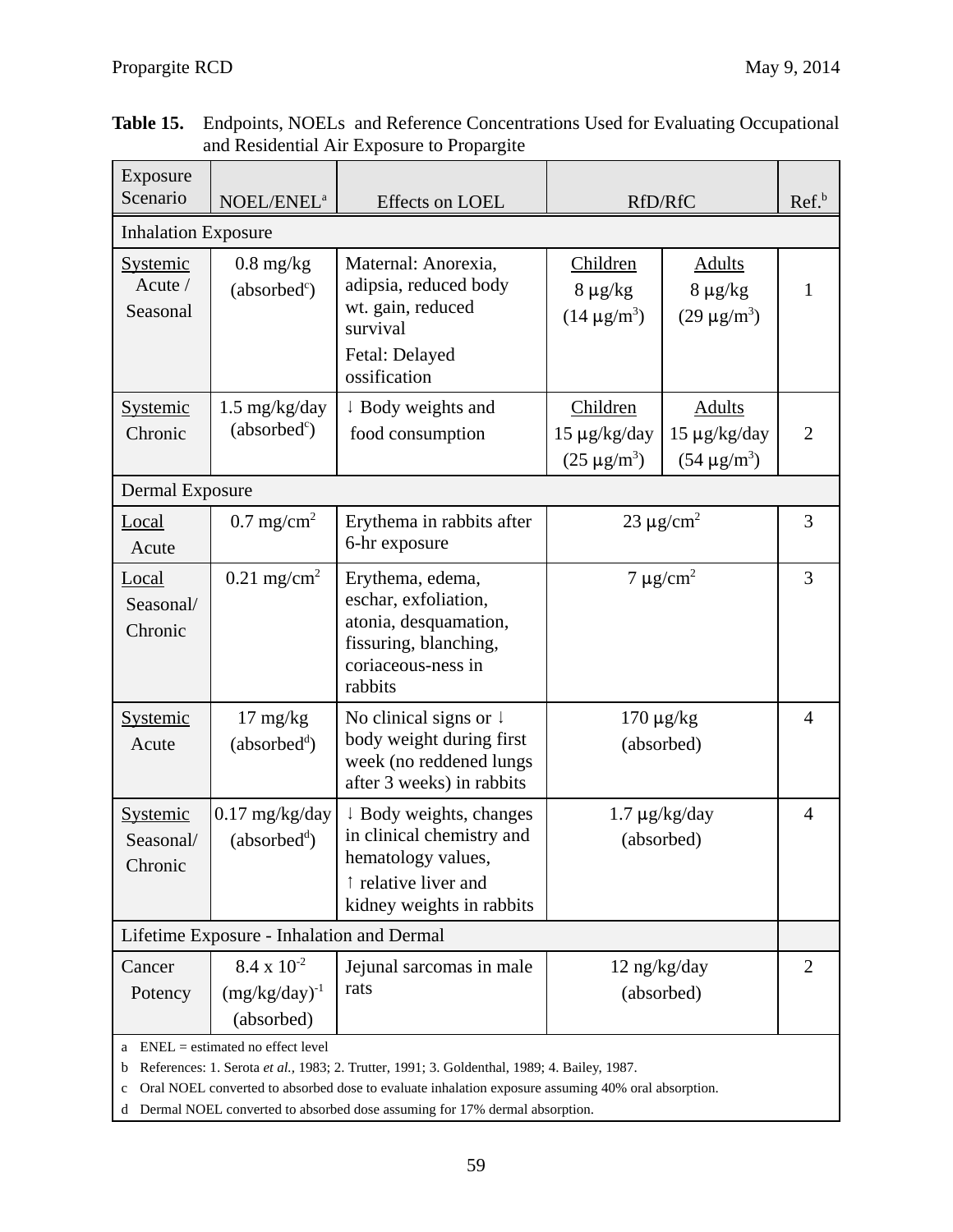**Table 15.** Endpoints, NOELs and Reference Concentrations Used for Evaluating Occupational and Residential Air Exposure to Propargite

| Exposure Scenario | NOEL/ENEL[a] | Effects on LOEL | RfD/RfC | | Ref.[b] |
|---|---|---|---|---|---|
| **Inhalation Exposure** | | | | | |
| Systemic Acute / Seasonal | 0.8 mg/kg (absorbed[c]) | Maternal: Anorexia, adipsia, reduced body wt. gain, reduced survival<br>Fetal: Delayed ossification | Children<br>8 µg/kg<br>(14 µg/m³) | Adults<br>8 µg/kg<br>(29 µg/m³) | 1 |
| Systemic Chronic | 1.5 mg/kg/day (absorbed[c]) | ↓ Body weights and food consumption | Children<br>15 µg/kg/day<br>(25 µg/m³) | Adults<br>15 µg/kg/day<br>(54 µg/m³) | 2 |
| **Dermal Exposure** | | | | | |
| Local Acute | 0.7 mg/cm² | Erythema in rabbits after 6-hr exposure | 23 µg/cm² | | 3 |
| Local Seasonal/ Chronic | 0.21 mg/cm² | Erythema, edema, eschar, exfoliation, atonia, desquamation, fissuring, blanching, coriaceous-ness in rabbits | 7 µg/cm² | | 3 |
| Systemic Acute | 17 mg/kg (absorbed[d]) | No clinical signs or ↓ body weight during first week (no reddened lungs after 3 weeks) in rabbits | 170 µg/kg (absorbed) | | 4 |
| Systemic Seasonal/ Chronic | 0.17 mg/kg/day (absorbed[d]) | ↓ Body weights, changes in clinical chemistry and hematology values, ↑ relative liver and kidney weights in rabbits | 1.7 µg/kg/day (absorbed) | | 4 |
| **Lifetime Exposure - Inhalation and Dermal** | | | | | |
| Cancer Potency | $8.4 \times 10^{-2}$ $(mg/kg/day)^{-1}$ (absorbed) | Jejunal sarcomas in male rats | 12 ng/kg/day (absorbed) | | 2 |

a ENEL = estimated no effect level

b References: 1. Serota *et al.,* 1983; 2. Trutter, 1991; 3. Goldenthal, 1989; 4. Bailey, 1987.

c Oral NOEL converted to absorbed dose to evaluate inhalation exposure assuming 40% oral absorption.

d Dermal NOEL converted to absorbed dose assuming for 17% dermal absorption.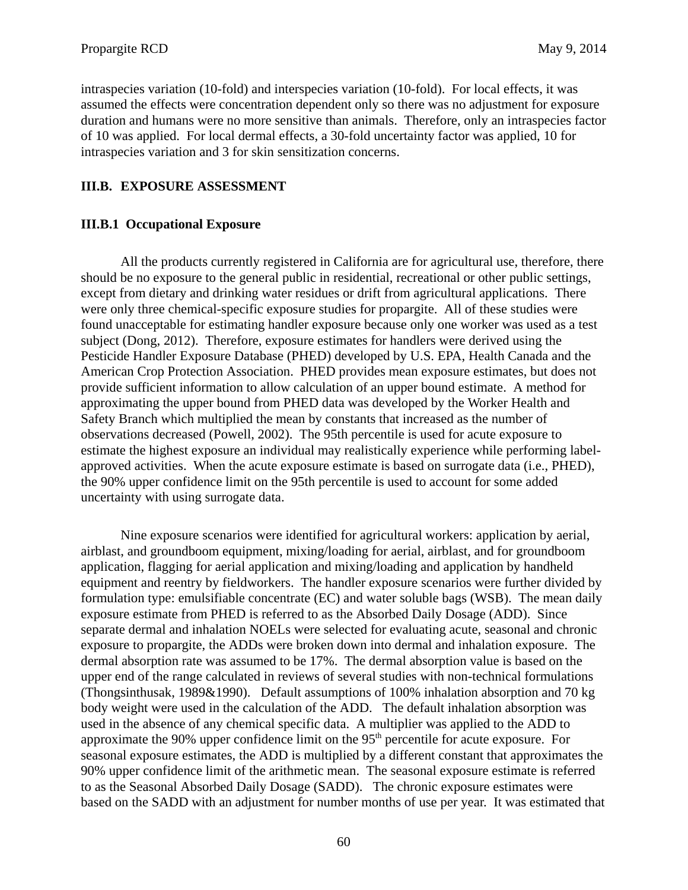intraspecies variation (10-fold) and interspecies variation (10-fold). For local effects, it was assumed the effects were concentration dependent only so there was no adjustment for exposure duration and humans were no more sensitive than animals. Therefore, only an intraspecies factor of 10 was applied. For local dermal effects, a 30-fold uncertainty factor was applied, 10 for intraspecies variation and 3 for skin sensitization concerns.

### III.B. EXPOSURE ASSESSMENT

#### III.B.1 Occupational Exposure

All the products currently registered in California are for agricultural use, therefore, there should be no exposure to the general public in residential, recreational or other public settings, except from dietary and drinking water residues or drift from agricultural applications. There were only three chemical-specific exposure studies for propargite. All of these studies were found unacceptable for estimating handler exposure because only one worker was used as a test subject (Dong, 2012). Therefore, exposure estimates for handlers were derived using the Pesticide Handler Exposure Database (PHED) developed by U.S. EPA, Health Canada and the American Crop Protection Association. PHED provides mean exposure estimates, but does not provide sufficient information to allow calculation of an upper bound estimate. A method for approximating the upper bound from PHED data was developed by the Worker Health and Safety Branch which multiplied the mean by constants that increased as the number of observations decreased (Powell, 2002). The 95th percentile is used for acute exposure to estimate the highest exposure an individual may realistically experience while performing label-approved activities. When the acute exposure estimate is based on surrogate data (i.e., PHED), the 90% upper confidence limit on the 95th percentile is used to account for some added uncertainty with using surrogate data.

Nine exposure scenarios were identified for agricultural workers: application by aerial, airblast, and groundboom equipment, mixing/loading for aerial, airblast, and for groundboom application, flagging for aerial application and mixing/loading and application by handheld equipment and reentry by fieldworkers. The handler exposure scenarios were further divided by formulation type: emulsifiable concentrate (EC) and water soluble bags (WSB). The mean daily exposure estimate from PHED is referred to as the Absorbed Daily Dosage (ADD). Since separate dermal and inhalation NOELs were selected for evaluating acute, seasonal and chronic exposure to propargite, the ADDs were broken down into dermal and inhalation exposure. The dermal absorption rate was assumed to be 17%. The dermal absorption value is based on the upper end of the range calculated in reviews of several studies with non-technical formulations (Thongsinthusak, 1989&1990). Default assumptions of 100% inhalation absorption and 70 kg body weight were used in the calculation of the ADD. The default inhalation absorption was used in the absence of any chemical specific data. A multiplier was applied to the ADD to approximate the 90% upper confidence limit on the 95th percentile for acute exposure. For seasonal exposure estimates, the ADD is multiplied by a different constant that approximates the 90% upper confidence limit of the arithmetic mean. The seasonal exposure estimate is referred to as the Seasonal Absorbed Daily Dosage (SADD). The chronic exposure estimates were based on the SADD with an adjustment for number months of use per year. It was estimated that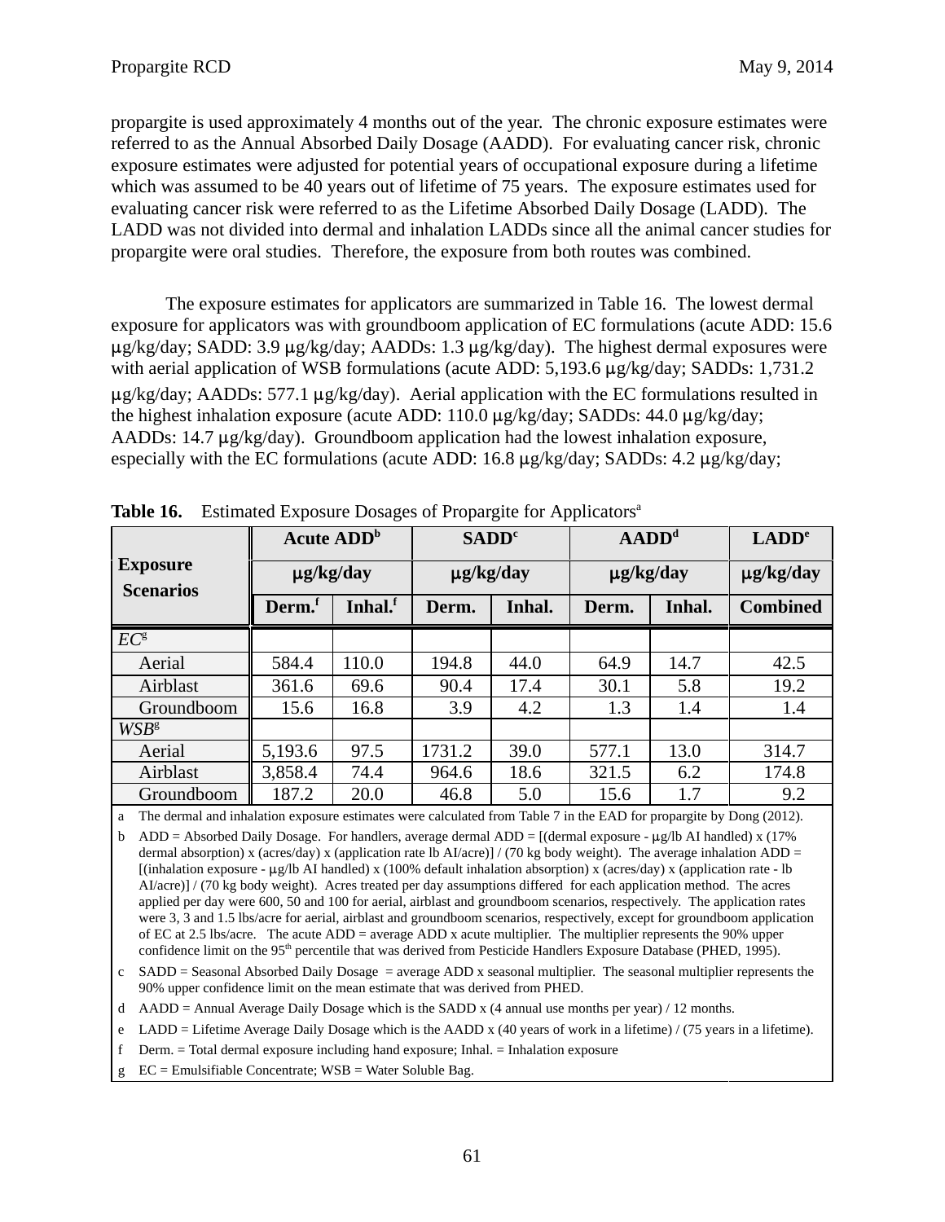propargite is used approximately 4 months out of the year. The chronic exposure estimates were referred to as the Annual Absorbed Daily Dosage (AADD). For evaluating cancer risk, chronic exposure estimates were adjusted for potential years of occupational exposure during a lifetime which was assumed to be 40 years out of lifetime of 75 years. The exposure estimates used for evaluating cancer risk were referred to as the Lifetime Absorbed Daily Dosage (LADD). The LADD was not divided into dermal and inhalation LADDs since all the animal cancer studies for propargite were oral studies. Therefore, the exposure from both routes was combined.

The exposure estimates for applicators are summarized in Table 16. The lowest dermal exposure for applicators was with groundboom application of EC formulations (acute ADD: 15.6 μg/kg/day; SADD: 3.9 μg/kg/day; AADDs: 1.3 μg/kg/day). The highest dermal exposures were with aerial application of WSB formulations (acute ADD: 5,193.6 μg/kg/day; SADDs: 1,731.2 μg/kg/day; AADDs: 577.1 μg/kg/day). Aerial application with the EC formulations resulted in the highest inhalation exposure (acute ADD: 110.0 μg/kg/day; SADDs: 44.0 μg/kg/day; AADDs: 14.7 μg/kg/day). Groundboom application had the lowest inhalation exposure, especially with the EC formulations (acute ADD: 16.8 μg/kg/day; SADDs: 4.2 μg/kg/day;

**Table 16.** Estimated Exposure Dosages of Propargite for Applicators[a]

| Exposure Scenarios | Acute ADD[b] | | SADD[c] | | AADD[d] | | LADD[e] |
|---|---|---|---|---|---|---|---|
| | μg/kg/day | | μg/kg/day | | μg/kg/day | | μg/kg/day |
| | Derm.[f] | Inhal.[f] | Derm. | Inhal. | Derm. | Inhal. | Combined |
| *EC*[g] | | | | | | | |
| Aerial | 584.4 | 110.0 | 194.8 | 44.0 | 64.9 | 14.7 | 42.5 |
| Airblast | 361.6 | 69.6 | 90.4 | 17.4 | 30.1 | 5.8 | 19.2 |
| Groundboom | 15.6 | 16.8 | 3.9 | 4.2 | 1.3 | 1.4 | 1.4 |
| *WSB*[g] | | | | | | | |
| Aerial | 5,193.6 | 97.5 | 1731.2 | 39.0 | 577.1 | 13.0 | 314.7 |
| Airblast | 3,858.4 | 74.4 | 964.6 | 18.6 | 321.5 | 6.2 | 174.8 |
| Groundboom | 187.2 | 20.0 | 46.8 | 5.0 | 15.6 | 1.7 | 9.2 |

a The dermal and inhalation exposure estimates were calculated from Table 7 in the EAD for propargite by Dong (2012).

b ADD = Absorbed Daily Dosage. For handlers, average dermal ADD = [(dermal exposure - μg/lb AI handled) x (17% dermal absorption) x (acres/day) x (application rate lb AI/acre)] / (70 kg body weight). The average inhalation ADD = [(inhalation exposure - μg/lb AI handled) x (100% default inhalation absorption) x (acres/day) x (application rate - lb AI/acre)] / (70 kg body weight). Acres treated per day assumptions differed for each application method. The acres applied per day were 600, 50 and 100 for aerial, airblast and groundboom scenarios, respectively. The application rates were 3, 3 and 1.5 lbs/acre for aerial, airblast and groundboom scenarios, respectively, except for groundboom application of EC at 2.5 lbs/acre. The acute ADD = average ADD x acute multiplier. The multiplier represents the 90% upper confidence limit on the 95th percentile that was derived from Pesticide Handlers Exposure Database (PHED, 1995).

c SADD = Seasonal Absorbed Daily Dosage = average ADD x seasonal multiplier. The seasonal multiplier represents the 90% upper confidence limit on the mean estimate that was derived from PHED.

d AADD = Annual Average Daily Dosage which is the SADD x (4 annual use months per year) / 12 months.

e LADD = Lifetime Average Daily Dosage which is the AADD x (40 years of work in a lifetime) / (75 years in a lifetime).

f Derm. = Total dermal exposure including hand exposure; Inhal. = Inhalation exposure

g EC = Emulsifiable Concentrate; WSB = Water Soluble Bag.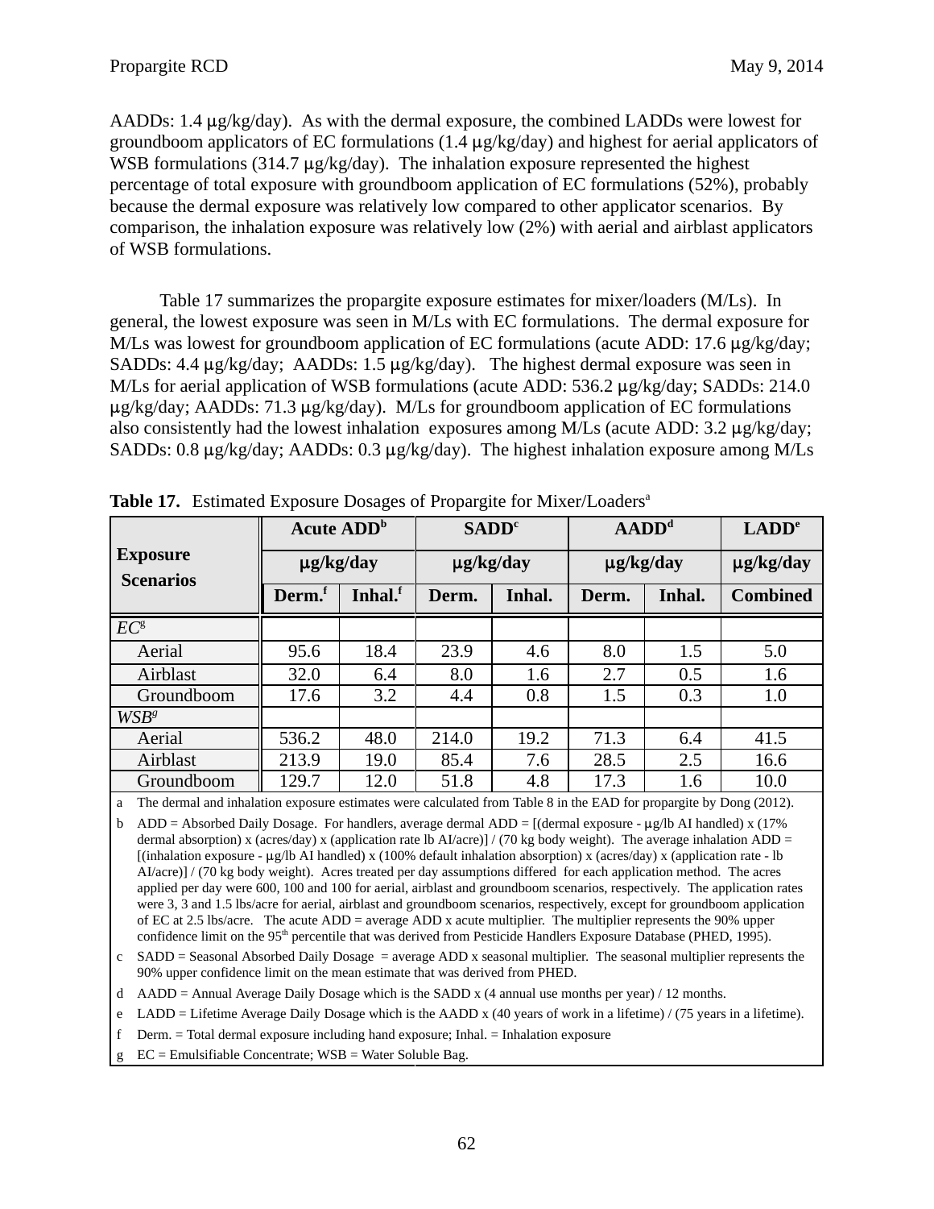AADDs: 1.4 μg/kg/day). As with the dermal exposure, the combined LADDs were lowest for groundboom applicators of EC formulations (1.4 μg/kg/day) and highest for aerial applicators of WSB formulations (314.7 μg/kg/day). The inhalation exposure represented the highest percentage of total exposure with groundboom application of EC formulations (52%), probably because the dermal exposure was relatively low compared to other applicator scenarios. By comparison, the inhalation exposure was relatively low (2%) with aerial and airblast applicators of WSB formulations.

Table 17 summarizes the propargite exposure estimates for mixer/loaders (M/Ls). In general, the lowest exposure was seen in M/Ls with EC formulations. The dermal exposure for M/Ls was lowest for groundboom application of EC formulations (acute ADD: 17.6 μg/kg/day; SADDs: 4.4 μg/kg/day; AADDs: 1.5 μg/kg/day). The highest dermal exposure was seen in M/Ls for aerial application of WSB formulations (acute ADD: 536.2 μg/kg/day; SADDs: 214.0 μg/kg/day; AADDs: 71.3 μg/kg/day). M/Ls for groundboom application of EC formulations also consistently had the lowest inhalation exposures among M/Ls (acute ADD: 3.2 μg/kg/day; SADDs: 0.8 μg/kg/day; AADDs: 0.3 μg/kg/day). The highest inhalation exposure among M/Ls

**Table 17.** Estimated Exposure Dosages of Propargite for Mixer/Loaders[a]

| Exposure Scenarios | Acute ADD[b] μg/kg/day | | SADD[c] μg/kg/day | | AADD[d] μg/kg/day | | LADD[e] μg/kg/day |
|---|---|---|---|---|---|---|---|
| | Derm.[f] | Inhal.[f] | Derm. | Inhal. | Derm. | Inhal. | Combined |
| *EC*[g] | | | | | | | |
| Aerial | 95.6 | 18.4 | 23.9 | 4.6 | 8.0 | 1.5 | 5.0 |
| Airblast | 32.0 | 6.4 | 8.0 | 1.6 | 2.7 | 0.5 | 1.6 |
| Groundboom | 17.6 | 3.2 | 4.4 | 0.8 | 1.5 | 0.3 | 1.0 |
| *WSB*[g] | | | | | | | |
| Aerial | 536.2 | 48.0 | 214.0 | 19.2 | 71.3 | 6.4 | 41.5 |
| Airblast | 213.9 | 19.0 | 85.4 | 7.6 | 28.5 | 2.5 | 16.6 |
| Groundboom | 129.7 | 12.0 | 51.8 | 4.8 | 17.3 | 1.6 | 10.0 |

a The dermal and inhalation exposure estimates were calculated from Table 8 in the EAD for propargite by Dong (2012).

b ADD = Absorbed Daily Dosage. For handlers, average dermal ADD = [(dermal exposure - μg/lb AI handled) x (17% dermal absorption) x (acres/day) x (application rate lb AI/acre)] / (70 kg body weight). The average inhalation ADD = [(inhalation exposure - μg/lb AI handled) x (100% default inhalation absorption) x (acres/day) x (application rate - lb AI/acre)] / (70 kg body weight). Acres treated per day assumptions differed for each application method. The acres applied per day were 600, 100 and 100 for aerial, airblast and groundboom scenarios, respectively. The application rates were 3, 3 and 1.5 lbs/acre for aerial, airblast and groundboom scenarios, respectively, except for groundboom application of EC at 2.5 lbs/acre. The acute ADD = average ADD x acute multiplier. The multiplier represents the 90% upper confidence limit on the 95[th] percentile that was derived from Pesticide Handlers Exposure Database (PHED, 1995).

c SADD = Seasonal Absorbed Daily Dosage = average ADD x seasonal multiplier. The seasonal multiplier represents the 90% upper confidence limit on the mean estimate that was derived from PHED.

d AADD = Annual Average Daily Dosage which is the SADD x (4 annual use months per year) / 12 months.

e LADD = Lifetime Average Daily Dosage which is the AADD x (40 years of work in a lifetime) / (75 years in a lifetime).

f Derm. = Total dermal exposure including hand exposure; Inhal. = Inhalation exposure

g EC = Emulsifiable Concentrate; WSB = Water Soluble Bag.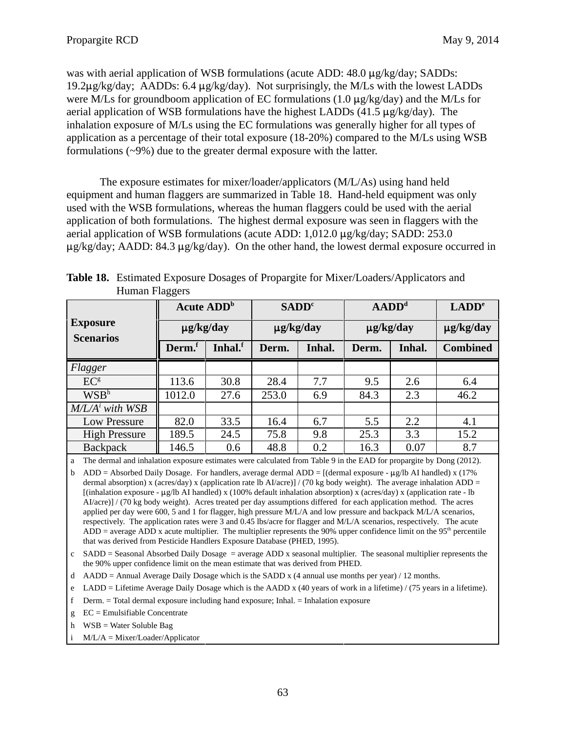was with aerial application of WSB formulations (acute ADD: 48.0 μg/kg/day; SADDs: 19.2μg/kg/day; AADDs: 6.4 μg/kg/day). Not surprisingly, the M/Ls with the lowest LADDs were M/Ls for groundboom application of EC formulations (1.0 μg/kg/day) and the M/Ls for aerial application of WSB formulations have the highest LADDs (41.5 μg/kg/day). The inhalation exposure of M/Ls using the EC formulations was generally higher for all types of application as a percentage of their total exposure (18-20%) compared to the M/Ls using WSB formulations (~9%) due to the greater dermal exposure with the latter.

The exposure estimates for mixer/loader/applicators (M/L/As) using hand held equipment and human flaggers are summarized in Table 18. Hand-held equipment was only used with the WSB formulations, whereas the human flaggers could be used with the aerial application of both formulations. The highest dermal exposure was seen in flaggers with the aerial application of WSB formulations (acute ADD: 1,012.0 μg/kg/day; SADD: 253.0 μg/kg/day; AADD: 84.3 μg/kg/day). On the other hand, the lowest dermal exposure occurred in

**Table 18.** Estimated Exposure Dosages of Propargite for Mixer/Loaders/Applicators and Human Flaggers

| Exposure Scenarios | Acute ADD[b] | | SADD[c] | | AADD[d] | | LADD[e] |
|---|---|---|---|---|---|---|---|
| | μg/kg/day | | μg/kg/day | | μg/kg/day | | μg/kg/day |
| | Derm.[f] | Inhal.[f] | Derm. | Inhal. | Derm. | Inhal. | Combined |
| *Flagger* | | | | | | | |
| EC[g] | 113.6 | 30.8 | 28.4 | 7.7 | 9.5 | 2.6 | 6.4 |
| WSB[h] | 1012.0 | 27.6 | 253.0 | 6.9 | 84.3 | 2.3 | 46.2 |
| *M/L/A[i] with WSB* | | | | | | | |
| Low Pressure | 82.0 | 33.5 | 16.4 | 6.7 | 5.5 | 2.2 | 4.1 |
| High Pressure | 189.5 | 24.5 | 75.8 | 9.8 | 25.3 | 3.3 | 15.2 |
| Backpack | 146.5 | 0.6 | 48.8 | 0.2 | 16.3 | 0.07 | 8.7 |

a The dermal and inhalation exposure estimates were calculated from Table 9 in the EAD for propargite by Dong (2012).

b ADD = Absorbed Daily Dosage. For handlers, average dermal ADD = [(dermal exposure - μg/lb AI handled) x (17% dermal absorption) x (acres/day) x (application rate lb AI/acre)] / (70 kg body weight). The average inhalation ADD = [(inhalation exposure - μg/lb AI handled) x (100% default inhalation absorption) x (acres/day) x (application rate - lb AI/acre)] / (70 kg body weight). Acres treated per day assumptions differed for each application method. The acres applied per day were 600, 5 and 1 for flagger, high pressure M/L/A and low pressure and backpack M/L/A scenarios, respectively. The application rates were 3 and 0.45 lbs/acre for flagger and M/L/A scenarios, respectively. The acute ADD = average ADD x acute multiplier. The multiplier represents the 90% upper confidence limit on the 95th percentile that was derived from Pesticide Handlers Exposure Database (PHED, 1995).

c SADD = Seasonal Absorbed Daily Dosage = average ADD x seasonal multiplier. The seasonal multiplier represents the the 90% upper confidence limit on the mean estimate that was derived from PHED.

d AADD = Annual Average Daily Dosage which is the SADD x (4 annual use months per year) / 12 months.

e LADD = Lifetime Average Daily Dosage which is the AADD x (40 years of work in a lifetime) / (75 years in a lifetime).

f Derm. = Total dermal exposure including hand exposure; Inhal. = Inhalation exposure

g EC = Emulsifiable Concentrate

h WSB = Water Soluble Bag

i M/L/A = Mixer/Loader/Applicator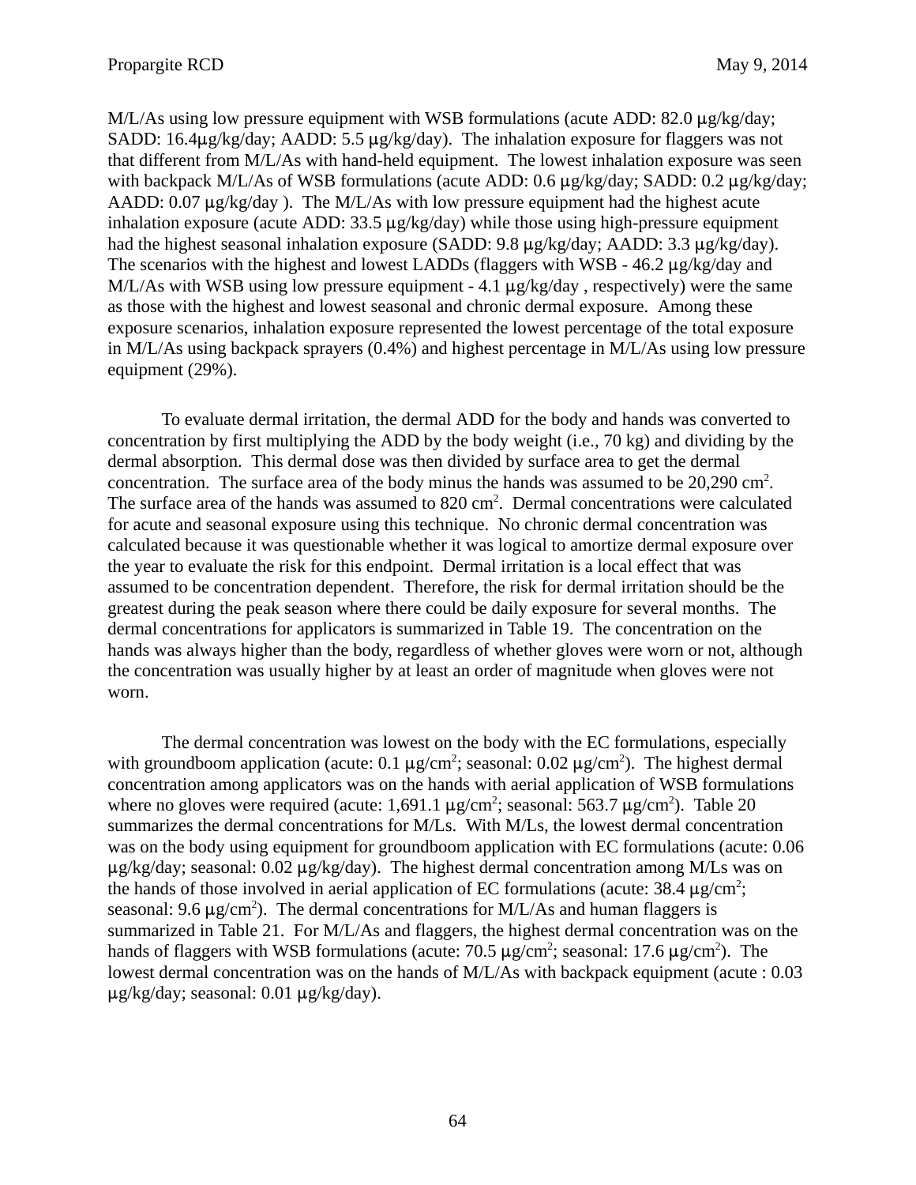M/L/As using low pressure equipment with WSB formulations (acute ADD: 82.0 μg/kg/day; SADD: 16.4μg/kg/day; AADD: 5.5 μg/kg/day). The inhalation exposure for flaggers was not that different from M/L/As with hand-held equipment. The lowest inhalation exposure was seen with backpack M/L/As of WSB formulations (acute ADD: 0.6 μg/kg/day; SADD: 0.2 μg/kg/day; AADD: 0.07 μg/kg/day ). The M/L/As with low pressure equipment had the highest acute inhalation exposure (acute ADD: 33.5 μg/kg/day) while those using high-pressure equipment had the highest seasonal inhalation exposure (SADD: 9.8 μg/kg/day; AADD: 3.3 μg/kg/day). The scenarios with the highest and lowest LADDs (flaggers with WSB - 46.2 μg/kg/day and M/L/As with WSB using low pressure equipment - 4.1 μg/kg/day , respectively) were the same as those with the highest and lowest seasonal and chronic dermal exposure. Among these exposure scenarios, inhalation exposure represented the lowest percentage of the total exposure in M/L/As using backpack sprayers (0.4%) and highest percentage in M/L/As using low pressure equipment (29%).

To evaluate dermal irritation, the dermal ADD for the body and hands was converted to concentration by first multiplying the ADD by the body weight (i.e., 70 kg) and dividing by the dermal absorption. This dermal dose was then divided by surface area to get the dermal concentration. The surface area of the body minus the hands was assumed to be 20,290 $cm^2$. The surface area of the hands was assumed to 820 $cm^2$. Dermal concentrations were calculated for acute and seasonal exposure using this technique. No chronic dermal concentration was calculated because it was questionable whether it was logical to amortize dermal exposure over the year to evaluate the risk for this endpoint. Dermal irritation is a local effect that was assumed to be concentration dependent. Therefore, the risk for dermal irritation should be the greatest during the peak season where there could be daily exposure for several months. The dermal concentrations for applicators is summarized in Table 19. The concentration on the hands was always higher than the body, regardless of whether gloves were worn or not, although the concentration was usually higher by at least an order of magnitude when gloves were not worn.

The dermal concentration was lowest on the body with the EC formulations, especially with groundboom application (acute: 0.1 μg/$cm^2$; seasonal: 0.02 μg/$cm^2$). The highest dermal concentration among applicators was on the hands with aerial application of WSB formulations where no gloves were required (acute: 1,691.1 μg/$cm^2$; seasonal: 563.7 μg/$cm^2$). Table 20 summarizes the dermal concentrations for M/Ls. With M/Ls, the lowest dermal concentration was on the body using equipment for groundboom application with EC formulations (acute: 0.06 μg/kg/day; seasonal: 0.02 μg/kg/day). The highest dermal concentration among M/Ls was on the hands of those involved in aerial application of EC formulations (acute: 38.4 μg/$cm^2$; seasonal: 9.6 μg/$cm^2$). The dermal concentrations for M/L/As and human flaggers is summarized in Table 21. For M/L/As and flaggers, the highest dermal concentration was on the hands of flaggers with WSB formulations (acute: 70.5 μg/$cm^2$; seasonal: 17.6 μg/$cm^2$). The lowest dermal concentration was on the hands of M/L/As with backpack equipment (acute : 0.03 μg/kg/day; seasonal: 0.01 μg/kg/day).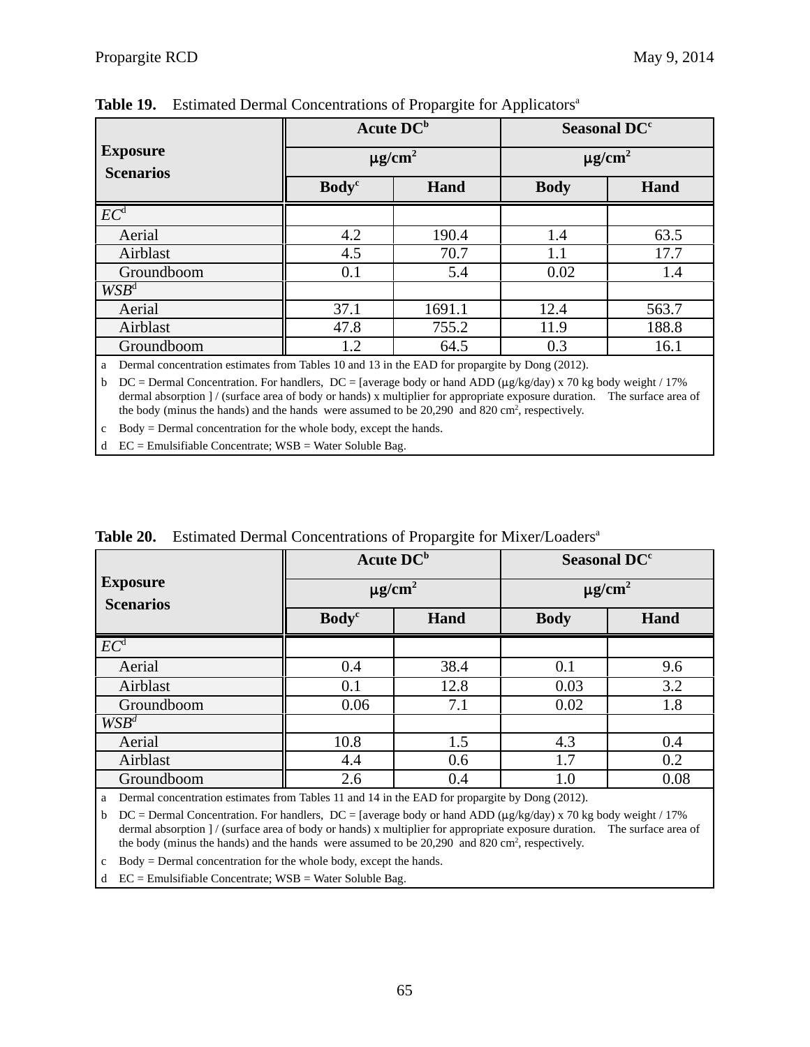**Table 19.** Estimated Dermal Concentrations of Propargite for Applicators[a]

| Exposure Scenarios | Acute DC[b] μg/cm² | | Seasonal DC[c] μg/cm² | |
|---|---|---|---|---|
| | Body[c] | Hand | Body | Hand |
| *EC*[d] | | | | |
| Aerial | 4.2 | 190.4 | 1.4 | 63.5 |
| Airblast | 4.5 | 70.7 | 1.1 | 17.7 |
| Groundboom | 0.1 | 5.4 | 0.02 | 1.4 |
| *WSB*[d] | | | | |
| Aerial | 37.1 | 1691.1 | 12.4 | 563.7 |
| Airblast | 47.8 | 755.2 | 11.9 | 188.8 |
| Groundboom | 1.2 | 64.5 | 0.3 | 16.1 |

a Dermal concentration estimates from Tables 10 and 13 in the EAD for propargite by Dong (2012).

b DC = Dermal Concentration. For handlers, DC = [average body or hand ADD (μg/kg/day) x 70 kg body weight / 17% dermal absorption ] / (surface area of body or hands) x multiplier for appropriate exposure duration. The surface area of the body (minus the hands) and the hands were assumed to be 20,290 and 820 cm², respectively.

c Body = Dermal concentration for the whole body, except the hands.

d EC = Emulsifiable Concentrate; WSB = Water Soluble Bag.

**Table 20.** Estimated Dermal Concentrations of Propargite for Mixer/Loaders[a]

| Exposure Scenarios | Acute DC[b] μg/cm² | | Seasonal DC[c] μg/cm² | |
|---|---|---|---|---|
| | Body[c] | Hand | Body | Hand |
| *EC*[d] | | | | |
| Aerial | 0.4 | 38.4 | 0.1 | 9.6 |
| Airblast | 0.1 | 12.8 | 0.03 | 3.2 |
| Groundboom | 0.06 | 7.1 | 0.02 | 1.8 |
| *WSB*[d] | | | | |
| Aerial | 10.8 | 1.5 | 4.3 | 0.4 |
| Airblast | 4.4 | 0.6 | 1.7 | 0.2 |
| Groundboom | 2.6 | 0.4 | 1.0 | 0.08 |

a Dermal concentration estimates from Tables 11 and 14 in the EAD for propargite by Dong (2012).

b DC = Dermal Concentration. For handlers, DC = [average body or hand ADD (μg/kg/day) x 70 kg body weight / 17% dermal absorption ] / (surface area of body or hands) x multiplier for appropriate exposure duration. The surface area of the body (minus the hands) and the hands were assumed to be 20,290 and 820 cm², respectively.

c Body = Dermal concentration for the whole body, except the hands.

d EC = Emulsifiable Concentrate; WSB = Water Soluble Bag.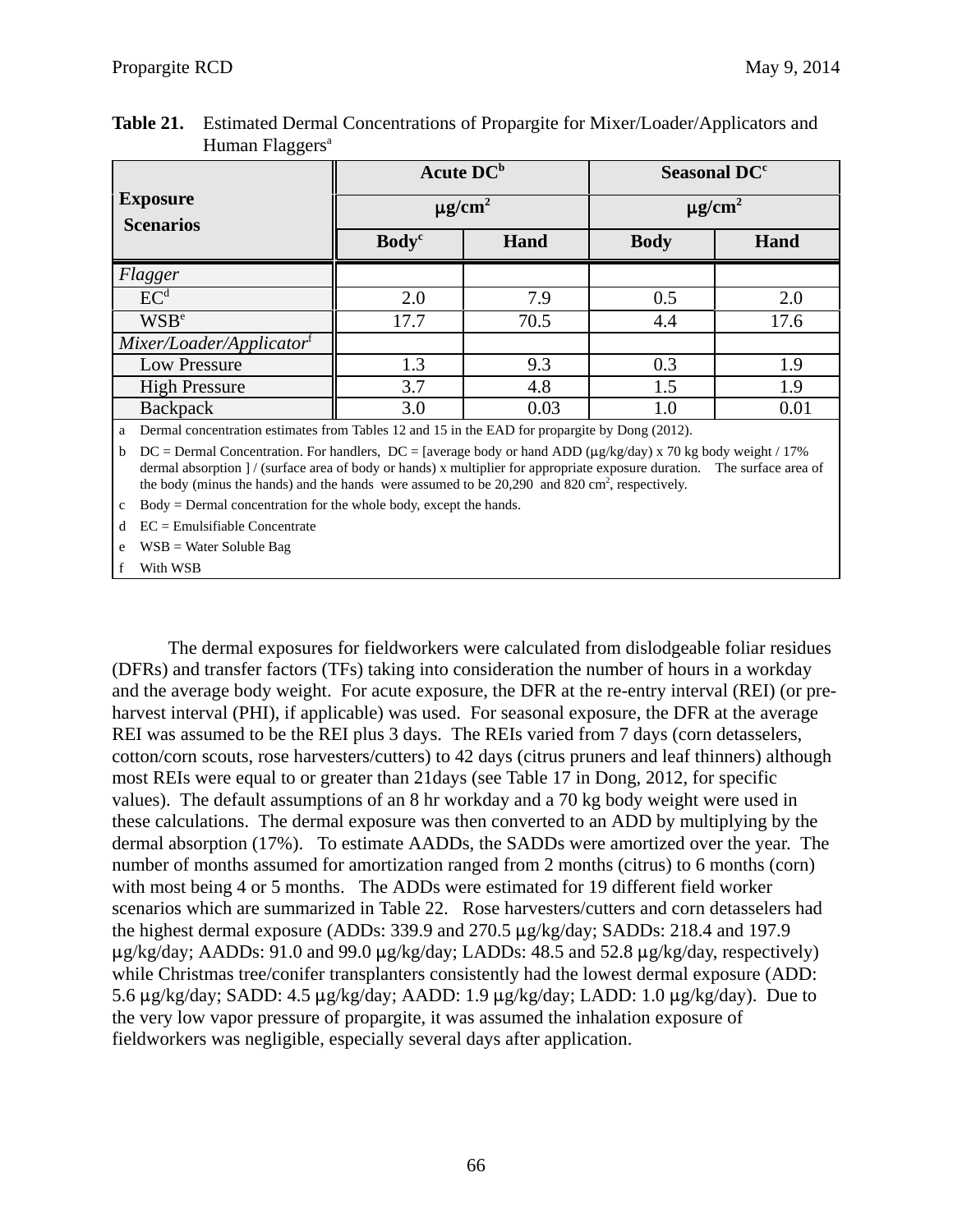**Table 21.** Estimated Dermal Concentrations of Propargite for Mixer/Loader/Applicators and Human Flaggers[a]

| Exposure Scenarios | Acute DC[b] μg/cm² | | Seasonal DC[c] μg/cm² | |
|---|---|---|---|---|
| | Body[c] | Hand | Body | Hand |
| *Flagger* | | | | |
| EC[d] | 2.0 | 7.9 | 0.5 | 2.0 |
| WSB[e] | 17.7 | 70.5 | 4.4 | 17.6 |
| *Mixer/Loader/Applicator*[f] | | | | |
| Low Pressure | 1.3 | 9.3 | 0.3 | 1.9 |
| High Pressure | 3.7 | 4.8 | 1.5 | 1.9 |
| Backpack | 3.0 | 0.03 | 1.0 | 0.01 |

a Dermal concentration estimates from Tables 12 and 15 in the EAD for propargite by Dong (2012).

b DC = Dermal Concentration. For handlers, DC = [average body or hand ADD (μg/kg/day) x 70 kg body weight / 17% dermal absorption ] / (surface area of body or hands) x multiplier for appropriate exposure duration. The surface area of the body (minus the hands) and the hands were assumed to be 20,290 and 820 cm², respectively.

c Body = Dermal concentration for the whole body, except the hands.

d EC = Emulsifiable Concentrate

e WSB = Water Soluble Bag

f With WSB

The dermal exposures for fieldworkers were calculated from dislodgeable foliar residues (DFRs) and transfer factors (TFs) taking into consideration the number of hours in a workday and the average body weight. For acute exposure, the DFR at the re-entry interval (REI) (or pre-harvest interval (PHI), if applicable) was used. For seasonal exposure, the DFR at the average REI was assumed to be the REI plus 3 days. The REIs varied from 7 days (corn detasselers, cotton/corn scouts, rose harvesters/cutters) to 42 days (citrus pruners and leaf thinners) although most REIs were equal to or greater than 21days (see Table 17 in Dong, 2012, for specific values). The default assumptions of an 8 hr workday and a 70 kg body weight were used in these calculations. The dermal exposure was then converted to an ADD by multiplying by the dermal absorption (17%). To estimate AADDs, the SADDs were amortized over the year. The number of months assumed for amortization ranged from 2 months (citrus) to 6 months (corn) with most being 4 or 5 months. The ADDs were estimated for 19 different field worker scenarios which are summarized in Table 22. Rose harvesters/cutters and corn detasselers had the highest dermal exposure (ADDs: 339.9 and 270.5 μg/kg/day; SADDs: 218.4 and 197.9 μg/kg/day; AADDs: 91.0 and 99.0 μg/kg/day; LADDs: 48.5 and 52.8 μg/kg/day, respectively) while Christmas tree/conifer transplanters consistently had the lowest dermal exposure (ADD: 5.6 μg/kg/day; SADD: 4.5 μg/kg/day; AADD: 1.9 μg/kg/day; LADD: 1.0 μg/kg/day). Due to the very low vapor pressure of propargite, it was assumed the inhalation exposure of fieldworkers was negligible, especially several days after application.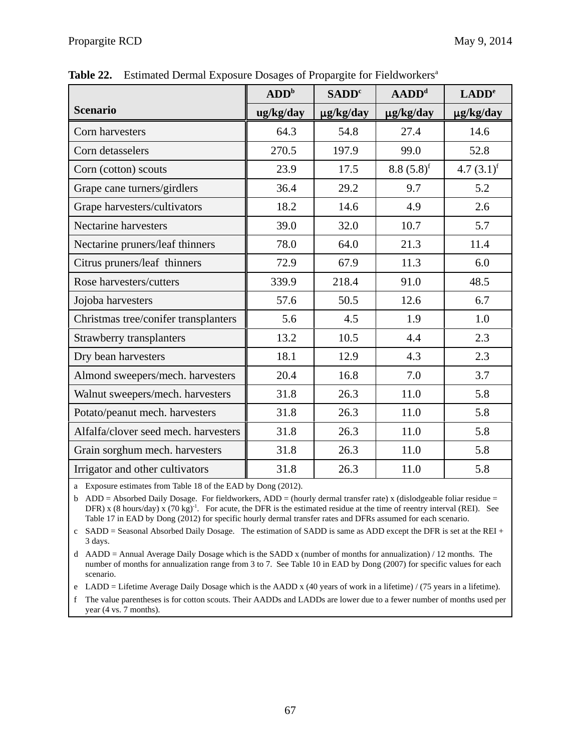**Table 22.** Estimated Dermal Exposure Dosages of Propargite for Fieldworkers[a]

| Scenario | ADD[b] | SADD[c] | AADD[d] | LADD[e] |
|---|---|---|---|---|
| | ug/kg/day | μg/kg/day | μg/kg/day | μg/kg/day |
| Corn harvesters | 64.3 | 54.8 | 27.4 | 14.6 |
| Corn detasselers | 270.5 | 197.9 | 99.0 | 52.8 |
| Corn (cotton) scouts | 23.9 | 17.5 | 8.8 (5.8)[f] | 4.7 (3.1)[f] |
| Grape cane turners/girdlers | 36.4 | 29.2 | 9.7 | 5.2 |
| Grape harvesters/cultivators | 18.2 | 14.6 | 4.9 | 2.6 |
| Nectarine harvesters | 39.0 | 32.0 | 10.7 | 5.7 |
| Nectarine pruners/leaf thinners | 78.0 | 64.0 | 21.3 | 11.4 |
| Citrus pruners/leaf thinners | 72.9 | 67.9 | 11.3 | 6.0 |
| Rose harvesters/cutters | 339.9 | 218.4 | 91.0 | 48.5 |
| Jojoba harvesters | 57.6 | 50.5 | 12.6 | 6.7 |
| Christmas tree/conifer transplanters | 5.6 | 4.5 | 1.9 | 1.0 |
| Strawberry transplanters | 13.2 | 10.5 | 4.4 | 2.3 |
| Dry bean harvesters | 18.1 | 12.9 | 4.3 | 2.3 |
| Almond sweepers/mech. harvesters | 20.4 | 16.8 | 7.0 | 3.7 |
| Walnut sweepers/mech. harvesters | 31.8 | 26.3 | 11.0 | 5.8 |
| Potato/peanut mech. harvesters | 31.8 | 26.3 | 11.0 | 5.8 |
| Alfalfa/clover seed mech. harvesters | 31.8 | 26.3 | 11.0 | 5.8 |
| Grain sorghum mech. harvesters | 31.8 | 26.3 | 11.0 | 5.8 |
| Irrigator and other cultivators | 31.8 | 26.3 | 11.0 | 5.8 |

a Exposure estimates from Table 18 of the EAD by Dong (2012).

b ADD = Absorbed Daily Dosage. For fieldworkers, ADD = (hourly dermal transfer rate) x (dislodgeable foliar residue = DFR) x (8 hours/day) x $(70\ kg)^{-1}$. For acute, the DFR is the estimated residue at the time of reentry interval (REI). See Table 17 in EAD by Dong (2012) for specific hourly dermal transfer rates and DFRs assumed for each scenario.

c SADD = Seasonal Absorbed Daily Dosage. The estimation of SADD is same as ADD except the DFR is set at the REI + 3 days.

d AADD = Annual Average Daily Dosage which is the SADD x (number of months for annualization) / 12 months. The number of months for annualization range from 3 to 7. See Table 10 in EAD by Dong (2007) for specific values for each scenario.

e LADD = Lifetime Average Daily Dosage which is the AADD x (40 years of work in a lifetime) / (75 years in a lifetime).

f The value parentheses is for cotton scouts. Their AADDs and LADDs are lower due to a fewer number of months used per year (4 vs. 7 months).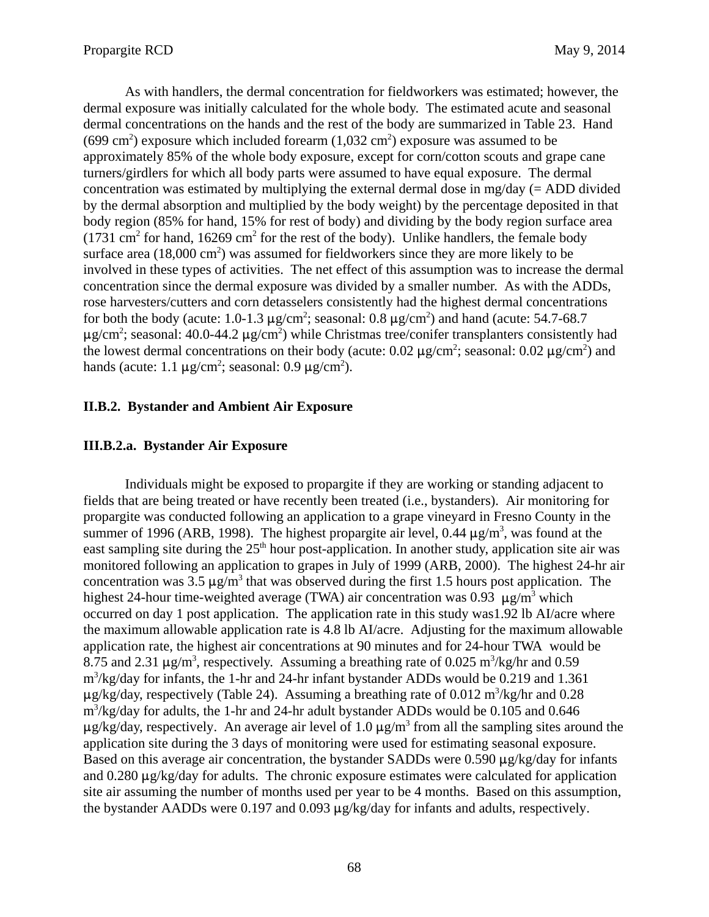As with handlers, the dermal concentration for fieldworkers was estimated; however, the dermal exposure was initially calculated for the whole body. The estimated acute and seasonal dermal concentrations on the hands and the rest of the body are summarized in Table 23. Hand (699 $cm^2$) exposure which included forearm (1,032 $cm^2$) exposure was assumed to be approximately 85% of the whole body exposure, except for corn/cotton scouts and grape cane turners/girdlers for which all body parts were assumed to have equal exposure. The dermal concentration was estimated by multiplying the external dermal dose in mg/day (= ADD divided by the dermal absorption and multiplied by the body weight) by the percentage deposited in that body region (85% for hand, 15% for rest of body) and dividing by the body region surface area (1731 $cm^2$ for hand, 16269 $cm^2$ for the rest of the body). Unlike handlers, the female body surface area (18,000 $cm^2$) was assumed for fieldworkers since they are more likely to be involved in these types of activities. The net effect of this assumption was to increase the dermal concentration since the dermal exposure was divided by a smaller number. As with the ADDs, rose harvesters/cutters and corn detasselers consistently had the highest dermal concentrations for both the body (acute: 1.0-1.3 $\mu g/cm^2$; seasonal: 0.8 $\mu g/cm^2$) and hand (acute: 54.7-68.7 $\mu g/cm^2$; seasonal: 40.0-44.2 $\mu g/cm^2$) while Christmas tree/conifer transplanters consistently had the lowest dermal concentrations on their body (acute: 0.02 $\mu g/cm^2$; seasonal: 0.02 $\mu g/cm^2$) and hands (acute: 1.1 $\mu g/cm^2$; seasonal: 0.9 $\mu g/cm^2$).

### II.B.2. Bystander and Ambient Air Exposure

#### III.B.2.a. Bystander Air Exposure

Individuals might be exposed to propargite if they are working or standing adjacent to fields that are being treated or have recently been treated (i.e., bystanders). Air monitoring for propargite was conducted following an application to a grape vineyard in Fresno County in the summer of 1996 (ARB, 1998). The highest propargite air level, 0.44 $\mu g/m^3$, was found at the east sampling site during the 25th hour post-application. In another study, application site air was monitored following an application to grapes in July of 1999 (ARB, 2000). The highest 24-hr air concentration was 3.5 $\mu g/m^3$ that was observed during the first 1.5 hours post application. The highest 24-hour time-weighted average (TWA) air concentration was 0.93 $\mu g/m^3$ which occurred on day 1 post application. The application rate in this study was1.92 lb AI/acre where the maximum allowable application rate is 4.8 lb AI/acre. Adjusting for the maximum allowable application rate, the highest air concentrations at 90 minutes and for 24-hour TWA would be 8.75 and 2.31 $\mu g/m^3$, respectively. Assuming a breathing rate of 0.025 $m^3/kg/hr$ and 0.59 $m^3/kg/day$ for infants, the 1-hr and 24-hr infant bystander ADDs would be 0.219 and 1.361 $\mu g/kg/day$, respectively (Table 24). Assuming a breathing rate of 0.012 $m^3/kg/hr$ and 0.28 $m^3/kg/day$ for adults, the 1-hr and 24-hr adult bystander ADDs would be 0.105 and 0.646 $\mu g/kg/day$, respectively. An average air level of 1.0 $\mu g/m^3$ from all the sampling sites around the application site during the 3 days of monitoring were used for estimating seasonal exposure. Based on this average air concentration, the bystander SADDs were 0.590 $\mu g/kg/day$ for infants and 0.280 $\mu g/kg/day$ for adults. The chronic exposure estimates were calculated for application site air assuming the number of months used per year to be 4 months. Based on this assumption, the bystander AADDs were 0.197 and 0.093 $\mu g/kg/day$ for infants and adults, respectively.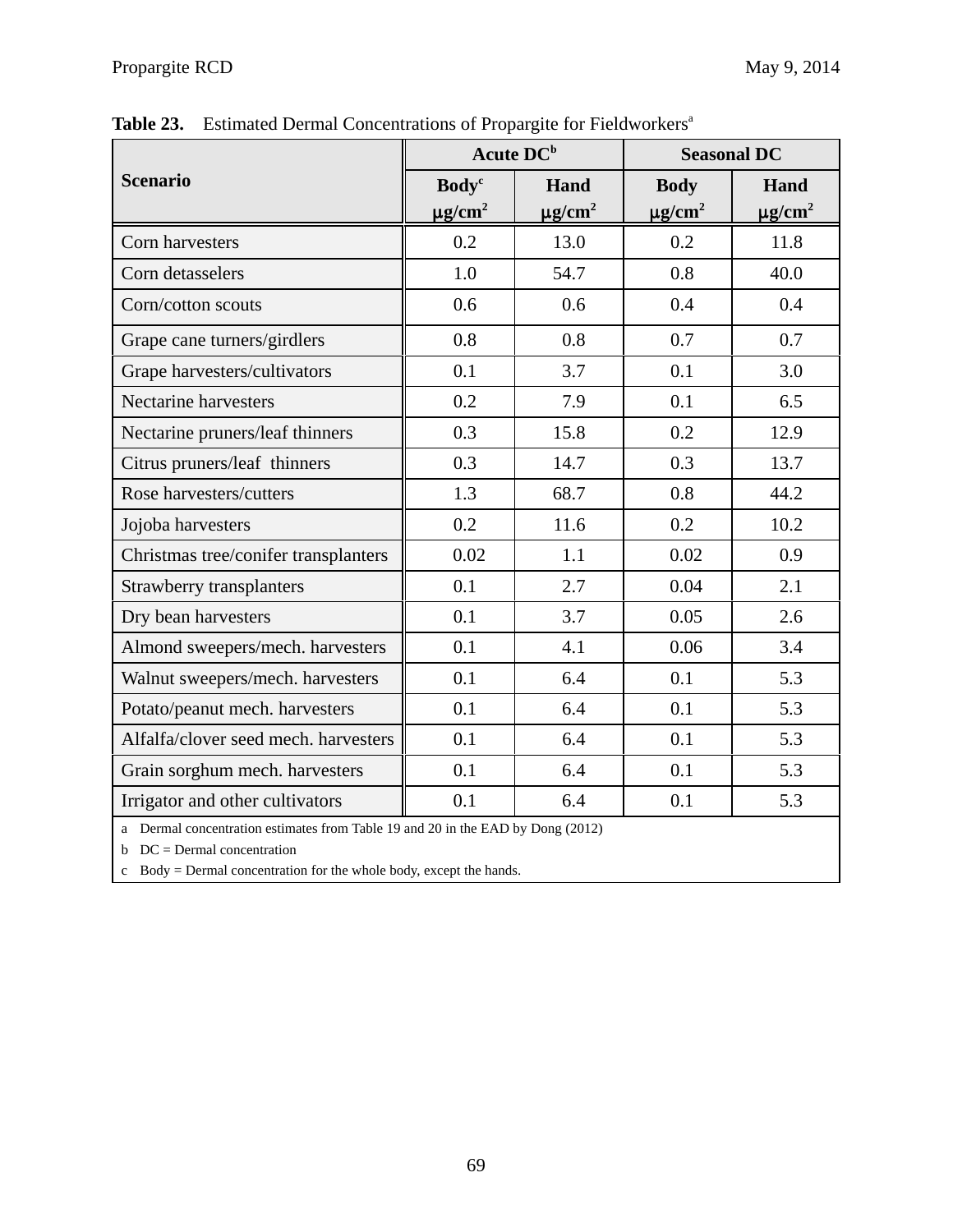**Table 23.** Estimated Dermal Concentrations of Propargite for Fieldworkers[a]

| Scenario | Acute DC[b] | | Seasonal DC | |
|---|---|---|---|---|
| | Body[c] μg/cm² | Hand μg/cm² | Body μg/cm² | Hand μg/cm² |
| Corn harvesters | 0.2 | 13.0 | 0.2 | 11.8 |
| Corn detasselers | 1.0 | 54.7 | 0.8 | 40.0 |
| Corn/cotton scouts | 0.6 | 0.6 | 0.4 | 0.4 |
| Grape cane turners/girdlers | 0.8 | 0.8 | 0.7 | 0.7 |
| Grape harvesters/cultivators | 0.1 | 3.7 | 0.1 | 3.0 |
| Nectarine harvesters | 0.2 | 7.9 | 0.1 | 6.5 |
| Nectarine pruners/leaf thinners | 0.3 | 15.8 | 0.2 | 12.9 |
| Citrus pruners/leaf thinners | 0.3 | 14.7 | 0.3 | 13.7 |
| Rose harvesters/cutters | 1.3 | 68.7 | 0.8 | 44.2 |
| Jojoba harvesters | 0.2 | 11.6 | 0.2 | 10.2 |
| Christmas tree/conifer transplanters | 0.02 | 1.1 | 0.02 | 0.9 |
| Strawberry transplanters | 0.1 | 2.7 | 0.04 | 2.1 |
| Dry bean harvesters | 0.1 | 3.7 | 0.05 | 2.6 |
| Almond sweepers/mech. harvesters | 0.1 | 4.1 | 0.06 | 3.4 |
| Walnut sweepers/mech. harvesters | 0.1 | 6.4 | 0.1 | 5.3 |
| Potato/peanut mech. harvesters | 0.1 | 6.4 | 0.1 | 5.3 |
| Alfalfa/clover seed mech. harvesters | 0.1 | 6.4 | 0.1 | 5.3 |
| Grain sorghum mech. harvesters | 0.1 | 6.4 | 0.1 | 5.3 |
| Irrigator and other cultivators | 0.1 | 6.4 | 0.1 | 5.3 |

a Dermal concentration estimates from Table 19 and 20 in the EAD by Dong (2012)

b DC = Dermal concentration

c Body = Dermal concentration for the whole body, except the hands.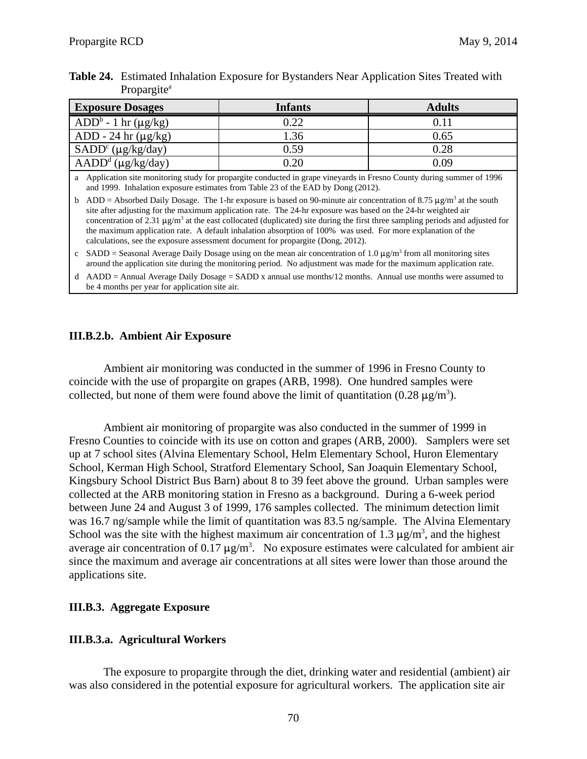**Table 24.** Estimated Inhalation Exposure for Bystanders Near Application Sites Treated with Propargite[a]

| Exposure Dosages | Infants | Adults |
|---|---|---|
| ADD[b] - 1 hr (μg/kg) | 0.22 | 0.11 |
| ADD - 24 hr (μg/kg) | 1.36 | 0.65 |
| SADD[c] (μg/kg/day) | 0.59 | 0.28 |
| AADD[d] (μg/kg/day) | 0.20 | 0.09 |

a Application site monitoring study for propargite conducted in grape vineyards in Fresno County during summer of 1996 and 1999. Inhalation exposure estimates from Table 23 of the EAD by Dong (2012).

b ADD = Absorbed Daily Dosage. The 1-hr exposure is based on 90-minute air concentration of 8.75 μg/m$^3$ at the south site after adjusting for the maximum application rate. The 24-hr exposure was based on the 24-hr weighted air concentration of 2.31 μg/m$^3$ at the east collocated (duplicated) site during the first three sampling periods and adjusted for the maximum application rate. A default inhalation absorption of 100% was used. For more explanation of the calculations, see the exposure assessment document for propargite (Dong, 2012).

c SADD = Seasonal Average Daily Dosage using on the mean air concentration of 1.0 μg/m$^3$ from all monitoring sites around the application site during the monitoring period. No adjustment was made for the maximum application rate.

d AADD = Annual Average Daily Dosage = SADD x annual use months/12 months. Annual use months were assumed to be 4 months per year for application site air.

### III.B.2.b. Ambient Air Exposure

Ambient air monitoring was conducted in the summer of 1996 in Fresno County to coincide with the use of propargite on grapes (ARB, 1998). One hundred samples were collected, but none of them were found above the limit of quantitation (0.28 μg/m$^3$).

Ambient air monitoring of propargite was also conducted in the summer of 1999 in Fresno Counties to coincide with its use on cotton and grapes (ARB, 2000). Samplers were set up at 7 school sites (Alvina Elementary School, Helm Elementary School, Huron Elementary School, Kerman High School, Stratford Elementary School, San Joaquin Elementary School, Kingsbury School District Bus Barn) about 8 to 39 feet above the ground. Urban samples were collected at the ARB monitoring station in Fresno as a background. During a 6-week period between June 24 and August 3 of 1999, 176 samples collected. The minimum detection limit was 16.7 ng/sample while the limit of quantitation was 83.5 ng/sample. The Alvina Elementary School was the site with the highest maximum air concentration of 1.3 μg/m$^3$, and the highest average air concentration of 0.17 μg/m$^3$. No exposure estimates were calculated for ambient air since the maximum and average air concentrations at all sites were lower than those around the applications site.

### III.B.3. Aggregate Exposure

### III.B.3.a. Agricultural Workers

The exposure to propargite through the diet, drinking water and residential (ambient) air was also considered in the potential exposure for agricultural workers. The application site air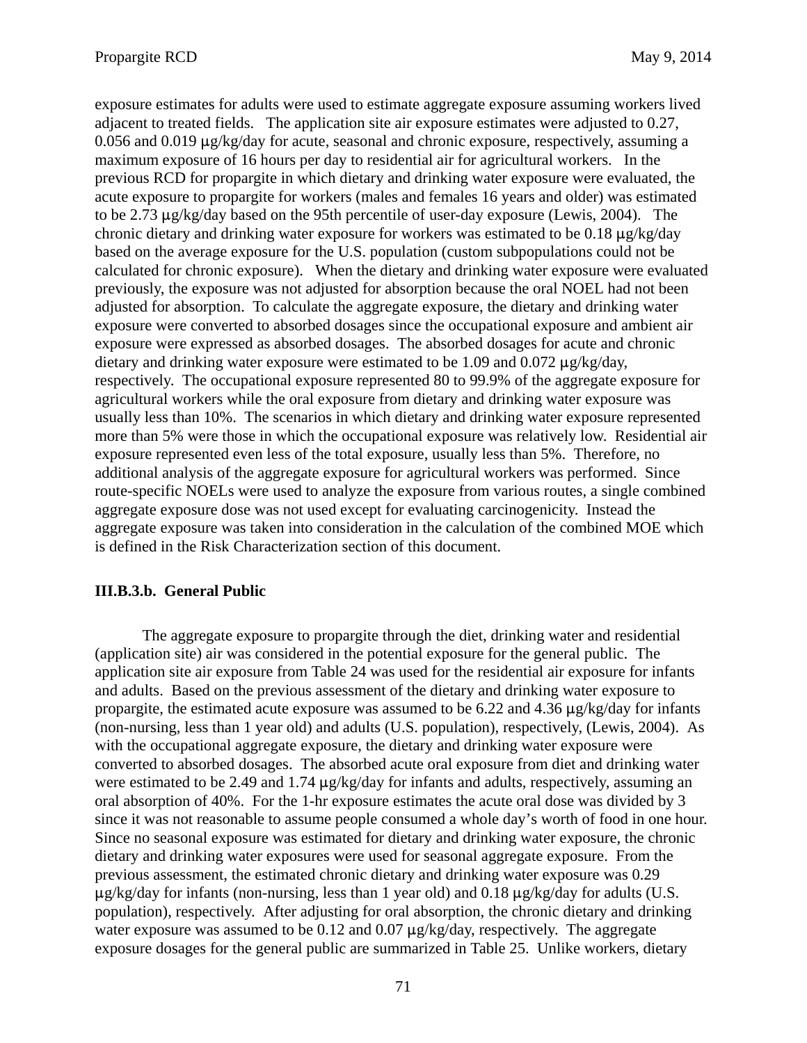exposure estimates for adults were used to estimate aggregate exposure assuming workers lived adjacent to treated fields. The application site air exposure estimates were adjusted to 0.27, 0.056 and 0.019 μg/kg/day for acute, seasonal and chronic exposure, respectively, assuming a maximum exposure of 16 hours per day to residential air for agricultural workers. In the previous RCD for propargite in which dietary and drinking water exposure were evaluated, the acute exposure to propargite for workers (males and females 16 years and older) was estimated to be 2.73 μg/kg/day based on the 95th percentile of user-day exposure (Lewis, 2004). The chronic dietary and drinking water exposure for workers was estimated to be 0.18 μg/kg/day based on the average exposure for the U.S. population (custom subpopulations could not be calculated for chronic exposure). When the dietary and drinking water exposure were evaluated previously, the exposure was not adjusted for absorption because the oral NOEL had not been adjusted for absorption. To calculate the aggregate exposure, the dietary and drinking water exposure were converted to absorbed dosages since the occupational exposure and ambient air exposure were expressed as absorbed dosages. The absorbed dosages for acute and chronic dietary and drinking water exposure were estimated to be 1.09 and 0.072 μg/kg/day, respectively. The occupational exposure represented 80 to 99.9% of the aggregate exposure for agricultural workers while the oral exposure from dietary and drinking water exposure was usually less than 10%. The scenarios in which dietary and drinking water exposure represented more than 5% were those in which the occupational exposure was relatively low. Residential air exposure represented even less of the total exposure, usually less than 5%. Therefore, no additional analysis of the aggregate exposure for agricultural workers was performed. Since route-specific NOELs were used to analyze the exposure from various routes, a single combined aggregate exposure dose was not used except for evaluating carcinogenicity. Instead the aggregate exposure was taken into consideration in the calculation of the combined MOE which is defined in the Risk Characterization section of this document.

#### III.B.3.b. General Public

The aggregate exposure to propargite through the diet, drinking water and residential (application site) air was considered in the potential exposure for the general public. The application site air exposure from Table 24 was used for the residential air exposure for infants and adults. Based on the previous assessment of the dietary and drinking water exposure to propargite, the estimated acute exposure was assumed to be 6.22 and 4.36 μg/kg/day for infants (non-nursing, less than 1 year old) and adults (U.S. population), respectively, (Lewis, 2004). As with the occupational aggregate exposure, the dietary and drinking water exposure were converted to absorbed dosages. The absorbed acute oral exposure from diet and drinking water were estimated to be 2.49 and 1.74 μg/kg/day for infants and adults, respectively, assuming an oral absorption of 40%. For the 1-hr exposure estimates the acute oral dose was divided by 3 since it was not reasonable to assume people consumed a whole day's worth of food in one hour. Since no seasonal exposure was estimated for dietary and drinking water exposure, the chronic dietary and drinking water exposures were used for seasonal aggregate exposure. From the previous assessment, the estimated chronic dietary and drinking water exposure was 0.29 μg/kg/day for infants (non-nursing, less than 1 year old) and 0.18 μg/kg/day for adults (U.S. population), respectively. After adjusting for oral absorption, the chronic dietary and drinking water exposure was assumed to be 0.12 and 0.07 μg/kg/day, respectively. The aggregate exposure dosages for the general public are summarized in Table 25. Unlike workers, dietary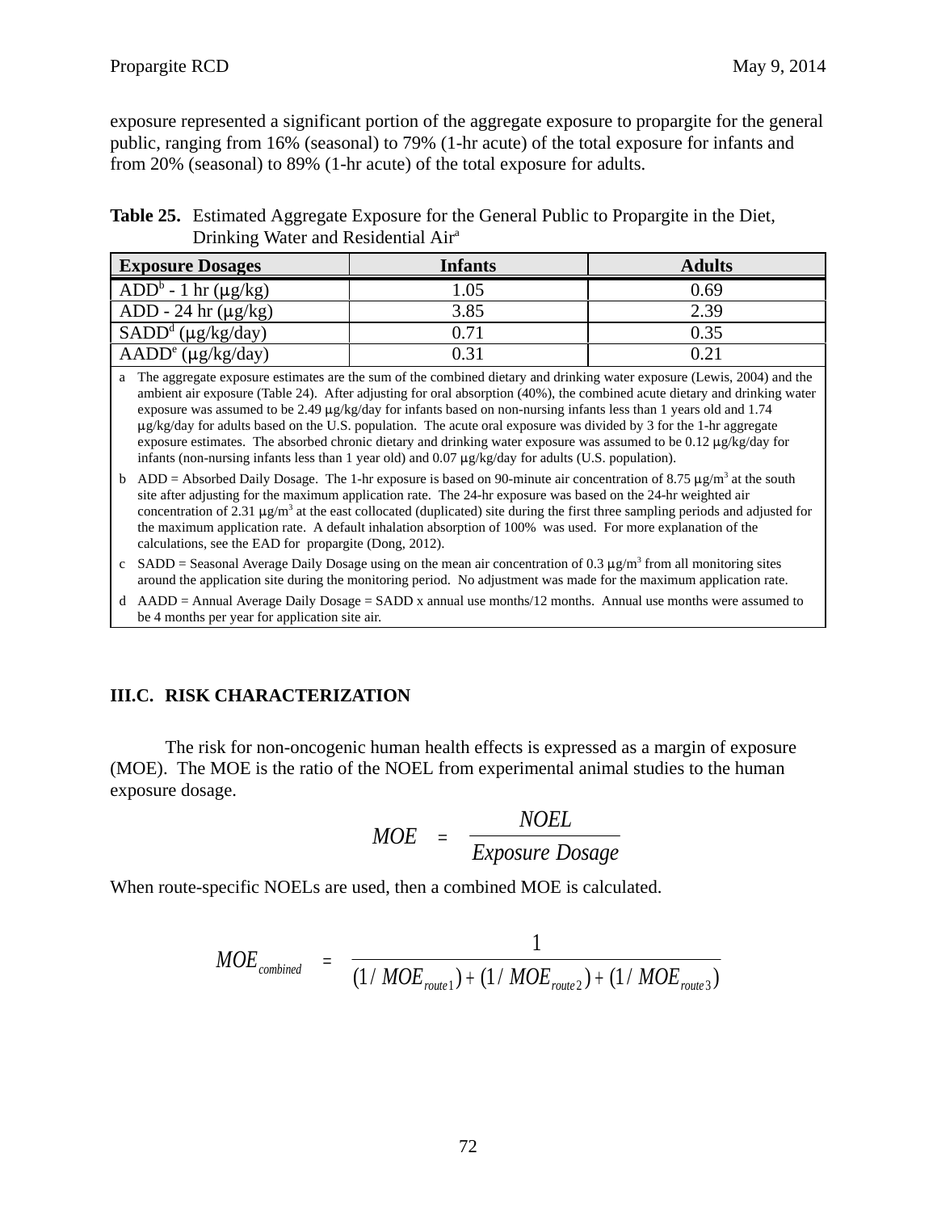exposure represented a significant portion of the aggregate exposure to propargite for the general public, ranging from 16% (seasonal) to 79% (1-hr acute) of the total exposure for infants and from 20% (seasonal) to 89% (1-hr acute) of the total exposure for adults.

**Table 25.** Estimated Aggregate Exposure for the General Public to Propargite in the Diet, Drinking Water and Residential Air[a]

| Exposure Dosages | Infants | Adults |
|---|---|---|
| ADD[b] - 1 hr (μg/kg) | 1.05 | 0.69 |
| ADD - 24 hr (μg/kg) | 3.85 | 2.39 |
| SADD[d] (μg/kg/day) | 0.71 | 0.35 |
| AADD[e] (μg/kg/day) | 0.31 | 0.21 |

a The aggregate exposure estimates are the sum of the combined dietary and drinking water exposure (Lewis, 2004) and the ambient air exposure (Table 24). After adjusting for oral absorption (40%), the combined acute dietary and drinking water exposure was assumed to be 2.49 μg/kg/day for infants based on non-nursing infants less than 1 years old and 1.74 μg/kg/day for adults based on the U.S. population. The acute oral exposure was divided by 3 for the 1-hr aggregate exposure estimates. The absorbed chronic dietary and drinking water exposure was assumed to be 0.12 μg/kg/day for infants (non-nursing infants less than 1 year old) and 0.07 μg/kg/day for adults (U.S. population).

b ADD = Absorbed Daily Dosage. The 1-hr exposure is based on 90-minute air concentration of 8.75 μg/m³ at the south site after adjusting for the maximum application rate. The 24-hr exposure was based on the 24-hr weighted air concentration of 2.31 μg/m³ at the east collocated (duplicated) site during the first three sampling periods and adjusted for the maximum application rate. A default inhalation absorption of 100% was used. For more explanation of the calculations, see the EAD for propargite (Dong, 2012).

c SADD = Seasonal Average Daily Dosage using on the mean air concentration of 0.3 μg/m³ from all monitoring sites around the application site during the monitoring period. No adjustment was made for the maximum application rate.

d AADD = Annual Average Daily Dosage = SADD x annual use months/12 months. Annual use months were assumed to be 4 months per year for application site air.

## III.C. RISK CHARACTERIZATION

The risk for non-oncogenic human health effects is expressed as a margin of exposure (MOE). The MOE is the ratio of the NOEL from experimental animal studies to the human exposure dosage.

$$MOE = \frac{NOEL}{Exposure\ Dosage}$$

When route-specific NOELs are used, then a combined MOE is calculated.

$$MOE_{combined} = \frac{1}{(1/MOE_{route1}) + (1/MOE_{route2}) + (1/MOE_{route3})}$$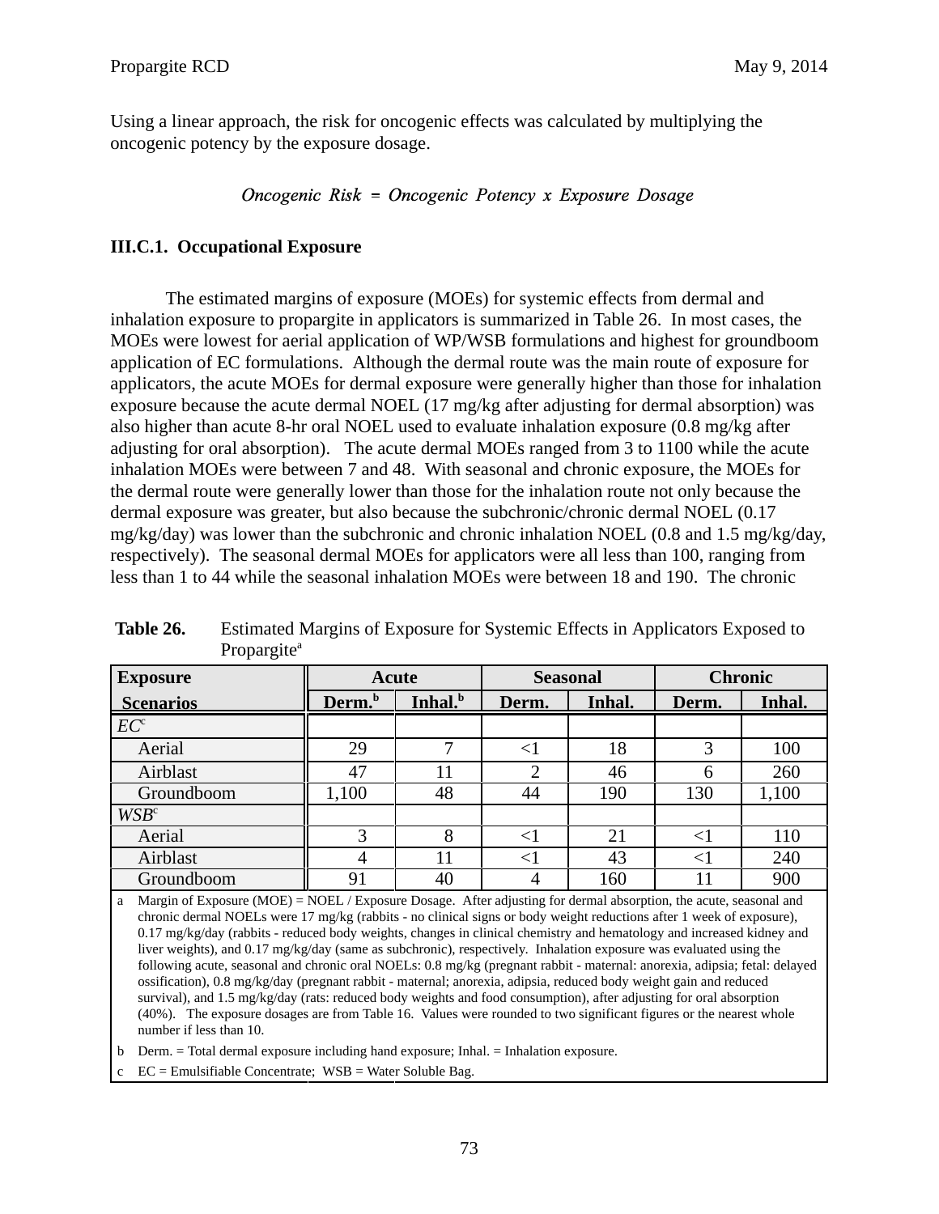Using a linear approach, the risk for oncogenic effects was calculated by multiplying the oncogenic potency by the exposure dosage.

$$Oncogenic\ Risk\ =\ Oncogenic\ Potency\ x\ Exposure\ Dosage$$

### III.C.1. Occupational Exposure

The estimated margins of exposure (MOEs) for systemic effects from dermal and inhalation exposure to propargite in applicators is summarized in Table 26. In most cases, the MOEs were lowest for aerial application of WP/WSB formulations and highest for groundboom application of EC formulations. Although the dermal route was the main route of exposure for applicators, the acute MOEs for dermal exposure were generally higher than those for inhalation exposure because the acute dermal NOEL (17 mg/kg after adjusting for dermal absorption) was also higher than acute 8-hr oral NOEL used to evaluate inhalation exposure (0.8 mg/kg after adjusting for oral absorption). The acute dermal MOEs ranged from 3 to 1100 while the acute inhalation MOEs were between 7 and 48. With seasonal and chronic exposure, the MOEs for the dermal route were generally lower than those for the inhalation route not only because the dermal exposure was greater, but also because the subchronic/chronic dermal NOEL (0.17 mg/kg/day) was lower than the subchronic and chronic inhalation NOEL (0.8 and 1.5 mg/kg/day, respectively). The seasonal dermal MOEs for applicators were all less than 100, ranging from less than 1 to 44 while the seasonal inhalation MOEs were between 18 and 190. The chronic

**Table 26.** Estimated Margins of Exposure for Systemic Effects in Applicators Exposed to Propargite[a]

| Exposure Scenarios | Acute | | Seasonal | | Chronic | |
|---|---|---|---|---|---|---|
| | Derm.[b] | Inhal.[b] | Derm. | Inhal. | Derm. | Inhal. |
| *EC*[c] | | | | | | |
| Aerial | 29 | 7 | <1 | 18 | 3 | 100 |
| Airblast | 47 | 11 | 2 | 46 | 6 | 260 |
| Groundboom | 1,100 | 48 | 44 | 190 | 130 | 1,100 |
| *WSB*[c] | | | | | | |
| Aerial | 3 | 8 | <1 | 21 | <1 | 110 |
| Airblast | 4 | 11 | <1 | 43 | <1 | 240 |
| Groundboom | 91 | 40 | 4 | 160 | 11 | 900 |

a Margin of Exposure (MOE) = NOEL / Exposure Dosage. After adjusting for dermal absorption, the acute, seasonal and chronic dermal NOELs were 17 mg/kg (rabbits - no clinical signs or body weight reductions after 1 week of exposure), 0.17 mg/kg/day (rabbits - reduced body weights, changes in clinical chemistry and hematology and increased kidney and liver weights), and 0.17 mg/kg/day (same as subchronic), respectively. Inhalation exposure was evaluated using the following acute, seasonal and chronic oral NOELs: 0.8 mg/kg (pregnant rabbit - maternal: anorexia, adipsia; fetal: delayed ossification), 0.8 mg/kg/day (pregnant rabbit - maternal; anorexia, adipsia, reduced body weight gain and reduced survival), and 1.5 mg/kg/day (rats: reduced body weights and food consumption), after adjusting for oral absorption (40%). The exposure dosages are from Table 16. Values were rounded to two significant figures or the nearest whole number if less than 10.

b Derm. = Total dermal exposure including hand exposure; Inhal. = Inhalation exposure.

c EC = Emulsifiable Concentrate; WSB = Water Soluble Bag.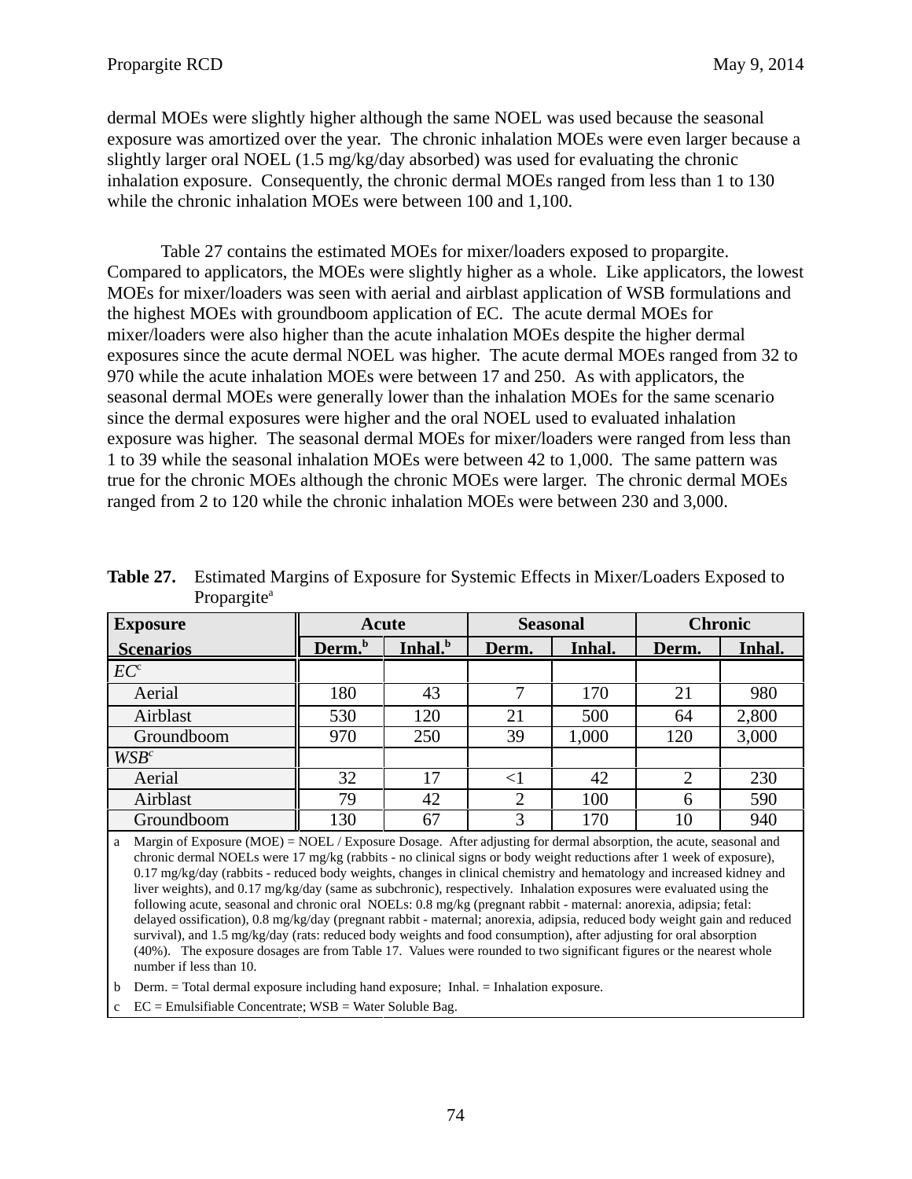dermal MOEs were slightly higher although the same NOEL was used because the seasonal exposure was amortized over the year. The chronic inhalation MOEs were even larger because a slightly larger oral NOEL (1.5 mg/kg/day absorbed) was used for evaluating the chronic inhalation exposure. Consequently, the chronic dermal MOEs ranged from less than 1 to 130 while the chronic inhalation MOEs were between 100 and 1,100.

Table 27 contains the estimated MOEs for mixer/loaders exposed to propargite. Compared to applicators, the MOEs were slightly higher as a whole. Like applicators, the lowest MOEs for mixer/loaders was seen with aerial and airblast application of WSB formulations and the highest MOEs with groundboom application of EC. The acute dermal MOEs for mixer/loaders were also higher than the acute inhalation MOEs despite the higher dermal exposures since the acute dermal NOEL was higher. The acute dermal MOEs ranged from 32 to 970 while the acute inhalation MOEs were between 17 and 250. As with applicators, the seasonal dermal MOEs were generally lower than the inhalation MOEs for the same scenario since the dermal exposures were higher and the oral NOEL used to evaluated inhalation exposure was higher. The seasonal dermal MOEs for mixer/loaders were ranged from less than 1 to 39 while the seasonal inhalation MOEs were between 42 to 1,000. The same pattern was true for the chronic MOEs although the chronic MOEs were larger. The chronic dermal MOEs ranged from 2 to 120 while the chronic inhalation MOEs were between 230 and 3,000.

**Table 27.** Estimated Margins of Exposure for Systemic Effects in Mixer/Loaders Exposed to Propargite[a]

| Exposure Scenarios | Acute | | Seasonal | | Chronic | |
|---|---|---|---|---|---|---|
| | Derm.[b] | Inhal.[b] | Derm. | Inhal. | Derm. | Inhal. |
| *EC*[c] | | | | | | |
| Aerial | 180 | 43 | 7 | 170 | 21 | 980 |
| Airblast | 530 | 120 | 21 | 500 | 64 | 2,800 |
| Groundboom | 970 | 250 | 39 | 1,000 | 120 | 3,000 |
| *WSB*[c] | | | | | | |
| Aerial | 32 | 17 | <1 | 42 | 2 | 230 |
| Airblast | 79 | 42 | 2 | 100 | 6 | 590 |
| Groundboom | 130 | 67 | 3 | 170 | 10 | 940 |

a Margin of Exposure (MOE) = NOEL / Exposure Dosage. After adjusting for dermal absorption, the acute, seasonal and chronic dermal NOELs were 17 mg/kg (rabbits - no clinical signs or body weight reductions after 1 week of exposure), 0.17 mg/kg/day (rabbits - reduced body weights, changes in clinical chemistry and hematology and increased kidney and liver weights), and 0.17 mg/kg/day (same as subchronic), respectively. Inhalation exposures were evaluated using the following acute, seasonal and chronic oral NOELs: 0.8 mg/kg (pregnant rabbit - maternal: anorexia, adipsia; fetal: delayed ossification), 0.8 mg/kg/day (pregnant rabbit - maternal; anorexia, adipsia, reduced body weight gain and reduced survival), and 1.5 mg/kg/day (rats: reduced body weights and food consumption), after adjusting for oral absorption (40%). The exposure dosages are from Table 17. Values were rounded to two significant figures or the nearest whole number if less than 10.

b Derm. = Total dermal exposure including hand exposure; Inhal. = Inhalation exposure.

c EC = Emulsifiable Concentrate; WSB = Water Soluble Bag.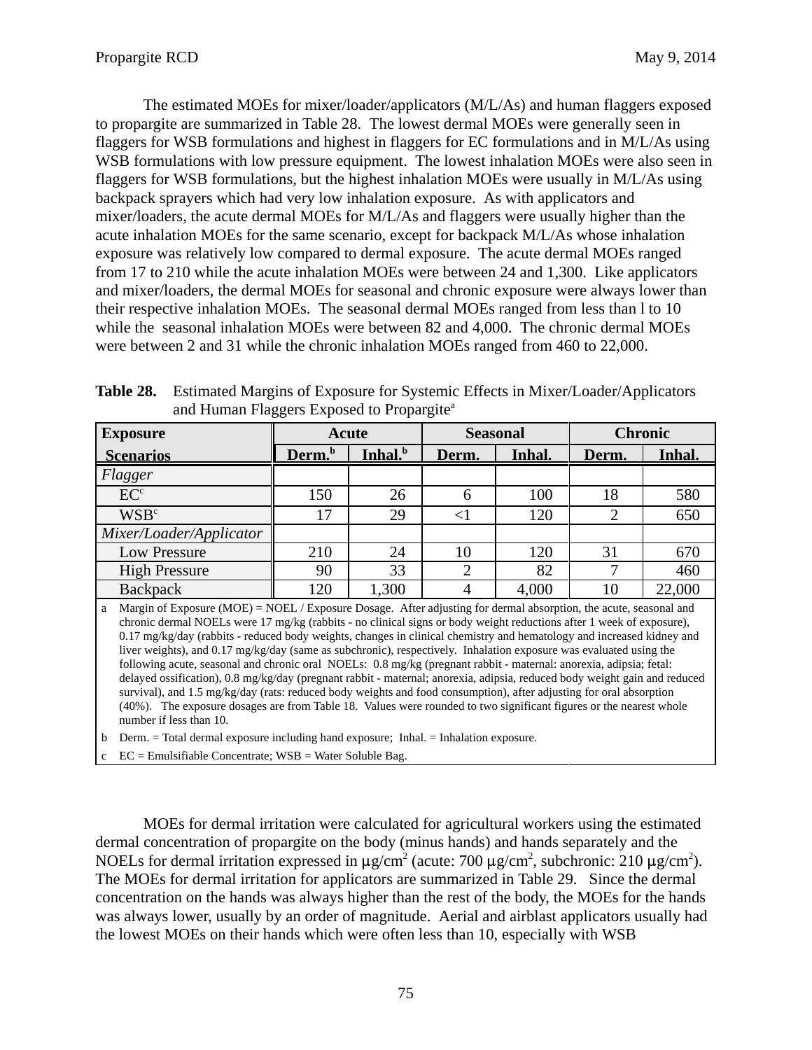The estimated MOEs for mixer/loader/applicators (M/L/As) and human flaggers exposed to propargite are summarized in Table 28. The lowest dermal MOEs were generally seen in flaggers for WSB formulations and highest in flaggers for EC formulations and in M/L/As using WSB formulations with low pressure equipment. The lowest inhalation MOEs were also seen in flaggers for WSB formulations, but the highest inhalation MOEs were usually in M/L/As using backpack sprayers which had very low inhalation exposure. As with applicators and mixer/loaders, the acute dermal MOEs for M/L/As and flaggers were usually higher than the acute inhalation MOEs for the same scenario, except for backpack M/L/As whose inhalation exposure was relatively low compared to dermal exposure. The acute dermal MOEs ranged from 17 to 210 while the acute inhalation MOEs were between 24 and 1,300. Like applicators and mixer/loaders, the dermal MOEs for seasonal and chronic exposure were always lower than their respective inhalation MOEs. The seasonal dermal MOEs ranged from less than l to 10 while the seasonal inhalation MOEs were between 82 and 4,000. The chronic dermal MOEs were between 2 and 31 while the chronic inhalation MOEs ranged from 460 to 22,000.

**Table 28.** Estimated Margins of Exposure for Systemic Effects in Mixer/Loader/Applicators and Human Flaggers Exposed to Propargite[a]

| Exposure Scenarios | Acute | | Seasonal | | Chronic | |
|---|---|---|---|---|---|---|
| | Derm.[b] | Inhal.[b] | Derm. | Inhal. | Derm. | Inhal. |
| *Flagger* | | | | | | |
| EC[c] | 150 | 26 | 6 | 100 | 18 | 580 |
| WSB[c] | 17 | 29 | <1 | 120 | 2 | 650 |
| *Mixer/Loader/Applicator* | | | | | | |
| Low Pressure | 210 | 24 | 10 | 120 | 31 | 670 |
| High Pressure | 90 | 33 | 2 | 82 | 7 | 460 |
| Backpack | 120 | 1,300 | 4 | 4,000 | 10 | 22,000 |

a Margin of Exposure (MOE) = NOEL / Exposure Dosage. After adjusting for dermal absorption, the acute, seasonal and chronic dermal NOELs were 17 mg/kg (rabbits - no clinical signs or body weight reductions after 1 week of exposure), 0.17 mg/kg/day (rabbits - reduced body weights, changes in clinical chemistry and hematology and increased kidney and liver weights), and 0.17 mg/kg/day (same as subchronic), respectively. Inhalation exposure was evaluated using the following acute, seasonal and chronic oral NOELs: 0.8 mg/kg (pregnant rabbit - maternal: anorexia, adipsia; fetal: delayed ossification), 0.8 mg/kg/day (pregnant rabbit - maternal; anorexia, adipsia, reduced body weight gain and reduced survival), and 1.5 mg/kg/day (rats: reduced body weights and food consumption), after adjusting for oral absorption (40%). The exposure dosages are from Table 18. Values were rounded to two significant figures or the nearest whole number if less than 10.

b Derm. = Total dermal exposure including hand exposure; Inhal. = Inhalation exposure.

c EC = Emulsifiable Concentrate; WSB = Water Soluble Bag.

MOEs for dermal irritation were calculated for agricultural workers using the estimated dermal concentration of propargite on the body (minus hands) and hands separately and the NOELs for dermal irritation expressed in $\mu g/cm^2$ (acute: 700 $\mu g/cm^2$, subchronic: 210 $\mu g/cm^2$). The MOEs for dermal irritation for applicators are summarized in Table 29. Since the dermal concentration on the hands was always higher than the rest of the body, the MOEs for the hands was always lower, usually by an order of magnitude. Aerial and airblast applicators usually had the lowest MOEs on their hands which were often less than 10, especially with WSB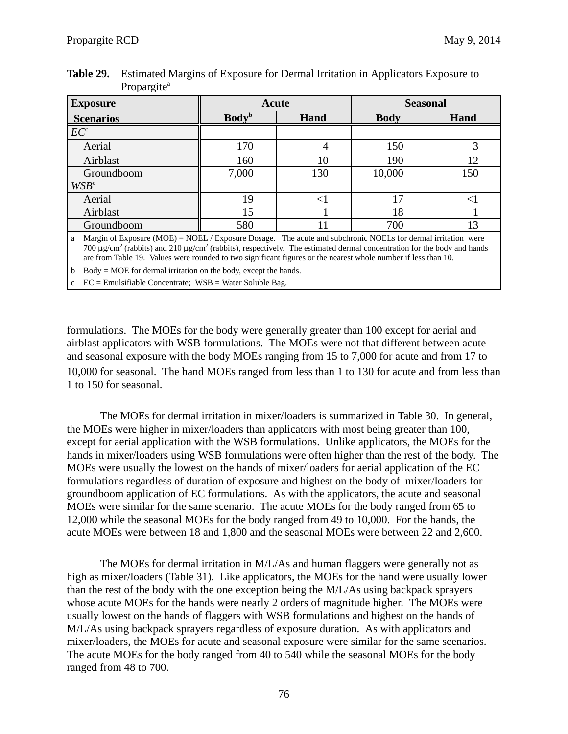**Table 29.** Estimated Margins of Exposure for Dermal Irritation in Applicators Exposure to Propargite[a]

| Exposure Scenarios | Acute | | Seasonal | |
|---|---|---|---|---|
| | Body[b] | Hand | Body | Hand |
| *EC*[c] | | | | |
| Aerial | 170 | 4 | 150 | 3 |
| Airblast | 160 | 10 | 190 | 12 |
| Groundboom | 7,000 | 130 | 10,000 | 150 |
| *WSB*[c] | | | | |
| Aerial | 19 | <1 | 17 | <1 |
| Airblast | 15 | 1 | 18 | 1 |
| Groundboom | 580 | 11 | 700 | 13 |

a Margin of Exposure (MOE) = NOEL / Exposure Dosage. The acute and subchronic NOELs for dermal irritation were 700 µg/cm² (rabbits) and 210 µg/cm² (rabbits), respectively. The estimated dermal concentration for the body and hands are from Table 19. Values were rounded to two significant figures or the nearest whole number if less than 10.

b Body = MOE for dermal irritation on the body, except the hands.

c EC = Emulsifiable Concentrate; WSB = Water Soluble Bag.

formulations. The MOEs for the body were generally greater than 100 except for aerial and airblast applicators with WSB formulations. The MOEs were not that different between acute and seasonal exposure with the body MOEs ranging from 15 to 7,000 for acute and from 17 to 10,000 for seasonal. The hand MOEs ranged from less than 1 to 130 for acute and from less than 1 to 150 for seasonal.

The MOEs for dermal irritation in mixer/loaders is summarized in Table 30. In general, the MOEs were higher in mixer/loaders than applicators with most being greater than 100, except for aerial application with the WSB formulations. Unlike applicators, the MOEs for the hands in mixer/loaders using WSB formulations were often higher than the rest of the body. The MOEs were usually the lowest on the hands of mixer/loaders for aerial application of the EC formulations regardless of duration of exposure and highest on the body of mixer/loaders for groundboom application of EC formulations. As with the applicators, the acute and seasonal MOEs were similar for the same scenario. The acute MOEs for the body ranged from 65 to 12,000 while the seasonal MOEs for the body ranged from 49 to 10,000. For the hands, the acute MOEs were between 18 and 1,800 and the seasonal MOEs were between 22 and 2,600.

The MOEs for dermal irritation in M/L/As and human flaggers were generally not as high as mixer/loaders (Table 31). Like applicators, the MOEs for the hand were usually lower than the rest of the body with the one exception being the M/L/As using backpack sprayers whose acute MOEs for the hands were nearly 2 orders of magnitude higher. The MOEs were usually lowest on the hands of flaggers with WSB formulations and highest on the hands of M/L/As using backpack sprayers regardless of exposure duration. As with applicators and mixer/loaders, the MOEs for acute and seasonal exposure were similar for the same scenarios. The acute MOEs for the body ranged from 40 to 540 while the seasonal MOEs for the body ranged from 48 to 700.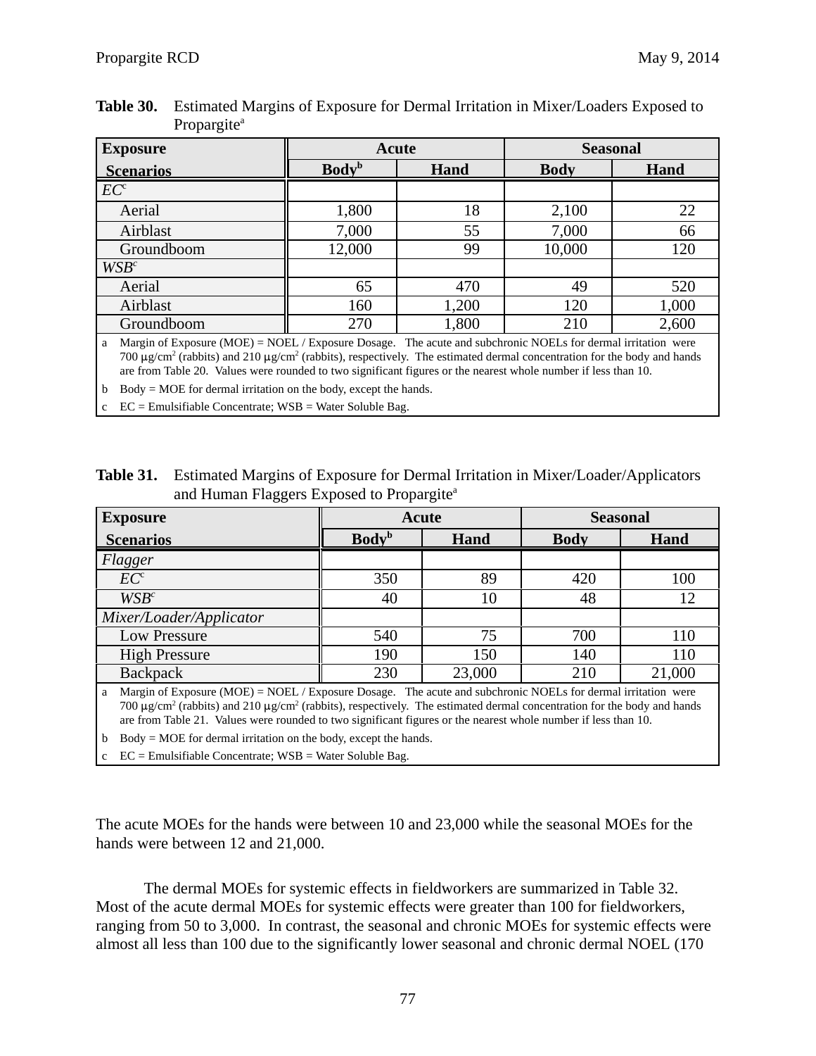**Table 30.** Estimated Margins of Exposure for Dermal Irritation in Mixer/Loaders Exposed to Propargite[a]

| Exposure Scenarios | Acute | | Seasonal | |
|---|---|---|---|---|
| | Body[b] | Hand | Body | Hand |
| *EC*[c] | | | | |
| Aerial | 1,800 | 18 | 2,100 | 22 |
| Airblast | 7,000 | 55 | 7,000 | 66 |
| Groundboom | 12,000 | 99 | 10,000 | 120 |
| *WSB*[c] | | | | |
| Aerial | 65 | 470 | 49 | 520 |
| Airblast | 160 | 1,200 | 120 | 1,000 |
| Groundboom | 270 | 1,800 | 210 | 2,600 |

a Margin of Exposure (MOE) = NOEL / Exposure Dosage. The acute and subchronic NOELs for dermal irritation were 700 μg/cm² (rabbits) and 210 μg/cm² (rabbits), respectively. The estimated dermal concentration for the body and hands are from Table 20. Values were rounded to two significant figures or the nearest whole number if less than 10.

b Body = MOE for dermal irritation on the body, except the hands.

c EC = Emulsifiable Concentrate; WSB = Water Soluble Bag.

**Table 31.** Estimated Margins of Exposure for Dermal Irritation in Mixer/Loader/Applicators and Human Flaggers Exposed to Propargite[a]

| Exposure Scenarios | Acute | | Seasonal | |
|---|---|---|---|---|
| | Body[b] | Hand | Body | Hand |
| *Flagger* | | | | |
| *EC*[c] | 350 | 89 | 420 | 100 |
| *WSB*[c] | 40 | 10 | 48 | 12 |
| *Mixer/Loader/Applicator* | | | | |
| Low Pressure | 540 | 75 | 700 | 110 |
| High Pressure | 190 | 150 | 140 | 110 |
| Backpack | 230 | 23,000 | 210 | 21,000 |

a Margin of Exposure (MOE) = NOEL / Exposure Dosage. The acute and subchronic NOELs for dermal irritation were 700 μg/cm² (rabbits) and 210 μg/cm² (rabbits), respectively. The estimated dermal concentration for the body and hands are from Table 21. Values were rounded to two significant figures or the nearest whole number if less than 10.

b Body = MOE for dermal irritation on the body, except the hands.

c EC = Emulsifiable Concentrate; WSB = Water Soluble Bag.

The acute MOEs for the hands were between 10 and 23,000 while the seasonal MOEs for the hands were between 12 and 21,000.

The dermal MOEs for systemic effects in fieldworkers are summarized in Table 32. Most of the acute dermal MOEs for systemic effects were greater than 100 for fieldworkers, ranging from 50 to 3,000. In contrast, the seasonal and chronic MOEs for systemic effects were almost all less than 100 due to the significantly lower seasonal and chronic dermal NOEL (170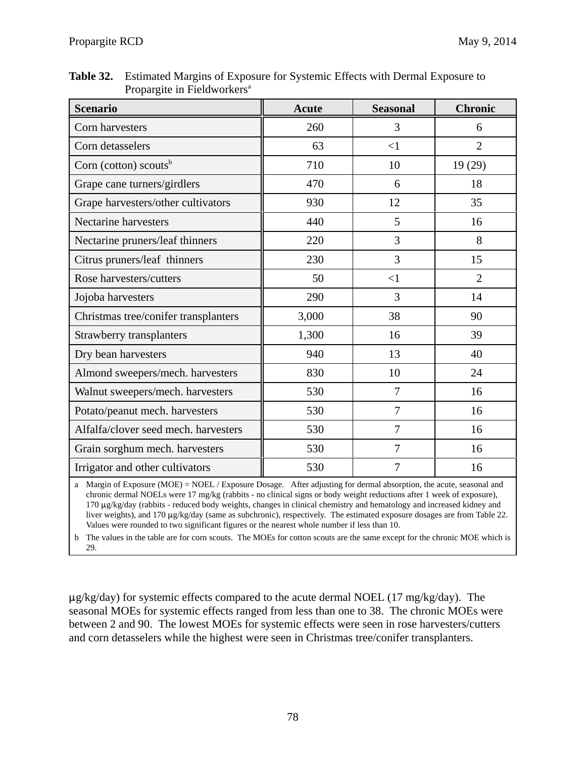**Table 32.** Estimated Margins of Exposure for Systemic Effects with Dermal Exposure to Propargite in Fieldworkers[a]

| Scenario | Acute | Seasonal | Chronic |
|---|---|---|---|
| Corn harvesters | 260 | 3 | 6 |
| Corn detasselers | 63 | <1 | 2 |
| Corn (cotton) scouts[b] | 710 | 10 | 19 (29) |
| Grape cane turners/girdlers | 470 | 6 | 18 |
| Grape harvesters/other cultivators | 930 | 12 | 35 |
| Nectarine harvesters | 440 | 5 | 16 |
| Nectarine pruners/leaf thinners | 220 | 3 | 8 |
| Citrus pruners/leaf thinners | 230 | 3 | 15 |
| Rose harvesters/cutters | 50 | <1 | 2 |
| Jojoba harvesters | 290 | 3 | 14 |
| Christmas tree/conifer transplanters | 3,000 | 38 | 90 |
| Strawberry transplanters | 1,300 | 16 | 39 |
| Dry bean harvesters | 940 | 13 | 40 |
| Almond sweepers/mech. harvesters | 830 | 10 | 24 |
| Walnut sweepers/mech. harvesters | 530 | 7 | 16 |
| Potato/peanut mech. harvesters | 530 | 7 | 16 |
| Alfalfa/clover seed mech. harvesters | 530 | 7 | 16 |
| Grain sorghum mech. harvesters | 530 | 7 | 16 |
| Irrigator and other cultivators | 530 | 7 | 16 |

a Margin of Exposure (MOE) = NOEL / Exposure Dosage. After adjusting for dermal absorption, the acute, seasonal and chronic dermal NOELs were 17 mg/kg (rabbits - no clinical signs or body weight reductions after 1 week of exposure), 170 μg/kg/day (rabbits - reduced body weights, changes in clinical chemistry and hematology and increased kidney and liver weights), and 170 μg/kg/day (same as subchronic), respectively. The estimated exposure dosages are from Table 22. Values were rounded to two significant figures or the nearest whole number if less than 10.

b The values in the table are for corn scouts. The MOEs for cotton scouts are the same except for the chronic MOE which is 29.

μg/kg/day) for systemic effects compared to the acute dermal NOEL (17 mg/kg/day). The seasonal MOEs for systemic effects ranged from less than one to 38. The chronic MOEs were between 2 and 90. The lowest MOEs for systemic effects were seen in rose harvesters/cutters and corn detasselers while the highest were seen in Christmas tree/conifer transplanters.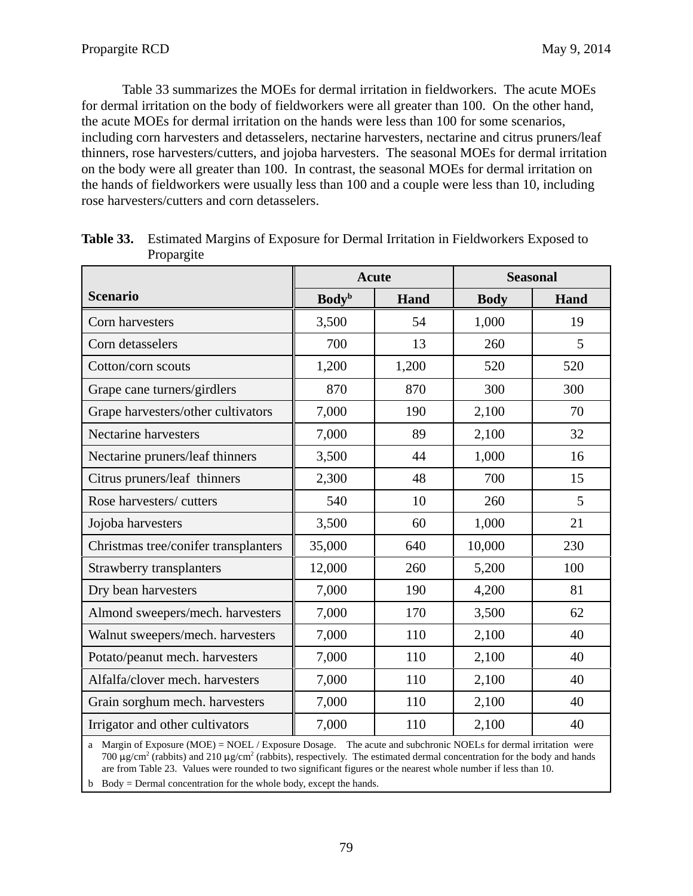Table 33 summarizes the MOEs for dermal irritation in fieldworkers. The acute MOEs for dermal irritation on the body of fieldworkers were all greater than 100. On the other hand, the acute MOEs for dermal irritation on the hands were less than 100 for some scenarios, including corn harvesters and detasselers, nectarine harvesters, nectarine and citrus pruners/leaf thinners, rose harvesters/cutters, and jojoba harvesters. The seasonal MOEs for dermal irritation on the body were all greater than 100. In contrast, the seasonal MOEs for dermal irritation on the hands of fieldworkers were usually less than 100 and a couple were less than 10, including rose harvesters/cutters and corn detasselers.

**Table 33.** Estimated Margins of Exposure for Dermal Irritation in Fieldworkers Exposed to Propargite

| Scenario | Acute | | Seasonal | |
|---|---|---|---|---|
| | Body[b] | Hand | Body | Hand |
| Corn harvesters | 3,500 | 54 | 1,000 | 19 |
| Corn detasselers | 700 | 13 | 260 | 5 |
| Cotton/corn scouts | 1,200 | 1,200 | 520 | 520 |
| Grape cane turners/girdlers | 870 | 870 | 300 | 300 |
| Grape harvesters/other cultivators | 7,000 | 190 | 2,100 | 70 |
| Nectarine harvesters | 7,000 | 89 | 2,100 | 32 |
| Nectarine pruners/leaf thinners | 3,500 | 44 | 1,000 | 16 |
| Citrus pruners/leaf thinners | 2,300 | 48 | 700 | 15 |
| Rose harvesters/ cutters | 540 | 10 | 260 | 5 |
| Jojoba harvesters | 3,500 | 60 | 1,000 | 21 |
| Christmas tree/conifer transplanters | 35,000 | 640 | 10,000 | 230 |
| Strawberry transplanters | 12,000 | 260 | 5,200 | 100 |
| Dry bean harvesters | 7,000 | 190 | 4,200 | 81 |
| Almond sweepers/mech. harvesters | 7,000 | 170 | 3,500 | 62 |
| Walnut sweepers/mech. harvesters | 7,000 | 110 | 2,100 | 40 |
| Potato/peanut mech. harvesters | 7,000 | 110 | 2,100 | 40 |
| Alfalfa/clover mech. harvesters | 7,000 | 110 | 2,100 | 40 |
| Grain sorghum mech. harvesters | 7,000 | 110 | 2,100 | 40 |
| Irrigator and other cultivators | 7,000 | 110 | 2,100 | 40 |

a Margin of Exposure (MOE) = NOEL / Exposure Dosage. The acute and subchronic NOELs for dermal irritation were 700 µg/cm$^2$ (rabbits) and 210 µg/cm$^2$ (rabbits), respectively. The estimated dermal concentration for the body and hands are from Table 23. Values were rounded to two significant figures or the nearest whole number if less than 10.

b Body = Dermal concentration for the whole body, except the hands.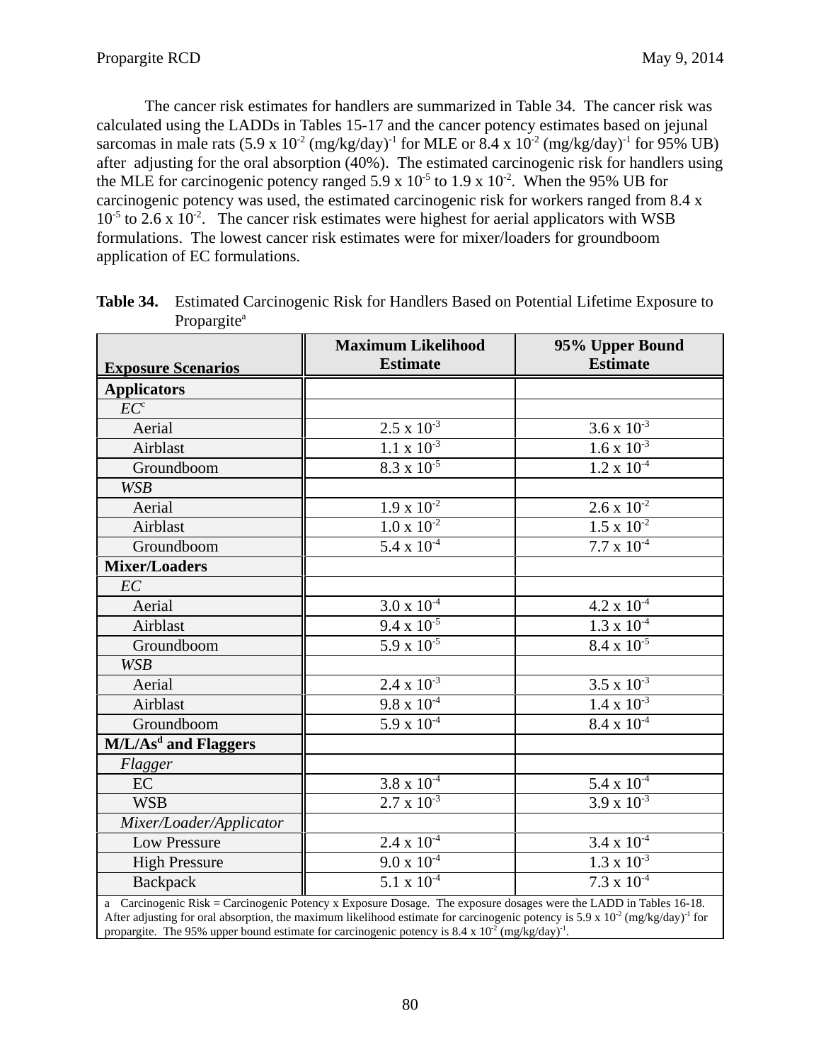The cancer risk estimates for handlers are summarized in Table 34. The cancer risk was calculated using the LADDs in Tables 15-17 and the cancer potency estimates based on jejunal sarcomas in male rats ($5.9 \times 10^{-2}$ (mg/kg/day)$^{-1}$ for MLE or $8.4 \times 10^{-2}$ (mg/kg/day)$^{-1}$ for 95% UB) after adjusting for the oral absorption (40%). The estimated carcinogenic risk for handlers using the MLE for carcinogenic potency ranged $5.9 \times 10^{-5}$ to $1.9 \times 10^{-2}$. When the 95% UB for carcinogenic potency was used, the estimated carcinogenic risk for workers ranged from $8.4 \times 10^{-5}$ to $2.6 \times 10^{-2}$. The cancer risk estimates were highest for aerial applicators with WSB formulations. The lowest cancer risk estimates were for mixer/loaders for groundboom application of EC formulations.

**Table 34.** Estimated Carcinogenic Risk for Handlers Based on Potential Lifetime Exposure to Propargite[a]

| Exposure Scenarios | Maximum Likelihood Estimate | 95% Upper Bound Estimate |
|---|---|---|
| **Applicators** | | |
| *EC*[c] | | |
| Aerial | $2.5 \times 10^{-3}$ | $3.6 \times 10^{-3}$ |
| Airblast | $1.1 \times 10^{-3}$ | $1.6 \times 10^{-3}$ |
| Groundboom | $8.3 \times 10^{-5}$ | $1.2 \times 10^{-4}$ |
| *WSB* | | |
| Aerial | $1.9 \times 10^{-2}$ | $2.6 \times 10^{-2}$ |
| Airblast | $1.0 \times 10^{-2}$ | $1.5 \times 10^{-2}$ |
| Groundboom | $5.4 \times 10^{-4}$ | $7.7 \times 10^{-4}$ |
| **Mixer/Loaders** | | |
| *EC* | | |
| Aerial | $3.0 \times 10^{-4}$ | $4.2 \times 10^{-4}$ |
| Airblast | $9.4 \times 10^{-5}$ | $1.3 \times 10^{-4}$ |
| Groundboom | $5.9 \times 10^{-5}$ | $8.4 \times 10^{-5}$ |
| *WSB* | | |
| Aerial | $2.4 \times 10^{-3}$ | $3.5 \times 10^{-3}$ |
| Airblast | $9.8 \times 10^{-4}$ | $1.4 \times 10^{-3}$ |
| Groundboom | $5.9 \times 10^{-4}$ | $8.4 \times 10^{-4}$ |
| **M/L/As[d] and Flaggers** | | |
| *Flagger* | | |
| EC | $3.8 \times 10^{-4}$ | $5.4 \times 10^{-4}$ |
| WSB | $2.7 \times 10^{-3}$ | $3.9 \times 10^{-3}$ |
| *Mixer/Loader/Applicator* | | |
| Low Pressure | $2.4 \times 10^{-4}$ | $3.4 \times 10^{-4}$ |
| High Pressure | $9.0 \times 10^{-4}$ | $1.3 \times 10^{-3}$ |
| Backpack | $5.1 \times 10^{-4}$ | $7.3 \times 10^{-4}$ |

a Carcinogenic Risk = Carcinogenic Potency x Exposure Dosage. The exposure dosages were the LADD in Tables 16-18. After adjusting for oral absorption, the maximum likelihood estimate for carcinogenic potency is $5.9 \times 10^{-2}$ (mg/kg/day)$^{-1}$ for propargite. The 95% upper bound estimate for carcinogenic potency is $8.4 \times 10^{-2}$ (mg/kg/day)$^{-1}$.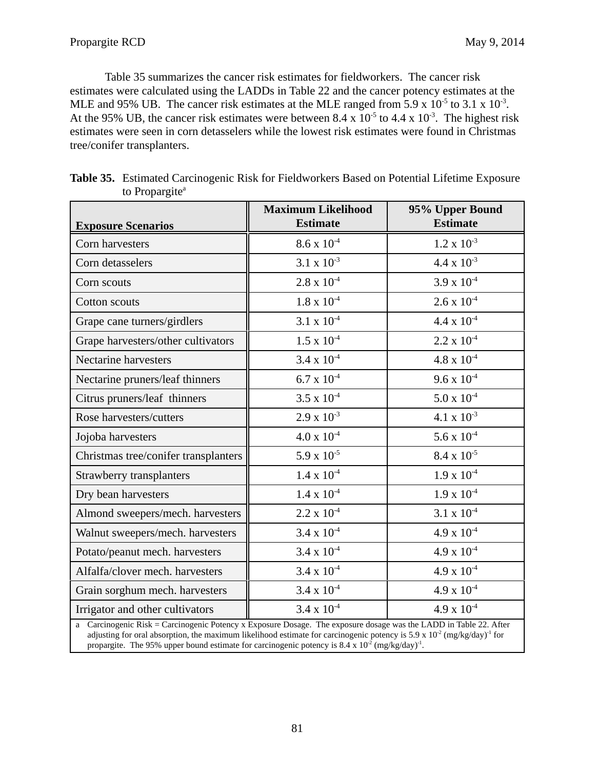Table 35 summarizes the cancer risk estimates for fieldworkers. The cancer risk estimates were calculated using the LADDs in Table 22 and the cancer potency estimates at the MLE and 95% UB. The cancer risk estimates at the MLE ranged from $5.9 \times 10^{-5}$ to $3.1 \times 10^{-3}$. At the 95% UB, the cancer risk estimates were between $8.4 \times 10^{-5}$ to $4.4 \times 10^{-3}$. The highest risk estimates were seen in corn detasselers while the lowest risk estimates were found in Christmas tree/conifer transplanters.

**Table 35.** Estimated Carcinogenic Risk for Fieldworkers Based on Potential Lifetime Exposure to Propargite[a]

| Exposure Scenarios | Maximum Likelihood Estimate | 95% Upper Bound Estimate |
|---|---|---|
| Corn harvesters | $8.6 \times 10^{-4}$ | $1.2 \times 10^{-3}$ |
| Corn detasselers | $3.1 \times 10^{-3}$ | $4.4 \times 10^{-3}$ |
| Corn scouts | $2.8 \times 10^{-4}$ | $3.9 \times 10^{-4}$ |
| Cotton scouts | $1.8 \times 10^{-4}$ | $2.6 \times 10^{-4}$ |
| Grape cane turners/girdlers | $3.1 \times 10^{-4}$ | $4.4 \times 10^{-4}$ |
| Grape harvesters/other cultivators | $1.5 \times 10^{-4}$ | $2.2 \times 10^{-4}$ |
| Nectarine harvesters | $3.4 \times 10^{-4}$ | $4.8 \times 10^{-4}$ |
| Nectarine pruners/leaf thinners | $6.7 \times 10^{-4}$ | $9.6 \times 10^{-4}$ |
| Citrus pruners/leaf thinners | $3.5 \times 10^{-4}$ | $5.0 \times 10^{-4}$ |
| Rose harvesters/cutters | $2.9 \times 10^{-3}$ | $4.1 \times 10^{-3}$ |
| Jojoba harvesters | $4.0 \times 10^{-4}$ | $5.6 \times 10^{-4}$ |
| Christmas tree/conifer transplanters | $5.9 \times 10^{-5}$ | $8.4 \times 10^{-5}$ |
| Strawberry transplanters | $1.4 \times 10^{-4}$ | $1.9 \times 10^{-4}$ |
| Dry bean harvesters | $1.4 \times 10^{-4}$ | $1.9 \times 10^{-4}$ |
| Almond sweepers/mech. harvesters | $2.2 \times 10^{-4}$ | $3.1 \times 10^{-4}$ |
| Walnut sweepers/mech. harvesters | $3.4 \times 10^{-4}$ | $4.9 \times 10^{-4}$ |
| Potato/peanut mech. harvesters | $3.4 \times 10^{-4}$ | $4.9 \times 10^{-4}$ |
| Alfalfa/clover mech. harvesters | $3.4 \times 10^{-4}$ | $4.9 \times 10^{-4}$ |
| Grain sorghum mech. harvesters | $3.4 \times 10^{-4}$ | $4.9 \times 10^{-4}$ |
| Irrigator and other cultivators | $3.4 \times 10^{-4}$ | $4.9 \times 10^{-4}$ |

a Carcinogenic Risk = Carcinogenic Potency x Exposure Dosage. The exposure dosage was the LADD in Table 22. After adjusting for oral absorption, the maximum likelihood estimate for carcinogenic potency is $5.9 \times 10^{-2}$ $(mg/kg/day)^{-1}$ for propargite. The 95% upper bound estimate for carcinogenic potency is $8.4 \times 10^{-2}$ $(mg/kg/day)^{-1}$.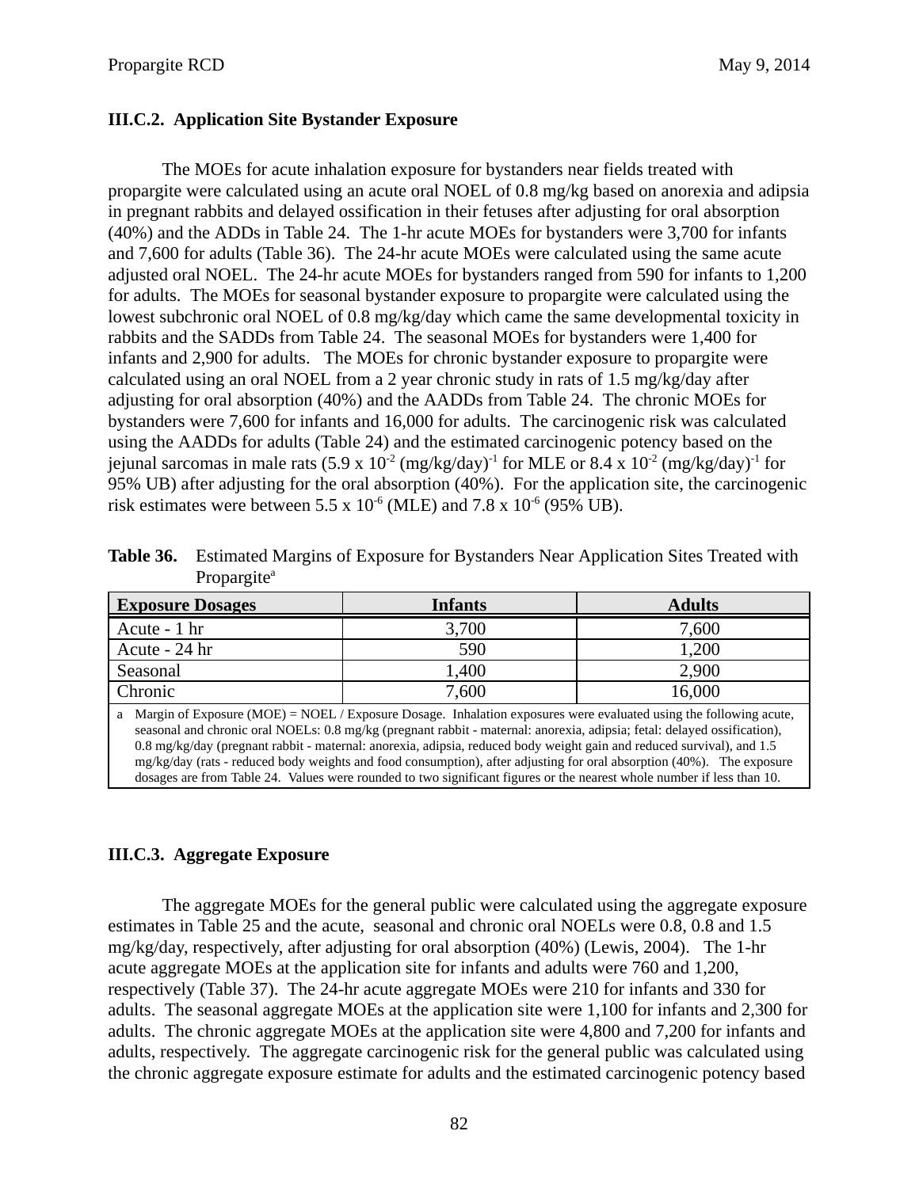### III.C.2. Application Site Bystander Exposure

The MOEs for acute inhalation exposure for bystanders near fields treated with propargite were calculated using an acute oral NOEL of 0.8 mg/kg based on anorexia and adipsia in pregnant rabbits and delayed ossification in their fetuses after adjusting for oral absorption (40%) and the ADDs in Table 24. The 1-hr acute MOEs for bystanders were 3,700 for infants and 7,600 for adults (Table 36). The 24-hr acute MOEs were calculated using the same acute adjusted oral NOEL. The 24-hr acute MOEs for bystanders ranged from 590 for infants to 1,200 for adults. The MOEs for seasonal bystander exposure to propargite were calculated using the lowest subchronic oral NOEL of 0.8 mg/kg/day which came the same developmental toxicity in rabbits and the SADDs from Table 24. The seasonal MOEs for bystanders were 1,400 for infants and 2,900 for adults. The MOEs for chronic bystander exposure to propargite were calculated using an oral NOEL from a 2 year chronic study in rats of 1.5 mg/kg/day after adjusting for oral absorption (40%) and the AADDs from Table 24. The chronic MOEs for bystanders were 7,600 for infants and 16,000 for adults. The carcinogenic risk was calculated using the AADDs for adults (Table 24) and the estimated carcinogenic potency based on the jejunal sarcomas in male rats ($5.9 \times 10^{-2}$ $(mg/kg/day)^{-1}$ for MLE or $8.4 \times 10^{-2}$ $(mg/kg/day)^{-1}$ for 95% UB) after adjusting for the oral absorption (40%). For the application site, the carcinogenic risk estimates were between $5.5 \times 10^{-6}$ (MLE) and $7.8 \times 10^{-6}$ (95% UB).

**Table 36.** Estimated Margins of Exposure for Bystanders Near Application Sites Treated with Propargite[a]

| Exposure Dosages | Infants | Adults |
|---|---|---|
| Acute - 1 hr | 3,700 | 7,600 |
| Acute - 24 hr | 590 | 1,200 |
| Seasonal | 1,400 | 2,900 |
| Chronic | 7,600 | 16,000 |

a Margin of Exposure (MOE) = NOEL / Exposure Dosage. Inhalation exposures were evaluated using the following acute, seasonal and chronic oral NOELs: 0.8 mg/kg (pregnant rabbit - maternal: anorexia, adipsia; fetal: delayed ossification), 0.8 mg/kg/day (pregnant rabbit - maternal: anorexia, adipsia, reduced body weight gain and reduced survival), and 1.5 mg/kg/day (rats - reduced body weights and food consumption), after adjusting for oral absorption (40%). The exposure dosages are from Table 24. Values were rounded to two significant figures or the nearest whole number if less than 10.

### III.C.3. Aggregate Exposure

The aggregate MOEs for the general public were calculated using the aggregate exposure estimates in Table 25 and the acute, seasonal and chronic oral NOELs were 0.8, 0.8 and 1.5 mg/kg/day, respectively, after adjusting for oral absorption (40%) (Lewis, 2004). The 1-hr acute aggregate MOEs at the application site for infants and adults were 760 and 1,200, respectively (Table 37). The 24-hr acute aggregate MOEs were 210 for infants and 330 for adults. The seasonal aggregate MOEs at the application site were 1,100 for infants and 2,300 for adults. The chronic aggregate MOEs at the application site were 4,800 and 7,200 for infants and adults, respectively. The aggregate carcinogenic risk for the general public was calculated using the chronic aggregate exposure estimate for adults and the estimated carcinogenic potency based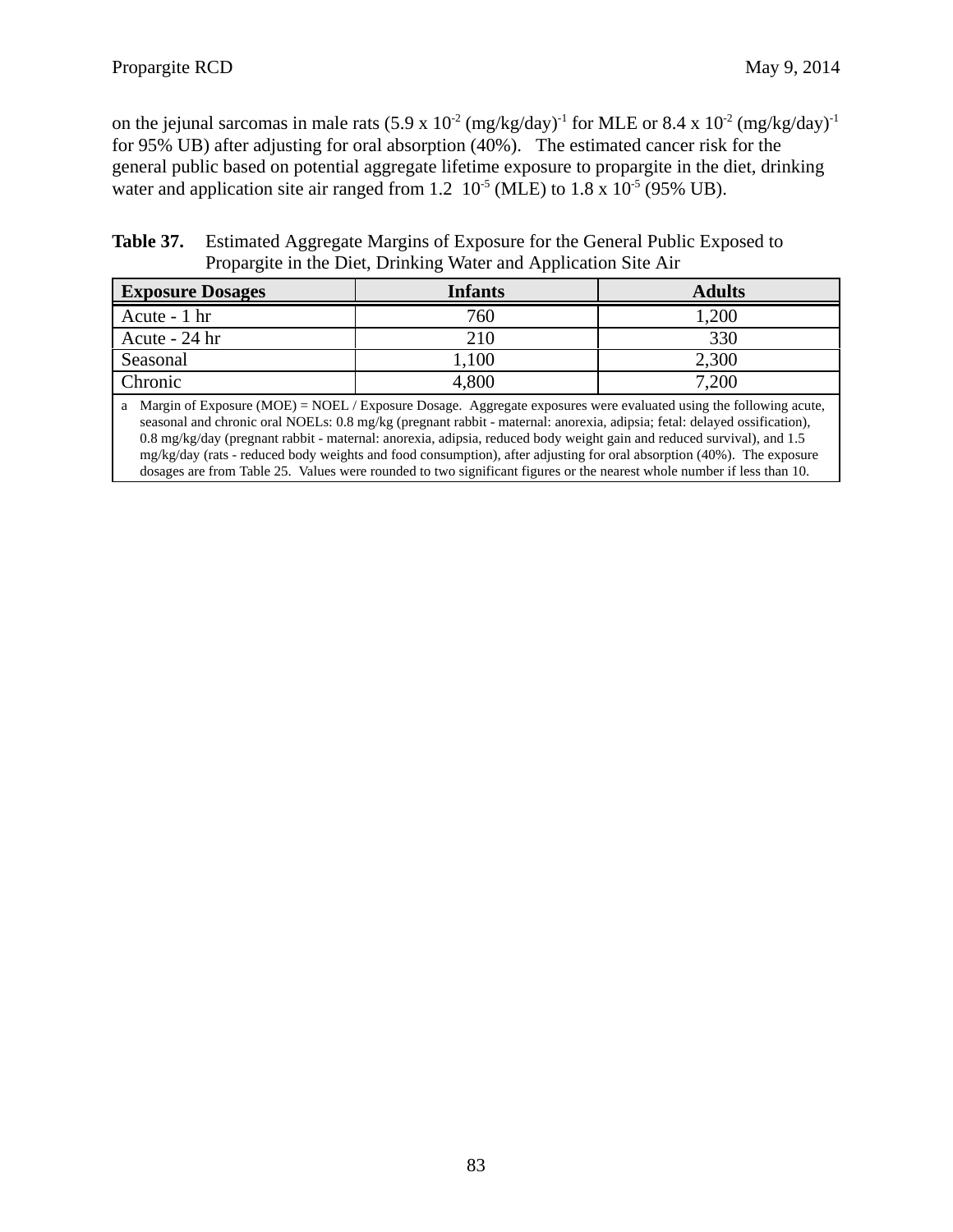on the jejunal sarcomas in male rats ($5.9 \times 10^{-2}$ $(mg/kg/day)^{-1}$ for MLE or $8.4 \times 10^{-2}$ $(mg/kg/day)^{-1}$ for 95% UB) after adjusting for oral absorption (40%). The estimated cancer risk for the general public based on potential aggregate lifetime exposure to propargite in the diet, drinking water and application site air ranged from 1.2 $10^{-5}$ (MLE) to $1.8 \times 10^{-5}$ (95% UB).

**Table 37.** Estimated Aggregate Margins of Exposure for the General Public Exposed to Propargite in the Diet, Drinking Water and Application Site Air

| Exposure Dosages | Infants | Adults |
|---|---|---|
| Acute - 1 hr | 760 | 1,200 |
| Acute - 24 hr | 210 | 330 |
| Seasonal | 1,100 | 2,300 |
| Chronic | 4,800 | 7,200 |

a Margin of Exposure (MOE) = NOEL / Exposure Dosage. Aggregate exposures were evaluated using the following acute, seasonal and chronic oral NOELs: 0.8 mg/kg (pregnant rabbit - maternal: anorexia, adipsia; fetal: delayed ossification), 0.8 mg/kg/day (pregnant rabbit - maternal: anorexia, adipsia, reduced body weight gain and reduced survival), and 1.5 mg/kg/day (rats - reduced body weights and food consumption), after adjusting for oral absorption (40%). The exposure dosages are from Table 25. Values were rounded to two significant figures or the nearest whole number if less than 10.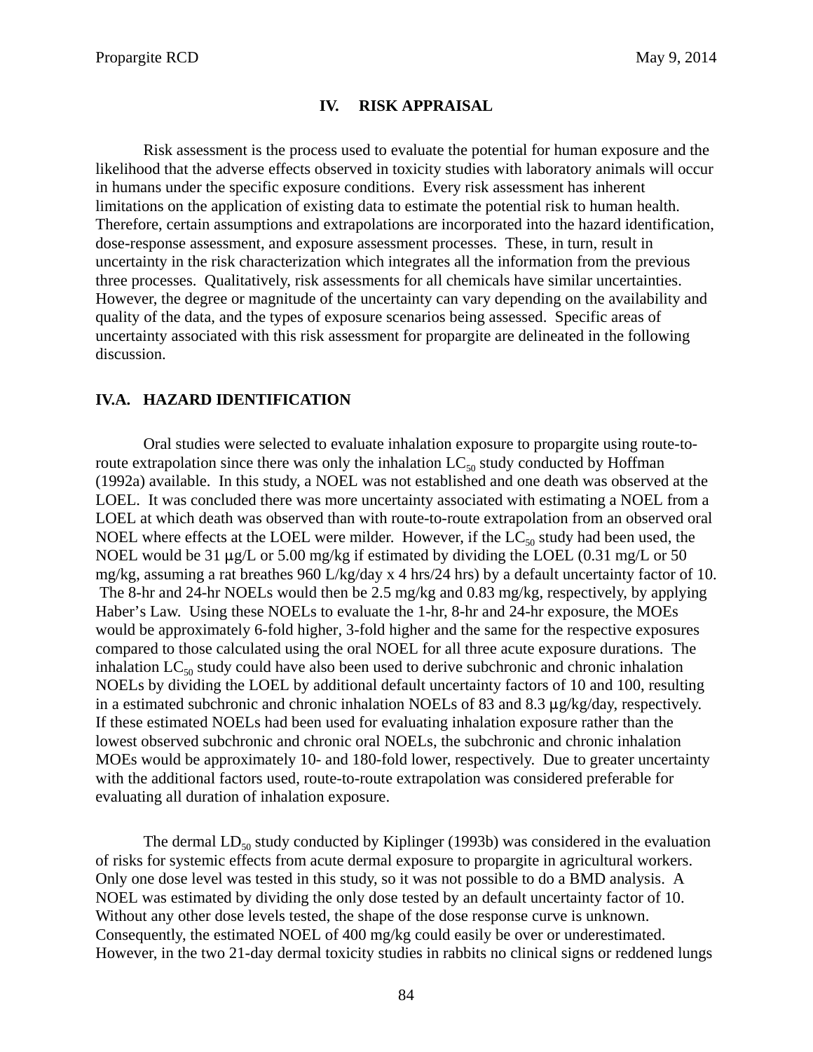# IV. RISK APPRAISAL

Risk assessment is the process used to evaluate the potential for human exposure and the likelihood that the adverse effects observed in toxicity studies with laboratory animals will occur in humans under the specific exposure conditions. Every risk assessment has inherent limitations on the application of existing data to estimate the potential risk to human health. Therefore, certain assumptions and extrapolations are incorporated into the hazard identification, dose-response assessment, and exposure assessment processes. These, in turn, result in uncertainty in the risk characterization which integrates all the information from the previous three processes. Qualitatively, risk assessments for all chemicals have similar uncertainties. However, the degree or magnitude of the uncertainty can vary depending on the availability and quality of the data, and the types of exposure scenarios being assessed. Specific areas of uncertainty associated with this risk assessment for propargite are delineated in the following discussion.

## IV.A. HAZARD IDENTIFICATION

Oral studies were selected to evaluate inhalation exposure to propargite using route-to-route extrapolation since there was only the inhalation $LC_{50}$ study conducted by Hoffman (1992a) available. In this study, a NOEL was not established and one death was observed at the LOEL. It was concluded there was more uncertainty associated with estimating a NOEL from a LOEL at which death was observed than with route-to-route extrapolation from an observed oral NOEL where effects at the LOEL were milder. However, if the $LC_{50}$ study had been used, the NOEL would be 31 μg/L or 5.00 mg/kg if estimated by dividing the LOEL (0.31 mg/L or 50 mg/kg, assuming a rat breathes 960 L/kg/day x 4 hrs/24 hrs) by a default uncertainty factor of 10. The 8-hr and 24-hr NOELs would then be 2.5 mg/kg and 0.83 mg/kg, respectively, by applying Haber's Law. Using these NOELs to evaluate the 1-hr, 8-hr and 24-hr exposure, the MOEs would be approximately 6-fold higher, 3-fold higher and the same for the respective exposures compared to those calculated using the oral NOEL for all three acute exposure durations. The inhalation $LC_{50}$ study could have also been used to derive subchronic and chronic inhalation NOELs by dividing the LOEL by additional default uncertainty factors of 10 and 100, resulting in a estimated subchronic and chronic inhalation NOELs of 83 and 8.3 μg/kg/day, respectively. If these estimated NOELs had been used for evaluating inhalation exposure rather than the lowest observed subchronic and chronic oral NOELs, the subchronic and chronic inhalation MOEs would be approximately 10- and 180-fold lower, respectively. Due to greater uncertainty with the additional factors used, route-to-route extrapolation was considered preferable for evaluating all duration of inhalation exposure.

The dermal $LD_{50}$ study conducted by Kiplinger (1993b) was considered in the evaluation of risks for systemic effects from acute dermal exposure to propargite in agricultural workers. Only one dose level was tested in this study, so it was not possible to do a BMD analysis. A NOEL was estimated by dividing the only dose tested by an default uncertainty factor of 10. Without any other dose levels tested, the shape of the dose response curve is unknown. Consequently, the estimated NOEL of 400 mg/kg could easily be over or underestimated. However, in the two 21-day dermal toxicity studies in rabbits no clinical signs or reddened lungs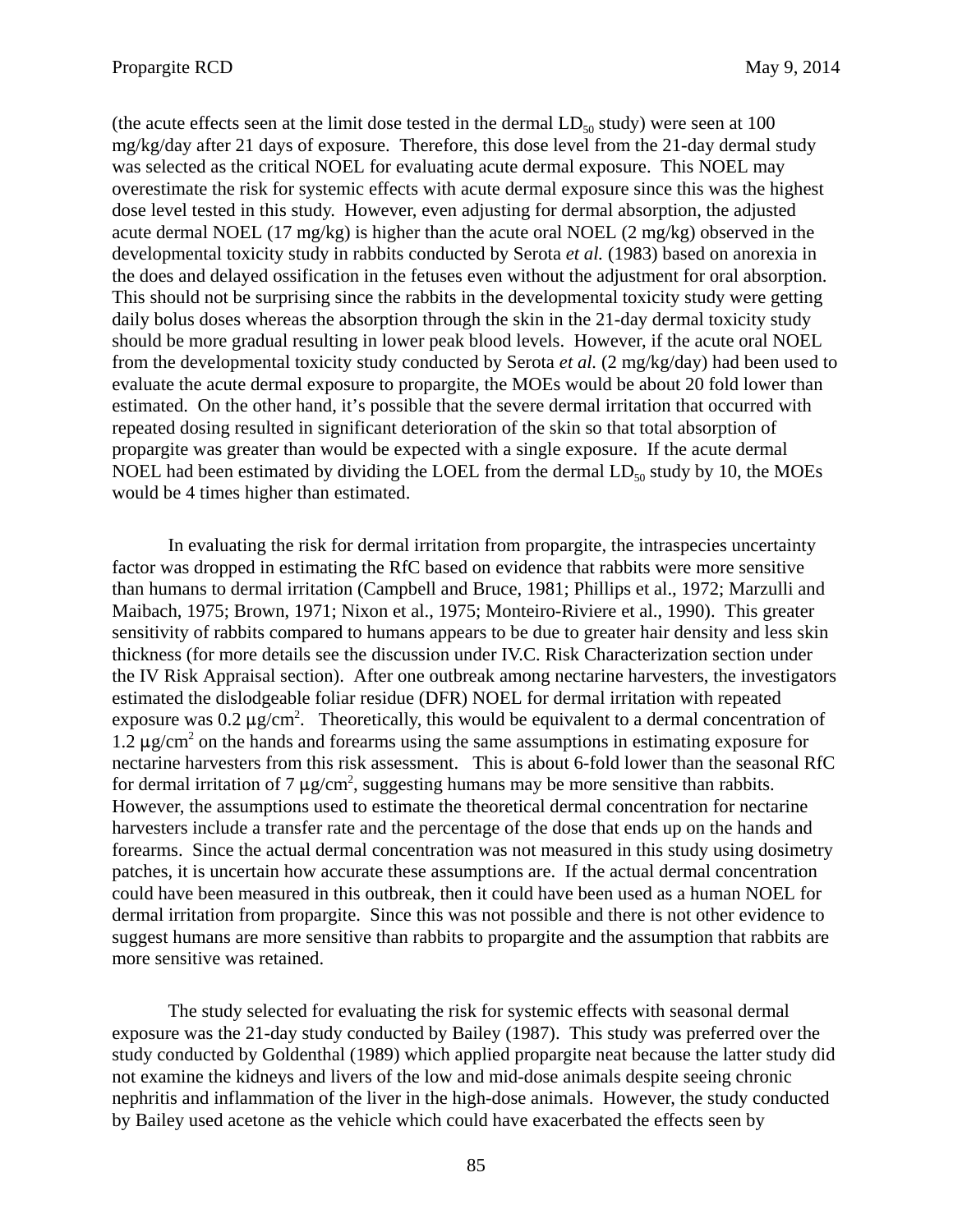(the acute effects seen at the limit dose tested in the dermal $LD_{50}$ study) were seen at 100 mg/kg/day after 21 days of exposure. Therefore, this dose level from the 21-day dermal study was selected as the critical NOEL for evaluating acute dermal exposure. This NOEL may overestimate the risk for systemic effects with acute dermal exposure since this was the highest dose level tested in this study. However, even adjusting for dermal absorption, the adjusted acute dermal NOEL (17 mg/kg) is higher than the acute oral NOEL (2 mg/kg) observed in the developmental toxicity study in rabbits conducted by Serota *et al.* (1983) based on anorexia in the does and delayed ossification in the fetuses even without the adjustment for oral absorption. This should not be surprising since the rabbits in the developmental toxicity study were getting daily bolus doses whereas the absorption through the skin in the 21-day dermal toxicity study should be more gradual resulting in lower peak blood levels. However, if the acute oral NOEL from the developmental toxicity study conducted by Serota *et al.* (2 mg/kg/day) had been used to evaluate the acute dermal exposure to propargite, the MOEs would be about 20 fold lower than estimated. On the other hand, it's possible that the severe dermal irritation that occurred with repeated dosing resulted in significant deterioration of the skin so that total absorption of propargite was greater than would be expected with a single exposure. If the acute dermal NOEL had been estimated by dividing the LOEL from the dermal $LD_{50}$ study by 10, the MOEs would be 4 times higher than estimated.

In evaluating the risk for dermal irritation from propargite, the intraspecies uncertainty factor was dropped in estimating the RfC based on evidence that rabbits were more sensitive than humans to dermal irritation (Campbell and Bruce, 1981; Phillips et al., 1972; Marzulli and Maibach, 1975; Brown, 1971; Nixon et al., 1975; Monteiro-Riviere et al., 1990). This greater sensitivity of rabbits compared to humans appears to be due to greater hair density and less skin thickness (for more details see the discussion under IV.C. Risk Characterization section under the IV Risk Appraisal section). After one outbreak among nectarine harvesters, the investigators estimated the dislodgeable foliar residue (DFR) NOEL for dermal irritation with repeated exposure was 0.2 $\mu g/cm^2$. Theoretically, this would be equivalent to a dermal concentration of 1.2 $\mu g/cm^2$ on the hands and forearms using the same assumptions in estimating exposure for nectarine harvesters from this risk assessment. This is about 6-fold lower than the seasonal RfC for dermal irritation of 7 $\mu g/cm^2$, suggesting humans may be more sensitive than rabbits. However, the assumptions used to estimate the theoretical dermal concentration for nectarine harvesters include a transfer rate and the percentage of the dose that ends up on the hands and forearms. Since the actual dermal concentration was not measured in this study using dosimetry patches, it is uncertain how accurate these assumptions are. If the actual dermal concentration could have been measured in this outbreak, then it could have been used as a human NOEL for dermal irritation from propargite. Since this was not possible and there is not other evidence to suggest humans are more sensitive than rabbits to propargite and the assumption that rabbits are more sensitive was retained.

The study selected for evaluating the risk for systemic effects with seasonal dermal exposure was the 21-day study conducted by Bailey (1987). This study was preferred over the study conducted by Goldenthal (1989) which applied propargite neat because the latter study did not examine the kidneys and livers of the low and mid-dose animals despite seeing chronic nephritis and inflammation of the liver in the high-dose animals. However, the study conducted by Bailey used acetone as the vehicle which could have exacerbated the effects seen by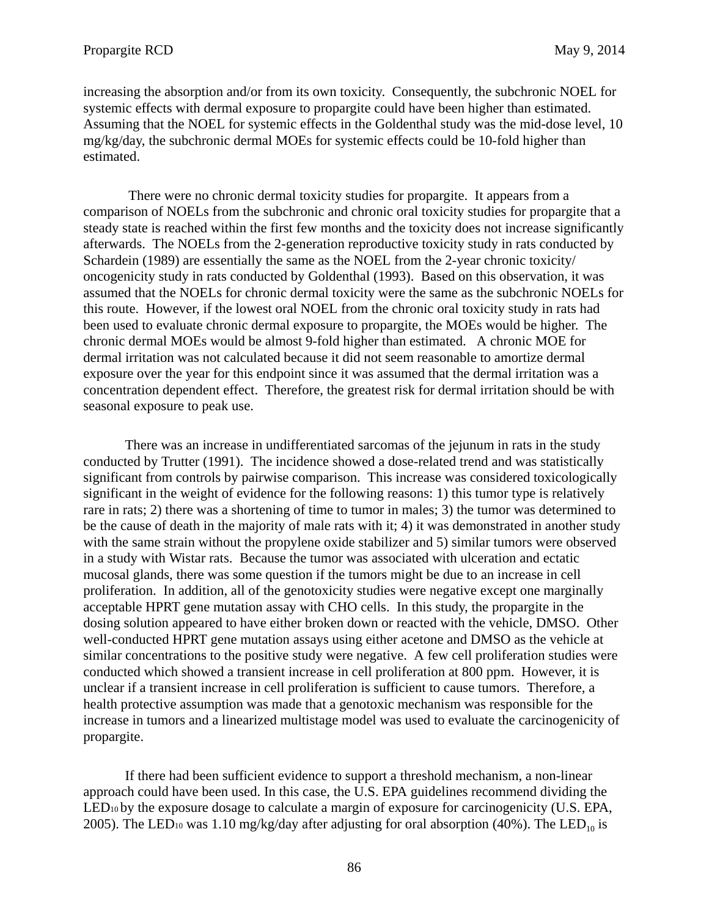increasing the absorption and/or from its own toxicity. Consequently, the subchronic NOEL for systemic effects with dermal exposure to propargite could have been higher than estimated. Assuming that the NOEL for systemic effects in the Goldenthal study was the mid-dose level, 10 mg/kg/day, the subchronic dermal MOEs for systemic effects could be 10-fold higher than estimated.

There were no chronic dermal toxicity studies for propargite. It appears from a comparison of NOELs from the subchronic and chronic oral toxicity studies for propargite that a steady state is reached within the first few months and the toxicity does not increase significantly afterwards. The NOELs from the 2-generation reproductive toxicity study in rats conducted by Schardein (1989) are essentially the same as the NOEL from the 2-year chronic toxicity/ oncogenicity study in rats conducted by Goldenthal (1993). Based on this observation, it was assumed that the NOELs for chronic dermal toxicity were the same as the subchronic NOELs for this route. However, if the lowest oral NOEL from the chronic oral toxicity study in rats had been used to evaluate chronic dermal exposure to propargite, the MOEs would be higher. The chronic dermal MOEs would be almost 9-fold higher than estimated. A chronic MOE for dermal irritation was not calculated because it did not seem reasonable to amortize dermal exposure over the year for this endpoint since it was assumed that the dermal irritation was a concentration dependent effect. Therefore, the greatest risk for dermal irritation should be with seasonal exposure to peak use.

There was an increase in undifferentiated sarcomas of the jejunum in rats in the study conducted by Trutter (1991). The incidence showed a dose-related trend and was statistically significant from controls by pairwise comparison. This increase was considered toxicologically significant in the weight of evidence for the following reasons: 1) this tumor type is relatively rare in rats; 2) there was a shortening of time to tumor in males; 3) the tumor was determined to be the cause of death in the majority of male rats with it; 4) it was demonstrated in another study with the same strain without the propylene oxide stabilizer and 5) similar tumors were observed in a study with Wistar rats. Because the tumor was associated with ulceration and ectatic mucosal glands, there was some question if the tumors might be due to an increase in cell proliferation. In addition, all of the genotoxicity studies were negative except one marginally acceptable HPRT gene mutation assay with CHO cells. In this study, the propargite in the dosing solution appeared to have either broken down or reacted with the vehicle, DMSO. Other well-conducted HPRT gene mutation assays using either acetone and DMSO as the vehicle at similar concentrations to the positive study were negative. A few cell proliferation studies were conducted which showed a transient increase in cell proliferation at 800 ppm. However, it is unclear if a transient increase in cell proliferation is sufficient to cause tumors. Therefore, a health protective assumption was made that a genotoxic mechanism was responsible for the increase in tumors and a linearized multistage model was used to evaluate the carcinogenicity of propargite.

If there had been sufficient evidence to support a threshold mechanism, a non-linear approach could have been used. In this case, the U.S. EPA guidelines recommend dividing the $LED_{10}$ by the exposure dosage to calculate a margin of exposure for carcinogenicity (U.S. EPA, 2005). The $LED_{10}$ was 1.10 mg/kg/day after adjusting for oral absorption (40%). The $LED_{10}$ is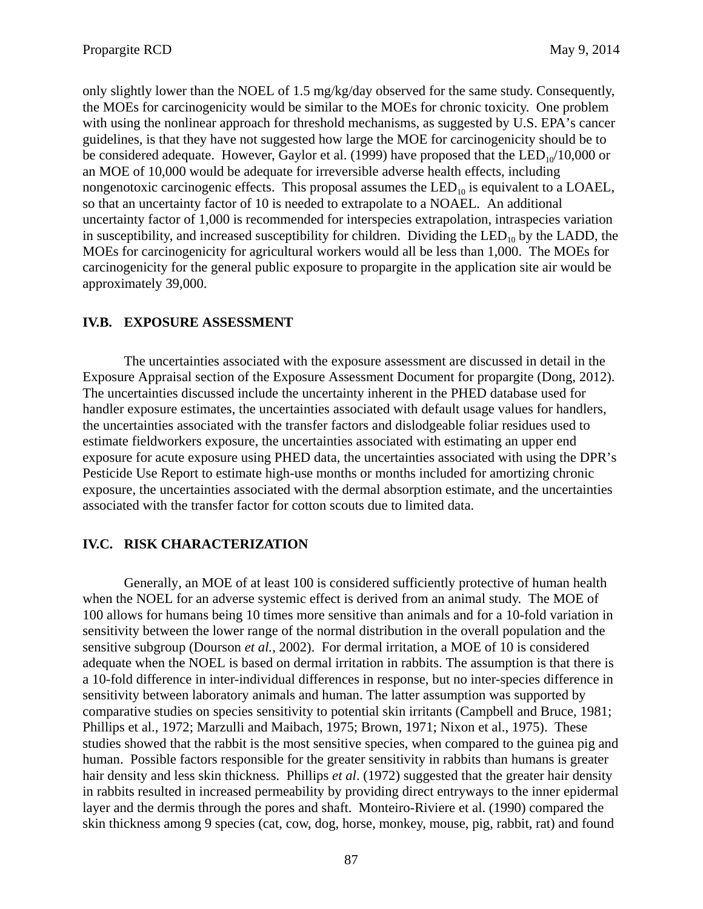only slightly lower than the NOEL of 1.5 mg/kg/day observed for the same study. Consequently, the MOEs for carcinogenicity would be similar to the MOEs for chronic toxicity. One problem with using the nonlinear approach for threshold mechanisms, as suggested by U.S. EPA's cancer guidelines, is that they have not suggested how large the MOE for carcinogenicity should be to be considered adequate. However, Gaylor et al. (1999) have proposed that the $LED_{10}$/10,000 or an MOE of 10,000 would be adequate for irreversible adverse health effects, including nongenotoxic carcinogenic effects. This proposal assumes the $LED_{10}$ is equivalent to a LOAEL, so that an uncertainty factor of 10 is needed to extrapolate to a NOAEL. An additional uncertainty factor of 1,000 is recommended for interspecies extrapolation, intraspecies variation in susceptibility, and increased susceptibility for children. Dividing the $LED_{10}$ by the LADD, the MOEs for carcinogenicity for agricultural workers would all be less than 1,000. The MOEs for carcinogenicity for the general public exposure to propargite in the application site air would be approximately 39,000.

## IV.B. EXPOSURE ASSESSMENT

The uncertainties associated with the exposure assessment are discussed in detail in the Exposure Appraisal section of the Exposure Assessment Document for propargite (Dong, 2012). The uncertainties discussed include the uncertainty inherent in the PHED database used for handler exposure estimates, the uncertainties associated with default usage values for handlers, the uncertainties associated with the transfer factors and dislodgeable foliar residues used to estimate fieldworkers exposure, the uncertainties associated with estimating an upper end exposure for acute exposure using PHED data, the uncertainties associated with using the DPR's Pesticide Use Report to estimate high-use months or months included for amortizing chronic exposure, the uncertainties associated with the dermal absorption estimate, and the uncertainties associated with the transfer factor for cotton scouts due to limited data.

## IV.C. RISK CHARACTERIZATION

Generally, an MOE of at least 100 is considered sufficiently protective of human health when the NOEL for an adverse systemic effect is derived from an animal study. The MOE of 100 allows for humans being 10 times more sensitive than animals and for a 10-fold variation in sensitivity between the lower range of the normal distribution in the overall population and the sensitive subgroup (Dourson *et al.*, 2002). For dermal irritation, a MOE of 10 is considered adequate when the NOEL is based on dermal irritation in rabbits. The assumption is that there is a 10-fold difference in inter-individual differences in response, but no inter-species difference in sensitivity between laboratory animals and human. The latter assumption was supported by comparative studies on species sensitivity to potential skin irritants (Campbell and Bruce, 1981; Phillips et al., 1972; Marzulli and Maibach, 1975; Brown, 1971; Nixon et al., 1975). These studies showed that the rabbit is the most sensitive species, when compared to the guinea pig and human. Possible factors responsible for the greater sensitivity in rabbits than humans is greater hair density and less skin thickness. Phillips *et al*. (1972) suggested that the greater hair density in rabbits resulted in increased permeability by providing direct entryways to the inner epidermal layer and the dermis through the pores and shaft. Monteiro-Riviere et al. (1990) compared the skin thickness among 9 species (cat, cow, dog, horse, monkey, mouse, pig, rabbit, rat) and found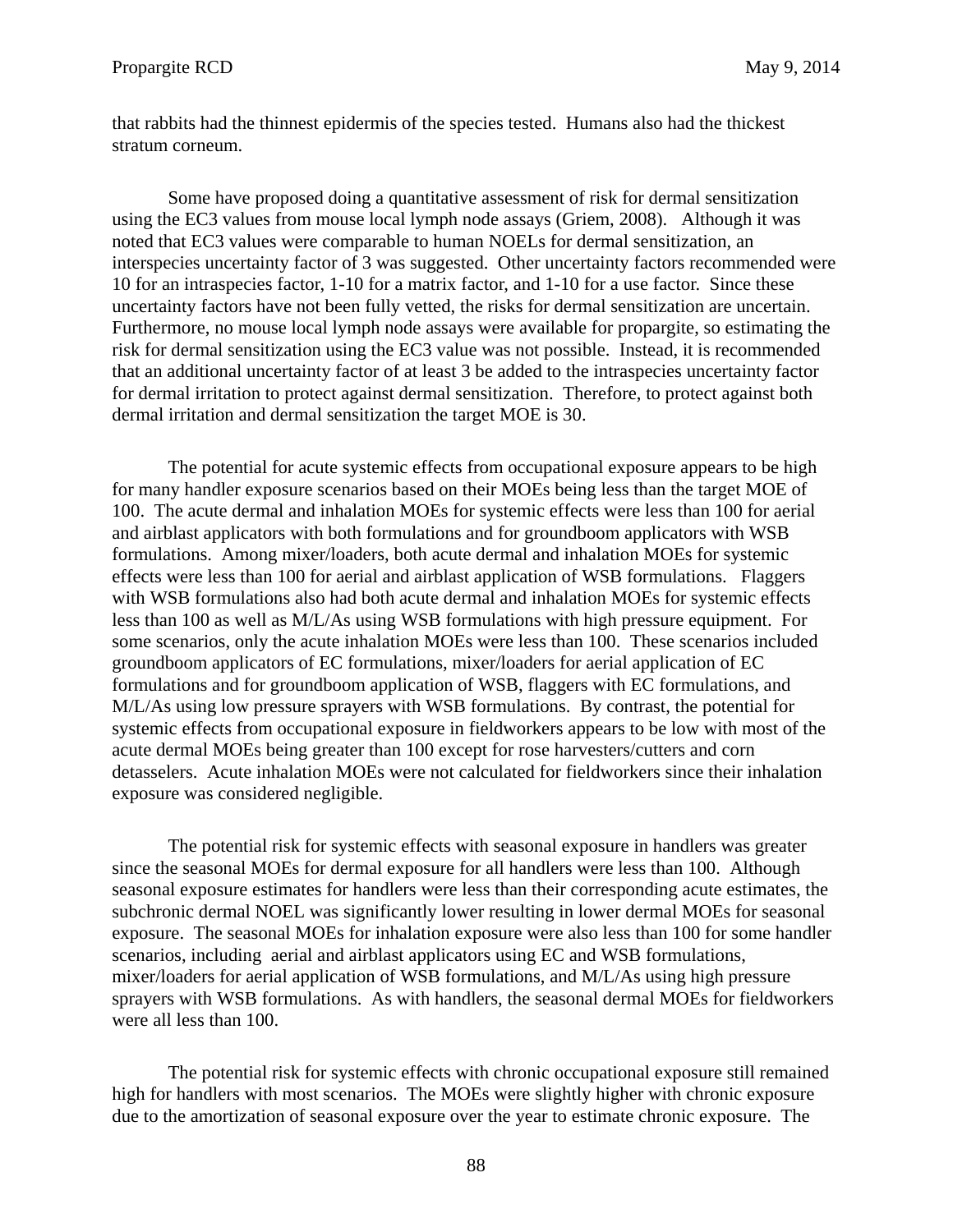that rabbits had the thinnest epidermis of the species tested. Humans also had the thickest stratum corneum.

Some have proposed doing a quantitative assessment of risk for dermal sensitization using the EC3 values from mouse local lymph node assays (Griem, 2008). Although it was noted that EC3 values were comparable to human NOELs for dermal sensitization, an interspecies uncertainty factor of 3 was suggested. Other uncertainty factors recommended were 10 for an intraspecies factor, 1-10 for a matrix factor, and 1-10 for a use factor. Since these uncertainty factors have not been fully vetted, the risks for dermal sensitization are uncertain. Furthermore, no mouse local lymph node assays were available for propargite, so estimating the risk for dermal sensitization using the EC3 value was not possible. Instead, it is recommended that an additional uncertainty factor of at least 3 be added to the intraspecies uncertainty factor for dermal irritation to protect against dermal sensitization. Therefore, to protect against both dermal irritation and dermal sensitization the target MOE is 30.

The potential for acute systemic effects from occupational exposure appears to be high for many handler exposure scenarios based on their MOEs being less than the target MOE of 100. The acute dermal and inhalation MOEs for systemic effects were less than 100 for aerial and airblast applicators with both formulations and for groundboom applicators with WSB formulations. Among mixer/loaders, both acute dermal and inhalation MOEs for systemic effects were less than 100 for aerial and airblast application of WSB formulations. Flaggers with WSB formulations also had both acute dermal and inhalation MOEs for systemic effects less than 100 as well as M/L/As using WSB formulations with high pressure equipment. For some scenarios, only the acute inhalation MOEs were less than 100. These scenarios included groundboom applicators of EC formulations, mixer/loaders for aerial application of EC formulations and for groundboom application of WSB, flaggers with EC formulations, and M/L/As using low pressure sprayers with WSB formulations. By contrast, the potential for systemic effects from occupational exposure in fieldworkers appears to be low with most of the acute dermal MOEs being greater than 100 except for rose harvesters/cutters and corn detasselers. Acute inhalation MOEs were not calculated for fieldworkers since their inhalation exposure was considered negligible.

The potential risk for systemic effects with seasonal exposure in handlers was greater since the seasonal MOEs for dermal exposure for all handlers were less than 100. Although seasonal exposure estimates for handlers were less than their corresponding acute estimates, the subchronic dermal NOEL was significantly lower resulting in lower dermal MOEs for seasonal exposure. The seasonal MOEs for inhalation exposure were also less than 100 for some handler scenarios, including aerial and airblast applicators using EC and WSB formulations, mixer/loaders for aerial application of WSB formulations, and M/L/As using high pressure sprayers with WSB formulations. As with handlers, the seasonal dermal MOEs for fieldworkers were all less than 100.

The potential risk for systemic effects with chronic occupational exposure still remained high for handlers with most scenarios. The MOEs were slightly higher with chronic exposure due to the amortization of seasonal exposure over the year to estimate chronic exposure. The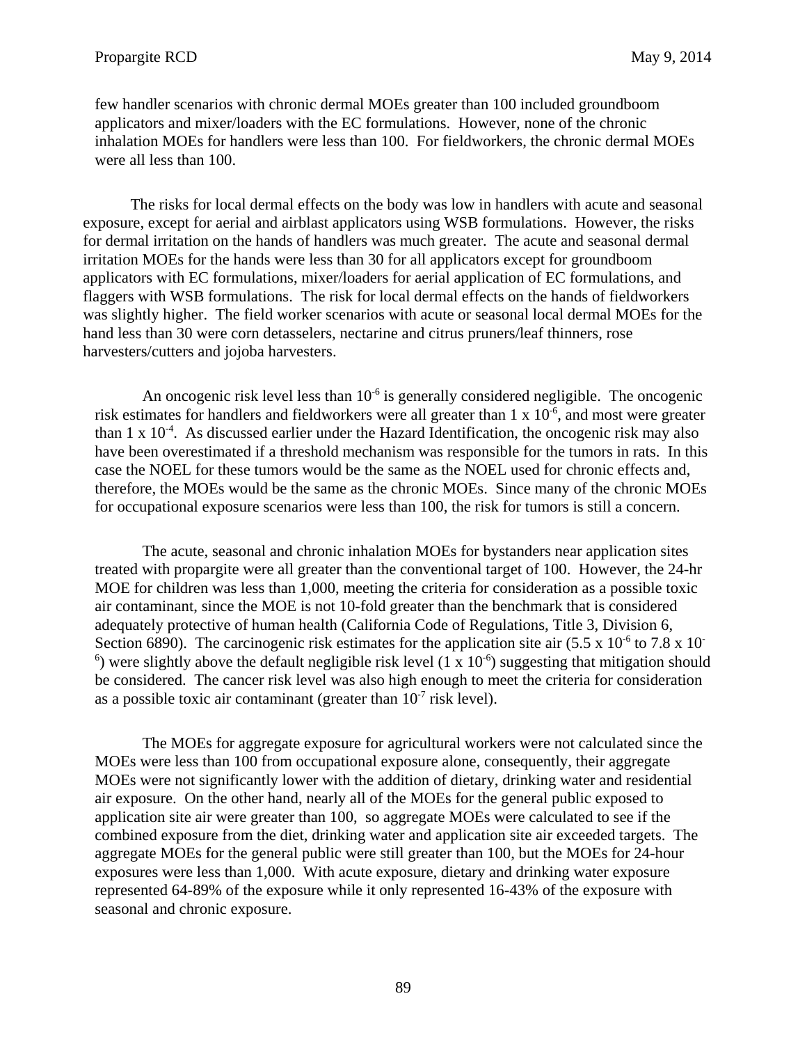few handler scenarios with chronic dermal MOEs greater than 100 included groundboom applicators and mixer/loaders with the EC formulations. However, none of the chronic inhalation MOEs for handlers were less than 100. For fieldworkers, the chronic dermal MOEs were all less than 100.

The risks for local dermal effects on the body was low in handlers with acute and seasonal exposure, except for aerial and airblast applicators using WSB formulations. However, the risks for dermal irritation on the hands of handlers was much greater. The acute and seasonal dermal irritation MOEs for the hands were less than 30 for all applicators except for groundboom applicators with EC formulations, mixer/loaders for aerial application of EC formulations, and flaggers with WSB formulations. The risk for local dermal effects on the hands of fieldworkers was slightly higher. The field worker scenarios with acute or seasonal local dermal MOEs for the hand less than 30 were corn detasselers, nectarine and citrus pruners/leaf thinners, rose harvesters/cutters and jojoba harvesters.

An oncogenic risk level less than $10^{-6}$ is generally considered negligible. The oncogenic risk estimates for handlers and fieldworkers were all greater than $1 \times 10^{-6}$, and most were greater than $1 \times 10^{-4}$. As discussed earlier under the Hazard Identification, the oncogenic risk may also have been overestimated if a threshold mechanism was responsible for the tumors in rats. In this case the NOEL for these tumors would be the same as the NOEL used for chronic effects and, therefore, the MOEs would be the same as the chronic MOEs. Since many of the chronic MOEs for occupational exposure scenarios were less than 100, the risk for tumors is still a concern.

The acute, seasonal and chronic inhalation MOEs for bystanders near application sites treated with propargite were all greater than the conventional target of 100. However, the 24-hr MOE for children was less than 1,000, meeting the criteria for consideration as a possible toxic air contaminant, since the MOE is not 10-fold greater than the benchmark that is considered adequately protective of human health (California Code of Regulations, Title 3, Division 6, Section 6890). The carcinogenic risk estimates for the application site air ($5.5 \times 10^{-6}$ to $7.8 \times 10^{-6}$) were slightly above the default negligible risk level ($1 \times 10^{-6}$) suggesting that mitigation should be considered. The cancer risk level was also high enough to meet the criteria for consideration as a possible toxic air contaminant (greater than $10^{-7}$ risk level).

The MOEs for aggregate exposure for agricultural workers were not calculated since the MOEs were less than 100 from occupational exposure alone, consequently, their aggregate MOEs were not significantly lower with the addition of dietary, drinking water and residential air exposure. On the other hand, nearly all of the MOEs for the general public exposed to application site air were greater than 100, so aggregate MOEs were calculated to see if the combined exposure from the diet, drinking water and application site air exceeded targets. The aggregate MOEs for the general public were still greater than 100, but the MOEs for 24-hour exposures were less than 1,000. With acute exposure, dietary and drinking water exposure represented 64-89% of the exposure while it only represented 16-43% of the exposure with seasonal and chronic exposure.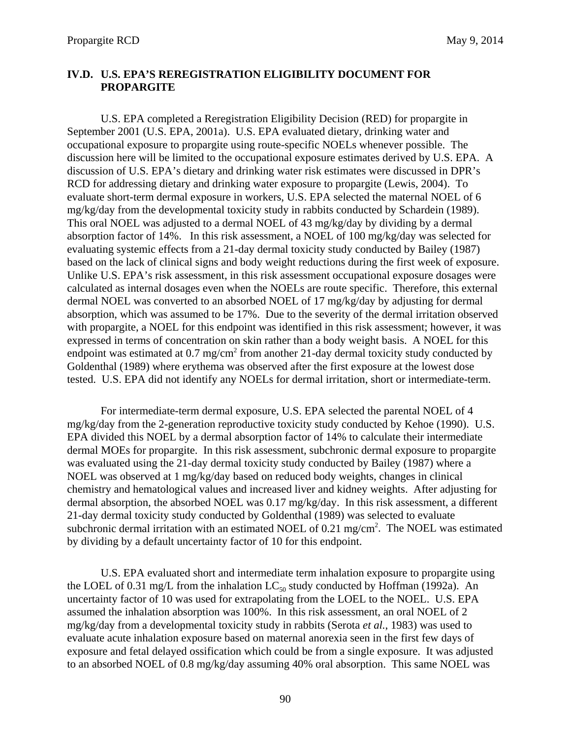### IV.D. U.S. EPA'S REREGISTRATION ELIGIBILITY DOCUMENT FOR PROPARGITE

U.S. EPA completed a Reregistration Eligibility Decision (RED) for propargite in September 2001 (U.S. EPA, 2001a). U.S. EPA evaluated dietary, drinking water and occupational exposure to propargite using route-specific NOELs whenever possible. The discussion here will be limited to the occupational exposure estimates derived by U.S. EPA. A discussion of U.S. EPA's dietary and drinking water risk estimates were discussed in DPR's RCD for addressing dietary and drinking water exposure to propargite (Lewis, 2004). To evaluate short-term dermal exposure in workers, U.S. EPA selected the maternal NOEL of 6 mg/kg/day from the developmental toxicity study in rabbits conducted by Schardein (1989). This oral NOEL was adjusted to a dermal NOEL of 43 mg/kg/day by dividing by a dermal absorption factor of 14%. In this risk assessment, a NOEL of 100 mg/kg/day was selected for evaluating systemic effects from a 21-day dermal toxicity study conducted by Bailey (1987) based on the lack of clinical signs and body weight reductions during the first week of exposure. Unlike U.S. EPA's risk assessment, in this risk assessment occupational exposure dosages were calculated as internal dosages even when the NOELs are route specific. Therefore, this external dermal NOEL was converted to an absorbed NOEL of 17 mg/kg/day by adjusting for dermal absorption, which was assumed to be 17%. Due to the severity of the dermal irritation observed with propargite, a NOEL for this endpoint was identified in this risk assessment; however, it was expressed in terms of concentration on skin rather than a body weight basis. A NOEL for this endpoint was estimated at 0.7 $mg/cm^2$ from another 21-day dermal toxicity study conducted by Goldenthal (1989) where erythema was observed after the first exposure at the lowest dose tested. U.S. EPA did not identify any NOELs for dermal irritation, short or intermediate-term.

For intermediate-term dermal exposure, U.S. EPA selected the parental NOEL of 4 mg/kg/day from the 2-generation reproductive toxicity study conducted by Kehoe (1990). U.S. EPA divided this NOEL by a dermal absorption factor of 14% to calculate their intermediate dermal MOEs for propargite. In this risk assessment, subchronic dermal exposure to propargite was evaluated using the 21-day dermal toxicity study conducted by Bailey (1987) where a NOEL was observed at 1 mg/kg/day based on reduced body weights, changes in clinical chemistry and hematological values and increased liver and kidney weights. After adjusting for dermal absorption, the absorbed NOEL was 0.17 mg/kg/day. In this risk assessment, a different 21-day dermal toxicity study conducted by Goldenthal (1989) was selected to evaluate subchronic dermal irritation with an estimated NOEL of 0.21 $mg/cm^2$. The NOEL was estimated by dividing by a default uncertainty factor of 10 for this endpoint.

U.S. EPA evaluated short and intermediate term inhalation exposure to propargite using the LOEL of 0.31 mg/L from the inhalation $LC_{50}$ study conducted by Hoffman (1992a). An uncertainty factor of 10 was used for extrapolating from the LOEL to the NOEL. U.S. EPA assumed the inhalation absorption was 100%. In this risk assessment, an oral NOEL of 2 mg/kg/day from a developmental toxicity study in rabbits (Serota *et al*., 1983) was used to evaluate acute inhalation exposure based on maternal anorexia seen in the first few days of exposure and fetal delayed ossification which could be from a single exposure. It was adjusted to an absorbed NOEL of 0.8 mg/kg/day assuming 40% oral absorption. This same NOEL was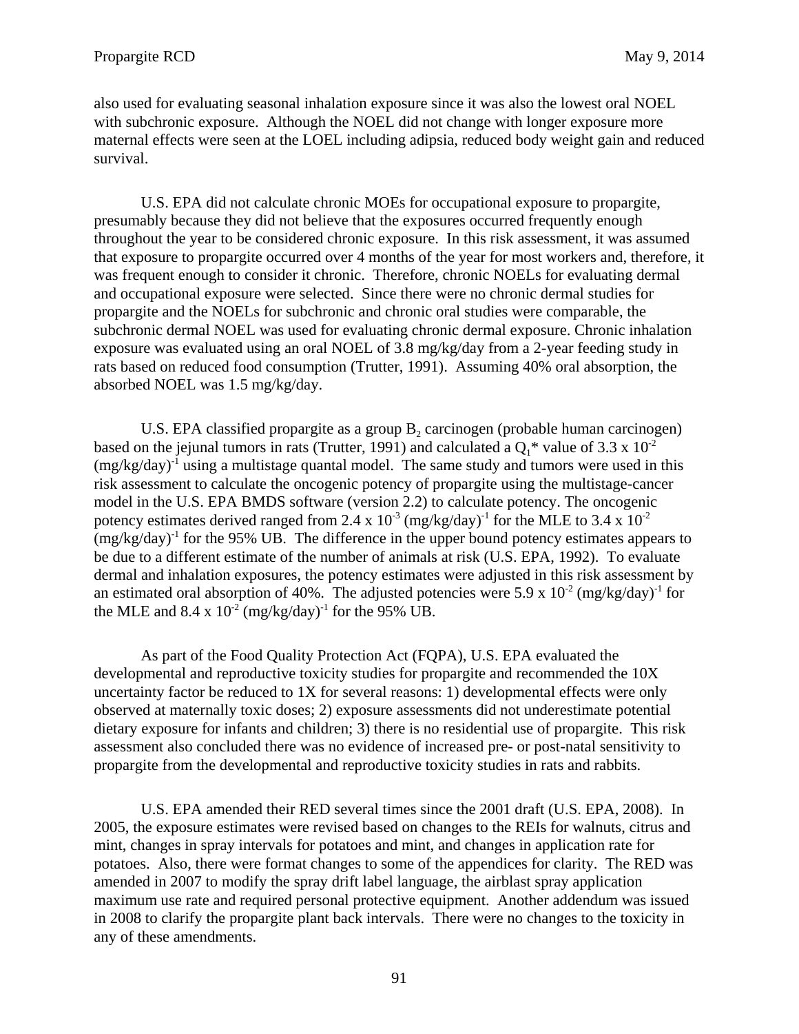also used for evaluating seasonal inhalation exposure since it was also the lowest oral NOEL with subchronic exposure. Although the NOEL did not change with longer exposure more maternal effects were seen at the LOEL including adipsia, reduced body weight gain and reduced survival.

U.S. EPA did not calculate chronic MOEs for occupational exposure to propargite, presumably because they did not believe that the exposures occurred frequently enough throughout the year to be considered chronic exposure. In this risk assessment, it was assumed that exposure to propargite occurred over 4 months of the year for most workers and, therefore, it was frequent enough to consider it chronic. Therefore, chronic NOELs for evaluating dermal and occupational exposure were selected. Since there were no chronic dermal studies for propargite and the NOELs for subchronic and chronic oral studies were comparable, the subchronic dermal NOEL was used for evaluating chronic dermal exposure. Chronic inhalation exposure was evaluated using an oral NOEL of 3.8 mg/kg/day from a 2-year feeding study in rats based on reduced food consumption (Trutter, 1991). Assuming 40% oral absorption, the absorbed NOEL was 1.5 mg/kg/day.

U.S. EPA classified propargite as a group $B_2$ carcinogen (probable human carcinogen) based on the jejunal tumors in rats (Trutter, 1991) and calculated a $Q_1$* value of $3.3 \times 10^{-2}$ $(mg/kg/day)^{-1}$ using a multistage quantal model. The same study and tumors were used in this risk assessment to calculate the oncogenic potency of propargite using the multistage-cancer model in the U.S. EPA BMDS software (version 2.2) to calculate potency. The oncogenic potency estimates derived ranged from $2.4 \times 10^{-3}$ $(mg/kg/day)^{-1}$ for the MLE to $3.4 \times 10^{-2}$ $(mg/kg/day)^{-1}$ for the 95% UB. The difference in the upper bound potency estimates appears to be due to a different estimate of the number of animals at risk (U.S. EPA, 1992). To evaluate dermal and inhalation exposures, the potency estimates were adjusted in this risk assessment by an estimated oral absorption of 40%. The adjusted potencies were $5.9 \times 10^{-2}$ $(mg/kg/day)^{-1}$ for the MLE and $8.4 \times 10^{-2}$ $(mg/kg/day)^{-1}$ for the 95% UB.

As part of the Food Quality Protection Act (FQPA), U.S. EPA evaluated the developmental and reproductive toxicity studies for propargite and recommended the 10X uncertainty factor be reduced to 1X for several reasons: 1) developmental effects were only observed at maternally toxic doses; 2) exposure assessments did not underestimate potential dietary exposure for infants and children; 3) there is no residential use of propargite. This risk assessment also concluded there was no evidence of increased pre- or post-natal sensitivity to propargite from the developmental and reproductive toxicity studies in rats and rabbits.

U.S. EPA amended their RED several times since the 2001 draft (U.S. EPA, 2008). In 2005, the exposure estimates were revised based on changes to the REIs for walnuts, citrus and mint, changes in spray intervals for potatoes and mint, and changes in application rate for potatoes. Also, there were format changes to some of the appendices for clarity. The RED was amended in 2007 to modify the spray drift label language, the airblast spray application maximum use rate and required personal protective equipment. Another addendum was issued in 2008 to clarify the propargite plant back intervals. There were no changes to the toxicity in any of these amendments.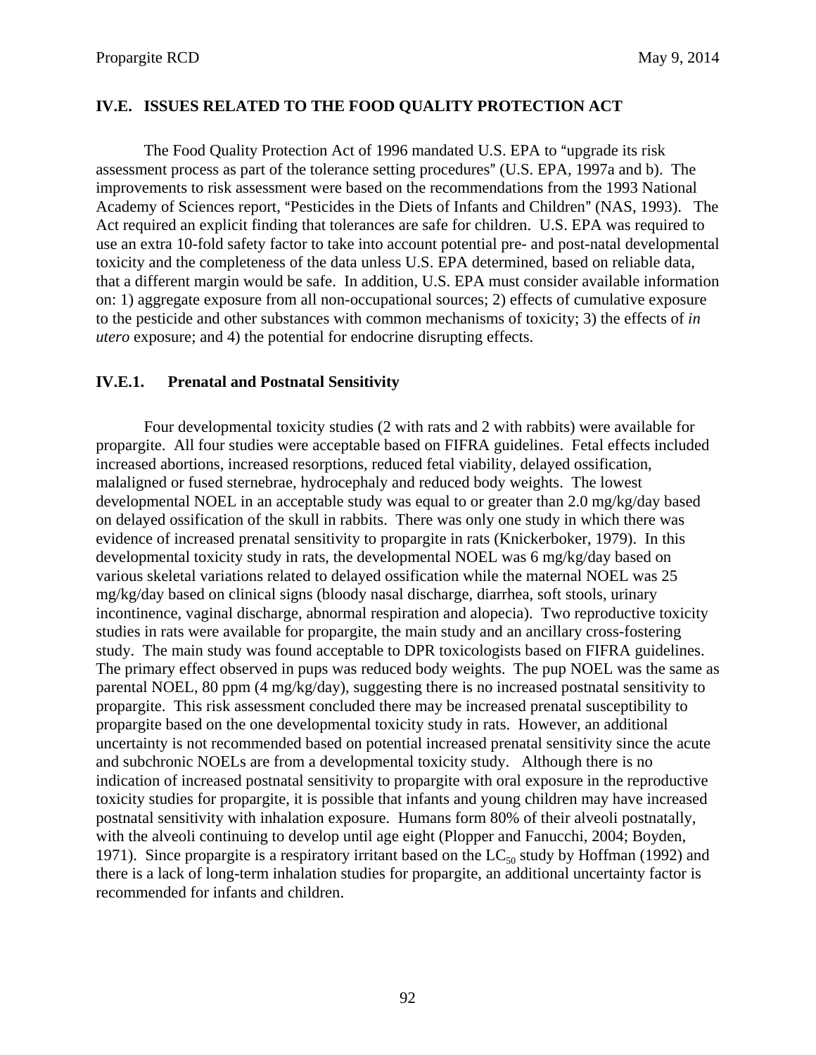## IV.E. ISSUES RELATED TO THE FOOD QUALITY PROTECTION ACT

The Food Quality Protection Act of 1996 mandated U.S. EPA to "upgrade its risk assessment process as part of the tolerance setting procedures" (U.S. EPA, 1997a and b). The improvements to risk assessment were based on the recommendations from the 1993 National Academy of Sciences report, "Pesticides in the Diets of Infants and Children" (NAS, 1993). The Act required an explicit finding that tolerances are safe for children. U.S. EPA was required to use an extra 10-fold safety factor to take into account potential pre- and post-natal developmental toxicity and the completeness of the data unless U.S. EPA determined, based on reliable data, that a different margin would be safe. In addition, U.S. EPA must consider available information on: 1) aggregate exposure from all non-occupational sources; 2) effects of cumulative exposure to the pesticide and other substances with common mechanisms of toxicity; 3) the effects of *in utero* exposure; and 4) the potential for endocrine disrupting effects.

### IV.E.1. Prenatal and Postnatal Sensitivity

Four developmental toxicity studies (2 with rats and 2 with rabbits) were available for propargite. All four studies were acceptable based on FIFRA guidelines. Fetal effects included increased abortions, increased resorptions, reduced fetal viability, delayed ossification, malaligned or fused sternebrae, hydrocephaly and reduced body weights. The lowest developmental NOEL in an acceptable study was equal to or greater than 2.0 mg/kg/day based on delayed ossification of the skull in rabbits. There was only one study in which there was evidence of increased prenatal sensitivity to propargite in rats (Knickerboker, 1979). In this developmental toxicity study in rats, the developmental NOEL was 6 mg/kg/day based on various skeletal variations related to delayed ossification while the maternal NOEL was 25 mg/kg/day based on clinical signs (bloody nasal discharge, diarrhea, soft stools, urinary incontinence, vaginal discharge, abnormal respiration and alopecia). Two reproductive toxicity studies in rats were available for propargite, the main study and an ancillary cross-fostering study. The main study was found acceptable to DPR toxicologists based on FIFRA guidelines. The primary effect observed in pups was reduced body weights. The pup NOEL was the same as parental NOEL, 80 ppm (4 mg/kg/day), suggesting there is no increased postnatal sensitivity to propargite. This risk assessment concluded there may be increased prenatal susceptibility to propargite based on the one developmental toxicity study in rats. However, an additional uncertainty is not recommended based on potential increased prenatal sensitivity since the acute and subchronic NOELs are from a developmental toxicity study. Although there is no indication of increased postnatal sensitivity to propargite with oral exposure in the reproductive toxicity studies for propargite, it is possible that infants and young children may have increased postnatal sensitivity with inhalation exposure. Humans form 80% of their alveoli postnatally, with the alveoli continuing to develop until age eight (Plopper and Fanucchi, 2004; Boyden, 1971). Since propargite is a respiratory irritant based on the $LC_{50}$ study by Hoffman (1992) and there is a lack of long-term inhalation studies for propargite, an additional uncertainty factor is recommended for infants and children.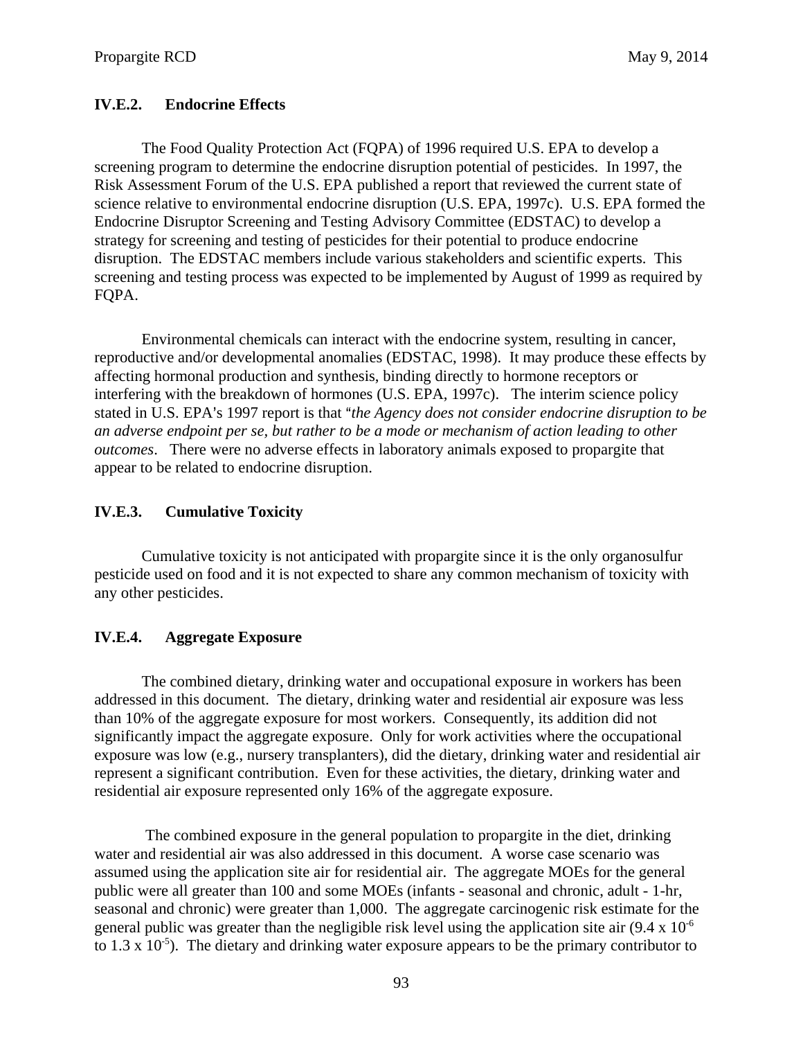### IV.E.2. Endocrine Effects

The Food Quality Protection Act (FQPA) of 1996 required U.S. EPA to develop a screening program to determine the endocrine disruption potential of pesticides. In 1997, the Risk Assessment Forum of the U.S. EPA published a report that reviewed the current state of science relative to environmental endocrine disruption (U.S. EPA, 1997c). U.S. EPA formed the Endocrine Disruptor Screening and Testing Advisory Committee (EDSTAC) to develop a strategy for screening and testing of pesticides for their potential to produce endocrine disruption. The EDSTAC members include various stakeholders and scientific experts. This screening and testing process was expected to be implemented by August of 1999 as required by FQPA.

Environmental chemicals can interact with the endocrine system, resulting in cancer, reproductive and/or developmental anomalies (EDSTAC, 1998). It may produce these effects by affecting hormonal production and synthesis, binding directly to hormone receptors or interfering with the breakdown of hormones (U.S. EPA, 1997c). The interim science policy stated in U.S. EPA's 1997 report is that "*the Agency does not consider endocrine disruption to be an adverse endpoint per se, but rather to be a mode or mechanism of action leading to other outcomes*. There were no adverse effects in laboratory animals exposed to propargite that appear to be related to endocrine disruption.

### IV.E.3. Cumulative Toxicity

Cumulative toxicity is not anticipated with propargite since it is the only organosulfur pesticide used on food and it is not expected to share any common mechanism of toxicity with any other pesticides.

### IV.E.4. Aggregate Exposure

The combined dietary, drinking water and occupational exposure in workers has been addressed in this document. The dietary, drinking water and residential air exposure was less than 10% of the aggregate exposure for most workers. Consequently, its addition did not significantly impact the aggregate exposure. Only for work activities where the occupational exposure was low (e.g., nursery transplanters), did the dietary, drinking water and residential air represent a significant contribution. Even for these activities, the dietary, drinking water and residential air exposure represented only 16% of the aggregate exposure.

The combined exposure in the general population to propargite in the diet, drinking water and residential air was also addressed in this document. A worse case scenario was assumed using the application site air for residential air. The aggregate MOEs for the general public were all greater than 100 and some MOEs (infants - seasonal and chronic, adult - 1-hr, seasonal and chronic) were greater than 1,000. The aggregate carcinogenic risk estimate for the general public was greater than the negligible risk level using the application site air ($9.4 \times 10^{-6}$ to $1.3 \times 10^{-5}$). The dietary and drinking water exposure appears to be the primary contributor to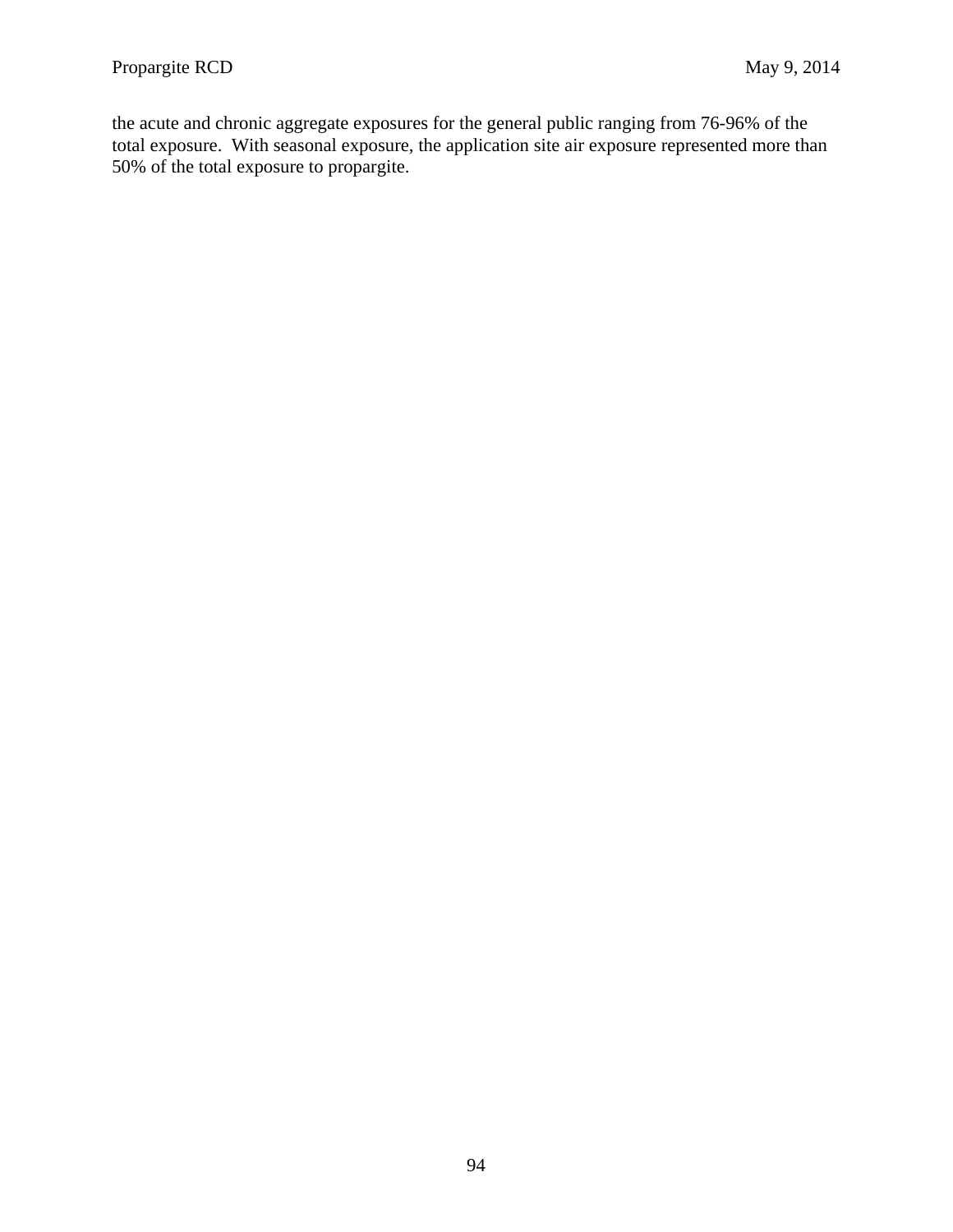the acute and chronic aggregate exposures for the general public ranging from 76-96% of the total exposure. With seasonal exposure, the application site air exposure represented more than 50% of the total exposure to propargite.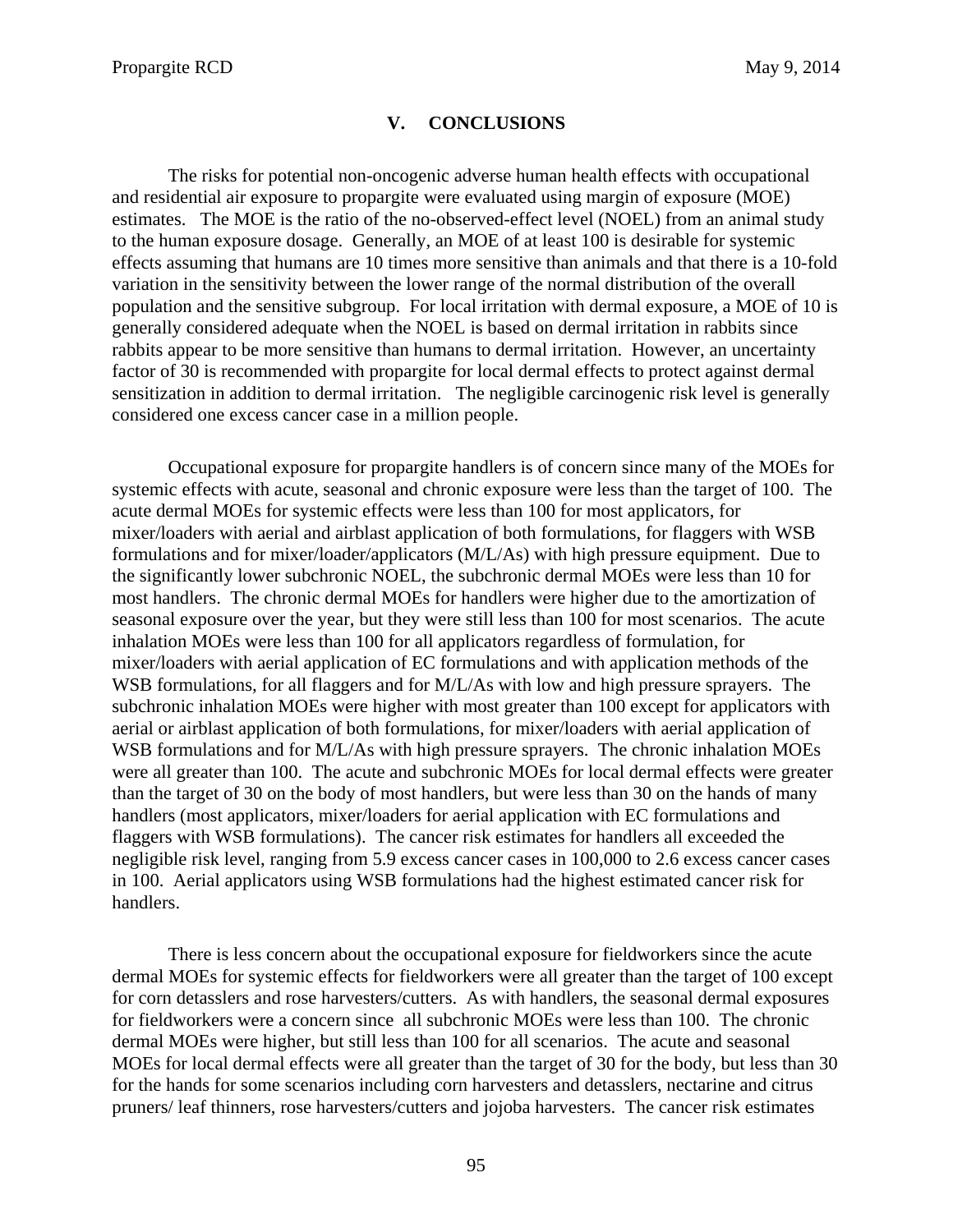## V. CONCLUSIONS

The risks for potential non-oncogenic adverse human health effects with occupational and residential air exposure to propargite were evaluated using margin of exposure (MOE) estimates. The MOE is the ratio of the no-observed-effect level (NOEL) from an animal study to the human exposure dosage. Generally, an MOE of at least 100 is desirable for systemic effects assuming that humans are 10 times more sensitive than animals and that there is a 10-fold variation in the sensitivity between the lower range of the normal distribution of the overall population and the sensitive subgroup. For local irritation with dermal exposure, a MOE of 10 is generally considered adequate when the NOEL is based on dermal irritation in rabbits since rabbits appear to be more sensitive than humans to dermal irritation. However, an uncertainty factor of 30 is recommended with propargite for local dermal effects to protect against dermal sensitization in addition to dermal irritation. The negligible carcinogenic risk level is generally considered one excess cancer case in a million people.

Occupational exposure for propargite handlers is of concern since many of the MOEs for systemic effects with acute, seasonal and chronic exposure were less than the target of 100. The acute dermal MOEs for systemic effects were less than 100 for most applicators, for mixer/loaders with aerial and airblast application of both formulations, for flaggers with WSB formulations and for mixer/loader/applicators (M/L/As) with high pressure equipment. Due to the significantly lower subchronic NOEL, the subchronic dermal MOEs were less than 10 for most handlers. The chronic dermal MOEs for handlers were higher due to the amortization of seasonal exposure over the year, but they were still less than 100 for most scenarios. The acute inhalation MOEs were less than 100 for all applicators regardless of formulation, for mixer/loaders with aerial application of EC formulations and with application methods of the WSB formulations, for all flaggers and for M/L/As with low and high pressure sprayers. The subchronic inhalation MOEs were higher with most greater than 100 except for applicators with aerial or airblast application of both formulations, for mixer/loaders with aerial application of WSB formulations and for M/L/As with high pressure sprayers. The chronic inhalation MOEs were all greater than 100. The acute and subchronic MOEs for local dermal effects were greater than the target of 30 on the body of most handlers, but were less than 30 on the hands of many handlers (most applicators, mixer/loaders for aerial application with EC formulations and flaggers with WSB formulations). The cancer risk estimates for handlers all exceeded the negligible risk level, ranging from 5.9 excess cancer cases in 100,000 to 2.6 excess cancer cases in 100. Aerial applicators using WSB formulations had the highest estimated cancer risk for handlers.

There is less concern about the occupational exposure for fieldworkers since the acute dermal MOEs for systemic effects for fieldworkers were all greater than the target of 100 except for corn detasslers and rose harvesters/cutters. As with handlers, the seasonal dermal exposures for fieldworkers were a concern since all subchronic MOEs were less than 100. The chronic dermal MOEs were higher, but still less than 100 for all scenarios. The acute and seasonal MOEs for local dermal effects were all greater than the target of 30 for the body, but less than 30 for the hands for some scenarios including corn harvesters and detasslers, nectarine and citrus pruners/ leaf thinners, rose harvesters/cutters and jojoba harvesters. The cancer risk estimates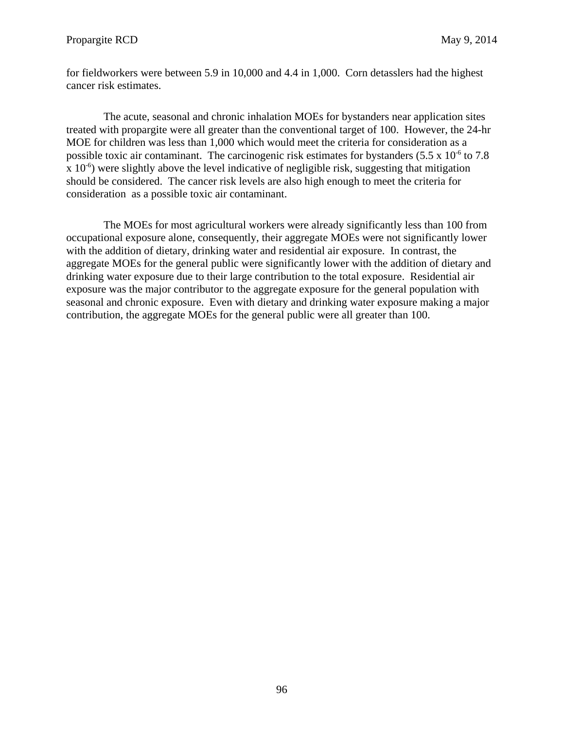for fieldworkers were between 5.9 in 10,000 and 4.4 in 1,000. Corn detasslers had the highest cancer risk estimates.

The acute, seasonal and chronic inhalation MOEs for bystanders near application sites treated with propargite were all greater than the conventional target of 100. However, the 24-hr MOE for children was less than 1,000 which would meet the criteria for consideration as a possible toxic air contaminant. The carcinogenic risk estimates for bystanders ($5.5 \times 10^{-6}$ to $7.8 \times 10^{-6}$) were slightly above the level indicative of negligible risk, suggesting that mitigation should be considered. The cancer risk levels are also high enough to meet the criteria for consideration as a possible toxic air contaminant.

The MOEs for most agricultural workers were already significantly less than 100 from occupational exposure alone, consequently, their aggregate MOEs were not significantly lower with the addition of dietary, drinking water and residential air exposure. In contrast, the aggregate MOEs for the general public were significantly lower with the addition of dietary and drinking water exposure due to their large contribution to the total exposure. Residential air exposure was the major contributor to the aggregate exposure for the general population with seasonal and chronic exposure. Even with dietary and drinking water exposure making a major contribution, the aggregate MOEs for the general public were all greater than 100.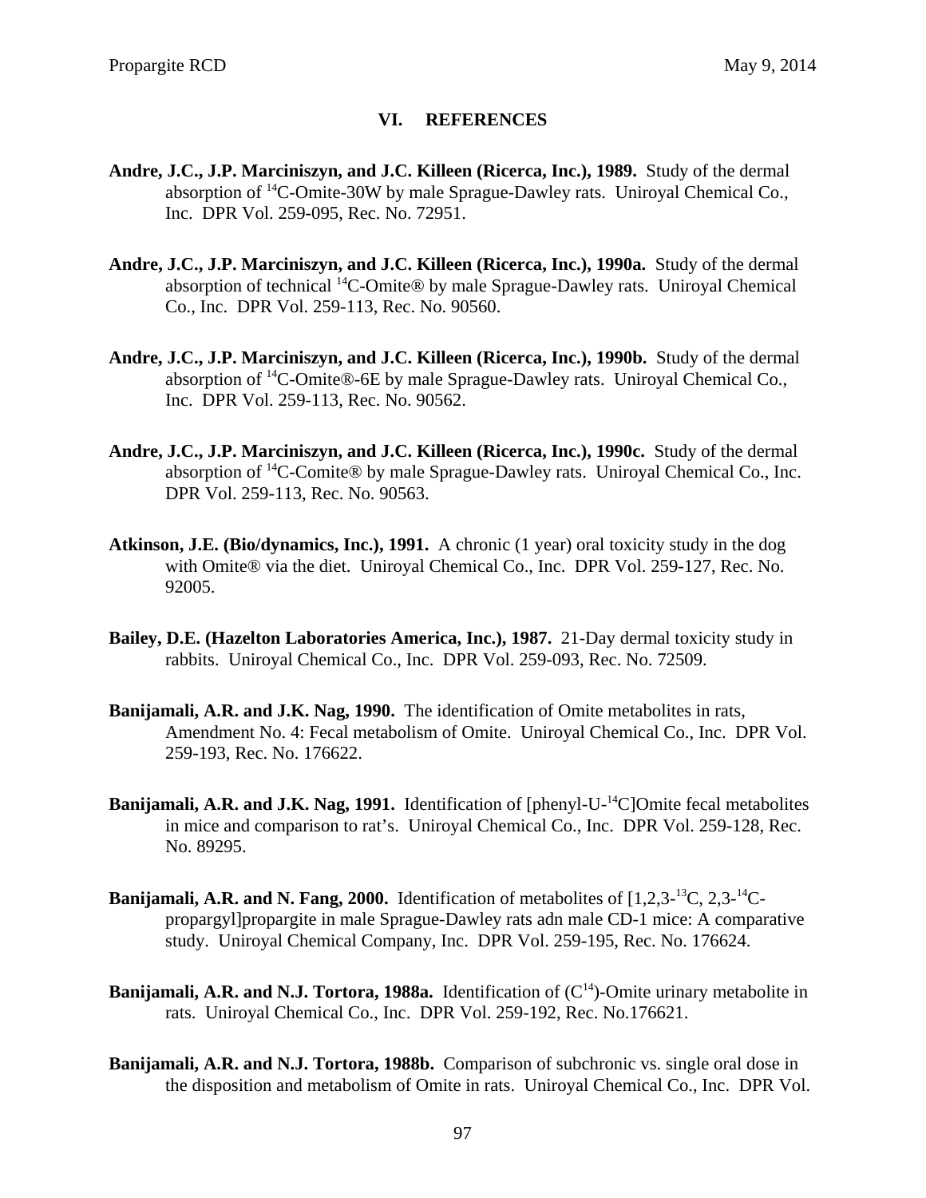## VI. REFERENCES

**Andre, J.C., J.P. Marciniszyn, and J.C. Killeen (Ricerca, Inc.), 1989.** Study of the dermal absorption of $^{14}$C-Omite-30W by male Sprague-Dawley rats. Uniroyal Chemical Co., Inc. DPR Vol. 259-095, Rec. No. 72951.

**Andre, J.C., J.P. Marciniszyn, and J.C. Killeen (Ricerca, Inc.), 1990a.** Study of the dermal absorption of technical $^{14}$C-Omite® by male Sprague-Dawley rats. Uniroyal Chemical Co., Inc. DPR Vol. 259-113, Rec. No. 90560.

**Andre, J.C., J.P. Marciniszyn, and J.C. Killeen (Ricerca, Inc.), 1990b.** Study of the dermal absorption of $^{14}$C-Omite®-6E by male Sprague-Dawley rats. Uniroyal Chemical Co., Inc. DPR Vol. 259-113, Rec. No. 90562.

**Andre, J.C., J.P. Marciniszyn, and J.C. Killeen (Ricerca, Inc.), 1990c.** Study of the dermal absorption of $^{14}$C-Comite® by male Sprague-Dawley rats. Uniroyal Chemical Co., Inc. DPR Vol. 259-113, Rec. No. 90563.

**Atkinson, J.E. (Bio/dynamics, Inc.), 1991.** A chronic (1 year) oral toxicity study in the dog with Omite® via the diet. Uniroyal Chemical Co., Inc. DPR Vol. 259-127, Rec. No. 92005.

**Bailey, D.E. (Hazelton Laboratories America, Inc.), 1987.** 21-Day dermal toxicity study in rabbits. Uniroyal Chemical Co., Inc. DPR Vol. 259-093, Rec. No. 72509.

**Banijamali, A.R. and J.K. Nag, 1990.** The identification of Omite metabolites in rats, Amendment No. 4: Fecal metabolism of Omite. Uniroyal Chemical Co., Inc. DPR Vol. 259-193, Rec. No. 176622.

**Banijamali, A.R. and J.K. Nag, 1991.** Identification of [phenyl-U-$^{14}$C]Omite fecal metabolites in mice and comparison to rat's. Uniroyal Chemical Co., Inc. DPR Vol. 259-128, Rec. No. 89295.

**Banijamali, A.R. and N. Fang, 2000.** Identification of metabolites of [1,2,3-$^{13}$C, 2,3-$^{14}$C-propargyl]propargite in male Sprague-Dawley rats adn male CD-1 mice: A comparative study. Uniroyal Chemical Company, Inc. DPR Vol. 259-195, Rec. No. 176624.

**Banijamali, A.R. and N.J. Tortora, 1988a.** Identification of ($C^{14}$)-Omite urinary metabolite in rats. Uniroyal Chemical Co., Inc. DPR Vol. 259-192, Rec. No.176621.

**Banijamali, A.R. and N.J. Tortora, 1988b.** Comparison of subchronic vs. single oral dose in the disposition and metabolism of Omite in rats. Uniroyal Chemical Co., Inc. DPR Vol.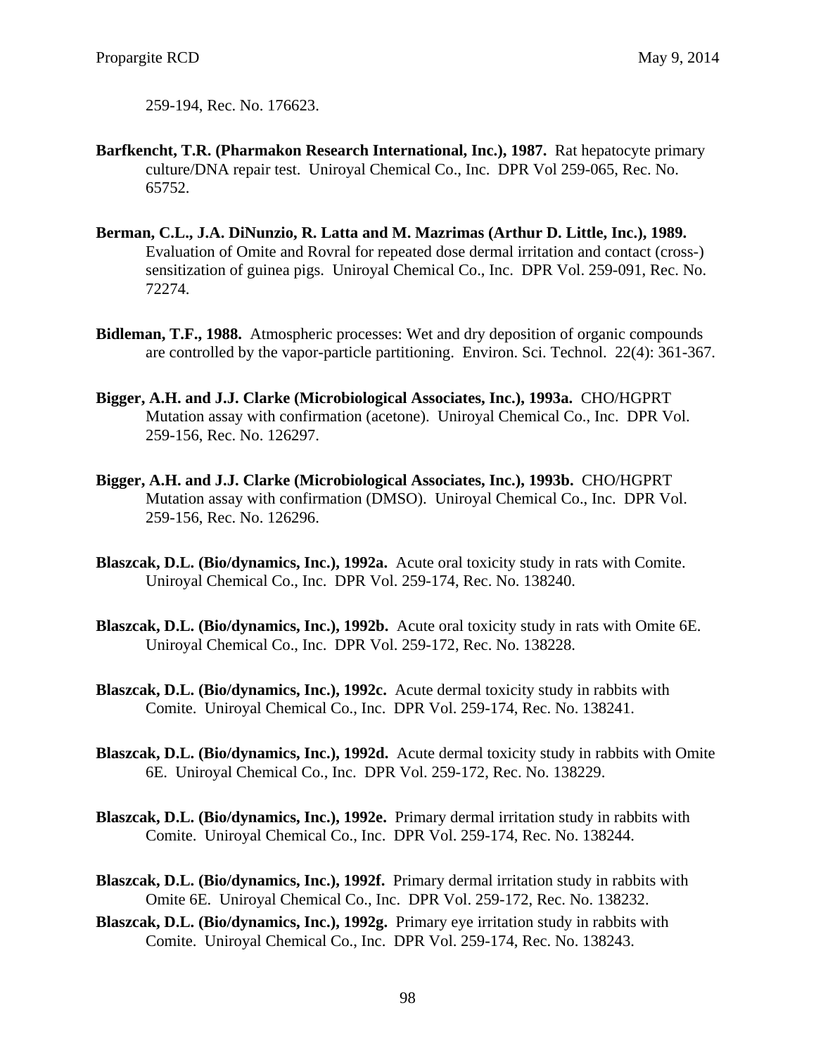259-194, Rec. No. 176623.

**Barfkencht, T.R. (Pharmakon Research International, Inc.), 1987.** Rat hepatocyte primary culture/DNA repair test. Uniroyal Chemical Co., Inc. DPR Vol 259-065, Rec. No. 65752.

**Berman, C.L., J.A. DiNunzio, R. Latta and M. Mazrimas (Arthur D. Little, Inc.), 1989.** Evaluation of Omite and Rovral for repeated dose dermal irritation and contact (cross-) sensitization of guinea pigs. Uniroyal Chemical Co., Inc. DPR Vol. 259-091, Rec. No. 72274.

**Bidleman, T.F., 1988.** Atmospheric processes: Wet and dry deposition of organic compounds are controlled by the vapor-particle partitioning. Environ. Sci. Technol. 22(4): 361-367.

**Bigger, A.H. and J.J. Clarke (Microbiological Associates, Inc.), 1993a.** CHO/HGPRT Mutation assay with confirmation (acetone). Uniroyal Chemical Co., Inc. DPR Vol. 259-156, Rec. No. 126297.

**Bigger, A.H. and J.J. Clarke (Microbiological Associates, Inc.), 1993b.** CHO/HGPRT Mutation assay with confirmation (DMSO). Uniroyal Chemical Co., Inc. DPR Vol. 259-156, Rec. No. 126296.

**Blaszcak, D.L. (Bio/dynamics, Inc.), 1992a.** Acute oral toxicity study in rats with Comite. Uniroyal Chemical Co., Inc. DPR Vol. 259-174, Rec. No. 138240.

**Blaszcak, D.L. (Bio/dynamics, Inc.), 1992b.** Acute oral toxicity study in rats with Omite 6E. Uniroyal Chemical Co., Inc. DPR Vol. 259-172, Rec. No. 138228.

**Blaszcak, D.L. (Bio/dynamics, Inc.), 1992c.** Acute dermal toxicity study in rabbits with Comite. Uniroyal Chemical Co., Inc. DPR Vol. 259-174, Rec. No. 138241.

**Blaszcak, D.L. (Bio/dynamics, Inc.), 1992d.** Acute dermal toxicity study in rabbits with Omite 6E. Uniroyal Chemical Co., Inc. DPR Vol. 259-172, Rec. No. 138229.

**Blaszcak, D.L. (Bio/dynamics, Inc.), 1992e.** Primary dermal irritation study in rabbits with Comite. Uniroyal Chemical Co., Inc. DPR Vol. 259-174, Rec. No. 138244.

**Blaszcak, D.L. (Bio/dynamics, Inc.), 1992f.** Primary dermal irritation study in rabbits with Omite 6E. Uniroyal Chemical Co., Inc. DPR Vol. 259-172, Rec. No. 138232.

**Blaszcak, D.L. (Bio/dynamics, Inc.), 1992g.** Primary eye irritation study in rabbits with Comite. Uniroyal Chemical Co., Inc. DPR Vol. 259-174, Rec. No. 138243.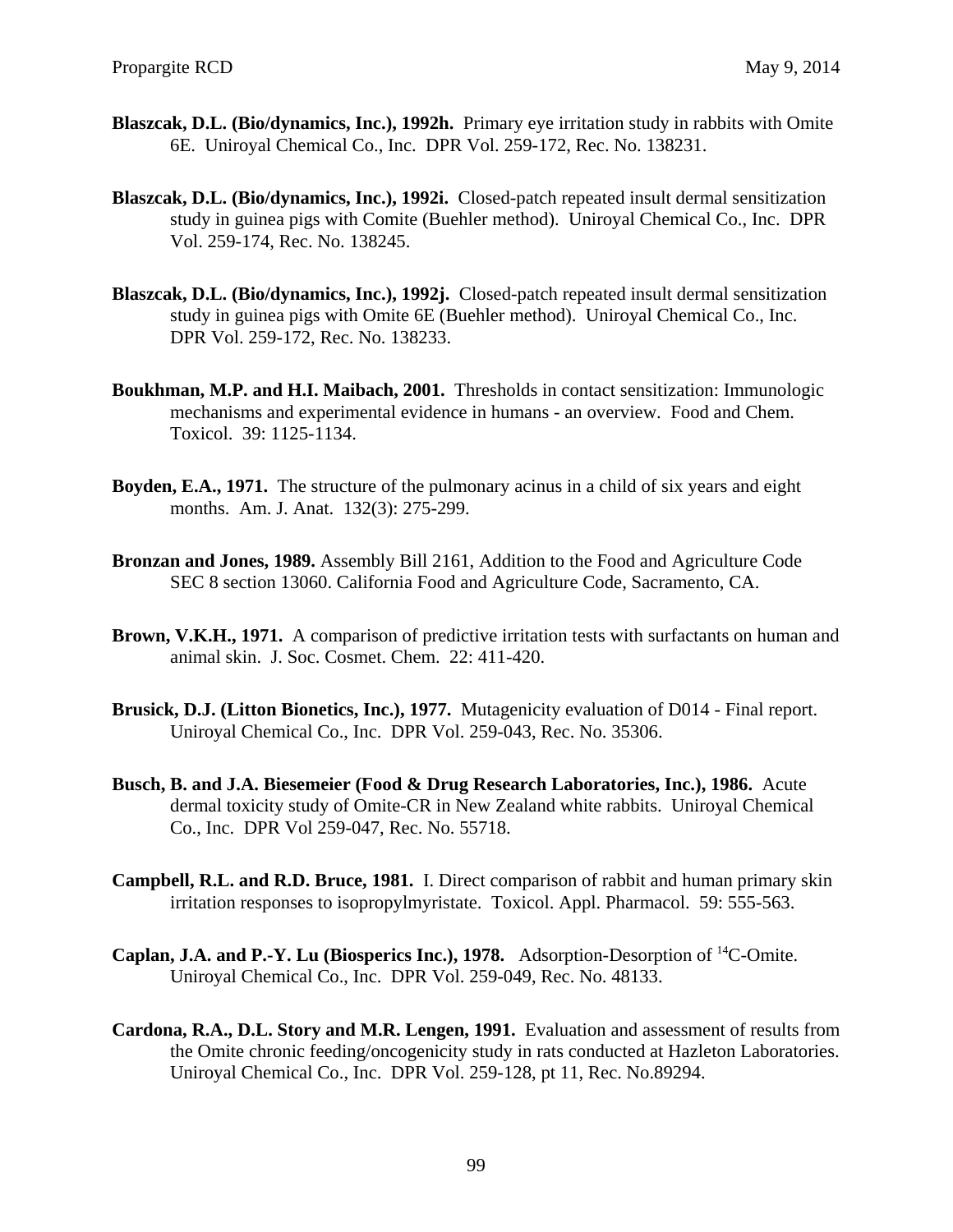**Blaszcak, D.L. (Bio/dynamics, Inc.), 1992h.** Primary eye irritation study in rabbits with Omite 6E. Uniroyal Chemical Co., Inc. DPR Vol. 259-172, Rec. No. 138231.

**Blaszcak, D.L. (Bio/dynamics, Inc.), 1992i.** Closed-patch repeated insult dermal sensitization study in guinea pigs with Comite (Buehler method). Uniroyal Chemical Co., Inc. DPR Vol. 259-174, Rec. No. 138245.

**Blaszcak, D.L. (Bio/dynamics, Inc.), 1992j.** Closed-patch repeated insult dermal sensitization study in guinea pigs with Omite 6E (Buehler method). Uniroyal Chemical Co., Inc. DPR Vol. 259-172, Rec. No. 138233.

**Boukhman, M.P. and H.I. Maibach, 2001.** Thresholds in contact sensitization: Immunologic mechanisms and experimental evidence in humans - an overview. Food and Chem. Toxicol. 39: 1125-1134.

**Boyden, E.A., 1971.** The structure of the pulmonary acinus in a child of six years and eight months. Am. J. Anat. 132(3): 275-299.

**Bronzan and Jones, 1989.** Assembly Bill 2161, Addition to the Food and Agriculture Code SEC 8 section 13060. California Food and Agriculture Code, Sacramento, CA.

**Brown, V.K.H., 1971.** A comparison of predictive irritation tests with surfactants on human and animal skin. J. Soc. Cosmet. Chem. 22: 411-420.

**Brusick, D.J. (Litton Bionetics, Inc.), 1977.** Mutagenicity evaluation of D014 - Final report. Uniroyal Chemical Co., Inc. DPR Vol. 259-043, Rec. No. 35306.

**Busch, B. and J.A. Biesemeier (Food & Drug Research Laboratories, Inc.), 1986.** Acute dermal toxicity study of Omite-CR in New Zealand white rabbits. Uniroyal Chemical Co., Inc. DPR Vol 259-047, Rec. No. 55718.

**Campbell, R.L. and R.D. Bruce, 1981.** I. Direct comparison of rabbit and human primary skin irritation responses to isopropylmyristate. Toxicol. Appl. Pharmacol. 59: 555-563.

**Caplan, J.A. and P.-Y. Lu (Biosperics Inc.), 1978.** Adsorption-Desorption of $^{14}$C-Omite. Uniroyal Chemical Co., Inc. DPR Vol. 259-049, Rec. No. 48133.

**Cardona, R.A., D.L. Story and M.R. Lengen, 1991.** Evaluation and assessment of results from the Omite chronic feeding/oncogenicity study in rats conducted at Hazleton Laboratories. Uniroyal Chemical Co., Inc. DPR Vol. 259-128, pt 11, Rec. No.89294.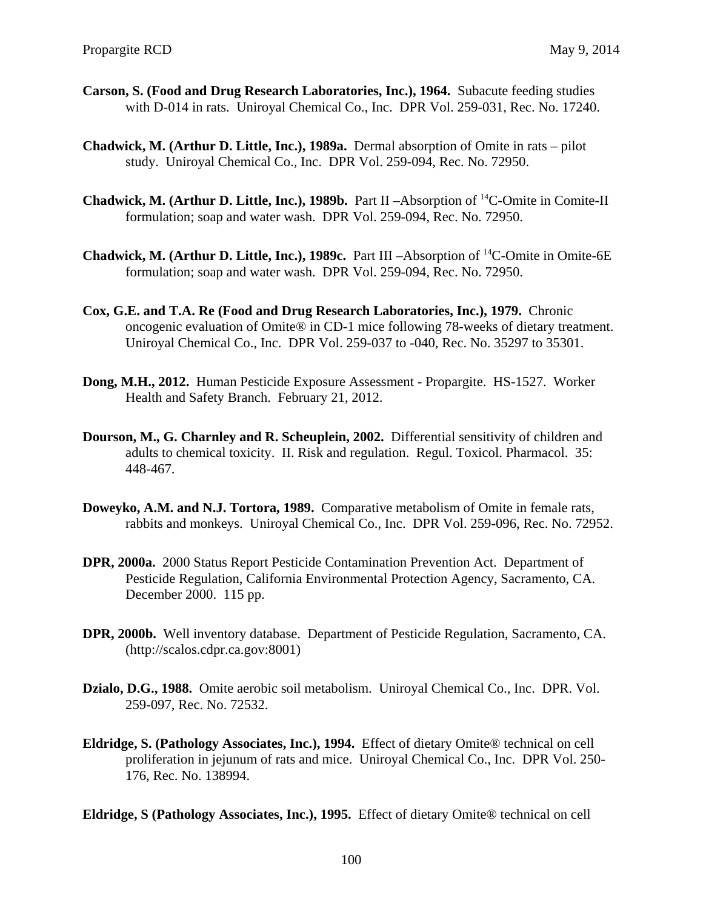**Carson, S. (Food and Drug Research Laboratories, Inc.), 1964.** Subacute feeding studies with D-014 in rats. Uniroyal Chemical Co., Inc. DPR Vol. 259-031, Rec. No. 17240.

**Chadwick, M. (Arthur D. Little, Inc.), 1989a.** Dermal absorption of Omite in rats – pilot study. Uniroyal Chemical Co., Inc. DPR Vol. 259-094, Rec. No. 72950.

**Chadwick, M. (Arthur D. Little, Inc.), 1989b.** Part II –Absorption of $^{14}$C-Omite in Comite-II formulation; soap and water wash. DPR Vol. 259-094, Rec. No. 72950.

**Chadwick, M. (Arthur D. Little, Inc.), 1989c.** Part III –Absorption of $^{14}$C-Omite in Omite-6E formulation; soap and water wash. DPR Vol. 259-094, Rec. No. 72950.

**Cox, G.E. and T.A. Re (Food and Drug Research Laboratories, Inc.), 1979.** Chronic oncogenic evaluation of Omite® in CD-1 mice following 78-weeks of dietary treatment. Uniroyal Chemical Co., Inc. DPR Vol. 259-037 to -040, Rec. No. 35297 to 35301.

**Dong, M.H., 2012.** Human Pesticide Exposure Assessment - Propargite. HS-1527. Worker Health and Safety Branch. February 21, 2012.

**Dourson, M., G. Charnley and R. Scheuplein, 2002.** Differential sensitivity of children and adults to chemical toxicity. II. Risk and regulation. Regul. Toxicol. Pharmacol. 35: 448-467.

**Doweyko, A.M. and N.J. Tortora, 1989.** Comparative metabolism of Omite in female rats, rabbits and monkeys. Uniroyal Chemical Co., Inc. DPR Vol. 259-096, Rec. No. 72952.

**DPR, 2000a.** 2000 Status Report Pesticide Contamination Prevention Act. Department of Pesticide Regulation, California Environmental Protection Agency, Sacramento, CA. December 2000. 115 pp.

**DPR, 2000b.** Well inventory database. Department of Pesticide Regulation, Sacramento, CA. (http://scalos.cdpr.ca.gov:8001)

**Dzialo, D.G., 1988.** Omite aerobic soil metabolism. Uniroyal Chemical Co., Inc. DPR. Vol. 259-097, Rec. No. 72532.

**Eldridge, S. (Pathology Associates, Inc.), 1994.** Effect of dietary Omite® technical on cell proliferation in jejunum of rats and mice. Uniroyal Chemical Co., Inc. DPR Vol. 250-176, Rec. No. 138994.

**Eldridge, S (Pathology Associates, Inc.), 1995.** Effect of dietary Omite® technical on cell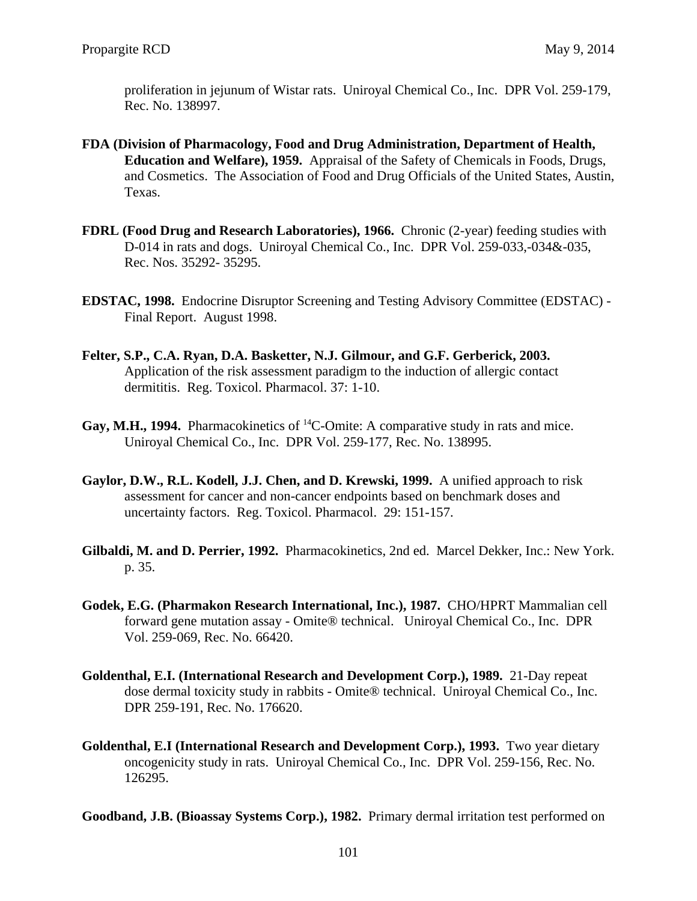proliferation in jejunum of Wistar rats. Uniroyal Chemical Co., Inc. DPR Vol. 259-179, Rec. No. 138997.

**FDA (Division of Pharmacology, Food and Drug Administration, Department of Health, Education and Welfare), 1959.** Appraisal of the Safety of Chemicals in Foods, Drugs, and Cosmetics. The Association of Food and Drug Officials of the United States, Austin, Texas.

**FDRL (Food Drug and Research Laboratories), 1966.** Chronic (2-year) feeding studies with D-014 in rats and dogs. Uniroyal Chemical Co., Inc. DPR Vol. 259-033,-034&-035, Rec. Nos. 35292- 35295.

**EDSTAC, 1998.** Endocrine Disruptor Screening and Testing Advisory Committee (EDSTAC) - Final Report. August 1998.

**Felter, S.P., C.A. Ryan, D.A. Basketter, N.J. Gilmour, and G.F. Gerberick, 2003.** Application of the risk assessment paradigm to the induction of allergic contact dermititis. Reg. Toxicol. Pharmacol. 37: 1-10.

**Gay, M.H., 1994.** Pharmacokinetics of $^{14}$C-Omite: A comparative study in rats and mice. Uniroyal Chemical Co., Inc. DPR Vol. 259-177, Rec. No. 138995.

**Gaylor, D.W., R.L. Kodell, J.J. Chen, and D. Krewski, 1999.** A unified approach to risk assessment for cancer and non-cancer endpoints based on benchmark doses and uncertainty factors. Reg. Toxicol. Pharmacol. 29: 151-157.

**Gilbaldi, M. and D. Perrier, 1992.** Pharmacokinetics, 2nd ed. Marcel Dekker, Inc.: New York. p. 35.

**Godek, E.G. (Pharmakon Research International, Inc.), 1987.** CHO/HPRT Mammalian cell forward gene mutation assay - Omite® technical. Uniroyal Chemical Co., Inc. DPR Vol. 259-069, Rec. No. 66420.

**Goldenthal, E.I. (International Research and Development Corp.), 1989.** 21-Day repeat dose dermal toxicity study in rabbits - Omite® technical. Uniroyal Chemical Co., Inc. DPR 259-191, Rec. No. 176620.

**Goldenthal, E.I (International Research and Development Corp.), 1993.** Two year dietary oncogenicity study in rats. Uniroyal Chemical Co., Inc. DPR Vol. 259-156, Rec. No. 126295.

**Goodband, J.B. (Bioassay Systems Corp.), 1982.** Primary dermal irritation test performed on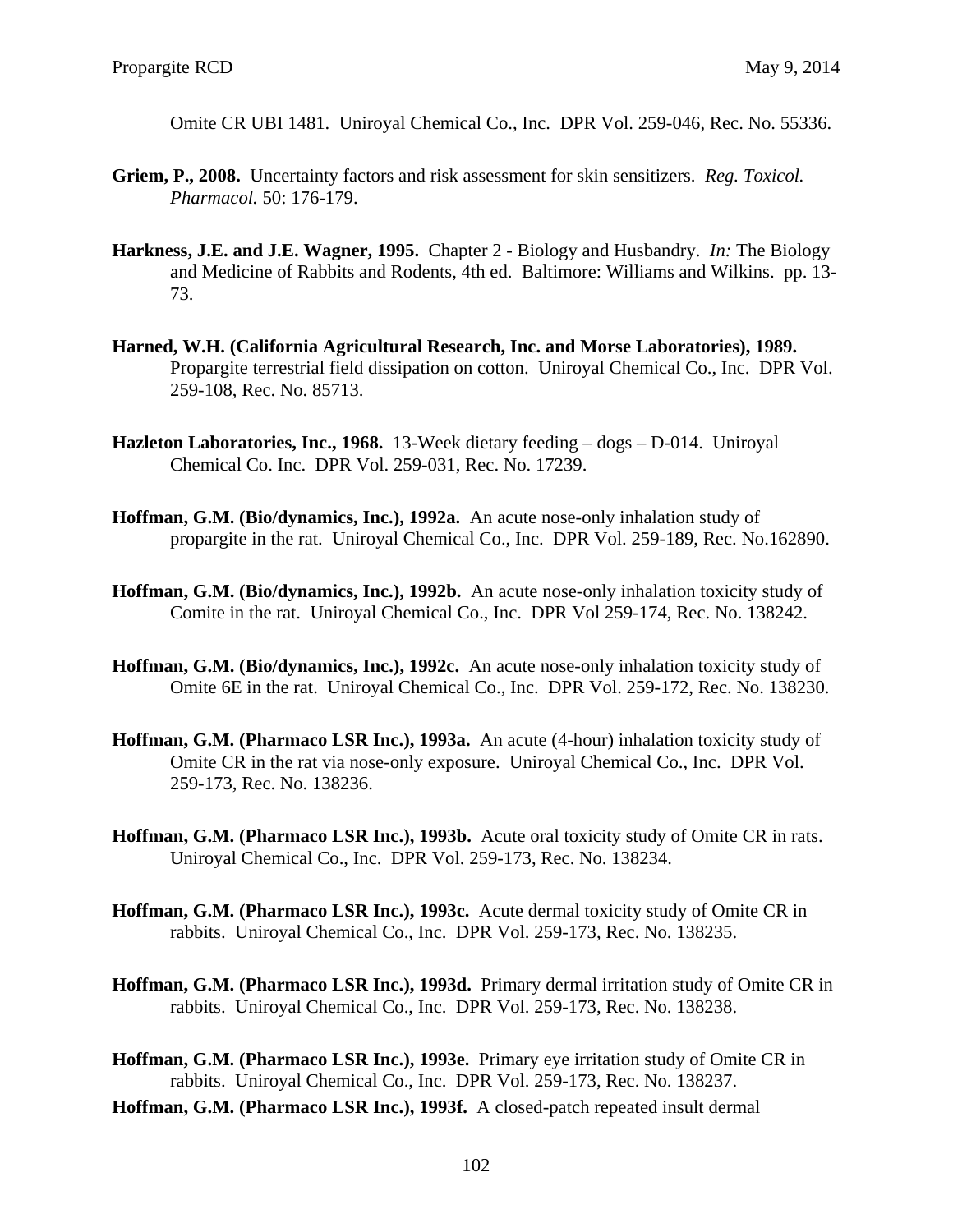Omite CR UBI 1481. Uniroyal Chemical Co., Inc. DPR Vol. 259-046, Rec. No. 55336.

**Griem, P., 2008.** Uncertainty factors and risk assessment for skin sensitizers. *Reg. Toxicol. Pharmacol.* 50: 176-179.

**Harkness, J.E. and J.E. Wagner, 1995.** Chapter 2 - Biology and Husbandry. *In:* The Biology and Medicine of Rabbits and Rodents, 4th ed. Baltimore: Williams and Wilkins. pp. 13-73.

**Harned, W.H. (California Agricultural Research, Inc. and Morse Laboratories), 1989.** Propargite terrestrial field dissipation on cotton. Uniroyal Chemical Co., Inc. DPR Vol. 259-108, Rec. No. 85713.

**Hazleton Laboratories, Inc., 1968.** 13-Week dietary feeding – dogs – D-014. Uniroyal Chemical Co. Inc. DPR Vol. 259-031, Rec. No. 17239.

**Hoffman, G.M. (Bio/dynamics, Inc.), 1992a.** An acute nose-only inhalation study of propargite in the rat. Uniroyal Chemical Co., Inc. DPR Vol. 259-189, Rec. No.162890.

**Hoffman, G.M. (Bio/dynamics, Inc.), 1992b.** An acute nose-only inhalation toxicity study of Comite in the rat. Uniroyal Chemical Co., Inc. DPR Vol 259-174, Rec. No. 138242.

**Hoffman, G.M. (Bio/dynamics, Inc.), 1992c.** An acute nose-only inhalation toxicity study of Omite 6E in the rat. Uniroyal Chemical Co., Inc. DPR Vol. 259-172, Rec. No. 138230.

**Hoffman, G.M. (Pharmaco LSR Inc.), 1993a.** An acute (4-hour) inhalation toxicity study of Omite CR in the rat via nose-only exposure. Uniroyal Chemical Co., Inc. DPR Vol. 259-173, Rec. No. 138236.

**Hoffman, G.M. (Pharmaco LSR Inc.), 1993b.** Acute oral toxicity study of Omite CR in rats. Uniroyal Chemical Co., Inc. DPR Vol. 259-173, Rec. No. 138234.

**Hoffman, G.M. (Pharmaco LSR Inc.), 1993c.** Acute dermal toxicity study of Omite CR in rabbits. Uniroyal Chemical Co., Inc. DPR Vol. 259-173, Rec. No. 138235.

**Hoffman, G.M. (Pharmaco LSR Inc.), 1993d.** Primary dermal irritation study of Omite CR in rabbits. Uniroyal Chemical Co., Inc. DPR Vol. 259-173, Rec. No. 138238.

**Hoffman, G.M. (Pharmaco LSR Inc.), 1993e.** Primary eye irritation study of Omite CR in rabbits. Uniroyal Chemical Co., Inc. DPR Vol. 259-173, Rec. No. 138237.

**Hoffman, G.M. (Pharmaco LSR Inc.), 1993f.** A closed-patch repeated insult dermal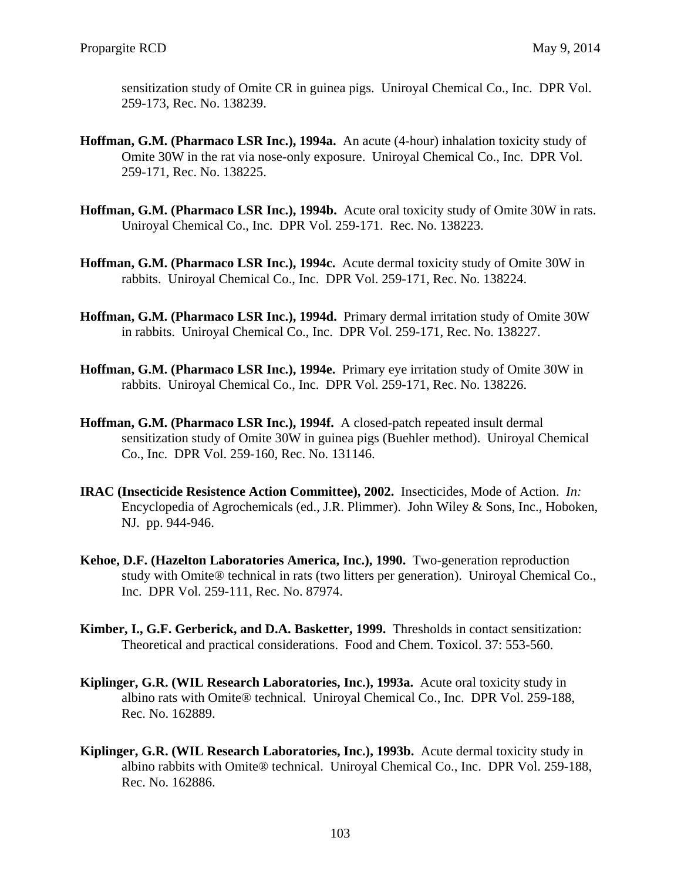sensitization study of Omite CR in guinea pigs. Uniroyal Chemical Co., Inc. DPR Vol. 259-173, Rec. No. 138239.

**Hoffman, G.M. (Pharmaco LSR Inc.), 1994a.** An acute (4-hour) inhalation toxicity study of Omite 30W in the rat via nose-only exposure. Uniroyal Chemical Co., Inc. DPR Vol. 259-171, Rec. No. 138225.

**Hoffman, G.M. (Pharmaco LSR Inc.), 1994b.** Acute oral toxicity study of Omite 30W in rats. Uniroyal Chemical Co., Inc. DPR Vol. 259-171. Rec. No. 138223.

**Hoffman, G.M. (Pharmaco LSR Inc.), 1994c.** Acute dermal toxicity study of Omite 30W in rabbits. Uniroyal Chemical Co., Inc. DPR Vol. 259-171, Rec. No. 138224.

**Hoffman, G.M. (Pharmaco LSR Inc.), 1994d.** Primary dermal irritation study of Omite 30W in rabbits. Uniroyal Chemical Co., Inc. DPR Vol. 259-171, Rec. No. 138227.

**Hoffman, G.M. (Pharmaco LSR Inc.), 1994e.** Primary eye irritation study of Omite 30W in rabbits. Uniroyal Chemical Co., Inc. DPR Vol. 259-171, Rec. No. 138226.

**Hoffman, G.M. (Pharmaco LSR Inc.), 1994f.** A closed-patch repeated insult dermal sensitization study of Omite 30W in guinea pigs (Buehler method). Uniroyal Chemical Co., Inc. DPR Vol. 259-160, Rec. No. 131146.

**IRAC (Insecticide Resistence Action Committee), 2002.** Insecticides, Mode of Action. *In:* Encyclopedia of Agrochemicals (ed., J.R. Plimmer). John Wiley & Sons, Inc., Hoboken, NJ. pp. 944-946.

**Kehoe, D.F. (Hazelton Laboratories America, Inc.), 1990.** Two-generation reproduction study with Omite® technical in rats (two litters per generation). Uniroyal Chemical Co., Inc. DPR Vol. 259-111, Rec. No. 87974.

**Kimber, I., G.F. Gerberick, and D.A. Basketter, 1999.** Thresholds in contact sensitization: Theoretical and practical considerations. Food and Chem. Toxicol. 37: 553-560.

**Kiplinger, G.R. (WIL Research Laboratories, Inc.), 1993a.** Acute oral toxicity study in albino rats with Omite® technical. Uniroyal Chemical Co., Inc. DPR Vol. 259-188, Rec. No. 162889.

**Kiplinger, G.R. (WIL Research Laboratories, Inc.), 1993b.** Acute dermal toxicity study in albino rabbits with Omite® technical. Uniroyal Chemical Co., Inc. DPR Vol. 259-188, Rec. No. 162886.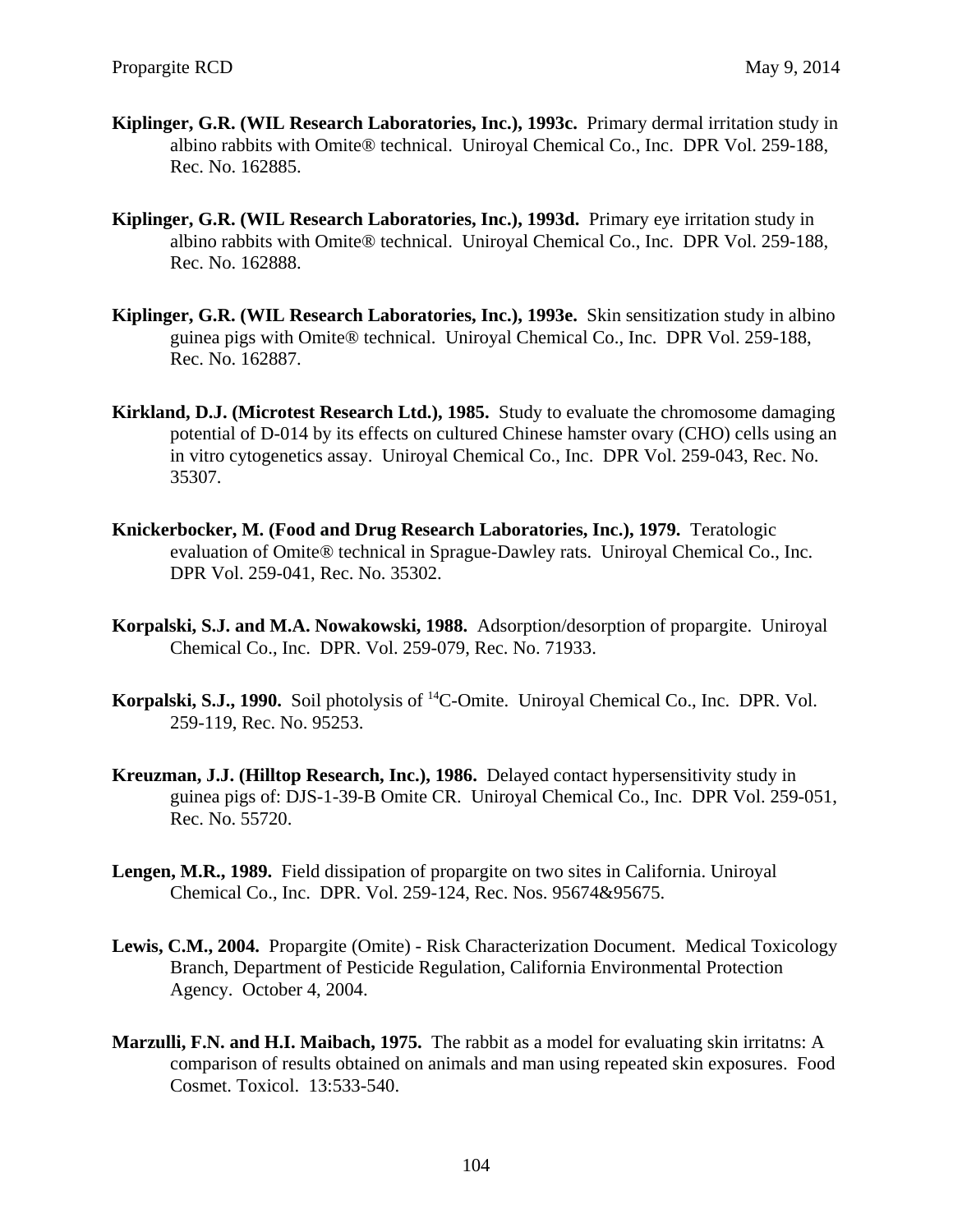**Kiplinger, G.R. (WIL Research Laboratories, Inc.), 1993c.** Primary dermal irritation study in albino rabbits with Omite® technical. Uniroyal Chemical Co., Inc. DPR Vol. 259-188, Rec. No. 162885.

**Kiplinger, G.R. (WIL Research Laboratories, Inc.), 1993d.** Primary eye irritation study in albino rabbits with Omite® technical. Uniroyal Chemical Co., Inc. DPR Vol. 259-188, Rec. No. 162888.

**Kiplinger, G.R. (WIL Research Laboratories, Inc.), 1993e.** Skin sensitization study in albino guinea pigs with Omite® technical. Uniroyal Chemical Co., Inc. DPR Vol. 259-188, Rec. No. 162887.

**Kirkland, D.J. (Microtest Research Ltd.), 1985.** Study to evaluate the chromosome damaging potential of D-014 by its effects on cultured Chinese hamster ovary (CHO) cells using an in vitro cytogenetics assay. Uniroyal Chemical Co., Inc. DPR Vol. 259-043, Rec. No. 35307.

**Knickerbocker, M. (Food and Drug Research Laboratories, Inc.), 1979.** Teratologic evaluation of Omite® technical in Sprague-Dawley rats. Uniroyal Chemical Co., Inc. DPR Vol. 259-041, Rec. No. 35302.

**Korpalski, S.J. and M.A. Nowakowski, 1988.** Adsorption/desorption of propargite. Uniroyal Chemical Co., Inc. DPR. Vol. 259-079, Rec. No. 71933.

**Korpalski, S.J., 1990.** Soil photolysis of $^{14}$C-Omite. Uniroyal Chemical Co., Inc. DPR. Vol. 259-119, Rec. No. 95253.

**Kreuzman, J.J. (Hilltop Research, Inc.), 1986.** Delayed contact hypersensitivity study in guinea pigs of: DJS-1-39-B Omite CR. Uniroyal Chemical Co., Inc. DPR Vol. 259-051, Rec. No. 55720.

**Lengen, M.R., 1989.** Field dissipation of propargite on two sites in California. Uniroyal Chemical Co., Inc. DPR. Vol. 259-124, Rec. Nos. 95674&95675.

**Lewis, C.M., 2004.** Propargite (Omite) - Risk Characterization Document. Medical Toxicology Branch, Department of Pesticide Regulation, California Environmental Protection Agency. October 4, 2004.

**Marzulli, F.N. and H.I. Maibach, 1975.** The rabbit as a model for evaluating skin irritatns: A comparison of results obtained on animals and man using repeated skin exposures. Food Cosmet. Toxicol. 13:533-540.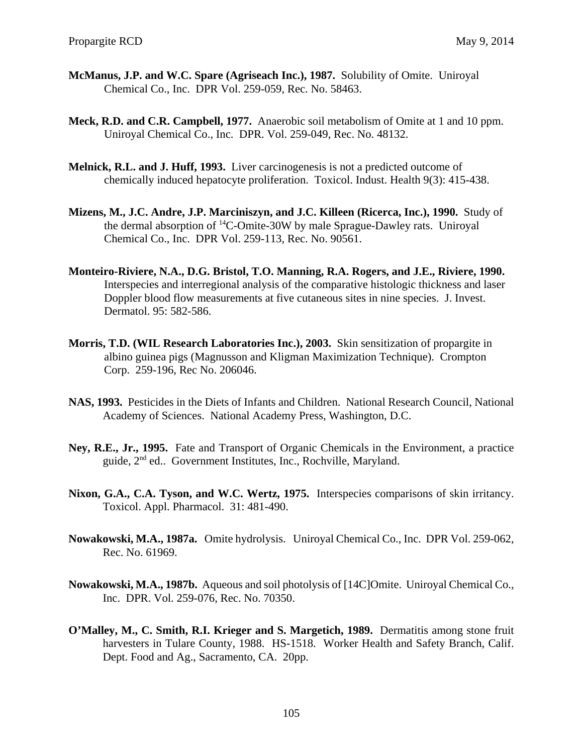**McManus, J.P. and W.C. Spare (Agriseach Inc.), 1987.** Solubility of Omite. Uniroyal Chemical Co., Inc. DPR Vol. 259-059, Rec. No. 58463.

**Meck, R.D. and C.R. Campbell, 1977.** Anaerobic soil metabolism of Omite at 1 and 10 ppm. Uniroyal Chemical Co., Inc. DPR. Vol. 259-049, Rec. No. 48132.

**Melnick, R.L. and J. Huff, 1993.** Liver carcinogenesis is not a predicted outcome of chemically induced hepatocyte proliferation. Toxicol. Indust. Health 9(3): 415-438.

**Mizens, M., J.C. Andre, J.P. Marciniszyn, and J.C. Killeen (Ricerca, Inc.), 1990.** Study of the dermal absorption of $^{14}C$-Omite-30W by male Sprague-Dawley rats. Uniroyal Chemical Co., Inc. DPR Vol. 259-113, Rec. No. 90561.

**Monteiro-Riviere, N.A., D.G. Bristol, T.O. Manning, R.A. Rogers, and J.E., Riviere, 1990.** Interspecies and interregional analysis of the comparative histologic thickness and laser Doppler blood flow measurements at five cutaneous sites in nine species. J. Invest. Dermatol. 95: 582-586.

**Morris, T.D. (WIL Research Laboratories Inc.), 2003.** Skin sensitization of propargite in albino guinea pigs (Magnusson and Kligman Maximization Technique). Crompton Corp. 259-196, Rec No. 206046.

**NAS, 1993.** Pesticides in the Diets of Infants and Children. National Research Council, National Academy of Sciences. National Academy Press, Washington, D.C.

**Ney, R.E., Jr., 1995.** Fate and Transport of Organic Chemicals in the Environment, a practice guide, 2nd ed.. Government Institutes, Inc., Rochville, Maryland.

**Nixon, G.A., C.A. Tyson, and W.C. Wertz, 1975.** Interspecies comparisons of skin irritancy. Toxicol. Appl. Pharmacol. 31: 481-490.

**Nowakowski, M.A., 1987a.** Omite hydrolysis. Uniroyal Chemical Co., Inc. DPR Vol. 259-062, Rec. No. 61969.

**Nowakowski, M.A., 1987b.** Aqueous and soil photolysis of [14C]Omite. Uniroyal Chemical Co., Inc. DPR. Vol. 259-076, Rec. No. 70350.

**O'Malley, M., C. Smith, R.I. Krieger and S. Margetich, 1989.** Dermatitis among stone fruit harvesters in Tulare County, 1988. HS-1518. Worker Health and Safety Branch, Calif. Dept. Food and Ag., Sacramento, CA. 20pp.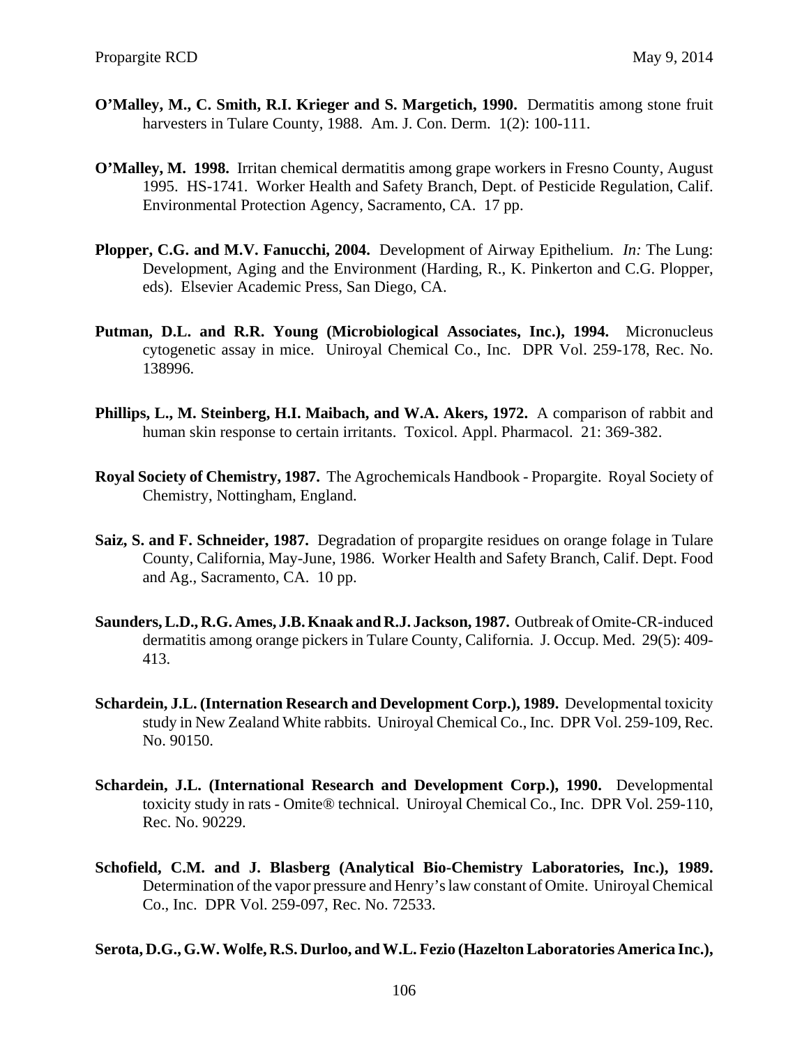**O'Malley, M., C. Smith, R.I. Krieger and S. Margetich, 1990.** Dermatitis among stone fruit harvesters in Tulare County, 1988. Am. J. Con. Derm. 1(2): 100-111.

**O'Malley, M. 1998.** Irritan chemical dermatitis among grape workers in Fresno County, August 1995. HS-1741. Worker Health and Safety Branch, Dept. of Pesticide Regulation, Calif. Environmental Protection Agency, Sacramento, CA. 17 pp.

**Plopper, C.G. and M.V. Fanucchi, 2004.** Development of Airway Epithelium. *In:* The Lung: Development, Aging and the Environment (Harding, R., K. Pinkerton and C.G. Plopper, eds). Elsevier Academic Press, San Diego, CA.

**Putman, D.L. and R.R. Young (Microbiological Associates, Inc.), 1994.** Micronucleus cytogenetic assay in mice. Uniroyal Chemical Co., Inc. DPR Vol. 259-178, Rec. No. 138996.

**Phillips, L., M. Steinberg, H.I. Maibach, and W.A. Akers, 1972.** A comparison of rabbit and human skin response to certain irritants. Toxicol. Appl. Pharmacol. 21: 369-382.

**Royal Society of Chemistry, 1987.** The Agrochemicals Handbook - Propargite. Royal Society of Chemistry, Nottingham, England.

**Saiz, S. and F. Schneider, 1987.** Degradation of propargite residues on orange folage in Tulare County, California, May-June, 1986. Worker Health and Safety Branch, Calif. Dept. Food and Ag., Sacramento, CA. 10 pp.

**Saunders, L.D., R.G. Ames, J.B. Knaak and R.J. Jackson, 1987.** Outbreak of Omite-CR-induced dermatitis among orange pickers in Tulare County, California. J. Occup. Med. 29(5): 409-413.

**Schardein, J.L. (Internation Research and Development Corp.), 1989.** Developmental toxicity study in New Zealand White rabbits. Uniroyal Chemical Co., Inc. DPR Vol. 259-109, Rec. No. 90150.

**Schardein, J.L. (International Research and Development Corp.), 1990.** Developmental toxicity study in rats - Omite® technical. Uniroyal Chemical Co., Inc. DPR Vol. 259-110, Rec. No. 90229.

**Schofield, C.M. and J. Blasberg (Analytical Bio-Chemistry Laboratories, Inc.), 1989.** Determination of the vapor pressure and Henry's law constant of Omite. Uniroyal Chemical Co., Inc. DPR Vol. 259-097, Rec. No. 72533.

**Serota, D.G., G.W. Wolfe, R.S. Durloo, and W.L. Fezio (Hazelton Laboratories America Inc.),**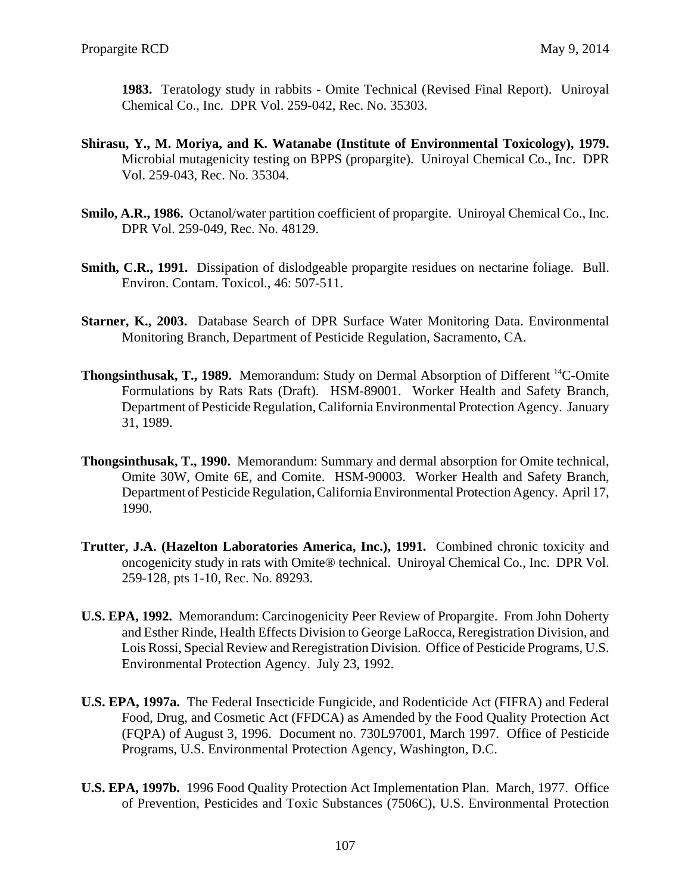**1983.** Teratology study in rabbits - Omite Technical (Revised Final Report). Uniroyal Chemical Co., Inc. DPR Vol. 259-042, Rec. No. 35303.

**Shirasu, Y., M. Moriya, and K. Watanabe (Institute of Environmental Toxicology), 1979.** Microbial mutagenicity testing on BPPS (propargite). Uniroyal Chemical Co., Inc. DPR Vol. 259-043, Rec. No. 35304.

**Smilo, A.R., 1986.** Octanol/water partition coefficient of propargite. Uniroyal Chemical Co., Inc. DPR Vol. 259-049, Rec. No. 48129.

**Smith, C.R., 1991.** Dissipation of dislodgeable propargite residues on nectarine foliage. Bull. Environ. Contam. Toxicol., 46: 507-511.

**Starner, K., 2003.** Database Search of DPR Surface Water Monitoring Data. Environmental Monitoring Branch, Department of Pesticide Regulation, Sacramento, CA.

**Thongsinthusak, T., 1989.** Memorandum: Study on Dermal Absorption of Different $^{14}$C-Omite Formulations by Rats Rats (Draft). HSM-89001. Worker Health and Safety Branch, Department of Pesticide Regulation, California Environmental Protection Agency. January 31, 1989.

**Thongsinthusak, T., 1990.** Memorandum: Summary and dermal absorption for Omite technical, Omite 30W, Omite 6E, and Comite. HSM-90003. Worker Health and Safety Branch, Department of Pesticide Regulation, California Environmental Protection Agency. April 17, 1990.

**Trutter, J.A. (Hazelton Laboratories America, Inc.), 1991.** Combined chronic toxicity and oncogenicity study in rats with Omite® technical. Uniroyal Chemical Co., Inc. DPR Vol. 259-128, pts 1-10, Rec. No. 89293.

**U.S. EPA, 1992.** Memorandum: Carcinogenicity Peer Review of Propargite. From John Doherty and Esther Rinde, Health Effects Division to George LaRocca, Reregistration Division, and Lois Rossi, Special Review and Reregistration Division. Office of Pesticide Programs, U.S. Environmental Protection Agency. July 23, 1992.

**U.S. EPA, 1997a.** The Federal Insecticide Fungicide, and Rodenticide Act (FIFRA) and Federal Food, Drug, and Cosmetic Act (FFDCA) as Amended by the Food Quality Protection Act (FQPA) of August 3, 1996. Document no. 730L97001, March 1997. Office of Pesticide Programs, U.S. Environmental Protection Agency, Washington, D.C.

**U.S. EPA, 1997b.** 1996 Food Quality Protection Act Implementation Plan. March, 1977. Office of Prevention, Pesticides and Toxic Substances (7506C), U.S. Environmental Protection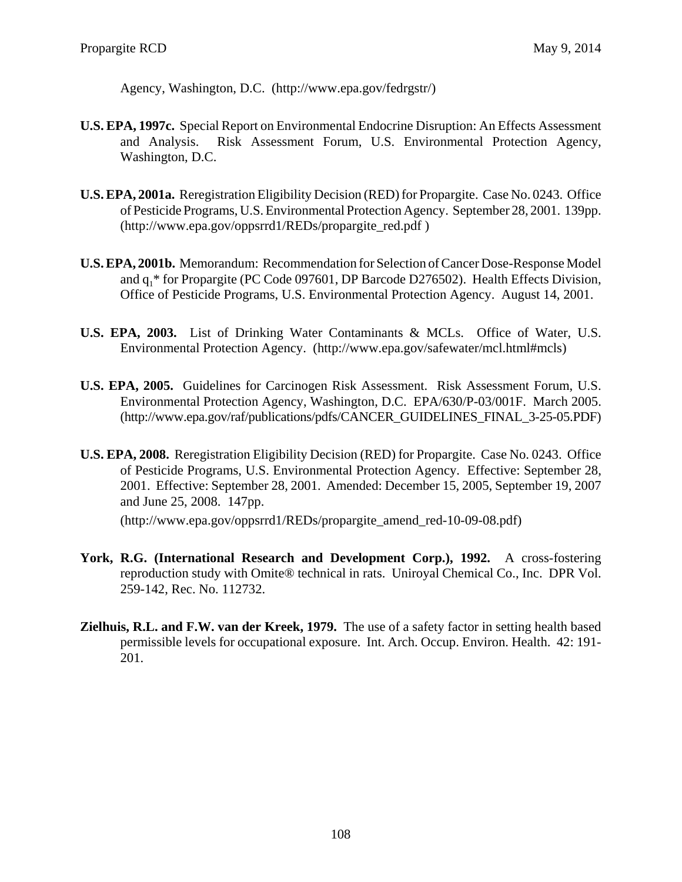Agency, Washington, D.C. (http://www.epa.gov/fedrgstr/)

**U.S. EPA, 1997c.** Special Report on Environmental Endocrine Disruption: An Effects Assessment and Analysis. Risk Assessment Forum, U.S. Environmental Protection Agency, Washington, D.C.

**U.S. EPA, 2001a.** Reregistration Eligibility Decision (RED) for Propargite. Case No. 0243. Office of Pesticide Programs, U.S. Environmental Protection Agency. September 28, 2001. 139pp. (http://www.epa.gov/oppsrrd1/REDs/propargite_red.pdf )

**U.S. EPA, 2001b.** Memorandum: Recommendation for Selection of Cancer Dose-Response Model and $q_1$* for Propargite (PC Code 097601, DP Barcode D276502). Health Effects Division, Office of Pesticide Programs, U.S. Environmental Protection Agency. August 14, 2001.

**U.S. EPA, 2003.** List of Drinking Water Contaminants & MCLs. Office of Water, U.S. Environmental Protection Agency. (http://www.epa.gov/safewater/mcl.html#mcls)

**U.S. EPA, 2005.** Guidelines for Carcinogen Risk Assessment. Risk Assessment Forum, U.S. Environmental Protection Agency, Washington, D.C. EPA/630/P-03/001F. March 2005. (http://www.epa.gov/raf/publications/pdfs/CANCER_GUIDELINES_FINAL_3-25-05.PDF)

**U.S. EPA, 2008.** Reregistration Eligibility Decision (RED) for Propargite. Case No. 0243. Office of Pesticide Programs, U.S. Environmental Protection Agency. Effective: September 28, 2001. Effective: September 28, 2001. Amended: December 15, 2005, September 19, 2007 and June 25, 2008. 147pp.

(http://www.epa.gov/oppsrrd1/REDs/propargite_amend_red-10-09-08.pdf)

**York, R.G. (International Research and Development Corp.), 1992.** A cross-fostering reproduction study with Omite® technical in rats. Uniroyal Chemical Co., Inc. DPR Vol. 259-142, Rec. No. 112732.

**Zielhuis, R.L. and F.W. van der Kreek, 1979.** The use of a safety factor in setting health based permissible levels for occupational exposure. Int. Arch. Occup. Environ. Health. 42: 191-201.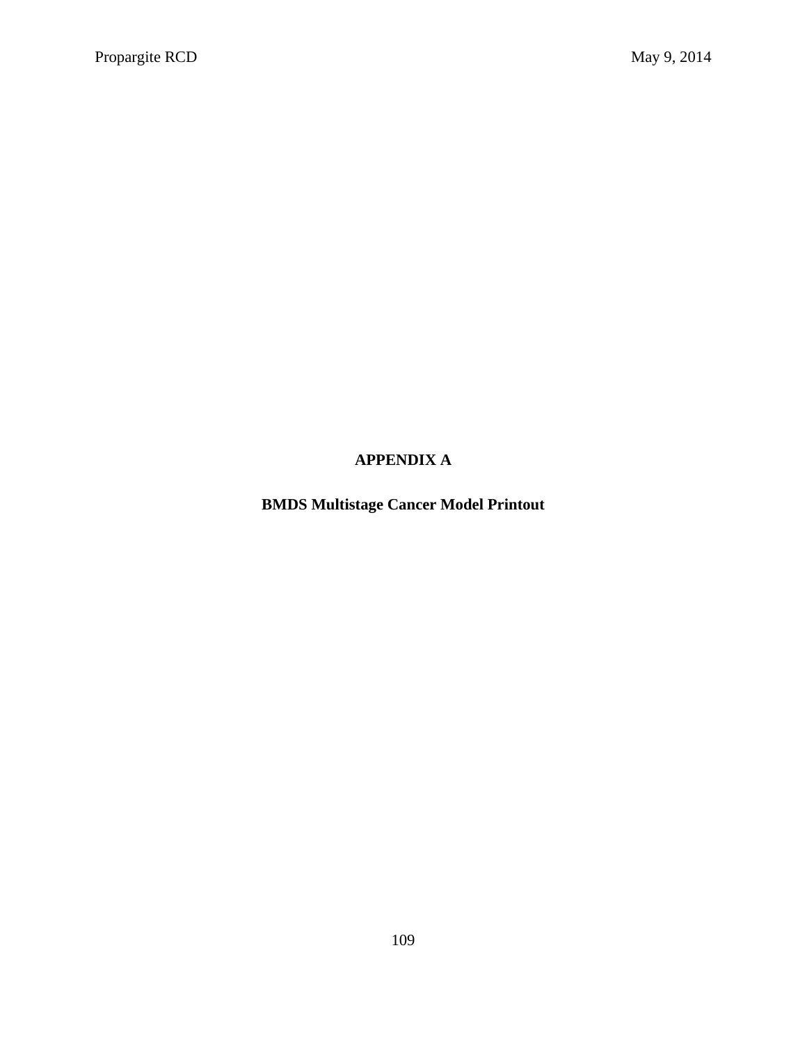# APPENDIX A

## BMDS Multistage Cancer Model Printout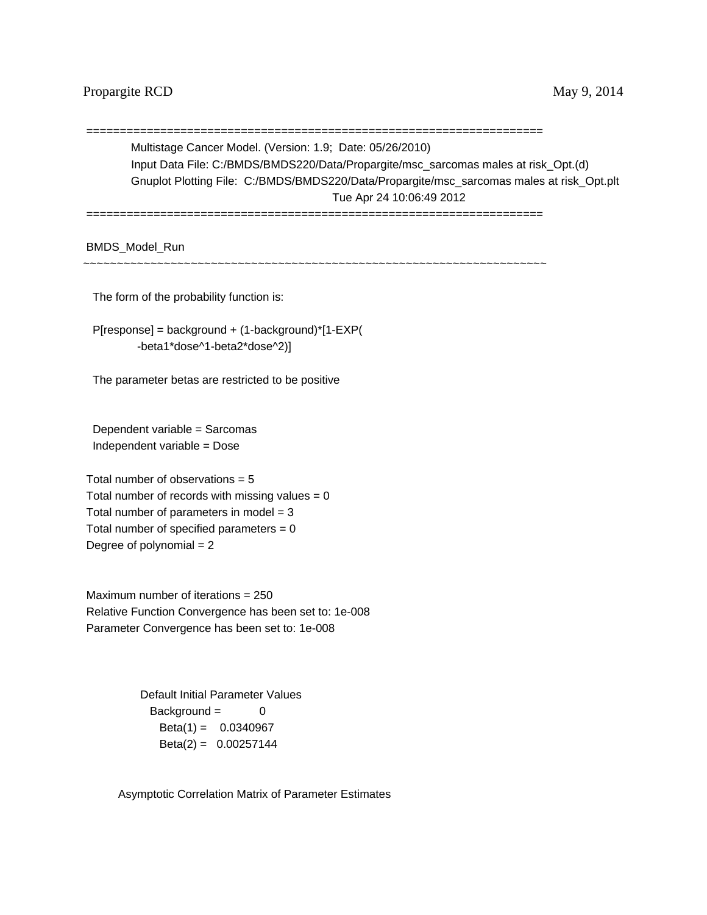```
====================================================================
          Multistage Cancer Model. (Version: 1.9;  Date: 05/26/2010)
          Input Data File: C:/BMDS/BMDS220/Data/Propargite/msc_sarcomas males at risk_Opt.(d)
          Gnuplot Plotting File:  C:/BMDS/BMDS220/Data/Propargite/msc_sarcomas males at risk_Opt.plt
                                                  Tue Apr 24 10:06:49 2012
====================================================================

BMDS_Model_Run
~~~~~~~~~~~~~~~~~~~~~~~~~~~~~~~~~~~~~~~~~~~~~~~~~~~~~~~~~~~~~~~~~~~~~

  The form of the probability function is:

  P[response] = background + (1-background)*[1-EXP(
             -beta1*dose^1-beta2*dose^2)]

  The parameter betas are restricted to be positive


  Dependent variable = Sarcomas
  Independent variable = Dose

 Total number of observations = 5
 Total number of records with missing values = 0
 Total number of parameters in model = 3
 Total number of specified parameters = 0
 Degree of polynomial = 2


 Maximum number of iterations = 250
 Relative Function Convergence has been set to: 1e-008
 Parameter Convergence has been set to: 1e-008



                  Default Initial Parameter Values
                     Background =            0
                       Beta(1) =    0.0340967
                       Beta(2) =   0.00257144


           Asymptotic Correlation Matrix of Parameter Estimates
```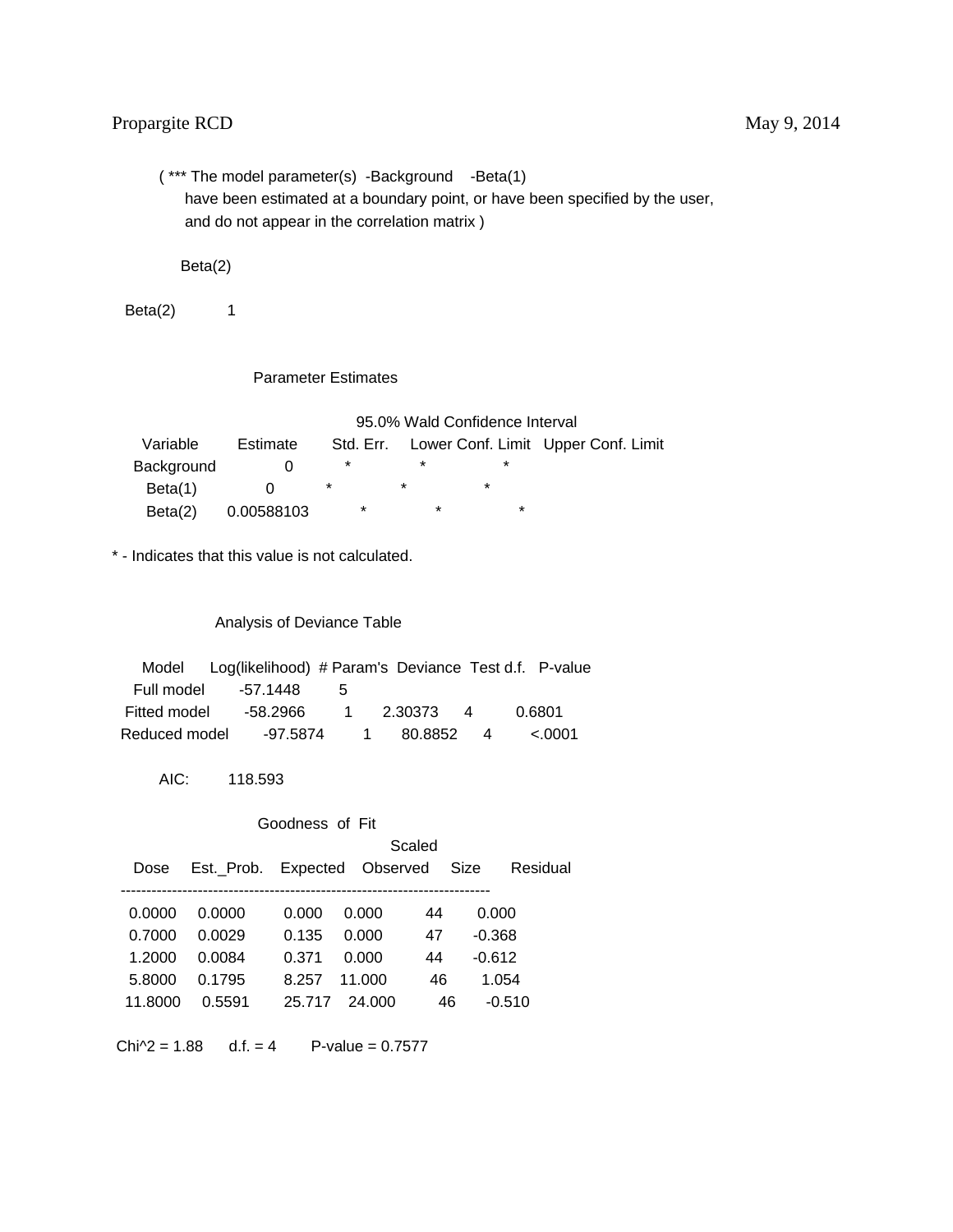Propargite RCD May 9, 2014

( *** The model parameter(s) -Background -Beta(1)
have been estimated at a boundary point, or have been specified by the user,
and do not appear in the correlation matrix )

| | Beta(2) |
|---|---|
| Beta(2) | 1 |

Parameter Estimates

| | | | 95.0% Wald Confidence Interval | |
|---|---|---|---|---|
| Variable | Estimate | Std. Err. | Lower Conf. Limit | Upper Conf. Limit |
| Background | 0 | * | * | * |
| Beta(1) | 0 | * | * | * |
| Beta(2) | 0.00588103 | * | * | * |

* - Indicates that this value is not calculated.

Analysis of Deviance Table

| Model | Log(likelihood) | # Param's | Deviance | Test d.f. | P-value |
|---|---|---|---|---|---|
| Full model | -57.1448 | 5 | | | |
| Fitted model | -58.2966 | 1 | 2.30373 | 4 | 0.6801 |
| Reduced model | -97.5874 | 1 | 80.8852 | 4 | <.0001 |

AIC: 118.593

Goodness of Fit

| Dose | Est._Prob. | Expected | Observed | Size | Scaled Residual |
|---|---|---|---|---|---|
| 0.0000 | 0.0000 | 0.000 | 0.000 | 44 | 0.000 |
| 0.7000 | 0.0029 | 0.135 | 0.000 | 47 | -0.368 |
| 1.2000 | 0.0084 | 0.371 | 0.000 | 44 | -0.612 |
| 5.8000 | 0.1795 | 8.257 | 11.000 | 46 | 1.054 |
| 11.8000 | 0.5591 | 25.717 | 24.000 | 46 | -0.510 |

$Chi^2 = 1.88$ d.f. = 4 P-value = 0.7577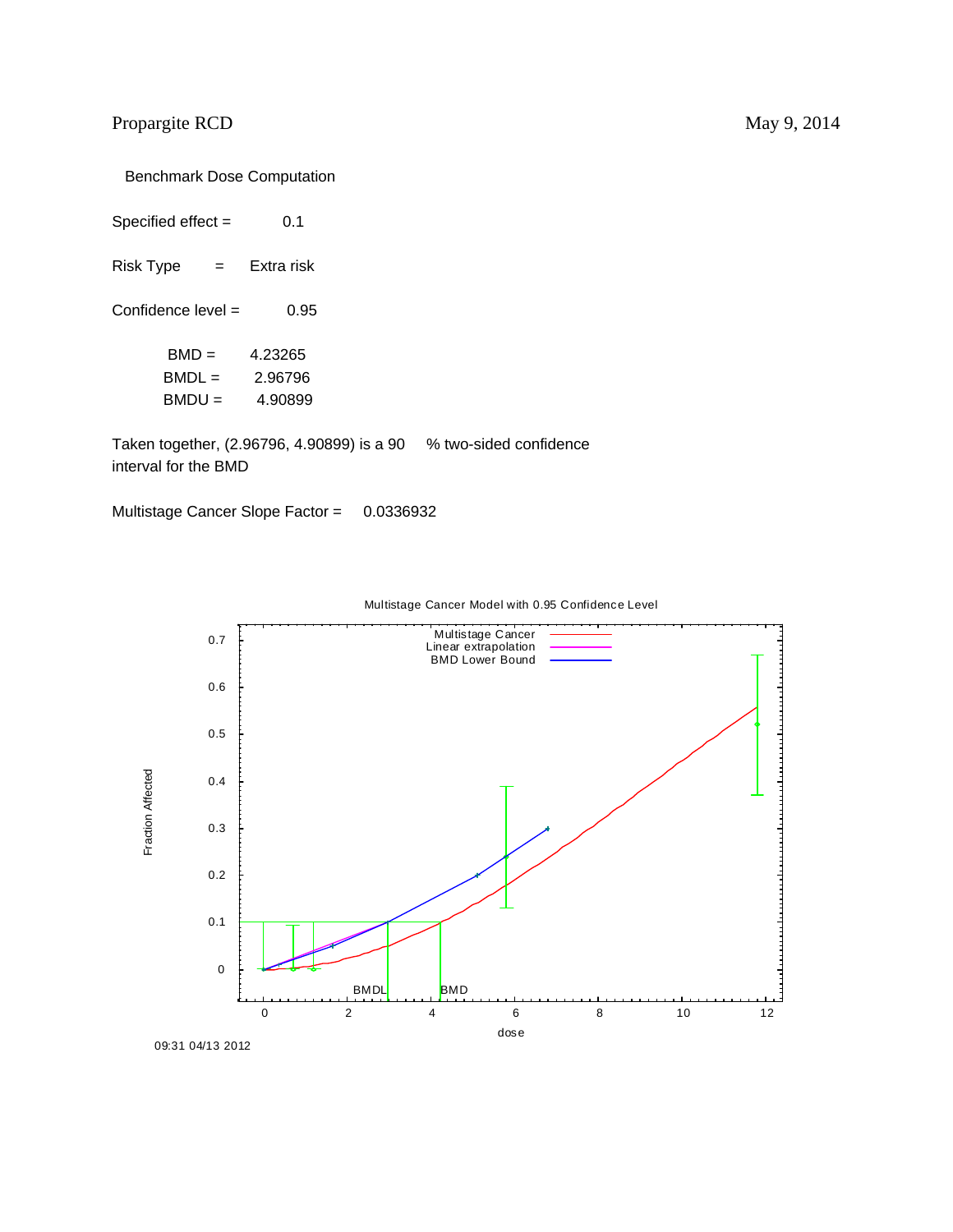Propargite RCD

May 9, 2014

Benchmark Dose Computation

Specified effect = 0.1

Risk Type = Extra risk

Confidence level = 0.95

BMD = 4.23265

BMDL = 2.96796

BMDU = 4.90899

Taken together, (2.96796, 4.90899) is a 90 % two-sided confidence interval for the BMD

Multistage Cancer Slope Factor = 0.0336932

Multistage Cancer Model with 0.95 Confidence Level

Multistage Cancer

Linear extrapolation

BMD Lower Bound

Fraction Affected

0.7
0.6
0.5
0.4
0.3
0.2
0.1
0

BMDL
BMD

0 2 4 6 8 10 12

dose

09:31 04/13 2012